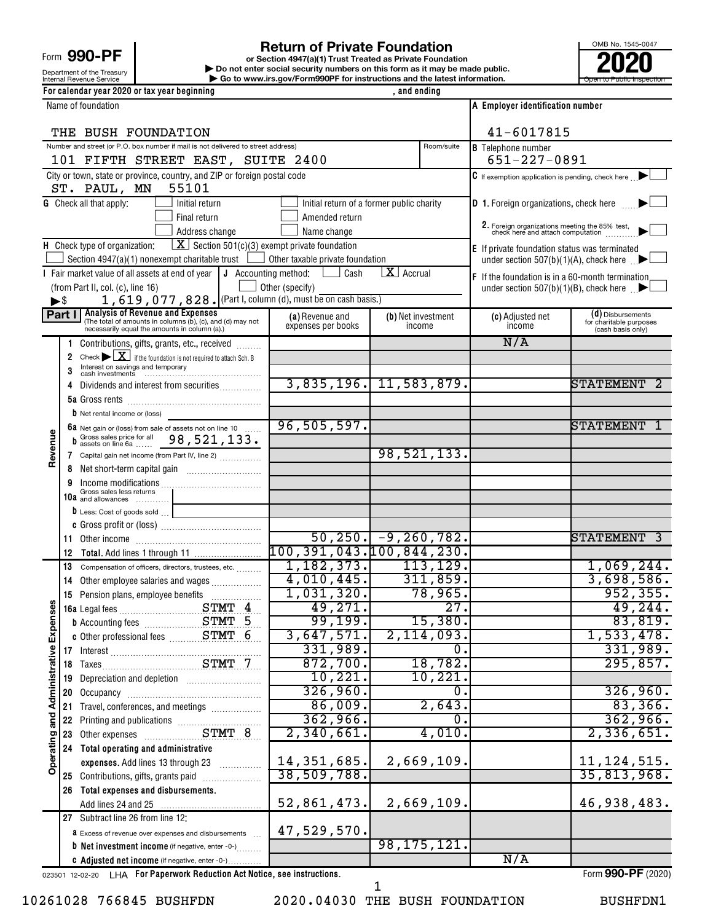Form **990-PF**

Department of the Treasury
Internal Revenue Service

# Return of Private Foundation

**or Section 4947(a)(1) Trust Treated as Private Foundation**

**▶ Do not enter social security numbers on this form as it may be made public.**

**▶ Go to www.irs.gov/Form990PF for instructions and the latest information.**

OMB No. 1545-0047

**2020**

Open to Public Inspection

For calendar year 2020 or tax year beginning , and ending

Name of foundation: THE BUSH FOUNDATION

**A** Employer identification number: 41-6017815

Number and street (or P.O. box number if mail is not delivered to street address) / Room/suite: 101 FIFTH STREET EAST, SUITE 2400

**B** Telephone number: 651-227-0891

City or town, state or province, country, and ZIP or foreign postal code: ST. PAUL, MN 55101

**C** If exemption application is pending, check here ▶ ☐

**G** Check all that apply: ☐ Initial return ☐ Initial return of a former public charity ☐ Final return ☐ Amended return ☐ Address change ☐ Name change

**D** 1. Foreign organizations, check here ▶ ☐

2. Foreign organizations meeting the 85% test, check here and attach computation ▶ ☐

**H** Check type of organization: ☒ Section 501(c)(3) exempt private foundation ☐ Section 4947(a)(1) nonexempt charitable trust ☐ Other taxable private foundation

**E** If private foundation status was terminated under section 507(b)(1)(A), check here ▶ ☐

**I** Fair market value of all assets at end of year (from Part II, col. (c), line 16) ▶$ 1,619,077,828.

**J** Accounting method: ☐ Cash ☒ Accrual ☐ Other (specify) (Part I, column (d), must be on cash basis.)

**F** If the foundation is in a 60-month termination under section 507(b)(1)(B), check here ▶ ☐

**Part I Analysis of Revenue and Expenses** (The total of amounts in columns (b), (c), and (d) may not necessarily equal the amounts in column (a).)

| | Line | (a) Revenue and expenses per books | (b) Net investment income | (c) Adjusted net income | (d) Disbursements for charitable purposes (cash basis only) |
|---|---|---|---|---|---|
| Revenue | 1 Contributions, gifts, grants, etc., received | | | N/A | |
| | 2 Check ▶ ☒ if the foundation is not required to attach Sch. B | | | | |
| | 3 Interest on savings and temporary cash investments | | | | |
| | 4 Dividends and interest from securities | 3,835,196. | 11,583,879. | | STATEMENT 2 |
| | 5a Gross rents | | | | |
| | b Net rental income or (loss) | | | | |
| | 6a Net gain or (loss) from sale of assets not on line 10 | 96,505,597. | | | STATEMENT 1 |
| | b Gross sales price for all assets on line 6a 98,521,133. | | | | |
| | 7 Capital gain net income (from Part IV, line 2) | | 98,521,133. | | |
| | 8 Net short-term capital gain | | | | |
| | 9 Income modifications | | | | |
| | 10a Gross sales less returns and allowances | | | | |
| | b Less: Cost of goods sold | | | | |
| | c Gross profit or (loss) | | | | |
| | 11 Other income | 50,250. | -9,260,782. | | STATEMENT 3 |
| | 12 **Total.** Add lines 1 through 11 | 100,391,043. | 100,844,230. | | |
| Operating and Administrative Expenses | 13 Compensation of officers, directors, trustees, etc. | 1,182,373. | 113,129. | | 1,069,244. |
| | 14 Other employee salaries and wages | 4,010,445. | 311,859. | | 3,698,586. |
| | 15 Pension plans, employee benefits | 1,031,320. | 78,965. | | 952,355. |
| | 16a Legal fees STMT 4 | 49,271. | 27. | | 49,244. |
| | b Accounting fees STMT 5 | 99,199. | 15,380. | | 83,819. |
| | c Other professional fees STMT 6 | 3,647,571. | 2,114,093. | | 1,533,478. |
| | 17 Interest | 331,989. | 0. | | 331,989. |
| | 18 Taxes STMT 7 | 872,700. | 18,782. | | 295,857. |
| | 19 Depreciation and depletion | 10,221. | 10,221. | | |
| | 20 Occupancy | 326,960. | 0. | | 326,960. |
| | 21 Travel, conferences, and meetings | 86,009. | 2,643. | | 83,366. |
| | 22 Printing and publications | 362,966. | 0. | | 362,966. |
| | 23 Other expenses STMT 8 | 2,340,661. | 4,010. | | 2,336,651. |
| | 24 **Total operating and administrative expenses.** Add lines 13 through 23 | 14,351,685. | 2,669,109. | | 11,124,515. |
| | 25 Contributions, gifts, grants paid | 38,509,788. | | | 35,813,968. |
| | 26 **Total expenses and disbursements.** Add lines 24 and 25 | 52,861,473. | 2,669,109. | | 46,938,483. |
| | 27 Subtract line 26 from line 12: | | | | |
| | a Excess of revenue over expenses and disbursements | 47,529,570. | | | |
| | b **Net investment income** (if negative, enter -0-) | | 98,175,121. | | |
| | c **Adjusted net income** (if negative, enter -0-) | | | N/A | |

023501 12-02-20 LHA **For Paperwork Reduction Act Notice, see instructions.** Form **990-PF** (2020)

10261028 766845 BUSHFDN 2020.04030 THE BUSH FOUNDATION BUSHFDN1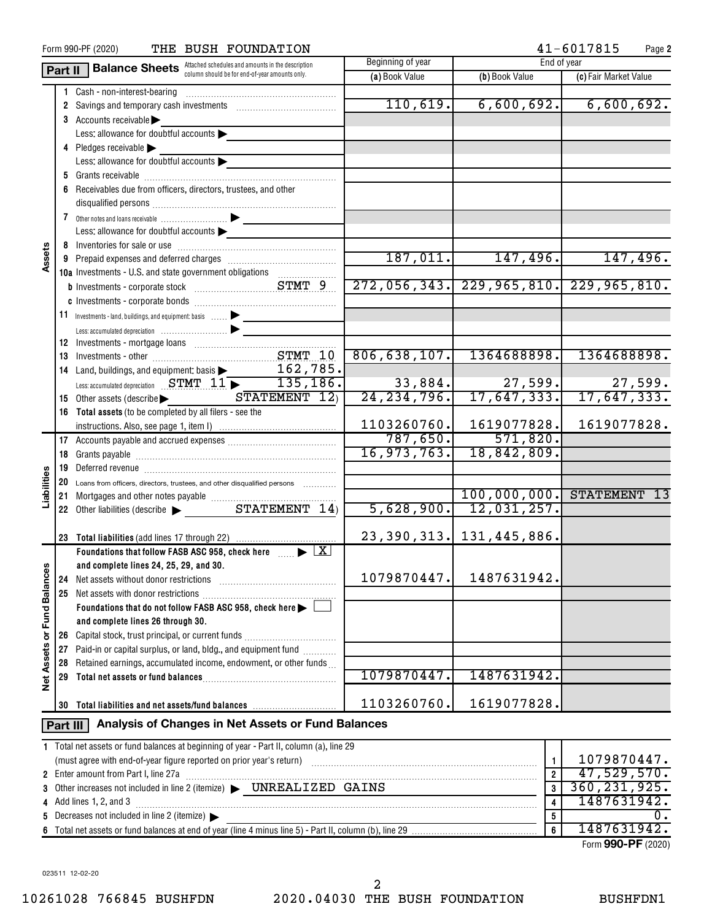Form 990-PF (2020) THE BUSH FOUNDATION 41-6017815 Page 2

## Part II Balance Sheets

Attached schedules and amounts in the description column should be for end-of-year amounts only.

| | | | Beginning of year | End of year | |
|---|---|---|---|---|---|
| | | | (a) Book Value | (b) Book Value | (c) Fair Market Value |
| Assets | 1 | Cash - non-interest-bearing | | | |
| | 2 | Savings and temporary cash investments | 110,619. | 6,600,692. | 6,600,692. |
| | 3 | Accounts receivable ▶ | | | |
| | | Less: allowance for doubtful accounts ▶ | | | |
| | 4 | Pledges receivable ▶ | | | |
| | | Less: allowance for doubtful accounts ▶ | | | |
| | 5 | Grants receivable | | | |
| | 6 | Receivables due from officers, directors, trustees, and other disqualified persons | | | |
| | 7 | Other notes and loans receivable ▶ | | | |
| | | Less: allowance for doubtful accounts ▶ | | | |
| | 8 | Inventories for sale or use | | | |
| | 9 | Prepaid expenses and deferred charges | 187,011. | 147,496. | 147,496. |
| | 10a | Investments - U.S. and state government obligations | | | |
| | b | Investments - corporate stock STMT 9 | 272,056,343. | 229,965,810. | 229,965,810. |
| | c | Investments - corporate bonds | | | |
| | 11 | Investments - land, buildings, and equipment: basis ▶ | | | |
| | | Less: accumulated depreciation ▶ | | | |
| | 12 | Investments - mortgage loans | | | |
| | 13 | Investments - other STMT 10 | 806,638,107. | 1364688898. | 1364688898. |
| | 14 | Land, buildings, and equipment: basis ▶ 162,785. | | | |
| | | Less: accumulated depreciation STMT 11 ▶ 135,186. | 33,884. | 27,599. | 27,599. |
| | 15 | Other assets (describe ▶ STATEMENT 12) | 24,234,796. | 17,647,333. | 17,647,333. |
| | 16 | Total assets (to be completed by all filers - see the instructions. Also, see page 1, item I) | 1103260760. | 1619077828. | 1619077828. |
| Liabilities | 17 | Accounts payable and accrued expenses | 787,650. | 571,820. | |
| | 18 | Grants payable | 16,973,763. | 18,842,809. | |
| | 19 | Deferred revenue | | | |
| | 20 | Loans from officers, directors, trustees, and other disqualified persons | | | |
| | 21 | Mortgages and other notes payable | | 100,000,000. | STATEMENT 13 |
| | 22 | Other liabilities (describe ▶ STATEMENT 14) | 5,628,900. | 12,031,257. | |
| | 23 | Total liabilities (add lines 17 through 22) | 23,390,313. | 131,445,886. | |
| Net Assets or Fund Balances | | Foundations that follow FASB ASC 958, check here ▶ [X] and complete lines 24, 25, 29, and 30. | | | |
| | 24 | Net assets without donor restrictions | 1079870447. | 1487631942. | |
| | 25 | Net assets with donor restrictions | | | |
| | | Foundations that do not follow FASB ASC 958, check here ▶ [ ] and complete lines 26 through 30. | | | |
| | 26 | Capital stock, trust principal, or current funds | | | |
| | 27 | Paid-in or capital surplus, or land, bldg., and equipment fund | | | |
| | 28 | Retained earnings, accumulated income, endowment, or other funds | | | |
| | 29 | Total net assets or fund balances | 1079870447. | 1487631942. | |
| | 30 | Total liabilities and net assets/fund balances | 1103260760. | 1619077828. | |

## Part III Analysis of Changes in Net Assets or Fund Balances

| | | | |
|---|---|---|---|
| 1 | Total net assets or fund balances at beginning of year - Part II, column (a), line 29 (must agree with end-of-year figure reported on prior year's return) | 1 | 1079870447. |
| 2 | Enter amount from Part I, line 27a | 2 | 47,529,570. |
| 3 | Other increases not included in line 2 (itemize) ▶ UNREALIZED GAINS | 3 | 360,231,925. |
| 4 | Add lines 1, 2, and 3 | 4 | 1487631942. |
| 5 | Decreases not included in line 2 (itemize) ▶ | 5 | 0. |
| 6 | Total net assets or fund balances at end of year (line 4 minus line 5) - Part II, column (b), line 29 | 6 | 1487631942. |

Form **990-PF** (2020)

023511 12-02-20

10261028 766845 BUSHFDN 2020.04030 THE BUSH FOUNDATION BUSHFDN1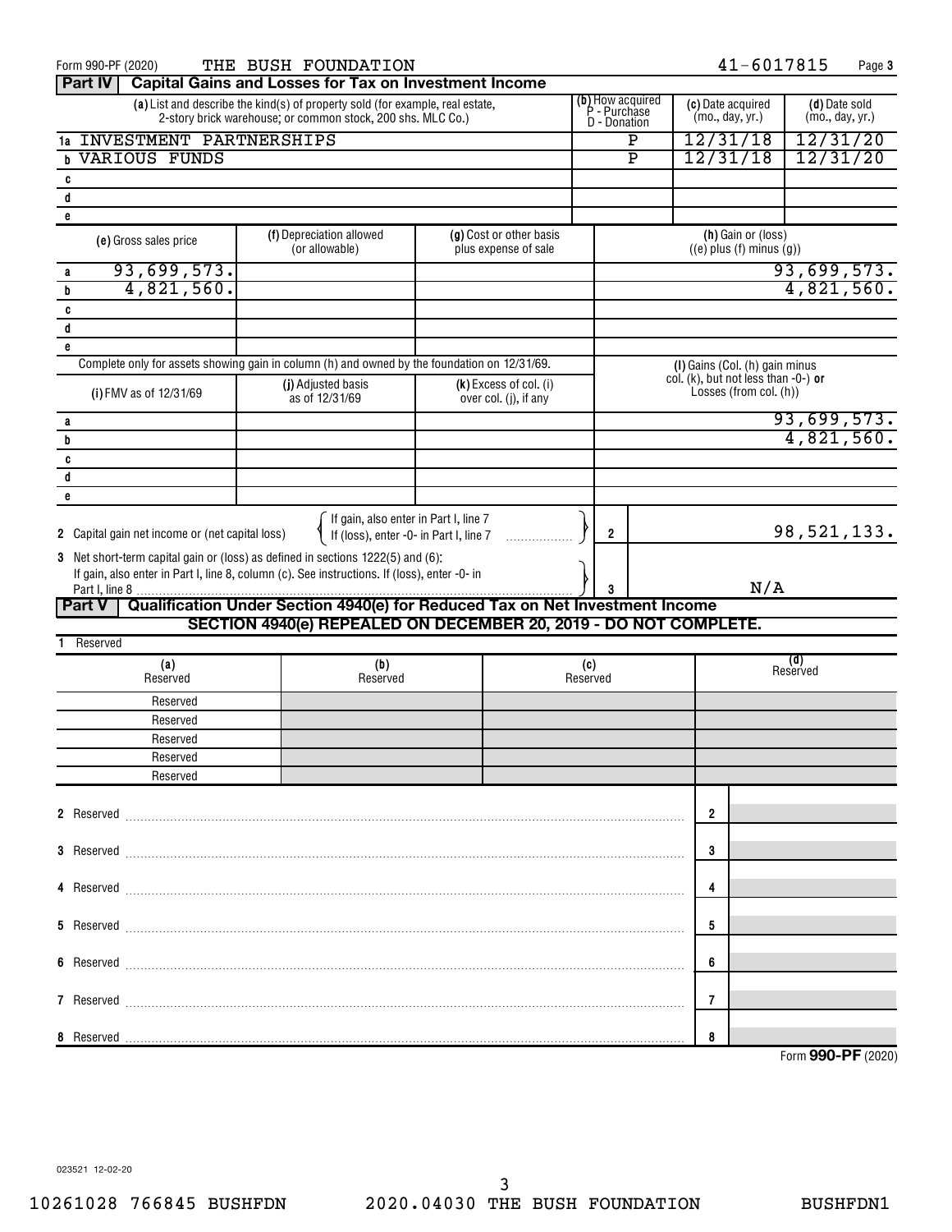Form 990-PF (2020) THE BUSH FOUNDATION 41-6017815 Page 3

## Part IV Capital Gains and Losses for Tax on Investment Income

| | (a) List and describe the kind(s) of property sold (for example, real estate, 2-story brick warehouse; or common stock, 200 shs. MLC Co.) | (b) How acquired P - Purchase D - Donation | (c) Date acquired (mo., day, yr.) | (d) Date sold (mo., day, yr.) |
|---|---|---|---|---|
| 1a | INVESTMENT PARTNERSHIPS | P | 12/31/18 | 12/31/20 |
| b | VARIOUS FUNDS | P | 12/31/18 | 12/31/20 |
| c | | | | |
| d | | | | |
| e | | | | |

| | (e) Gross sales price | (f) Depreciation allowed (or allowable) | (g) Cost or other basis plus expense of sale | (h) Gain or (loss) ((e) plus (f) minus (g)) |
|---|---|---|---|---|
| a | 93,699,573. | | | 93,699,573. |
| b | 4,821,560. | | | 4,821,560. |
| c | | | | |
| d | | | | |
| e | | | | |

Complete only for assets showing gain in column (h) and owned by the foundation on 12/31/69.

| | (i) FMV as of 12/31/69 | (j) Adjusted basis as of 12/31/69 | (k) Excess of col. (i) over col. (j), if any | (l) Gains (Col. (h) gain minus col. (k), but not less than -0-) **or** Losses (from col. (h)) |
|---|---|---|---|---|
| a | | | | 93,699,573. |
| b | | | | 4,821,560. |
| c | | | | |
| d | | | | |
| e | | | | |

2 Capital gain net income or (net capital loss) { If gain, also enter in Part I, line 7 / If (loss), enter -0- in Part I, line 7 } ..... 2 98,521,133.

3 Net short-term capital gain or (loss) as defined in sections 1222(5) and (6): If gain, also enter in Part I, line 8, column (c). See instructions. If (loss), enter -0- in Part I, line 8 ..... 3 N/A

## Part V Qualification Under Section 4940(e) for Reduced Tax on Net Investment Income

**SECTION 4940(e) REPEALED ON DECEMBER 20, 2019 - DO NOT COMPLETE.**

1 Reserved

| (a) Reserved | (b) Reserved | (c) Reserved | (d) Reserved |
|---|---|---|---|
| Reserved | | | |
| Reserved | | | |
| Reserved | | | |
| Reserved | | | |
| Reserved | | | |

2 Reserved ..... 2

3 Reserved ..... 3

4 Reserved ..... 4

5 Reserved ..... 5

6 Reserved ..... 6

7 Reserved ..... 7

8 Reserved ..... 8

Form **990-PF** (2020)

023521 12-02-20

10261028 766845 BUSHFDN 2020.04030 THE BUSH FOUNDATION BUSHFDN1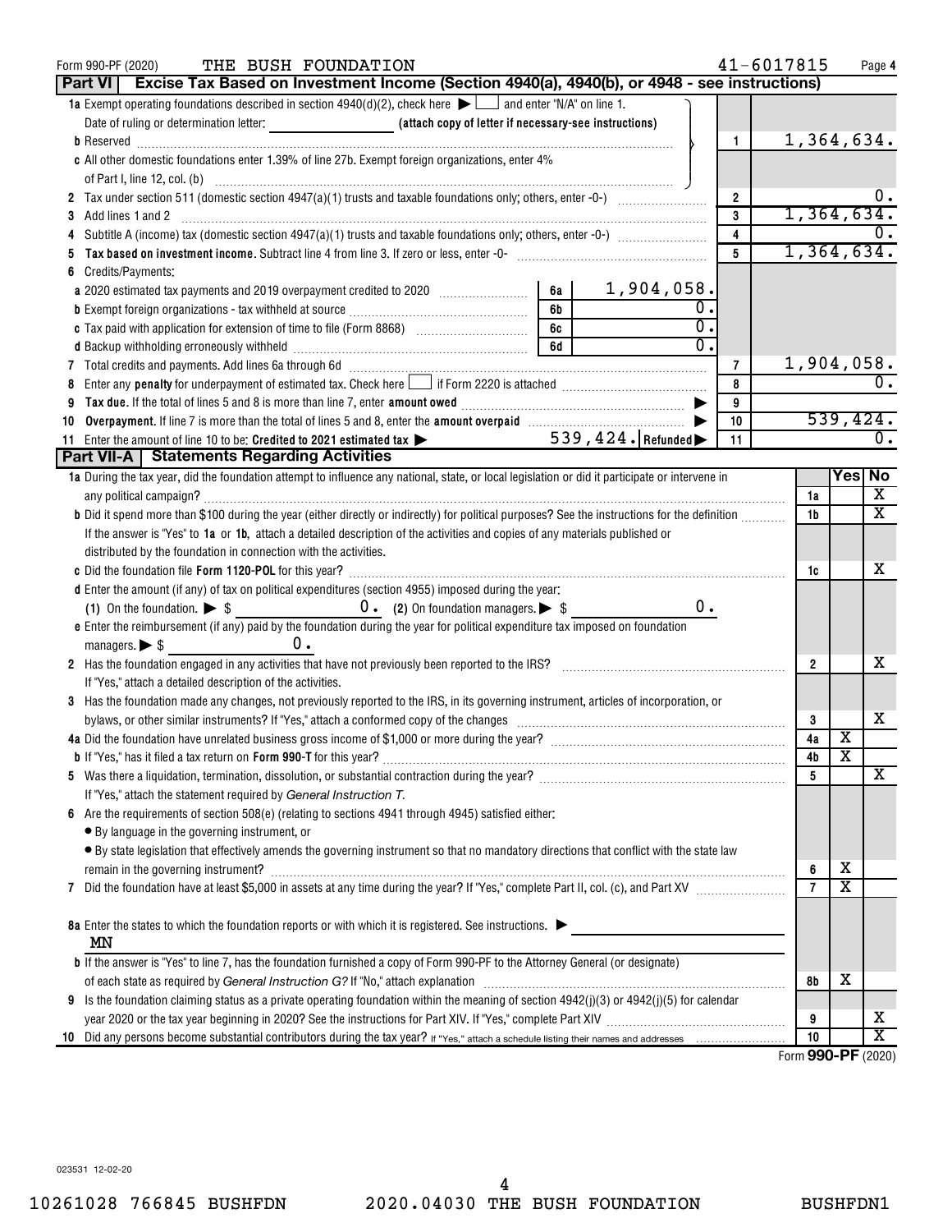Form 990-PF (2020) THE BUSH FOUNDATION 41-6017815

## Part VI Excise Tax Based on Investment Income (Section 4940(a), 4940(b), or 4948 - see instructions)

| | | | | | |
|---|---|---|---|---|---|
| **1a** | Exempt operating foundations described in section 4940(d)(2), check here ▶ ☐ and enter "N/A" on line 1. Date of ruling or determination letter: (attach copy of letter if necessary-see instructions) | | | | |
| **b** | Reserved | | | 1 | 1,364,634. |
| **c** | All other domestic foundations enter 1.39% of line 27b. Exempt foreign organizations, enter 4% of Part I, line 12, col. (b) | | | | |
| **2** | Tax under section 511 (domestic section 4947(a)(1) trusts and taxable foundations only; others, enter -0-) | | | 2 | 0. |
| **3** | Add lines 1 and 2 | | | 3 | 1,364,634. |
| **4** | Subtitle A (income) tax (domestic section 4947(a)(1) trusts and taxable foundations only; others, enter -0-) | | | 4 | 0. |
| **5** | **Tax based on investment income.** Subtract line 4 from line 3. If zero or less, enter -0- | | | 5 | 1,364,634. |
| **6** | Credits/Payments: | | | | |
| **a** | 2020 estimated tax payments and 2019 overpayment credited to 2020 | 6a | 1,904,058. | | |
| **b** | Exempt foreign organizations - tax withheld at source | 6b | 0. | | |
| **c** | Tax paid with application for extension of time to file (Form 8868) | 6c | 0. | | |
| **d** | Backup withholding erroneously withheld | 6d | 0. | | |
| **7** | Total credits and payments. Add lines 6a through 6d | | | 7 | 1,904,058. |
| **8** | Enter any **penalty** for underpayment of estimated tax. Check here ☐ if Form 2220 is attached | | | 8 | 0. |
| **9** | **Tax due.** If the total of lines 5 and 8 is more than line 7, enter **amount owed** ▶ | | | 9 | |
| **10** | **Overpayment.** If line 7 is more than the total of lines 5 and 8, enter the **amount overpaid** ▶ | | | 10 | 539,424. |
| **11** | Enter the amount of line 10 to be: **Credited to 2021 estimated tax** ▶ 539,424. **Refunded** ▶ | | | 11 | 0. |

## Part VII-A Statements Regarding Activities

| | | | Yes | No |
|---|---|---|---|---|
| **1a** | During the tax year, did the foundation attempt to influence any national, state, or local legislation or did it participate or intervene in any political campaign? | 1a | | X |
| **b** | Did it spend more than $100 during the year (either directly or indirectly) for political purposes? See the instructions for the definition | 1b | | X |
| | If the answer is "Yes" to **1a** or **1b**, attach a detailed description of the activities and copies of any materials published or distributed by the foundation in connection with the activities. | | | |
| **c** | Did the foundation file **Form 1120-POL** for this year? | 1c | | X |
| **d** | Enter the amount (if any) of tax on political expenditures (section 4955) imposed during the year: (1) On the foundation. ▶ $ 0. (2) On foundation managers. ▶ $ 0. | | | |
| **e** | Enter the reimbursement (if any) paid by the foundation during the year for political expenditure tax imposed on foundation managers. ▶ $ 0. | | | |
| **2** | Has the foundation engaged in any activities that have not previously been reported to the IRS? If "Yes," attach a detailed description of the activities. | 2 | | X |
| **3** | Has the foundation made any changes, not previously reported to the IRS, in its governing instrument, articles of incorporation, or bylaws, or other similar instruments? If "Yes," attach a conformed copy of the changes | 3 | | X |
| **4a** | Did the foundation have unrelated business gross income of $1,000 or more during the year? | 4a | X | |
| **b** | If "Yes," has it filed a tax return on **Form 990-T** for this year? | 4b | X | |
| **5** | Was there a liquidation, termination, dissolution, or substantial contraction during the year? If "Yes," attach the statement required by *General Instruction T.* | 5 | | X |
| **6** | Are the requirements of section 508(e) (relating to sections 4941 through 4945) satisfied either: • By language in the governing instrument, or • By state legislation that effectively amends the governing instrument so that no mandatory directions that conflict with the state law remain in the governing instrument? | 6 | X | |
| **7** | Did the foundation have at least $5,000 in assets at any time during the year? If "Yes," complete Part II, col. (c), and Part XV | 7 | X | |
| **8a** | Enter the states to which the foundation reports or with which it is registered. See instructions. ▶ MN | | | |
| **b** | If the answer is "Yes" to line 7, has the foundation furnished a copy of Form 990-PF to the Attorney General (or designate) of each state as required by *General Instruction G?* If "No," attach explanation | 8b | X | |
| **9** | Is the foundation claiming status as a private operating foundation within the meaning of section 4942(j)(3) or 4942(j)(5) for calendar year 2020 or the tax year beginning in 2020? See the instructions for Part XIV. If "Yes," complete Part XIV | 9 | | X |
| **10** | Did any persons become substantial contributors during the tax year? If "Yes," attach a schedule listing their names and addresses | 10 | | X |

Form **990-PF** (2020)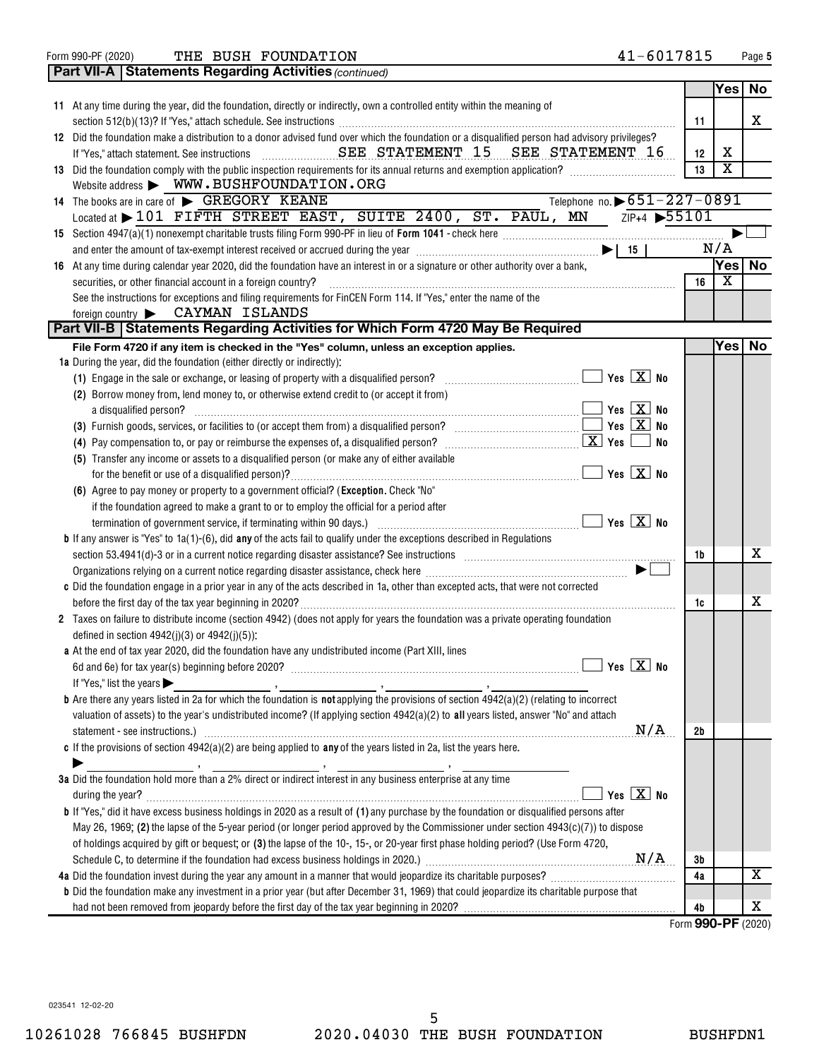Form 990-PF (2020) THE BUSH FOUNDATION 41-6017815 Page 5

## Part VII-A Statements Regarding Activities *(continued)*

| | | | Yes | No |
|---|---|---|---|---|
| **11** | At any time during the year, did the foundation, directly or indirectly, own a controlled entity within the meaning of section 512(b)(13)? If "Yes," attach schedule. See instructions | 11 | | X |
| **12** | Did the foundation make a distribution to a donor advised fund over which the foundation or a disqualified person had advisory privileges? If "Yes," attach statement. See instructions SEE STATEMENT 15 SEE STATEMENT 16 | 12 | X | |
| **13** | Did the foundation comply with the public inspection requirements for its annual returns and exemption application? | 13 | X | |

Website address ▶ WWW.BUSHFOUNDATION.ORG

**14** The books are in care of ▶ GREGORY KEANE Telephone no. ▶ 651-227-0891

Located at ▶ 101 FIFTH STREET EAST, SUITE 2400, ST. PAUL, MN ZIP+4 ▶ 55101

**15** Section 4947(a)(1) nonexempt charitable trusts filing Form 990-PF in lieu of **Form 1041** - check here ▶ ☐

and enter the amount of tax-exempt interest received or accrued during the year ▶ | 15 | N/A

| | | | Yes | No |
|---|---|---|---|---|
| **16** | At any time during calendar year 2020, did the foundation have an interest in or a signature or other authority over a bank, securities, or other financial account in a foreign country? | 16 | X | |

See the instructions for exceptions and filing requirements for FinCEN Form 114. If "Yes," enter the name of the foreign country ▶ CAYMAN ISLANDS

## Part VII-B Statements Regarding Activities for Which Form 4720 May Be Required

**File Form 4720 if any item is checked in the "Yes" column, unless an exception applies.**

**1a** During the year, did the foundation (either directly or indirectly):

(1) Engage in the sale or exchange, or leasing of property with a disqualified person? ☐ Yes ☒ No

(2) Borrow money from, lend money to, or otherwise extend credit to (or accept it from) a disqualified person? ☐ Yes ☒ No

(3) Furnish goods, services, or facilities to (or accept them from) a disqualified person? ☐ Yes ☒ No

(4) Pay compensation to, or pay or reimburse the expenses of, a disqualified person? ☒ Yes ☐ No

(5) Transfer any income or assets to a disqualified person (or make any of either available for the benefit or use of a disqualified person)? ☐ Yes ☒ No

(6) Agree to pay money or property to a government official? (**Exception.** Check "No" if the foundation agreed to make a grant to or to employ the official for a period after termination of government service, if terminating within 90 days.) ☐ Yes ☒ No

| | | | Yes | No |
|---|---|---|---|---|
| **b** | If any answer is "Yes" to 1a(1)-(6), did **any** of the acts fail to qualify under the exceptions described in Regulations section 53.4941(d)-3 or in a current notice regarding disaster assistance? See instructions | 1b | | X |

Organizations relying on a current notice regarding disaster assistance, check here ▶ ☐

| | | | Yes | No |
|---|---|---|---|---|
| **c** | Did the foundation engage in a prior year in any of the acts described in 1a, other than excepted acts, that were not corrected before the first day of the tax year beginning in 2020? | 1c | | X |

**2** Taxes on failure to distribute income (section 4942) (does not apply for years the foundation was a private operating foundation defined in section 4942(j)(3) or 4942(j)(5)):

**a** At the end of tax year 2020, did the foundation have any undistributed income (Part XIII, lines 6d and 6e) for tax year(s) beginning before 2020? ☐ Yes ☒ No

If "Yes," list the years ▶ ______, ______, ______, ______

| | | | Yes | No |
|---|---|---|---|---|
| **b** | Are there any years listed in 2a for which the foundation is **not** applying the provisions of section 4942(a)(2) (relating to incorrect valuation of assets) to the year's undistributed income? (If applying section 4942(a)(2) to **all** years listed, answer "No" and attach statement - see instructions.) N/A | 2b | | |

**c** If the provisions of section 4942(a)(2) are being applied to **any** of the years listed in 2a, list the years here.

▶ ______, ______, ______, ______

**3a** Did the foundation hold more than a 2% direct or indirect interest in any business enterprise at any time during the year? ☐ Yes ☒ No

| | | | Yes | No |
|---|---|---|---|---|
| **b** | If "Yes," did it have excess business holdings in 2020 as a result of **(1)** any purchase by the foundation or disqualified persons after May 26, 1969; **(2)** the lapse of the 5-year period (or longer period approved by the Commissioner under section 4943(c)(7)) to dispose of holdings acquired by gift or bequest; or **(3)** the lapse of the 10-, 15-, or 20-year first phase holding period? (Use Form 4720, Schedule C, to determine if the foundation had excess business holdings in 2020.) N/A | 3b | | |
| **4a** | Did the foundation invest during the year any amount in a manner that would jeopardize its charitable purposes? | 4a | | X |
| **b** | Did the foundation make any investment in a prior year (but after December 31, 1969) that could jeopardize its charitable purpose that had not been removed from jeopardy before the first day of the tax year beginning in 2020? | 4b | | X |

Form **990-PF** (2020)

023541 12-02-20

10261028 766845 BUSHFDN 2020.04030 THE BUSH FOUNDATION BUSHFDN1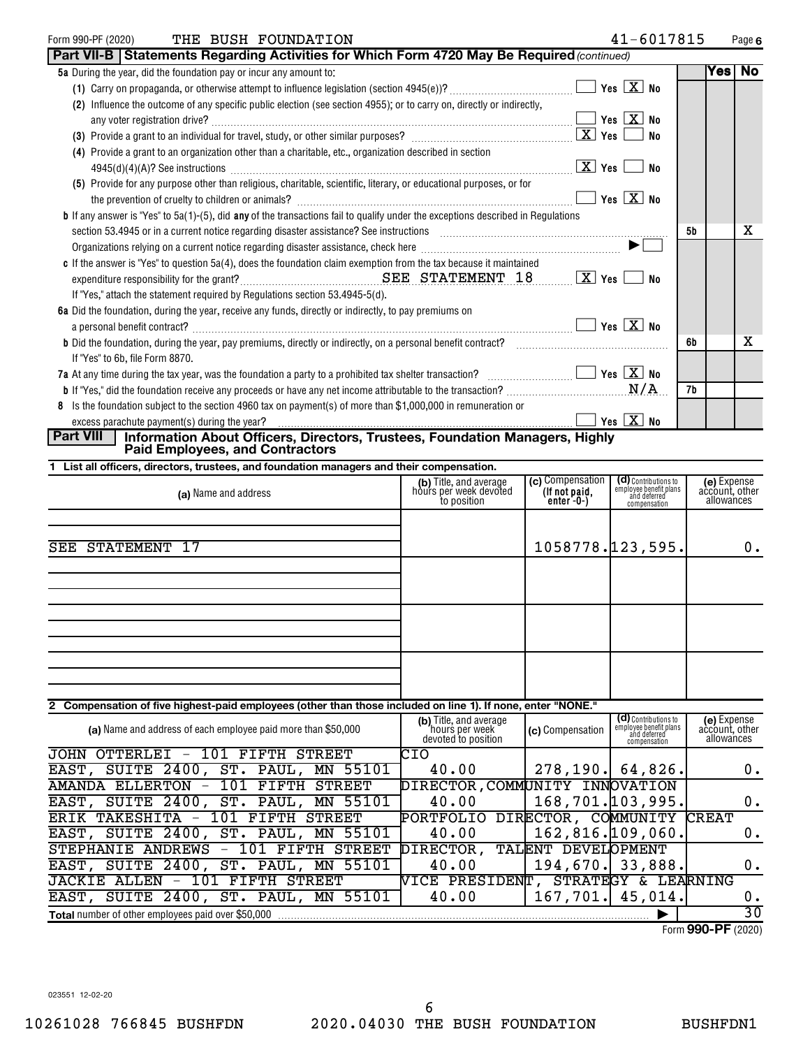Form 990-PF (2020) THE BUSH FOUNDATION 41-6017815 Page 6

## Part VII-B Statements Regarding Activities for Which Form 4720 May Be Required *(continued)*

| | | Yes | No |
|---|---|---|---|
| **5a** During the year, did the foundation pay or incur any amount to: | | | |
| (1) Carry on propaganda, or otherwise attempt to influence legislation (section 4945(e))? ☐ Yes ☒ No | | | |
| (2) Influence the outcome of any specific public election (see section 4955); or to carry on, directly or indirectly, any voter registration drive? ☐ Yes ☒ No | | | |
| (3) Provide a grant to an individual for travel, study, or other similar purposes? ☒ Yes ☐ No | | | |
| (4) Provide a grant to an organization other than a charitable, etc., organization described in section 4945(d)(4)(A)? See instructions ☒ Yes ☐ No | | | |
| (5) Provide for any purpose other than religious, charitable, scientific, literary, or educational purposes, or for the prevention of cruelty to children or animals? ☐ Yes ☒ No | | | |
| **b** If any answer is "Yes" to 5a(1)-(5), did **any** of the transactions fail to qualify under the exceptions described in Regulations section 53.4945 or in a current notice regarding disaster assistance? See instructions | 5b | | X |
| Organizations relying on a current notice regarding disaster assistance, check here ▶ ☐ | | | |
| **c** If the answer is "Yes" to question 5a(4), does the foundation claim exemption from the tax because it maintained expenditure responsibility for the grant? SEE STATEMENT 18 ☒ Yes ☐ No | | | |
| If "Yes," attach the statement required by Regulations section 53.4945-5(d). | | | |
| **6a** Did the foundation, during the year, receive any funds, directly or indirectly, to pay premiums on a personal benefit contract? ☐ Yes ☒ No | | | |
| **b** Did the foundation, during the year, pay premiums, directly or indirectly, on a personal benefit contract? | 6b | | X |
| If "Yes" to 6b, file Form 8870. | | | |
| **7a** At any time during the tax year, was the foundation a party to a prohibited tax shelter transaction? ☐ Yes ☒ No | | | |
| **b** If "Yes," did the foundation receive any proceeds or have any net income attributable to the transaction? N/A | 7b | | |
| **8** Is the foundation subject to the section 4960 tax on payment(s) of more than $1,000,000 in remuneration or excess parachute payment(s) during the year? ☐ Yes ☒ No | | | |

## Part VIII Information About Officers, Directors, Trustees, Foundation Managers, Highly Paid Employees, and Contractors

**1 List all officers, directors, trustees, and foundation managers and their compensation.**

| (a) Name and address | (b) Title, and average hours per week devoted to position | (c) Compensation (If not paid, enter -0-) | (d) Contributions to employee benefit plans and deferred compensation | (e) Expense account, other allowances |
|---|---|---|---|---|
| SEE STATEMENT 17 | | 1058778. | 123,595. | 0. |

**2 Compensation of five highest-paid employees (other than those included on line 1). If none, enter "NONE."**

| (a) Name and address of each employee paid more than $50,000 | (b) Title, and average hours per week devoted to position | (c) Compensation | (d) Contributions to employee benefit plans and deferred compensation | (e) Expense account, other allowances |
|---|---|---|---|---|
| JOHN OTTERLEI - 101 FIFTH STREET EAST, SUITE 2400, ST. PAUL, MN 55101 | CIO 40.00 | 278,190. | 64,826. | 0. |
| AMANDA ELLERTON - 101 FIFTH STREET EAST, SUITE 2400, ST. PAUL, MN 55101 | DIRECTOR,COMMUNITY INNOVATION 40.00 | 168,701. | 103,995. | 0. |
| ERIK TAKESHITA - 101 FIFTH STREET EAST, SUITE 2400, ST. PAUL, MN 55101 | PORTFOLIO DIRECTOR, COMMUNITY CREAT 40.00 | 162,816. | 109,060. | 0. |
| STEPHANIE ANDREWS - 101 FIFTH STREET EAST, SUITE 2400, ST. PAUL, MN 55101 | DIRECTOR, TALENT DEVELOPMENT 40.00 | 194,670. | 33,888. | 0. |
| JACKIE ALLEN - 101 FIFTH STREET EAST, SUITE 2400, ST. PAUL, MN 55101 | VICE PRESIDENT, STRATEGY & LEARNING 40.00 | 167,701. | 45,014. | 0. |
| **Total** number of other employees paid over $50,000 | | | ▶ | 30 |

Form **990-PF** (2020)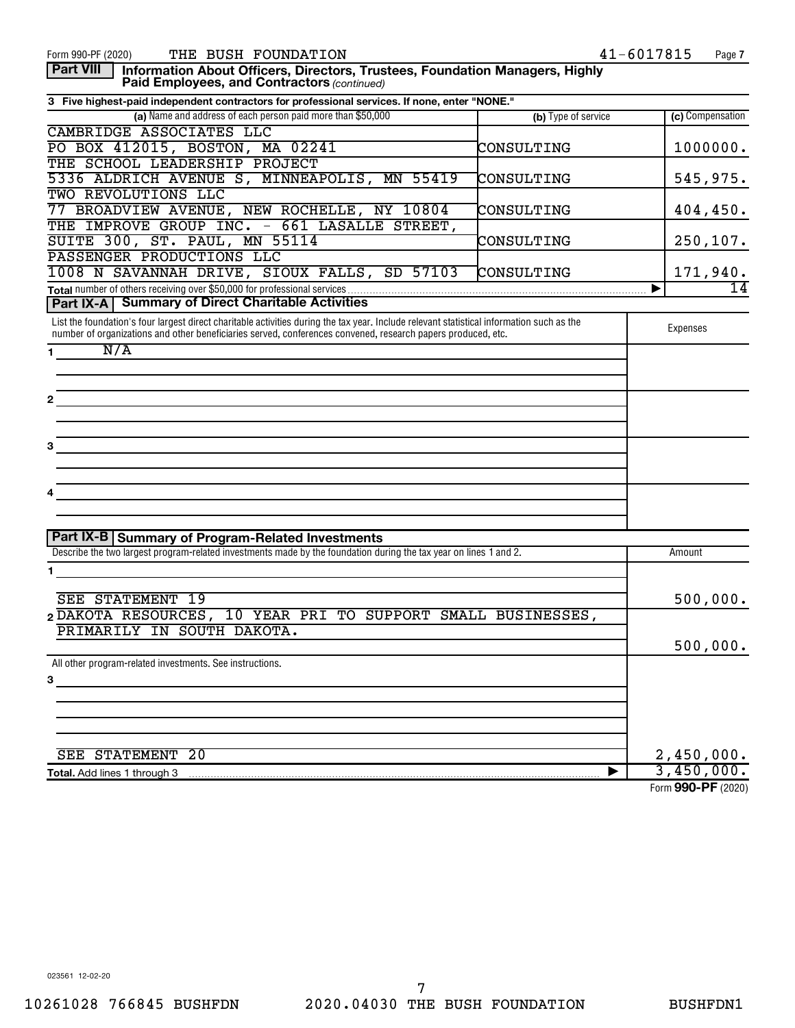Form 990-PF (2020) THE BUSH FOUNDATION 41-6017815

## Part VIII Information About Officers, Directors, Trustees, Foundation Managers, Highly Paid Employees, and Contractors *(continued)*

**3 Five highest-paid independent contractors for professional services. If none, enter "NONE."**

| (a) Name and address of each person paid more than $50,000 | (b) Type of service | (c) Compensation |
|---|---|---|
| CAMBRIDGE ASSOCIATES LLC<br>PO BOX 412015, BOSTON, MA 02241 | CONSULTING | 1000000. |
| THE SCHOOL LEADERSHIP PROJECT<br>5336 ALDRICH AVENUE S, MINNEAPOLIS, MN 55419 | CONSULTING | 545,975. |
| TWO REVOLUTIONS LLC<br>77 BROADVIEW AVENUE, NEW ROCHELLE, NY 10804 | CONSULTING | 404,450. |
| THE IMPROVE GROUP INC. - 661 LASALLE STREET,<br>SUITE 300, ST. PAUL, MN 55114 | CONSULTING | 250,107. |
| PASSENGER PRODUCTIONS LLC<br>1008 N SAVANNAH DRIVE, SIOUX FALLS, SD 57103 | CONSULTING | 171,940. |
| **Total** number of others receiving over $50,000 for professional services | ▶ | 14 |

## Part IX-A Summary of Direct Charitable Activities

| List the foundation's four largest direct charitable activities during the tax year. Include relevant statistical information such as the number of organizations and other beneficiaries served, conferences convened, research papers produced, etc. | Expenses |
|---|---|
| 1 N/A | |
| 2 | |
| 3 | |
| 4 | |

## Part IX-B Summary of Program-Related Investments

| Describe the two largest program-related investments made by the foundation during the tax year on lines 1 and 2. | Amount |
|---|---|
| 1 SEE STATEMENT 19 | 500,000. |
| 2 DAKOTA RESOURCES, 10 YEAR PRI TO SUPPORT SMALL BUSINESSES, PRIMARILY IN SOUTH DAKOTA. | 500,000. |
| All other program-related investments. See instructions. | |
| 3 SEE STATEMENT 20 | 2,450,000. |
| **Total.** Add lines 1 through 3 ▶ | 3,450,000. |

Form **990-PF** (2020)

023561 12-02-20

10261028 766845 BUSHFDN 2020.04030 THE BUSH FOUNDATION BUSHFDN1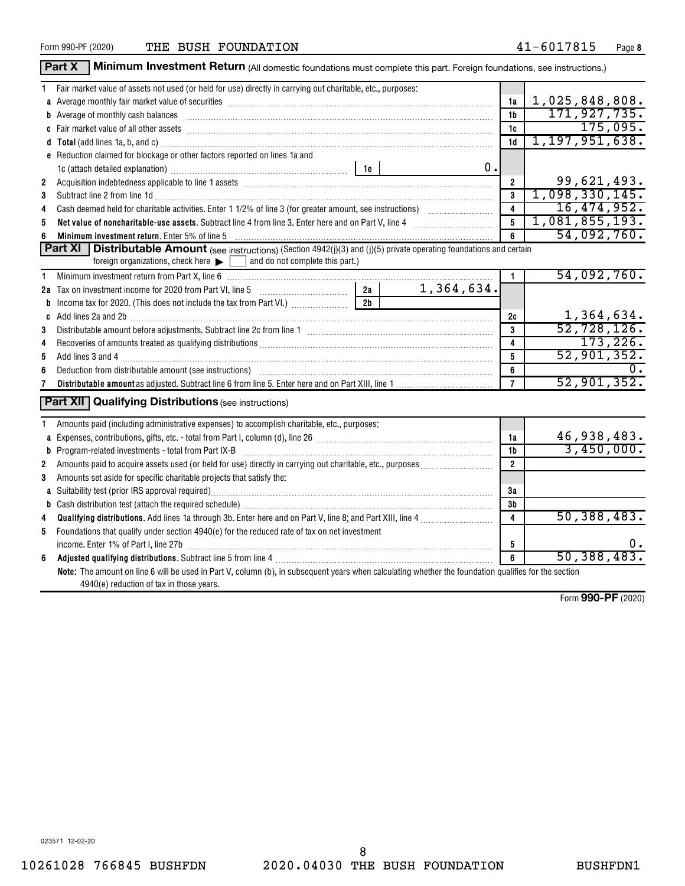Form 990-PF (2020) THE BUSH FOUNDATION 41-6017815 Page 8

## Part X Minimum Investment Return (All domestic foundations must complete this part. Foreign foundations, see instructions.)

| | | | |
|---|---|---|---|
| **1** | Fair market value of assets not used (or held for use) directly in carrying out charitable, etc., purposes: | | |
| **a** | Average monthly fair market value of securities | 1a | 1,025,848,808. |
| **b** | Average of monthly cash balances | 1b | 171,927,735. |
| **c** | Fair market value of all other assets | 1c | 175,095. |
| **d** | **Total** (add lines 1a, b, and c) | 1d | 1,197,951,638. |
| **e** | Reduction claimed for blockage or other factors reported on lines 1a and 1c (attach detailed explanation) — 1e: 0. | | |
| **2** | Acquisition indebtedness applicable to line 1 assets | 2 | 99,621,493. |
| **3** | Subtract line 2 from line 1d | 3 | 1,098,330,145. |
| **4** | Cash deemed held for charitable activities. Enter 1 1/2% of line 3 (for greater amount, see instructions) | 4 | 16,474,952. |
| **5** | **Net value of noncharitable-use assets.** Subtract line 4 from line 3. Enter here and on Part V, line 4 | 5 | 1,081,855,193. |
| **6** | **Minimum investment return.** Enter 5% of line 5 | 6 | 54,092,760. |

## Part XI Distributable Amount (see instructions) (Section 4942(j)(3) and (j)(5) private operating foundations and certain foreign organizations, check here ▶ ☐ and do not complete this part.)

| | | | |
|---|---|---|---|
| **1** | Minimum investment return from Part X, line 6 | 1 | 54,092,760. |
| **2a** | Tax on investment income for 2020 from Part VI, line 5 — 2a: 1,364,634. | | |
| **b** | Income tax for 2020. (This does not include the tax from Part VI.) — 2b: | | |
| **c** | Add lines 2a and 2b | 2c | 1,364,634. |
| **3** | Distributable amount before adjustments. Subtract line 2c from line 1 | 3 | 52,728,126. |
| **4** | Recoveries of amounts treated as qualifying distributions | 4 | 173,226. |
| **5** | Add lines 3 and 4 | 5 | 52,901,352. |
| **6** | Deduction from distributable amount (see instructions) | 6 | 0. |
| **7** | **Distributable amount** as adjusted. Subtract line 6 from line 5. Enter here and on Part XIII, line 1 | 7 | 52,901,352. |

## Part XII Qualifying Distributions (see instructions)

| | | | |
|---|---|---|---|
| **1** | Amounts paid (including administrative expenses) to accomplish charitable, etc., purposes: | | |
| **a** | Expenses, contributions, gifts, etc. - total from Part I, column (d), line 26 | 1a | 46,938,483. |
| **b** | Program-related investments - total from Part IX-B | 1b | 3,450,000. |
| **2** | Amounts paid to acquire assets used (or held for use) directly in carrying out charitable, etc., purposes | 2 | |
| **3** | Amounts set aside for specific charitable projects that satisfy the: | | |
| **a** | Suitability test (prior IRS approval required) | 3a | |
| **b** | Cash distribution test (attach the required schedule) | 3b | |
| **4** | **Qualifying distributions.** Add lines 1a through 3b. Enter here and on Part V, line 8; and Part XIII, line 4 | 4 | 50,388,483. |
| **5** | Foundations that qualify under section 4940(e) for the reduced rate of tax on net investment income. Enter 1% of Part I, line 27b | 5 | 0. |
| **6** | **Adjusted qualifying distributions.** Subtract line 5 from line 4 | 6 | 50,388,483. |

**Note:** The amount on line 6 will be used in Part V, column (b), in subsequent years when calculating whether the foundation qualifies for the section 4940(e) reduction of tax in those years.

Form **990-PF** (2020)

023571 12-02-20

10261028 766845 BUSHFDN 2020.04030 THE BUSH FOUNDATION BUSHFDN1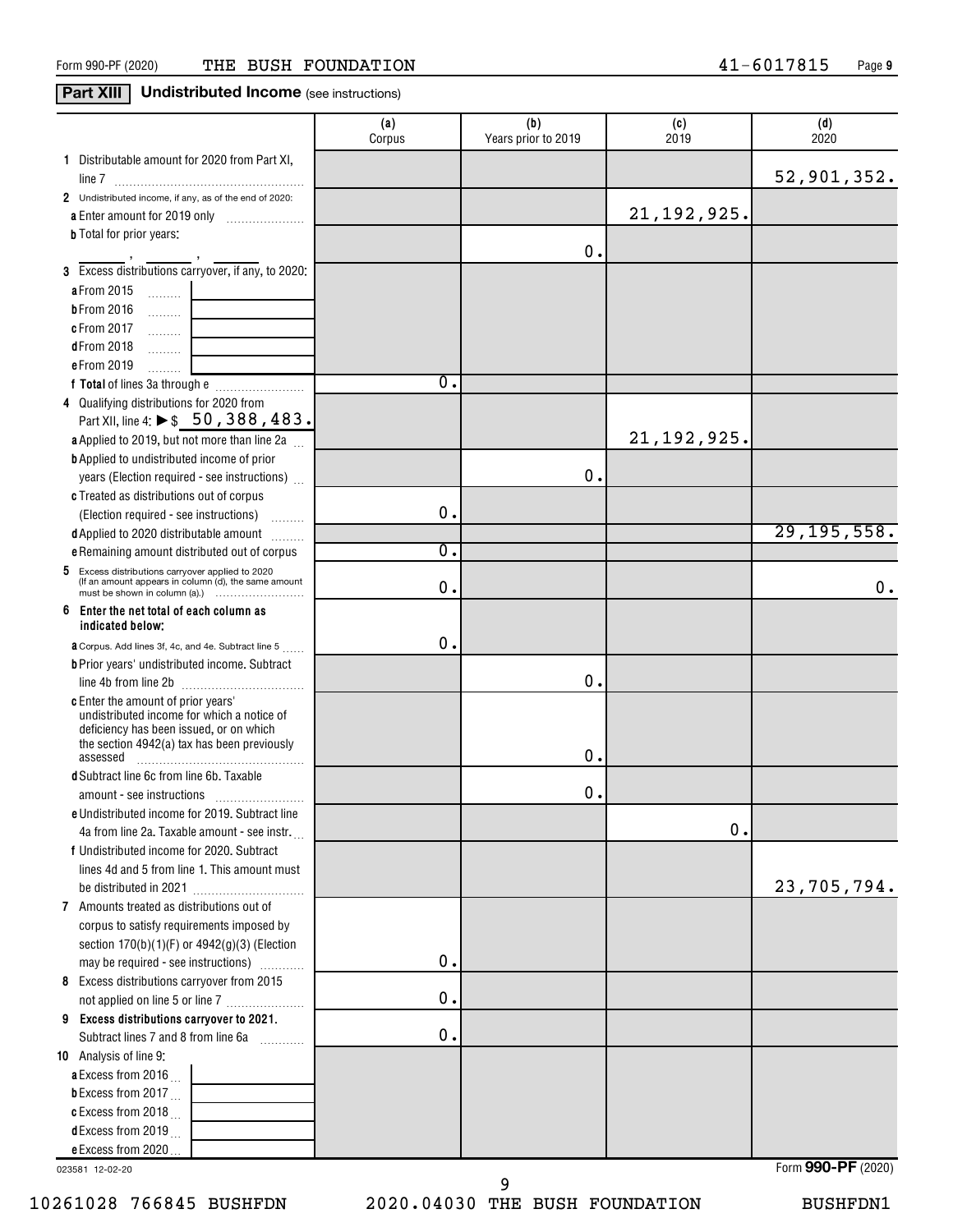Form 990-PF (2020) THE BUSH FOUNDATION 41-6017815

## Part XIII Undistributed Income (see instructions)

| | (a) Corpus | (b) Years prior to 2019 | (c) 2019 | (d) 2020 |
|---|---|---|---|---|
| **1** Distributable amount for 2020 from Part XI, line 7 | | | | 52,901,352. |
| **2** Undistributed income, if any, as of the end of 2020: | | | | |
| **a** Enter amount for 2019 only | | | 21,192,925. | |
| **b** Total for prior years: \_\_\_\_, \_\_\_\_, \_\_\_\_ | | 0. | | |
| **3** Excess distributions carryover, if any, to 2020: | | | | |
| **a** From 2015 | | | | |
| **b** From 2016 | | | | |
| **c** From 2017 | | | | |
| **d** From 2018 | | | | |
| **e** From 2019 | | | | |
| **f Total** of lines 3a through e | 0. | | | |
| **4** Qualifying distributions for 2020 from Part XII, line 4: ▶ $ 50,388,483. | | | | |
| **a** Applied to 2019, but not more than line 2a | | | 21,192,925. | |
| **b** Applied to undistributed income of prior years (Election required - see instructions) | | 0. | | |
| **c** Treated as distributions out of corpus (Election required - see instructions) | 0. | | | |
| **d** Applied to 2020 distributable amount | | | | 29,195,558. |
| **e** Remaining amount distributed out of corpus | 0. | | | |
| **5** Excess distributions carryover applied to 2020 (If an amount appears in column (d), the same amount must be shown in column (a).) | 0. | | | 0. |
| **6 Enter the net total of each column as indicated below:** | | | | |
| **a** Corpus. Add lines 3f, 4c, and 4e. Subtract line 5 | 0. | | | |
| **b** Prior years' undistributed income. Subtract line 4b from line 2b | | 0. | | |
| **c** Enter the amount of prior years' undistributed income for which a notice of deficiency has been issued, or on which the section 4942(a) tax has been previously assessed | | 0. | | |
| **d** Subtract line 6c from line 6b. Taxable amount - see instructions | | 0. | | |
| **e** Undistributed income for 2019. Subtract line 4a from line 2a. Taxable amount - see instr. | | | 0. | |
| **f** Undistributed income for 2020. Subtract lines 4d and 5 from line 1. This amount must be distributed in 2021 | | | | 23,705,794. |
| **7** Amounts treated as distributions out of corpus to satisfy requirements imposed by section 170(b)(1)(F) or 4942(g)(3) (Election may be required - see instructions) | 0. | | | |
| **8** Excess distributions carryover from 2015 not applied on line 5 or line 7 | 0. | | | |
| **9 Excess distributions carryover to 2021.** Subtract lines 7 and 8 from line 6a | 0. | | | |
| **10** Analysis of line 9: | | | | |
| **a** Excess from 2016 | | | | |
| **b** Excess from 2017 | | | | |
| **c** Excess from 2018 | | | | |
| **d** Excess from 2019 | | | | |
| **e** Excess from 2020 | | | | |

023581 12-02-20

Form **990-PF** (2020)

10261028 766845 BUSHFDN 2020.04030 THE BUSH FOUNDATION BUSHFDN1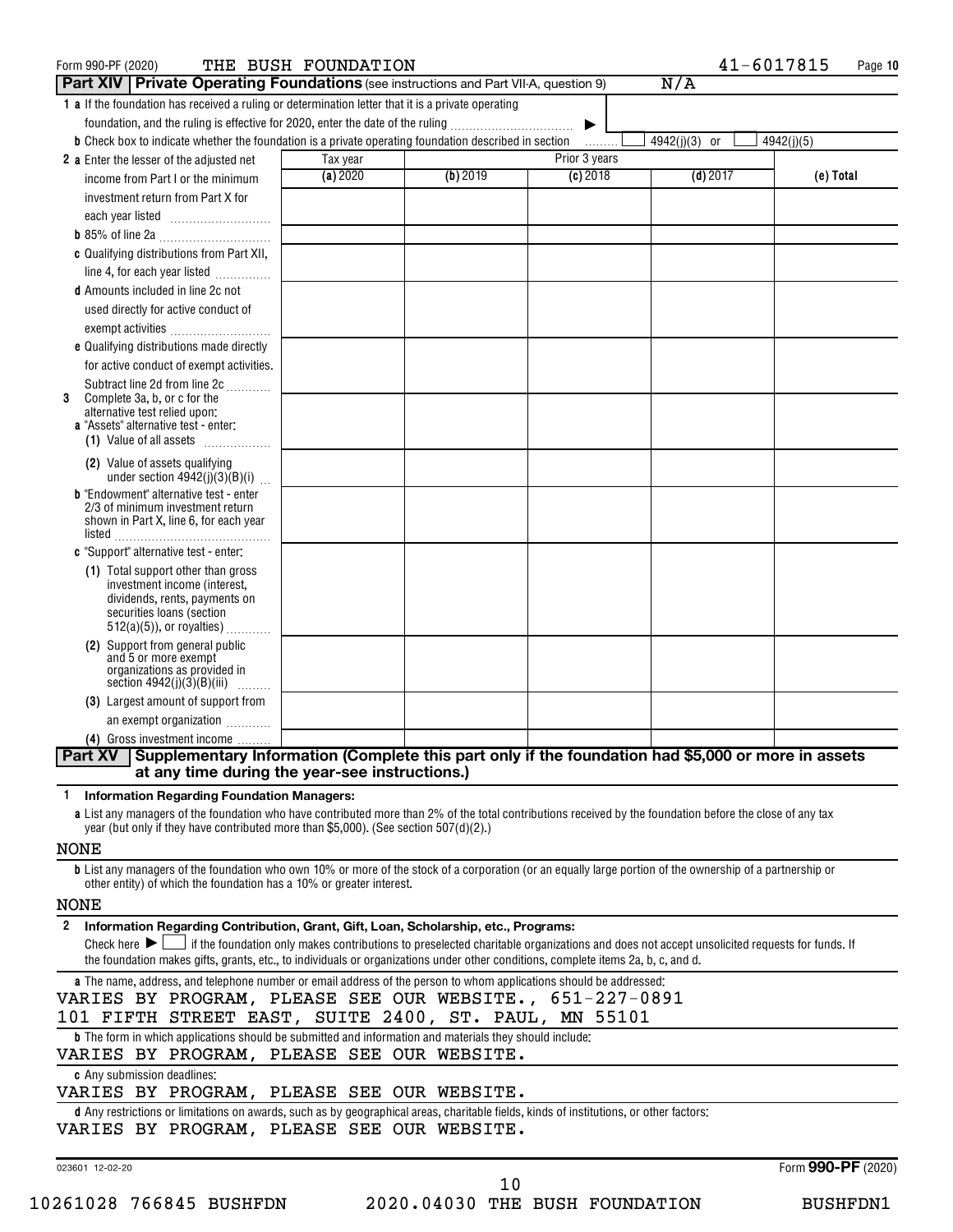Form 990-PF (2020) THE BUSH FOUNDATION 41-6017815

## Part XIV Private Operating Foundations (see instructions and Part VII-A, question 9) N/A

**1 a** If the foundation has received a ruling or determination letter that it is a private operating foundation, and the ruling is effective for 2020, enter the date of the ruling ▶

**b** Check box to indicate whether the foundation is a private operating foundation described in section ☐ 4942(j)(3) or ☐ 4942(j)(5)

| | Tax year | Prior 3 years | | | |
|---|---|---|---|---|---|
| | (a) 2020 | (b) 2019 | (c) 2018 | (d) 2017 | (e) Total |
| **2 a** Enter the lesser of the adjusted net income from Part I or the minimum investment return from Part X for each year listed | | | | | |
| **b** 85% of line 2a | | | | | |
| **c** Qualifying distributions from Part XII, line 4, for each year listed | | | | | |
| **d** Amounts included in line 2c not used directly for active conduct of exempt activities | | | | | |
| **e** Qualifying distributions made directly for active conduct of exempt activities. Subtract line 2d from line 2c | | | | | |
| **3** Complete 3a, b, or c for the alternative test relied upon: **a** "Assets" alternative test - enter: (1) Value of all assets | | | | | |
| (2) Value of assets qualifying under section 4942(j)(3)(B)(i) | | | | | |
| **b** "Endowment" alternative test - enter 2/3 of minimum investment return shown in Part X, line 6, for each year listed | | | | | |
| **c** "Support" alternative test - enter: (1) Total support other than gross investment income (interest, dividends, rents, payments on securities loans (section 512(a)(5)), or royalties) | | | | | |
| (2) Support from general public and 5 or more exempt organizations as provided in section 4942(j)(3)(B)(iii) | | | | | |
| (3) Largest amount of support from an exempt organization | | | | | |
| (4) Gross investment income | | | | | |

## Part XV Supplementary Information (Complete this part only if the foundation had $5,000 or more in assets at any time during the year-see instructions.)

**1 Information Regarding Foundation Managers:**

**a** List any managers of the foundation who have contributed more than 2% of the total contributions received by the foundation before the close of any tax year (but only if they have contributed more than $5,000). (See section 507(d)(2).)

NONE

**b** List any managers of the foundation who own 10% or more of the stock of a corporation (or an equally large portion of the ownership of a partnership or other entity) of which the foundation has a 10% or greater interest.

NONE

**2 Information Regarding Contribution, Grant, Gift, Loan, Scholarship, etc., Programs:**

Check here ▶ ☐ if the foundation only makes contributions to preselected charitable organizations and does not accept unsolicited requests for funds. If the foundation makes gifts, grants, etc., to individuals or organizations under other conditions, complete items 2a, b, c, and d.

**a** The name, address, and telephone number or email address of the person to whom applications should be addressed:

VARIES BY PROGRAM, PLEASE SEE OUR WEBSITE., 651-227-0891
101 FIFTH STREET EAST, SUITE 2400, ST. PAUL, MN 55101

**b** The form in which applications should be submitted and information and materials they should include:

VARIES BY PROGRAM, PLEASE SEE OUR WEBSITE.

**c** Any submission deadlines:

VARIES BY PROGRAM, PLEASE SEE OUR WEBSITE.

**d** Any restrictions or limitations on awards, such as by geographical areas, charitable fields, kinds of institutions, or other factors:

VARIES BY PROGRAM, PLEASE SEE OUR WEBSITE.

023601 12-02-20 Form 990-PF (2020)

10261028 766845 BUSHFDN 2020.04030 THE BUSH FOUNDATION BUSHFDN1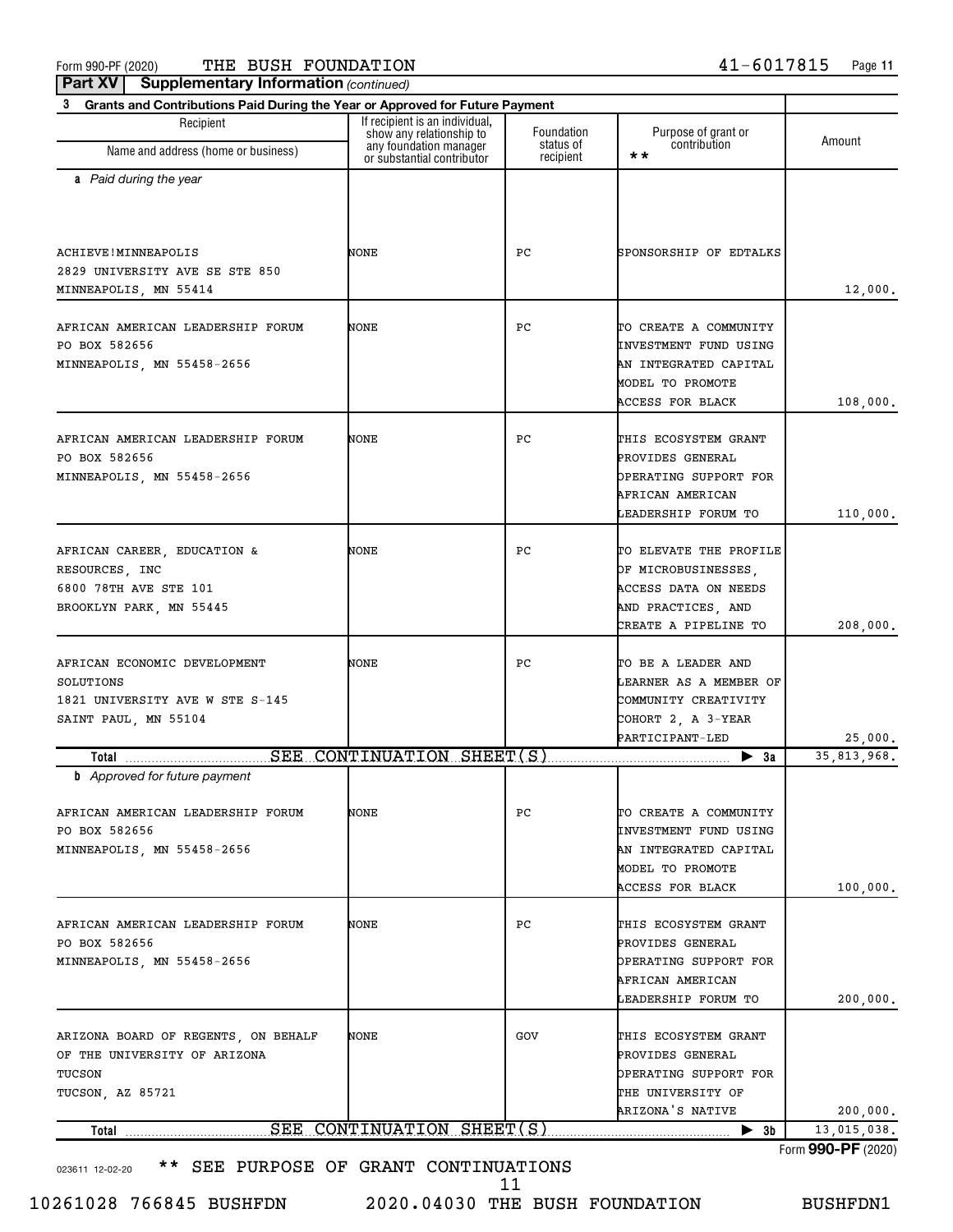Form 990-PF (2020) THE BUSH FOUNDATION 41-6017815 Page 11

**Part XV Supplementary Information** *(continued)*

**3 Grants and Contributions Paid During the Year or Approved for Future Payment**

| Recipient Name and address (home or business) | If recipient is an individual, show any relationship to any foundation manager or substantial contributor | Foundation status of recipient | Purpose of grant or contribution ** | Amount |
|---|---|---|---|---|
| ***a** Paid during the year* | | | | |
| ACHIEVE!MINNEAPOLIS<br>2829 UNIVERSITY AVE SE STE 850<br>MINNEAPOLIS, MN 55414 | NONE | PC | SPONSORSHIP OF EDTALKS | 12,000. |
| AFRICAN AMERICAN LEADERSHIP FORUM<br>PO BOX 582656<br>MINNEAPOLIS, MN 55458-2656 | NONE | PC | TO CREATE A COMMUNITY INVESTMENT FUND USING AN INTEGRATED CAPITAL MODEL TO PROMOTE ACCESS FOR BLACK | 108,000. |
| AFRICAN AMERICAN LEADERSHIP FORUM<br>PO BOX 582656<br>MINNEAPOLIS, MN 55458-2656 | NONE | PC | THIS ECOSYSTEM GRANT PROVIDES GENERAL OPERATING SUPPORT FOR AFRICAN AMERICAN LEADERSHIP FORUM TO | 110,000. |
| AFRICAN CAREER, EDUCATION & RESOURCES, INC<br>6800 78TH AVE STE 101<br>BROOKLYN PARK, MN 55445 | NONE | PC | TO ELEVATE THE PROFILE OF MICROBUSINESSES, ACCESS DATA ON NEEDS AND PRACTICES, AND CREATE A PIPELINE TO | 208,000. |
| AFRICAN ECONOMIC DEVELOPMENT SOLUTIONS<br>1821 UNIVERSITY AVE W STE S-145<br>SAINT PAUL, MN 55104 | NONE | PC | TO BE A LEADER AND LEARNER AS A MEMBER OF COMMUNITY CREATIVITY COHORT 2, A 3-YEAR PARTICIPANT-LED | 25,000. |
| **Total** SEE CONTINUATION SHEET(S) | | | ▶ **3a** | 35,813,968. |
| ***b** Approved for future payment* | | | | |
| AFRICAN AMERICAN LEADERSHIP FORUM<br>PO BOX 582656<br>MINNEAPOLIS, MN 55458-2656 | NONE | PC | TO CREATE A COMMUNITY INVESTMENT FUND USING AN INTEGRATED CAPITAL MODEL TO PROMOTE ACCESS FOR BLACK | 100,000. |
| AFRICAN AMERICAN LEADERSHIP FORUM<br>PO BOX 582656<br>MINNEAPOLIS, MN 55458-2656 | NONE | PC | THIS ECOSYSTEM GRANT PROVIDES GENERAL OPERATING SUPPORT FOR AFRICAN AMERICAN LEADERSHIP FORUM TO | 200,000. |
| ARIZONA BOARD OF REGENTS, ON BEHALF OF THE UNIVERSITY OF ARIZONA<br>TUCSON<br>TUCSON, AZ 85721 | NONE | GOV | THIS ECOSYSTEM GRANT PROVIDES GENERAL OPERATING SUPPORT FOR THE UNIVERSITY OF ARIZONA'S NATIVE | 200,000. |
| **Total** SEE CONTINUATION SHEET(S) | | | ▶ **3b** | 13,015,038. |

Form **990-PF** (2020)

023611 12-02-20 ** SEE PURPOSE OF GRANT CONTINUATIONS

10261028 766845 BUSHFDN 2020.04030 THE BUSH FOUNDATION BUSHFDN1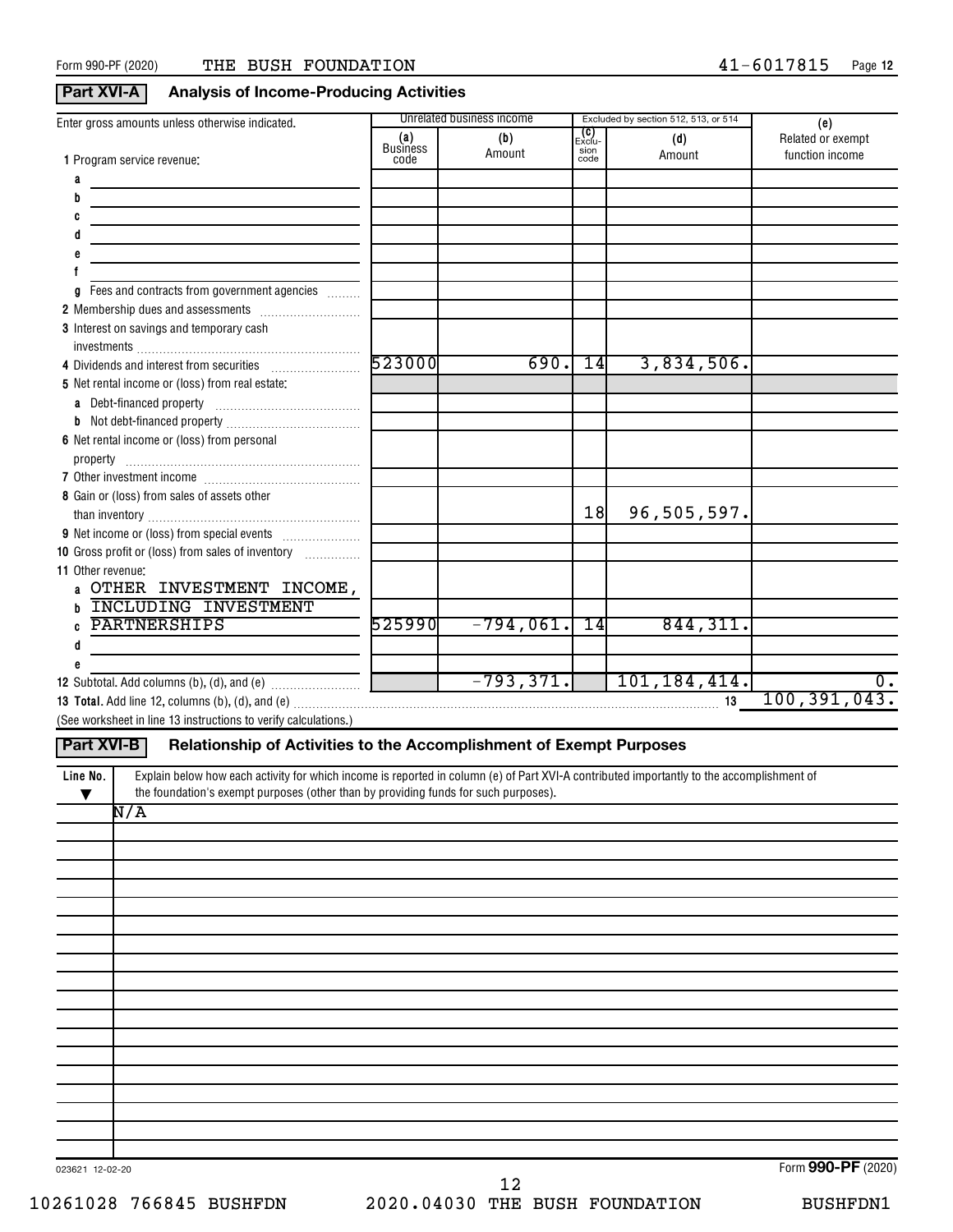Form 990-PF (2020) THE BUSH FOUNDATION 41-6017815

## Part XVI-A Analysis of Income-Producing Activities

| Enter gross amounts unless otherwise indicated. | Unrelated business income | | Excluded by section 512, 513, or 514 | | (e) |
|---|---|---|---|---|---|
| | (a) Business code | (b) Amount | (c) Exclusion code | (d) Amount | Related or exempt function income |
| 1 Program service revenue: | | | | | |
| a | | | | | |
| b | | | | | |
| c | | | | | |
| d | | | | | |
| e | | | | | |
| f | | | | | |
| g Fees and contracts from government agencies | | | | | |
| 2 Membership dues and assessments | | | | | |
| 3 Interest on savings and temporary cash investments | | | | | |
| 4 Dividends and interest from securities | 523000 | 690. | 14 | 3,834,506. | |
| 5 Net rental income or (loss) from real estate: | | | | | |
| a Debt-financed property | | | | | |
| b Not debt-financed property | | | | | |
| 6 Net rental income or (loss) from personal property | | | | | |
| 7 Other investment income | | | | | |
| 8 Gain or (loss) from sales of assets other than inventory | | | 18 | 96,505,597. | |
| 9 Net income or (loss) from special events | | | | | |
| 10 Gross profit or (loss) from sales of inventory | | | | | |
| 11 Other revenue: | | | | | |
| a OTHER INVESTMENT INCOME, | | | | | |
| b INCLUDING INVESTMENT | | | | | |
| c PARTNERSHIPS | 525990 | -794,061. | 14 | 844,311. | |
| d | | | | | |
| e | | | | | |
| 12 Subtotal. Add columns (b), (d), and (e) | | -793,371. | | 101,184,414. | 0. |

**13 Total.** Add line 12, columns (b), (d), and (e) ..... 13 100,391,043.

(See worksheet in line 13 instructions to verify calculations.)

## Part XVI-B Relationship of Activities to the Accomplishment of Exempt Purposes

| Line No. ▼ | Explain below how each activity for which income is reported in column (e) of Part XVI-A contributed importantly to the accomplishment of the foundation's exempt purposes (other than by providing funds for such purposes). |
|---|---|
| | N/A |

023621 12-02-20 Form **990-PF** (2020)

10261028 766845 BUSHFDN 2020.04030 THE BUSH FOUNDATION BUSHFDN1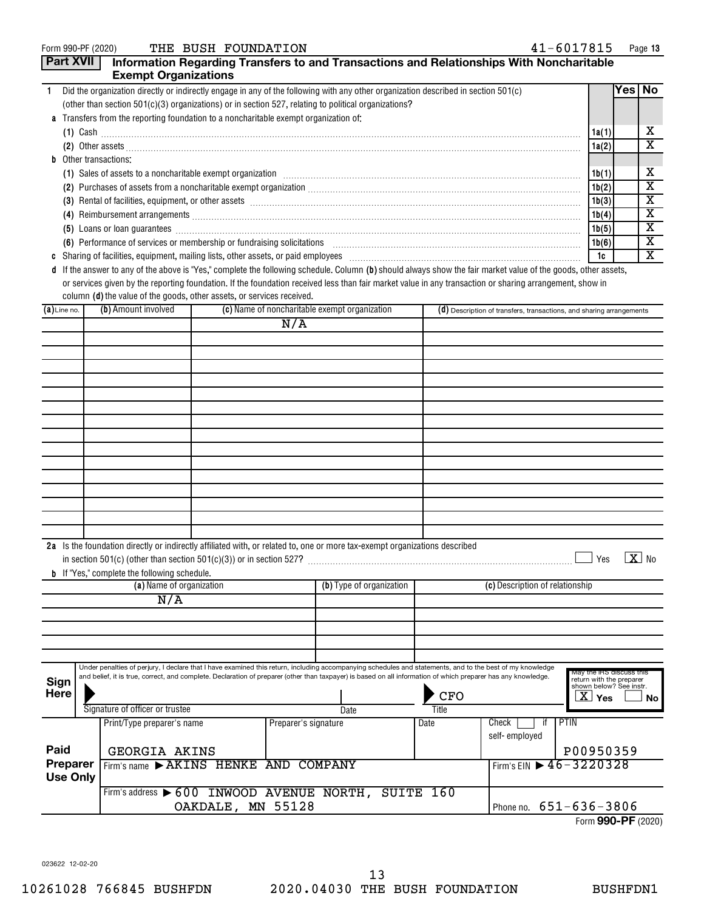Form 990-PF (2020) THE BUSH FOUNDATION 41-6017815 Page 13

## Part XVII Information Regarding Transfers to and Transactions and Relationships With Noncharitable Exempt Organizations

| | | | Yes | No |
|---|---|---|---|---|
| **1** | Did the organization directly or indirectly engage in any of the following with any other organization described in section 501(c) (other than section 501(c)(3) organizations) or in section 527, relating to political organizations? | | | |
| **a** | Transfers from the reporting foundation to a noncharitable exempt organization of: | | | |
| | (1) Cash | 1a(1) | | X |
| | (2) Other assets | 1a(2) | | X |
| **b** | Other transactions: | | | |
| | (1) Sales of assets to a noncharitable exempt organization | 1b(1) | | X |
| | (2) Purchases of assets from a noncharitable exempt organization | 1b(2) | | X |
| | (3) Rental of facilities, equipment, or other assets | 1b(3) | | X |
| | (4) Reimbursement arrangements | 1b(4) | | X |
| | (5) Loans or loan guarantees | 1b(5) | | X |
| | (6) Performance of services or membership or fundraising solicitations | 1b(6) | | X |
| **c** | Sharing of facilities, equipment, mailing lists, other assets, or paid employees | 1c | | X |

**d** If the answer to any of the above is "Yes," complete the following schedule. Column **(b)** should always show the fair market value of the goods, other assets, or services given by the reporting foundation. If the foundation received less than fair market value in any transaction or sharing arrangement, show in column **(d)** the value of the goods, other assets, or services received.

| (a) Line no. | (b) Amount involved | (c) Name of noncharitable exempt organization | (d) Description of transfers, transactions, and sharing arrangements |
|---|---|---|---|
| | | N/A | |

**2a** Is the foundation directly or indirectly affiliated with, or related to, one or more tax-exempt organizations described in section 501(c) (other than section 501(c)(3)) or in section 527? ☐ Yes ☒ No

**b** If "Yes," complete the following schedule.

| (a) Name of organization | (b) Type of organization | (c) Description of relationship |
|---|---|---|
| N/A | | |

**Sign Here**

Under penalties of perjury, I declare that I have examined this return, including accompanying schedules and statements, and to the best of my knowledge and belief, it is true, correct, and complete. Declaration of preparer (other than taxpayer) is based on all information of which preparer has any knowledge.

| Signature of officer or trustee | Date | Title | May the IRS discuss this return with the preparer shown below? See instr. |
|---|---|---|---|
| | | CFO | ☒ Yes ☐ No |

**Paid Preparer Use Only**

| Print/Type preparer's name | Preparer's signature | Date | Check ☐ if self-employed | PTIN |
|---|---|---|---|---|
| GEORGIA AKINS | | | | P00950359 |
| Firm's name ▶ AKINS HENKE AND COMPANY | | | Firm's EIN ▶ 46-3220328 | |
| Firm's address ▶ 600 INWOOD AVENUE NORTH, SUITE 160 OAKDALE, MN 55128 | | | Phone no. 651-636-3806 | |

Form **990-PF** (2020)

023622 12-02-20

10261028 766845 BUSHFDN 2020.04030 THE BUSH FOUNDATION BUSHFDN1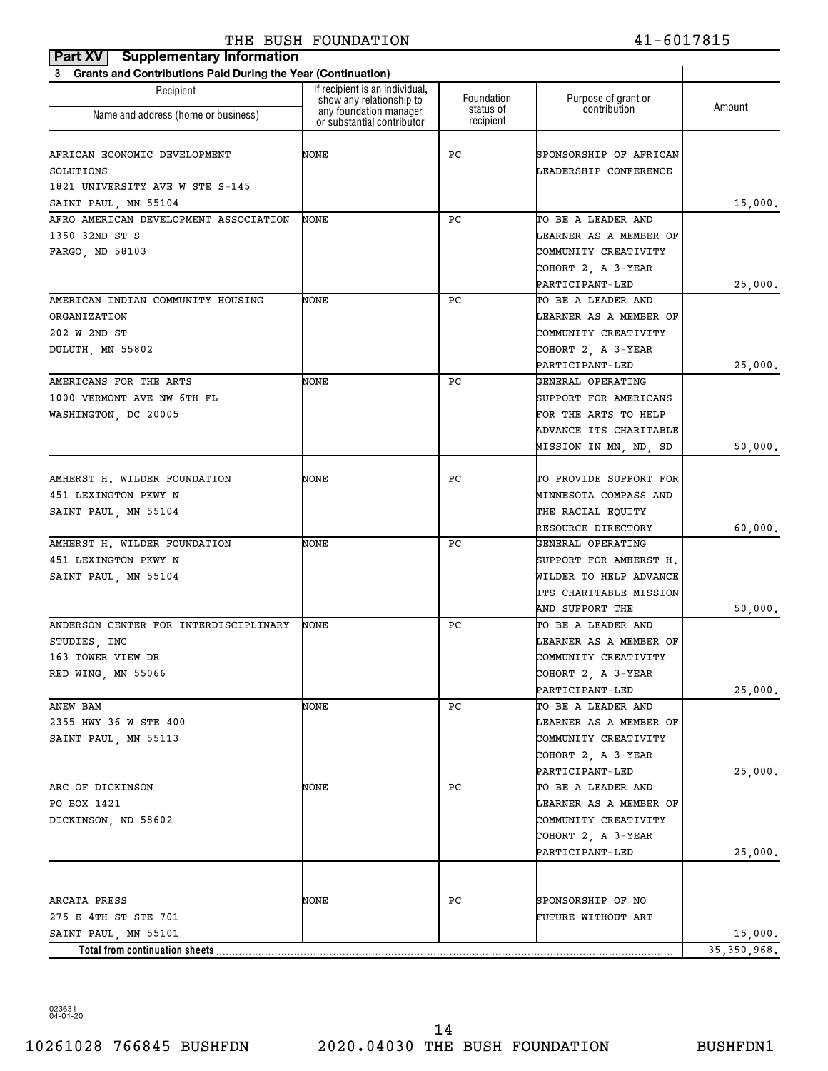THE BUSH FOUNDATION 41-6017815

**Part XV Supplementary Information**

**3 Grants and Contributions Paid During the Year (Continuation)**

| Recipient Name and address (home or business) | If recipient is an individual, show any relationship to any foundation manager or substantial contributor | Foundation status of recipient | Purpose of grant or contribution | Amount |
|---|---|---|---|---|
| AFRICAN ECONOMIC DEVELOPMENT SOLUTIONS 1821 UNIVERSITY AVE W STE S-145 SAINT PAUL, MN 55104 | NONE | PC | SPONSORSHIP OF AFRICAN LEADERSHIP CONFERENCE | 15,000. |
| AFRO AMERICAN DEVELOPMENT ASSOCIATION 1350 32ND ST S FARGO, ND 58103 | NONE | PC | TO BE A LEADER AND LEARNER AS A MEMBER OF COMMUNITY CREATIVITY COHORT 2, A 3-YEAR PARTICIPANT-LED | 25,000. |
| AMERICAN INDIAN COMMUNITY HOUSING ORGANIZATION 202 W 2ND ST DULUTH, MN 55802 | NONE | PC | TO BE A LEADER AND LEARNER AS A MEMBER OF COMMUNITY CREATIVITY COHORT 2, A 3-YEAR PARTICIPANT-LED | 25,000. |
| AMERICANS FOR THE ARTS 1000 VERMONT AVE NW 6TH FL WASHINGTON, DC 20005 | NONE | PC | GENERAL OPERATING SUPPORT FOR AMERICANS FOR THE ARTS TO HELP ADVANCE ITS CHARITABLE MISSION IN MN, ND, SD | 50,000. |
| AMHERST H. WILDER FOUNDATION 451 LEXINGTON PKWY N SAINT PAUL, MN 55104 | NONE | PC | TO PROVIDE SUPPORT FOR MINNESOTA COMPASS AND THE RACIAL EQUITY RESOURCE DIRECTORY | 60,000. |
| AMHERST H. WILDER FOUNDATION 451 LEXINGTON PKWY N SAINT PAUL, MN 55104 | NONE | PC | GENERAL OPERATING SUPPORT FOR AMHERST H. WILDER TO HELP ADVANCE ITS CHARITABLE MISSION AND SUPPORT THE | 50,000. |
| ANDERSON CENTER FOR INTERDISCIPLINARY STUDIES, INC 163 TOWER VIEW DR RED WING, MN 55066 | NONE | PC | TO BE A LEADER AND LEARNER AS A MEMBER OF COMMUNITY CREATIVITY COHORT 2, A 3-YEAR PARTICIPANT-LED | 25,000. |
| ANEW BAM 2355 HWY 36 W STE 400 SAINT PAUL, MN 55113 | NONE | PC | TO BE A LEADER AND LEARNER AS A MEMBER OF COMMUNITY CREATIVITY COHORT 2, A 3-YEAR PARTICIPANT-LED | 25,000. |
| ARC OF DICKINSON PO BOX 1421 DICKINSON, ND 58602 | NONE | PC | TO BE A LEADER AND LEARNER AS A MEMBER OF COMMUNITY CREATIVITY COHORT 2, A 3-YEAR PARTICIPANT-LED | 25,000. |
| ARCATA PRESS 275 E 4TH ST STE 701 SAINT PAUL, MN 55101 | NONE | PC | SPONSORSHIP OF NO FUTURE WITHOUT ART | 15,000. |
| **Total from continuation sheets** | | | | 35,350,968. |

023631 04-01-20

10261028 766845 BUSHFDN 2020.04030 THE BUSH FOUNDATION BUSHFDN1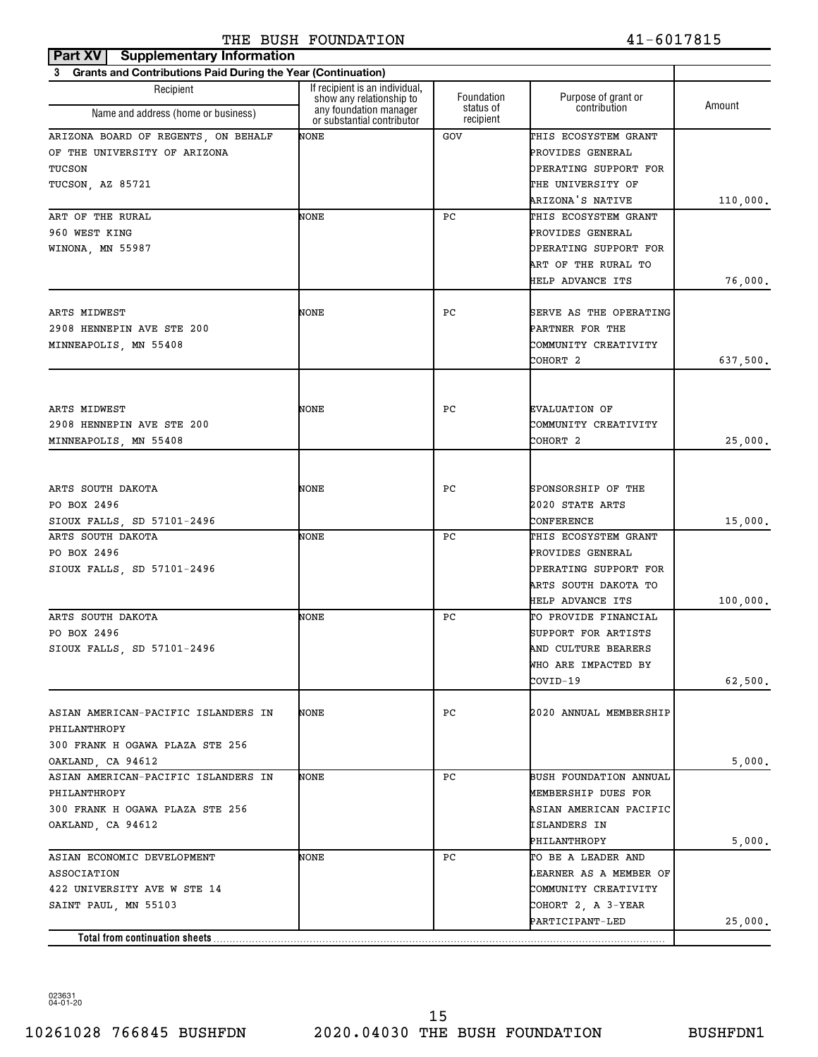**Part XV Supplementary Information**

**3 Grants and Contributions Paid During the Year (Continuation)**

| Recipient Name and address (home or business) | If recipient is an individual, show any relationship to any foundation manager or substantial contributor | Foundation status of recipient | Purpose of grant or contribution | Amount |
|---|---|---|---|---|
| ARIZONA BOARD OF REGENTS, ON BEHALF OF THE UNIVERSITY OF ARIZONA TUCSON TUCSON, AZ 85721 | NONE | GOV | THIS ECOSYSTEM GRANT PROVIDES GENERAL OPERATING SUPPORT FOR THE UNIVERSITY OF ARIZONA'S NATIVE | 110,000. |
| ART OF THE RURAL 960 WEST KING WINONA, MN 55987 | NONE | PC | THIS ECOSYSTEM GRANT PROVIDES GENERAL OPERATING SUPPORT FOR ART OF THE RURAL TO HELP ADVANCE ITS | 76,000. |
| ARTS MIDWEST 2908 HENNEPIN AVE STE 200 MINNEAPOLIS, MN 55408 | NONE | PC | SERVE AS THE OPERATING PARTNER FOR THE COMMUNITY CREATIVITY COHORT 2 | 637,500. |
| ARTS MIDWEST 2908 HENNEPIN AVE STE 200 MINNEAPOLIS, MN 55408 | NONE | PC | EVALUATION OF COMMUNITY CREATIVITY COHORT 2 | 25,000. |
| ARTS SOUTH DAKOTA PO BOX 2496 SIOUX FALLS, SD 57101-2496 | NONE | PC | SPONSORSHIP OF THE 2020 STATE ARTS CONFERENCE | 15,000. |
| ARTS SOUTH DAKOTA PO BOX 2496 SIOUX FALLS, SD 57101-2496 | NONE | PC | THIS ECOSYSTEM GRANT PROVIDES GENERAL OPERATING SUPPORT FOR ARTS SOUTH DAKOTA TO HELP ADVANCE ITS | 100,000. |
| ARTS SOUTH DAKOTA PO BOX 2496 SIOUX FALLS, SD 57101-2496 | NONE | PC | TO PROVIDE FINANCIAL SUPPORT FOR ARTISTS AND CULTURE BEARERS WHO ARE IMPACTED BY COVID-19 | 62,500. |
| ASIAN AMERICAN-PACIFIC ISLANDERS IN PHILANTHROPY 300 FRANK H OGAWA PLAZA STE 256 OAKLAND, CA 94612 | NONE | PC | 2020 ANNUAL MEMBERSHIP | 5,000. |
| ASIAN AMERICAN-PACIFIC ISLANDERS IN PHILANTHROPY 300 FRANK H OGAWA PLAZA STE 256 OAKLAND, CA 94612 | NONE | PC | BUSH FOUNDATION ANNUAL MEMBERSHIP DUES FOR ASIAN AMERICAN PACIFIC ISLANDERS IN PHILANTHROPY | 5,000. |
| ASIAN ECONOMIC DEVELOPMENT ASSOCIATION 422 UNIVERSITY AVE W STE 14 SAINT PAUL, MN 55103 | NONE | PC | TO BE A LEADER AND LEARNER AS A MEMBER OF COMMUNITY CREATIVITY COHORT 2, A 3-YEAR PARTICIPANT-LED | 25,000. |
| **Total from continuation sheets** | | | | |

023631 04-01-20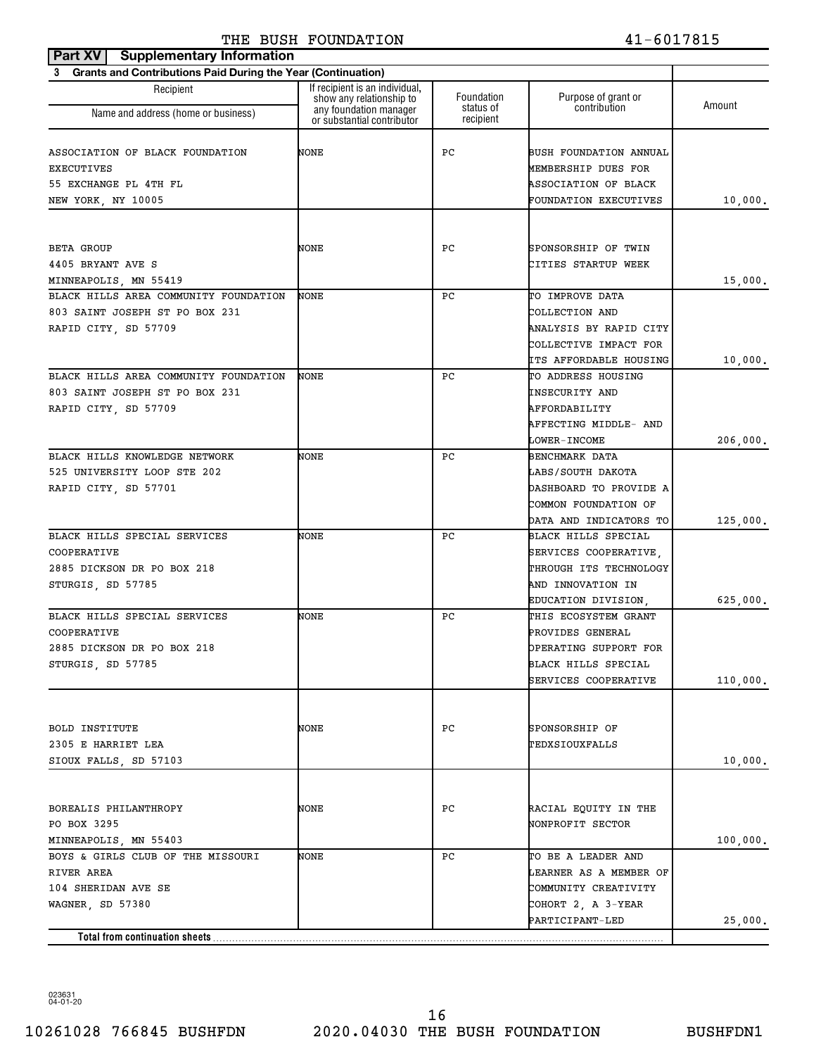**Part XV Supplementary Information**

**3 Grants and Contributions Paid During the Year (Continuation)**

| Recipient Name and address (home or business) | If recipient is an individual, show any relationship to any foundation manager or substantial contributor | Foundation status of recipient | Purpose of grant or contribution | Amount |
|---|---|---|---|---|
| ASSOCIATION OF BLACK FOUNDATION EXECUTIVES<br>55 EXCHANGE PL 4TH FL<br>NEW YORK, NY 10005 | NONE | PC | BUSH FOUNDATION ANNUAL MEMBERSHIP DUES FOR ASSOCIATION OF BLACK FOUNDATION EXECUTIVES | 10,000. |
| BETA GROUP<br>4405 BRYANT AVE S<br>MINNEAPOLIS, MN 55419 | NONE | PC | SPONSORSHIP OF TWIN CITIES STARTUP WEEK | 15,000. |
| BLACK HILLS AREA COMMUNITY FOUNDATION<br>803 SAINT JOSEPH ST PO BOX 231<br>RAPID CITY, SD 57709 | NONE | PC | TO IMPROVE DATA COLLECTION AND ANALYSIS BY RAPID CITY COLLECTIVE IMPACT FOR ITS AFFORDABLE HOUSING | 10,000. |
| BLACK HILLS AREA COMMUNITY FOUNDATION<br>803 SAINT JOSEPH ST PO BOX 231<br>RAPID CITY, SD 57709 | NONE | PC | TO ADDRESS HOUSING INSECURITY AND AFFORDABILITY AFFECTING MIDDLE- AND LOWER-INCOME | 206,000. |
| BLACK HILLS KNOWLEDGE NETWORK<br>525 UNIVERSITY LOOP STE 202<br>RAPID CITY, SD 57701 | NONE | PC | BENCHMARK DATA LABS/SOUTH DAKOTA DASHBOARD TO PROVIDE A COMMON FOUNDATION OF DATA AND INDICATORS TO | 125,000. |
| BLACK HILLS SPECIAL SERVICES COOPERATIVE<br>2885 DICKSON DR PO BOX 218<br>STURGIS, SD 57785 | NONE | PC | BLACK HILLS SPECIAL SERVICES COOPERATIVE, THROUGH ITS TECHNOLOGY AND INNOVATION IN EDUCATION DIVISION, | 625,000. |
| BLACK HILLS SPECIAL SERVICES COOPERATIVE<br>2885 DICKSON DR PO BOX 218<br>STURGIS, SD 57785 | NONE | PC | THIS ECOSYSTEM GRANT PROVIDES GENERAL OPERATING SUPPORT FOR BLACK HILLS SPECIAL SERVICES COOPERATIVE | 110,000. |
| BOLD INSTITUTE<br>2305 E HARRIET LEA<br>SIOUX FALLS, SD 57103 | NONE | PC | SPONSORSHIP OF TEDXSIOUXFALLS | 10,000. |
| BOREALIS PHILANTHROPY<br>PO BOX 3295<br>MINNEAPOLIS, MN 55403 | NONE | PC | RACIAL EQUITY IN THE NONPROFIT SECTOR | 100,000. |
| BOYS & GIRLS CLUB OF THE MISSOURI RIVER AREA<br>104 SHERIDAN AVE SE<br>WAGNER, SD 57380 | NONE | PC | TO BE A LEADER AND LEARNER AS A MEMBER OF COMMUNITY CREATIVITY COHORT 2, A 3-YEAR PARTICIPANT-LED | 25,000. |
| **Total from continuation sheets** | | | | |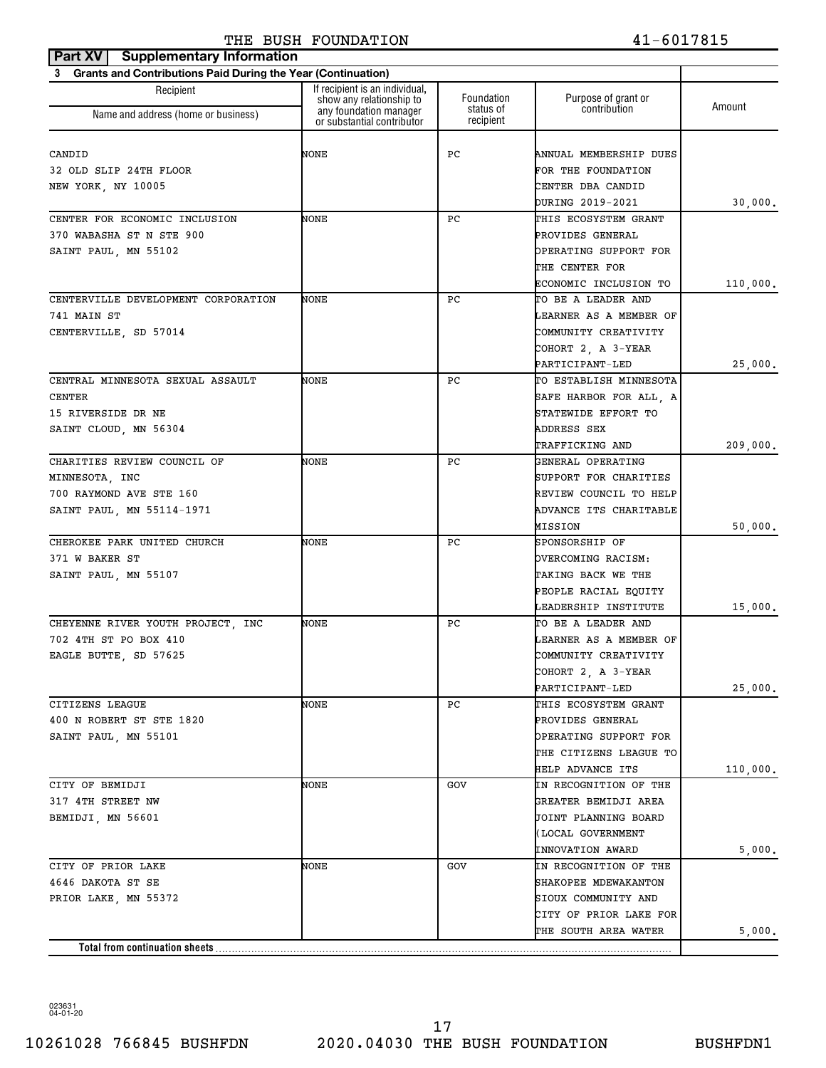THE BUSH FOUNDATION 41-6017815

**Part XV Supplementary Information**

**3 Grants and Contributions Paid During the Year (Continuation)**

| Recipient<br>Name and address (home or business) | If recipient is an individual, show any relationship to any foundation manager or substantial contributor | Foundation status of recipient | Purpose of grant or contribution | Amount |
|---|---|---|---|---|
| CANDID<br>32 OLD SLIP 24TH FLOOR<br>NEW YORK, NY 10005 | NONE | PC | ANNUAL MEMBERSHIP DUES FOR THE FOUNDATION CENTER DBA CANDID DURING 2019-2021 | 30,000. |
| CENTER FOR ECONOMIC INCLUSION<br>370 WABASHA ST N STE 900<br>SAINT PAUL, MN 55102 | NONE | PC | THIS ECOSYSTEM GRANT PROVIDES GENERAL OPERATING SUPPORT FOR THE CENTER FOR ECONOMIC INCLUSION TO | 110,000. |
| CENTERVILLE DEVELOPMENT CORPORATION<br>741 MAIN ST<br>CENTERVILLE, SD 57014 | NONE | PC | TO BE A LEADER AND LEARNER AS A MEMBER OF COMMUNITY CREATIVITY COHORT 2, A 3-YEAR PARTICIPANT-LED | 25,000. |
| CENTRAL MINNESOTA SEXUAL ASSAULT CENTER<br>15 RIVERSIDE DR NE<br>SAINT CLOUD, MN 56304 | NONE | PC | TO ESTABLISH MINNESOTA SAFE HARBOR FOR ALL, A STATEWIDE EFFORT TO ADDRESS SEX TRAFFICKING AND | 209,000. |
| CHARITIES REVIEW COUNCIL OF MINNESOTA, INC<br>700 RAYMOND AVE STE 160<br>SAINT PAUL, MN 55114-1971 | NONE | PC | GENERAL OPERATING SUPPORT FOR CHARITIES REVIEW COUNCIL TO HELP ADVANCE ITS CHARITABLE MISSION | 50,000. |
| CHEROKEE PARK UNITED CHURCH<br>371 W BAKER ST<br>SAINT PAUL, MN 55107 | NONE | PC | SPONSORSHIP OF OVERCOMING RACISM: TAKING BACK WE THE PEOPLE RACIAL EQUITY LEADERSHIP INSTITUTE | 15,000. |
| CHEYENNE RIVER YOUTH PROJECT, INC<br>702 4TH ST PO BOX 410<br>EAGLE BUTTE, SD 57625 | NONE | PC | TO BE A LEADER AND LEARNER AS A MEMBER OF COMMUNITY CREATIVITY COHORT 2, A 3-YEAR PARTICIPANT-LED | 25,000. |
| CITIZENS LEAGUE<br>400 N ROBERT ST STE 1820<br>SAINT PAUL, MN 55101 | NONE | PC | THIS ECOSYSTEM GRANT PROVIDES GENERAL OPERATING SUPPORT FOR THE CITIZENS LEAGUE TO HELP ADVANCE ITS | 110,000. |
| CITY OF BEMIDJI<br>317 4TH STREET NW<br>BEMIDJI, MN 56601 | NONE | GOV | IN RECOGNITION OF THE GREATER BEMIDJI AREA JOINT PLANNING BOARD (LOCAL GOVERNMENT INNOVATION AWARD | 5,000. |
| CITY OF PRIOR LAKE<br>4646 DAKOTA ST SE<br>PRIOR LAKE, MN 55372 | NONE | GOV | IN RECOGNITION OF THE SHAKOPEE MDEWAKANTON SIOUX COMMUNITY AND CITY OF PRIOR LAKE FOR THE SOUTH AREA WATER | 5,000. |
| **Total from continuation sheets** | | | | |

023631 04-01-20

10261028 766845 BUSHFDN 2020.04030 THE BUSH FOUNDATION BUSHFDN1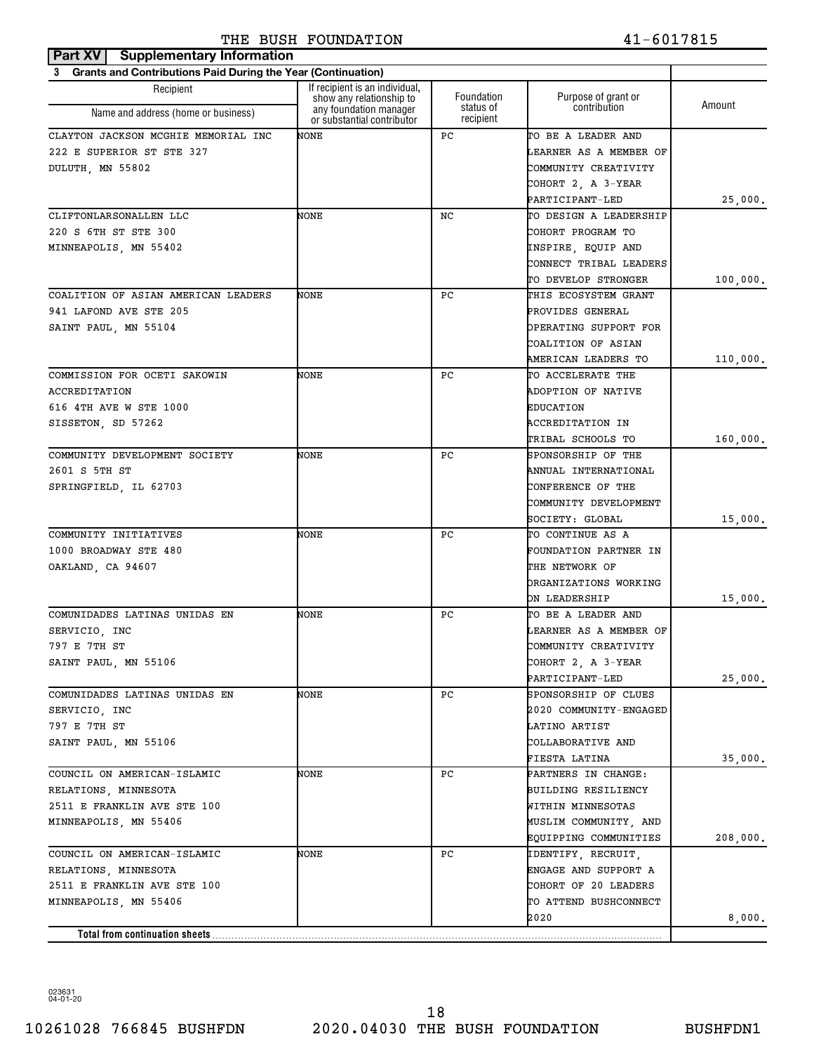THE BUSH FOUNDATION 41-6017815

**Part XV Supplementary Information**

**3 Grants and Contributions Paid During the Year (Continuation)**

| Recipient Name and address (home or business) | If recipient is an individual, show any relationship to any foundation manager or substantial contributor | Foundation status of recipient | Purpose of grant or contribution | Amount |
|---|---|---|---|---|
| CLAYTON JACKSON MCGHIE MEMORIAL INC 222 E SUPERIOR ST STE 327 DULUTH, MN 55802 | NONE | PC | TO BE A LEADER AND LEARNER AS A MEMBER OF COMMUNITY CREATIVITY COHORT 2, A 3-YEAR PARTICIPANT-LED | 25,000. |
| CLIFTONLARSONALLEN LLC 220 S 6TH ST STE 300 MINNEAPOLIS, MN 55402 | NONE | NC | TO DESIGN A LEADERSHIP COHORT PROGRAM TO INSPIRE, EQUIP AND CONNECT TRIBAL LEADERS TO DEVELOP STRONGER | 100,000. |
| COALITION OF ASIAN AMERICAN LEADERS 941 LAFOND AVE STE 205 SAINT PAUL, MN 55104 | NONE | PC | THIS ECOSYSTEM GRANT PROVIDES GENERAL OPERATING SUPPORT FOR COALITION OF ASIAN AMERICAN LEADERS TO | 110,000. |
| COMMISSION FOR OCETI SAKOWIN ACCREDITATION 616 4TH AVE W STE 1000 SISSETON, SD 57262 | NONE | PC | TO ACCELERATE THE ADOPTION OF NATIVE EDUCATION ACCREDITATION IN TRIBAL SCHOOLS TO | 160,000. |
| COMMUNITY DEVELOPMENT SOCIETY 2601 S 5TH ST SPRINGFIELD, IL 62703 | NONE | PC | SPONSORSHIP OF THE ANNUAL INTERNATIONAL CONFERENCE OF THE COMMUNITY DEVELOPMENT SOCIETY: GLOBAL | 15,000. |
| COMMUNITY INITIATIVES 1000 BROADWAY STE 480 OAKLAND, CA 94607 | NONE | PC | TO CONTINUE AS A FOUNDATION PARTNER IN THE NETWORK OF ORGANIZATIONS WORKING ON LEADERSHIP | 15,000. |
| COMUNIDADES LATINAS UNIDAS EN SERVICIO, INC 797 E 7TH ST SAINT PAUL, MN 55106 | NONE | PC | TO BE A LEADER AND LEARNER AS A MEMBER OF COMMUNITY CREATIVITY COHORT 2, A 3-YEAR PARTICIPANT-LED | 25,000. |
| COMUNIDADES LATINAS UNIDAS EN SERVICIO, INC 797 E 7TH ST SAINT PAUL, MN 55106 | NONE | PC | SPONSORSHIP OF CLUES 2020 COMMUNITY-ENGAGED LATINO ARTIST COLLABORATIVE AND FIESTA LATINA | 35,000. |
| COUNCIL ON AMERICAN-ISLAMIC RELATIONS, MINNESOTA 2511 E FRANKLIN AVE STE 100 MINNEAPOLIS, MN 55406 | NONE | PC | PARTNERS IN CHANGE: BUILDING RESILIENCY WITHIN MINNESOTAS MUSLIM COMMUNITY, AND EQUIPPING COMMUNITIES | 208,000. |
| COUNCIL ON AMERICAN-ISLAMIC RELATIONS, MINNESOTA 2511 E FRANKLIN AVE STE 100 MINNEAPOLIS, MN 55406 | NONE | PC | IDENTIFY, RECRUIT, ENGAGE AND SUPPORT A COHORT OF 20 LEADERS TO ATTEND BUSHCONNECT 2020 | 8,000. |
| **Total from continuation sheets** | | | | |

023631 04-01-20

10261028 766845 BUSHFDN 2020.04030 THE BUSH FOUNDATION BUSHFDN1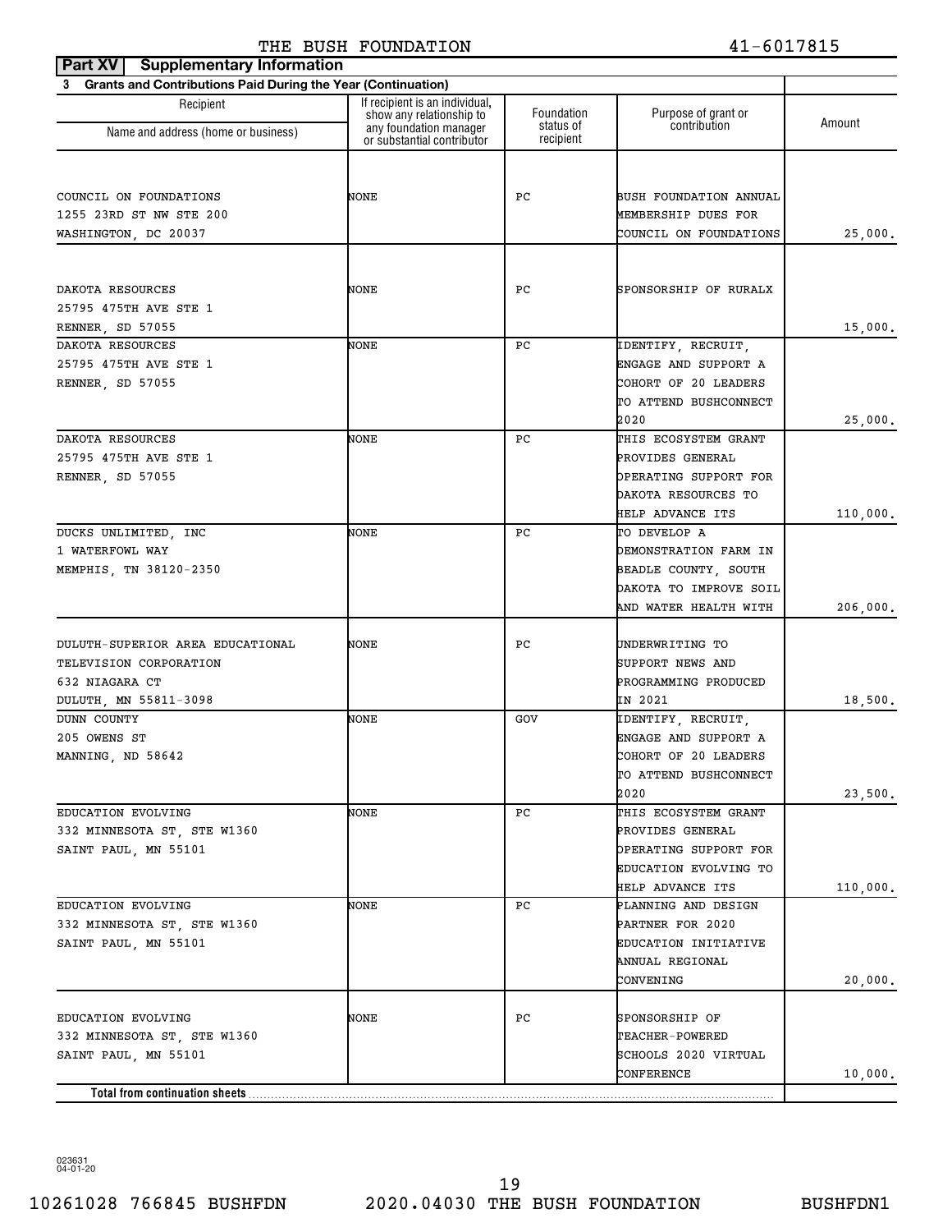THE BUSH FOUNDATION 41-6017815

**Part XV Supplementary Information**

**3 Grants and Contributions Paid During the Year (Continuation)**

| Recipient Name and address (home or business) | If recipient is an individual, show any relationship to any foundation manager or substantial contributor | Foundation status of recipient | Purpose of grant or contribution | Amount |
|---|---|---|---|---|
| COUNCIL ON FOUNDATIONS<br>1255 23RD ST NW STE 200<br>WASHINGTON, DC 20037 | NONE | PC | BUSH FOUNDATION ANNUAL MEMBERSHIP DUES FOR COUNCIL ON FOUNDATIONS | 25,000. |
| DAKOTA RESOURCES<br>25795 475TH AVE STE 1<br>RENNER, SD 57055 | NONE | PC | SPONSORSHIP OF RURALX | 15,000. |
| DAKOTA RESOURCES<br>25795 475TH AVE STE 1<br>RENNER, SD 57055 | NONE | PC | IDENTIFY, RECRUIT, ENGAGE AND SUPPORT A COHORT OF 20 LEADERS TO ATTEND BUSHCONNECT 2020 | 25,000. |
| DAKOTA RESOURCES<br>25795 475TH AVE STE 1<br>RENNER, SD 57055 | NONE | PC | THIS ECOSYSTEM GRANT PROVIDES GENERAL OPERATING SUPPORT FOR DAKOTA RESOURCES TO HELP ADVANCE ITS | 110,000. |
| DUCKS UNLIMITED, INC<br>1 WATERFOWL WAY<br>MEMPHIS, TN 38120-2350 | NONE | PC | TO DEVELOP A DEMONSTRATION FARM IN BEADLE COUNTY, SOUTH DAKOTA TO IMPROVE SOIL AND WATER HEALTH WITH | 206,000. |
| DULUTH-SUPERIOR AREA EDUCATIONAL TELEVISION CORPORATION<br>632 NIAGARA CT<br>DULUTH, MN 55811-3098 | NONE | PC | UNDERWRITING TO SUPPORT NEWS AND PROGRAMMING PRODUCED IN 2021 | 18,500. |
| DUNN COUNTY<br>205 OWENS ST<br>MANNING, ND 58642 | NONE | GOV | IDENTIFY, RECRUIT, ENGAGE AND SUPPORT A COHORT OF 20 LEADERS TO ATTEND BUSHCONNECT 2020 | 23,500. |
| EDUCATION EVOLVING<br>332 MINNESOTA ST, STE W1360<br>SAINT PAUL, MN 55101 | NONE | PC | THIS ECOSYSTEM GRANT PROVIDES GENERAL OPERATING SUPPORT FOR EDUCATION EVOLVING TO HELP ADVANCE ITS | 110,000. |
| EDUCATION EVOLVING<br>332 MINNESOTA ST, STE W1360<br>SAINT PAUL, MN 55101 | NONE | PC | PLANNING AND DESIGN PARTNER FOR 2020 EDUCATION INITIATIVE ANNUAL REGIONAL CONVENING | 20,000. |
| EDUCATION EVOLVING<br>332 MINNESOTA ST, STE W1360<br>SAINT PAUL, MN 55101 | NONE | PC | SPONSORSHIP OF TEACHER-POWERED SCHOOLS 2020 VIRTUAL CONFERENCE | 10,000. |
| **Total from continuation sheets** | | | | |

023631 04-01-20

10261028 766845 BUSHFDN 2020.04030 THE BUSH FOUNDATION BUSHFDN1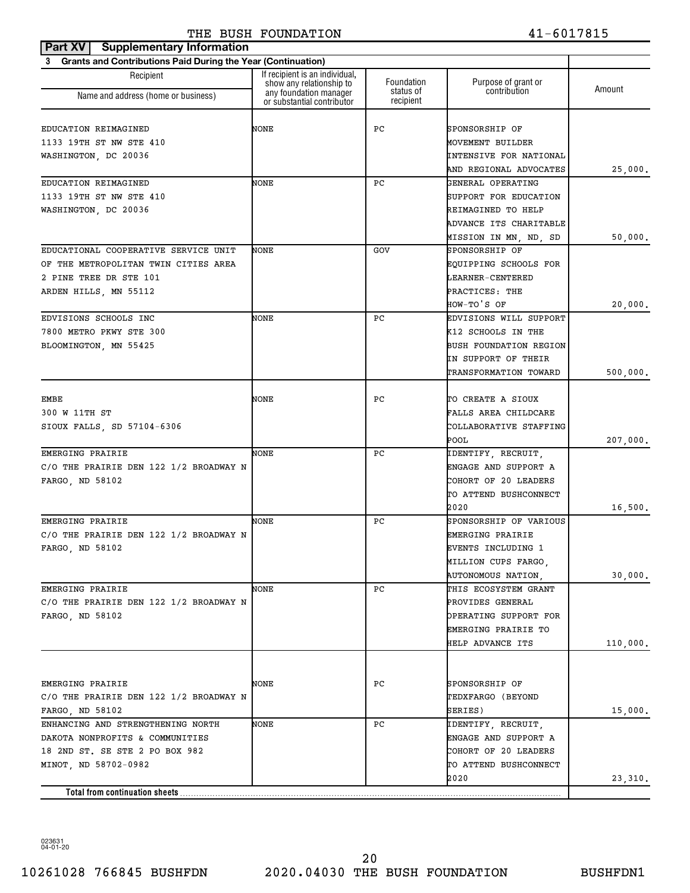## Part XV Supplementary Information

**3 Grants and Contributions Paid During the Year (Continuation)**

| Recipient Name and address (home or business) | If recipient is an individual, show any relationship to any foundation manager or substantial contributor | Foundation status of recipient | Purpose of grant or contribution | Amount |
|---|---|---|---|---|
| EDUCATION REIMAGINED 1133 19TH ST NW STE 410 WASHINGTON, DC 20036 | NONE | PC | SPONSORSHIP OF MOVEMENT BUILDER INTENSIVE FOR NATIONAL AND REGIONAL ADVOCATES | 25,000. |
| EDUCATION REIMAGINED 1133 19TH ST NW STE 410 WASHINGTON, DC 20036 | NONE | PC | GENERAL OPERATING SUPPORT FOR EDUCATION REIMAGINED TO HELP ADVANCE ITS CHARITABLE MISSION IN MN, ND, SD | 50,000. |
| EDUCATIONAL COOPERATIVE SERVICE UNIT OF THE METROPOLITAN TWIN CITIES AREA 2 PINE TREE DR STE 101 ARDEN HILLS, MN 55112 | NONE | GOV | SPONSORSHIP OF EQUIPPING SCHOOLS FOR LEARNER-CENTERED PRACTICES: THE HOW-TO'S OF | 20,000. |
| EDVISIONS SCHOOLS INC 7800 METRO PKWY STE 300 BLOOMINGTON, MN 55425 | NONE | PC | EDVISIONS WILL SUPPORT K12 SCHOOLS IN THE BUSH FOUNDATION REGION IN SUPPORT OF THEIR TRANSFORMATION TOWARD | 500,000. |
| EMBE 300 W 11TH ST SIOUX FALLS, SD 57104-6306 | NONE | PC | TO CREATE A SIOUX FALLS AREA CHILDCARE COLLABORATIVE STAFFING POOL | 207,000. |
| EMERGING PRAIRIE C/O THE PRAIRIE DEN 122 1/2 BROADWAY N FARGO, ND 58102 | NONE | PC | IDENTIFY, RECRUIT, ENGAGE AND SUPPORT A COHORT OF 20 LEADERS TO ATTEND BUSHCONNECT 2020 | 16,500. |
| EMERGING PRAIRIE C/O THE PRAIRIE DEN 122 1/2 BROADWAY N FARGO, ND 58102 | NONE | PC | SPONSORSHIP OF VARIOUS EMERGING PRAIRIE EVENTS INCLUDING 1 MILLION CUPS FARGO, AUTONOMOUS NATION, | 30,000. |
| EMERGING PRAIRIE C/O THE PRAIRIE DEN 122 1/2 BROADWAY N FARGO, ND 58102 | NONE | PC | THIS ECOSYSTEM GRANT PROVIDES GENERAL OPERATING SUPPORT FOR EMERGING PRAIRIE TO HELP ADVANCE ITS | 110,000. |
| EMERGING PRAIRIE C/O THE PRAIRIE DEN 122 1/2 BROADWAY N FARGO, ND 58102 | NONE | PC | SPONSORSHIP OF TEDXFARGO (BEYOND SERIES) | 15,000. |
| ENHANCING AND STRENGTHENING NORTH DAKOTA NONPROFITS & COMMUNITIES 18 2ND ST. SE STE 2 PO BOX 982 MINOT, ND 58702-0982 | NONE | PC | IDENTIFY, RECRUIT, ENGAGE AND SUPPORT A COHORT OF 20 LEADERS TO ATTEND BUSHCONNECT 2020 | 23,310. |
| **Total from continuation sheets** | | | | |

023631 04-01-20

10261028 766845 BUSHFDN 2020.04030 THE BUSH FOUNDATION BUSHFDN1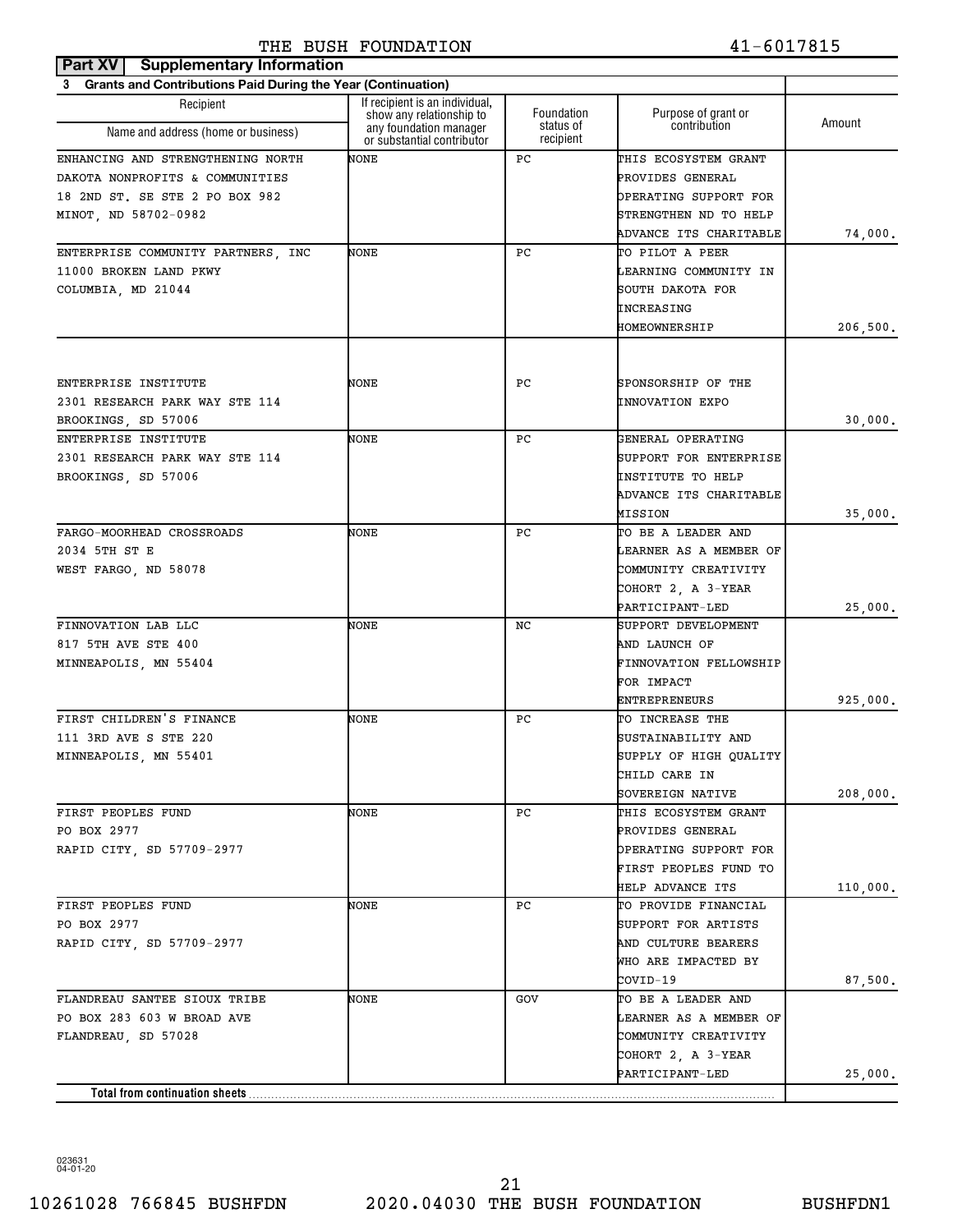THE BUSH FOUNDATION 41-6017815

**Part XV Supplementary Information**

**3 Grants and Contributions Paid During the Year (Continuation)**

| Recipient Name and address (home or business) | If recipient is an individual, show any relationship to any foundation manager or substantial contributor | Foundation status of recipient | Purpose of grant or contribution | Amount |
|---|---|---|---|---|
| ENHANCING AND STRENGTHENING NORTH DAKOTA NONPROFITS & COMMUNITIES 18 2ND ST. SE STE 2 PO BOX 982 MINOT, ND 58702-0982 | NONE | PC | THIS ECOSYSTEM GRANT PROVIDES GENERAL OPERATING SUPPORT FOR STRENGTHEN ND TO HELP ADVANCE ITS CHARITABLE | 74,000. |
| ENTERPRISE COMMUNITY PARTNERS, INC 11000 BROKEN LAND PKWY COLUMBIA, MD 21044 | NONE | PC | TO PILOT A PEER LEARNING COMMUNITY IN SOUTH DAKOTA FOR INCREASING HOMEOWNERSHIP | 206,500. |
| ENTERPRISE INSTITUTE 2301 RESEARCH PARK WAY STE 114 BROOKINGS, SD 57006 | NONE | PC | SPONSORSHIP OF THE INNOVATION EXPO | 30,000. |
| ENTERPRISE INSTITUTE 2301 RESEARCH PARK WAY STE 114 BROOKINGS, SD 57006 | NONE | PC | GENERAL OPERATING SUPPORT FOR ENTERPRISE INSTITUTE TO HELP ADVANCE ITS CHARITABLE MISSION | 35,000. |
| FARGO-MOORHEAD CROSSROADS 2034 5TH ST E WEST FARGO, ND 58078 | NONE | PC | TO BE A LEADER AND LEARNER AS A MEMBER OF COMMUNITY CREATIVITY COHORT 2, A 3-YEAR PARTICIPANT-LED | 25,000. |
| FINNOVATION LAB LLC 817 5TH AVE STE 400 MINNEAPOLIS, MN 55404 | NONE | NC | SUPPORT DEVELOPMENT AND LAUNCH OF FINNOVATION FELLOWSHIP FOR IMPACT ENTREPRENEURS | 925,000. |
| FIRST CHILDREN'S FINANCE 111 3RD AVE S STE 220 MINNEAPOLIS, MN 55401 | NONE | PC | TO INCREASE THE SUSTAINABILITY AND SUPPLY OF HIGH QUALITY CHILD CARE IN SOVEREIGN NATIVE | 208,000. |
| FIRST PEOPLES FUND PO BOX 2977 RAPID CITY, SD 57709-2977 | NONE | PC | THIS ECOSYSTEM GRANT PROVIDES GENERAL OPERATING SUPPORT FOR FIRST PEOPLES FUND TO HELP ADVANCE ITS | 110,000. |
| FIRST PEOPLES FUND PO BOX 2977 RAPID CITY, SD 57709-2977 | NONE | PC | TO PROVIDE FINANCIAL SUPPORT FOR ARTISTS AND CULTURE BEARERS WHO ARE IMPACTED BY COVID-19 | 87,500. |
| FLANDREAU SANTEE SIOUX TRIBE PO BOX 283 603 W BROAD AVE FLANDREAU, SD 57028 | NONE | GOV | TO BE A LEADER AND LEARNER AS A MEMBER OF COMMUNITY CREATIVITY COHORT 2, A 3-YEAR PARTICIPANT-LED | 25,000. |
| **Total from continuation sheets** | | | | |

023631 04-01-20

10261028 766845 BUSHFDN 2020.04030 THE BUSH FOUNDATION BUSHFDN1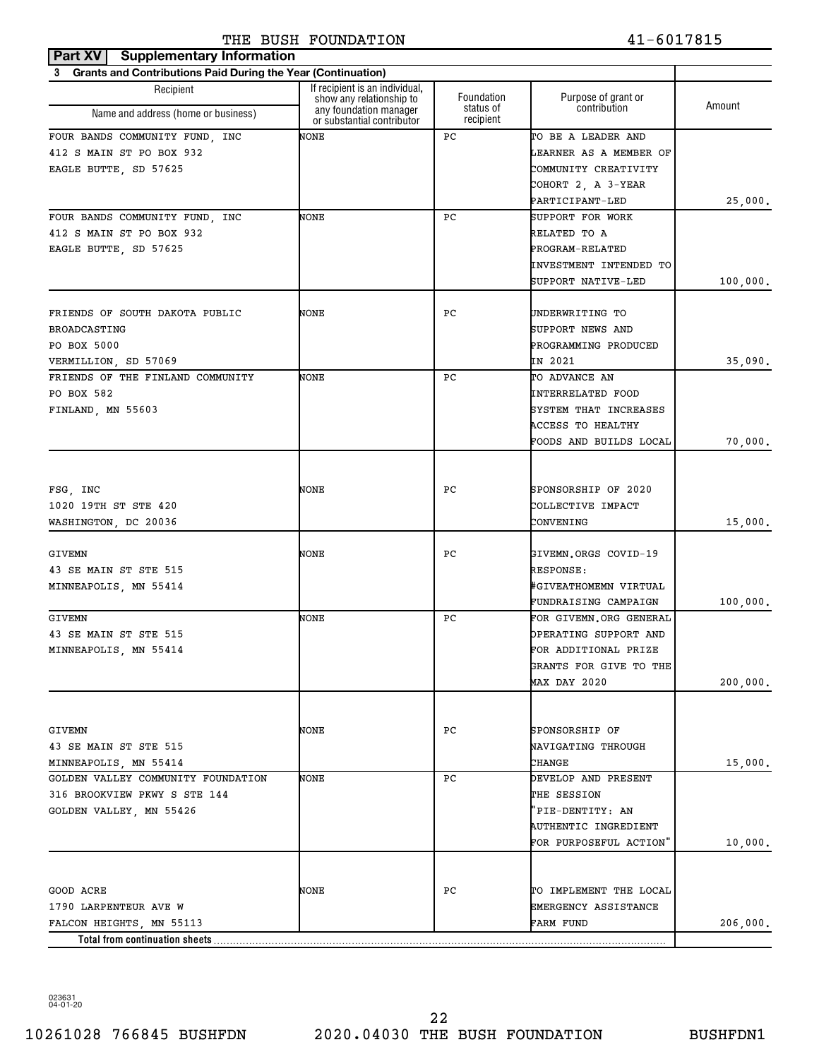THE BUSH FOUNDATION 41-6017815

**Part XV Supplementary Information**

**3 Grants and Contributions Paid During the Year (Continuation)**

| Recipient Name and address (home or business) | If recipient is an individual, show any relationship to any foundation manager or substantial contributor | Foundation status of recipient | Purpose of grant or contribution | Amount |
|---|---|---|---|---|
| FOUR BANDS COMMUNITY FUND, INC 412 S MAIN ST PO BOX 932 EAGLE BUTTE, SD 57625 | NONE | PC | TO BE A LEADER AND LEARNER AS A MEMBER OF COMMUNITY CREATIVITY COHORT 2, A 3-YEAR PARTICIPANT-LED | 25,000. |
| FOUR BANDS COMMUNITY FUND, INC 412 S MAIN ST PO BOX 932 EAGLE BUTTE, SD 57625 | NONE | PC | SUPPORT FOR WORK RELATED TO A PROGRAM-RELATED INVESTMENT INTENDED TO SUPPORT NATIVE-LED | 100,000. |
| FRIENDS OF SOUTH DAKOTA PUBLIC BROADCASTING PO BOX 5000 VERMILLION, SD 57069 | NONE | PC | UNDERWRITING TO SUPPORT NEWS AND PROGRAMMING PRODUCED IN 2021 | 35,090. |
| FRIENDS OF THE FINLAND COMMUNITY PO BOX 582 FINLAND, MN 55603 | NONE | PC | TO ADVANCE AN INTERRELATED FOOD SYSTEM THAT INCREASES ACCESS TO HEALTHY FOODS AND BUILDS LOCAL | 70,000. |
| FSG, INC 1020 19TH ST STE 420 WASHINGTON, DC 20036 | NONE | PC | SPONSORSHIP OF 2020 COLLECTIVE IMPACT CONVENING | 15,000. |
| GIVEMN 43 SE MAIN ST STE 515 MINNEAPOLIS, MN 55414 | NONE | PC | GIVEMN.ORGS COVID-19 RESPONSE: #GIVEATHOMEMN VIRTUAL FUNDRAISING CAMPAIGN | 100,000. |
| GIVEMN 43 SE MAIN ST STE 515 MINNEAPOLIS, MN 55414 | NONE | PC | FOR GIVEMN.ORG GENERAL OPERATING SUPPORT AND FOR ADDITIONAL PRIZE GRANTS FOR GIVE TO THE MAX DAY 2020 | 200,000. |
| GIVEMN 43 SE MAIN ST STE 515 MINNEAPOLIS, MN 55414 | NONE | PC | SPONSORSHIP OF NAVIGATING THROUGH CHANGE | 15,000. |
| GOLDEN VALLEY COMMUNITY FOUNDATION 316 BROOKVIEW PKWY S STE 144 GOLDEN VALLEY, MN 55426 | NONE | PC | DEVELOP AND PRESENT THE SESSION "PIE-DENTITY: AN AUTHENTIC INGREDIENT FOR PURPOSEFUL ACTION" | 10,000. |
| GOOD ACRE 1790 LARPENTEUR AVE W FALCON HEIGHTS, MN 55113 | NONE | PC | TO IMPLEMENT THE LOCAL EMERGENCY ASSISTANCE FARM FUND | 206,000. |
| **Total from continuation sheets** | | | | |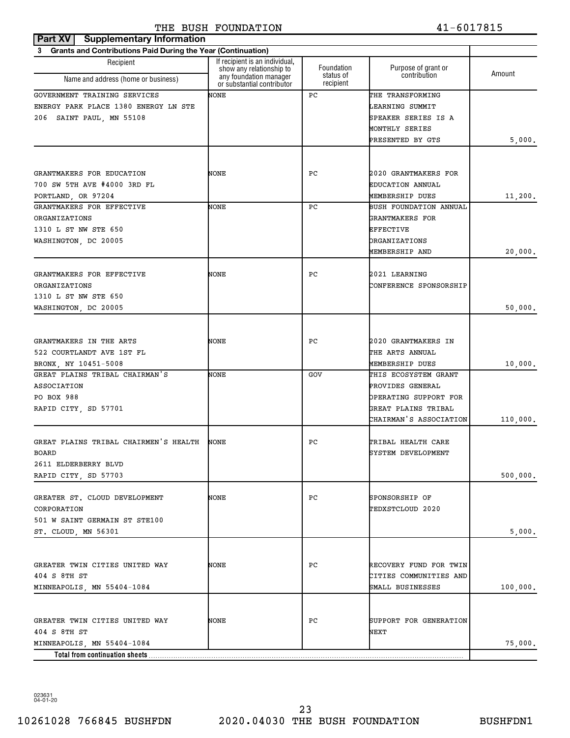THE BUSH FOUNDATION 41-6017815

**Part XV | Supplementary Information**

**3 Grants and Contributions Paid During the Year (Continuation)**

| Recipient Name and address (home or business) | If recipient is an individual, show any relationship to any foundation manager or substantial contributor | Foundation status of recipient | Purpose of grant or contribution | Amount |
|---|---|---|---|---|
| GOVERNMENT TRAINING SERVICES ENERGY PARK PLACE 1380 ENERGY LN STE 206 SAINT PAUL, MN 55108 | NONE | PC | THE TRANSFORMING LEARNING SUMMIT SPEAKER SERIES IS A MONTHLY SERIES PRESENTED BY GTS | 5,000. |
| GRANTMAKERS FOR EDUCATION 700 SW 5TH AVE #4000 3RD FL PORTLAND, OR 97204 | NONE | PC | 2020 GRANTMAKERS FOR EDUCATION ANNUAL MEMBERSHIP DUES | 11,200. |
| GRANTMAKERS FOR EFFECTIVE ORGANIZATIONS 1310 L ST NW STE 650 WASHINGTON, DC 20005 | NONE | PC | BUSH FOUNDATION ANNUAL GRANTMAKERS FOR EFFECTIVE ORGANIZATIONS MEMBERSHIP AND | 20,000. |
| GRANTMAKERS FOR EFFECTIVE ORGANIZATIONS 1310 L ST NW STE 650 WASHINGTON, DC 20005 | NONE | PC | 2021 LEARNING CONFERENCE SPONSORSHIP | 50,000. |
| GRANTMAKERS IN THE ARTS 522 COURTLANDT AVE 1ST FL BRONX, NY 10451-5008 | NONE | PC | 2020 GRANTMAKERS IN THE ARTS ANNUAL MEMBERSHIP DUES | 10,000. |
| GREAT PLAINS TRIBAL CHAIRMAN'S ASSOCIATION PO BOX 988 RAPID CITY, SD 57701 | NONE | GOV | THIS ECOSYSTEM GRANT PROVIDES GENERAL OPERATING SUPPORT FOR GREAT PLAINS TRIBAL CHAIRMAN'S ASSOCIATION | 110,000. |
| GREAT PLAINS TRIBAL CHAIRMEN'S HEALTH BOARD 2611 ELDERBERRY BLVD RAPID CITY, SD 57703 | NONE | PC | TRIBAL HEALTH CARE SYSTEM DEVELOPMENT | 500,000. |
| GREATER ST. CLOUD DEVELOPMENT CORPORATION 501 W SAINT GERMAIN ST STE100 ST. CLOUD, MN 56301 | NONE | PC | SPONSORSHIP OF TEDXSTCLOUD 2020 | 5,000. |
| GREATER TWIN CITIES UNITED WAY 404 S 8TH ST MINNEAPOLIS, MN 55404-1084 | NONE | PC | RECOVERY FUND FOR TWIN CITIES COMMUNITIES AND SMALL BUSINESSES | 100,000. |
| GREATER TWIN CITIES UNITED WAY 404 S 8TH ST MINNEAPOLIS, MN 55404-1084 | NONE | PC | SUPPORT FOR GENERATION NEXT | 75,000. |
| **Total from continuation sheets** | | | | |

023631 04-01-20

10261028 766845 BUSHFDN 2020.04030 THE BUSH FOUNDATION BUSHFDN1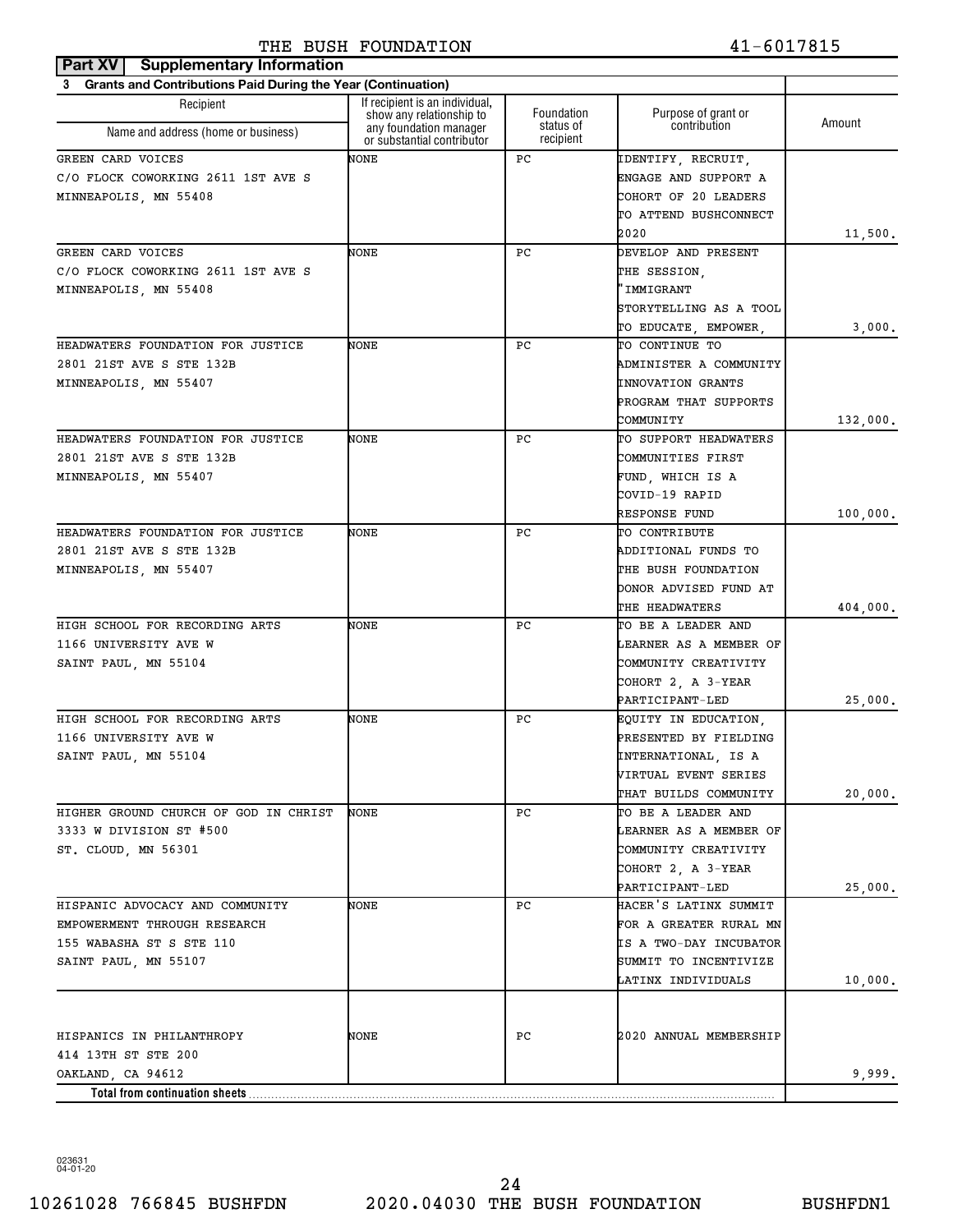THE BUSH FOUNDATION 41-6017815

**Part XV Supplementary Information**

**3 Grants and Contributions Paid During the Year (Continuation)**

| Recipient Name and address (home or business) | If recipient is an individual, show any relationship to any foundation manager or substantial contributor | Foundation status of recipient | Purpose of grant or contribution | Amount |
|---|---|---|---|---|
| GREEN CARD VOICES<br>C/O FLOCK COWORKING 2611 1ST AVE S<br>MINNEAPOLIS, MN 55408 | NONE | PC | IDENTIFY, RECRUIT, ENGAGE AND SUPPORT A COHORT OF 20 LEADERS TO ATTEND BUSHCONNECT 2020 | 11,500. |
| GREEN CARD VOICES<br>C/O FLOCK COWORKING 2611 1ST AVE S<br>MINNEAPOLIS, MN 55408 | NONE | PC | DEVELOP AND PRESENT THE SESSION, "IMMIGRANT STORYTELLING AS A TOOL TO EDUCATE, EMPOWER, | 3,000. |
| HEADWATERS FOUNDATION FOR JUSTICE<br>2801 21ST AVE S STE 132B<br>MINNEAPOLIS, MN 55407 | NONE | PC | TO CONTINUE TO ADMINISTER A COMMUNITY INNOVATION GRANTS PROGRAM THAT SUPPORTS COMMUNITY | 132,000. |
| HEADWATERS FOUNDATION FOR JUSTICE<br>2801 21ST AVE S STE 132B<br>MINNEAPOLIS, MN 55407 | NONE | PC | TO SUPPORT HEADWATERS COMMUNITIES FIRST FUND, WHICH IS A COVID-19 RAPID RESPONSE FUND | 100,000. |
| HEADWATERS FOUNDATION FOR JUSTICE<br>2801 21ST AVE S STE 132B<br>MINNEAPOLIS, MN 55407 | NONE | PC | TO CONTRIBUTE ADDITIONAL FUNDS TO THE BUSH FOUNDATION DONOR ADVISED FUND AT THE HEADWATERS | 404,000. |
| HIGH SCHOOL FOR RECORDING ARTS<br>1166 UNIVERSITY AVE W<br>SAINT PAUL, MN 55104 | NONE | PC | TO BE A LEADER AND LEARNER AS A MEMBER OF COMMUNITY CREATIVITY COHORT 2, A 3-YEAR PARTICIPANT-LED | 25,000. |
| HIGH SCHOOL FOR RECORDING ARTS<br>1166 UNIVERSITY AVE W<br>SAINT PAUL, MN 55104 | NONE | PC | EQUITY IN EDUCATION, PRESENTED BY FIELDING INTERNATIONAL, IS A VIRTUAL EVENT SERIES THAT BUILDS COMMUNITY | 20,000. |
| HIGHER GROUND CHURCH OF GOD IN CHRIST<br>3333 W DIVISION ST #500<br>ST. CLOUD, MN 56301 | NONE | PC | TO BE A LEADER AND LEARNER AS A MEMBER OF COMMUNITY CREATIVITY COHORT 2, A 3-YEAR PARTICIPANT-LED | 25,000. |
| HISPANIC ADVOCACY AND COMMUNITY EMPOWERMENT THROUGH RESEARCH<br>155 WABASHA ST S STE 110<br>SAINT PAUL, MN 55107 | NONE | PC | HACER'S LATINX SUMMIT FOR A GREATER RURAL MN IS A TWO-DAY INCUBATOR SUMMIT TO INCENTIVIZE LATINX INDIVIDUALS | 10,000. |
| HISPANICS IN PHILANTHROPY<br>414 13TH ST STE 200<br>OAKLAND, CA 94612 | NONE | PC | 2020 ANNUAL MEMBERSHIP | 9,999. |
| **Total from continuation sheets** | | | | |

023631 04-01-20

10261028 766845 BUSHFDN 2020.04030 THE BUSH FOUNDATION BUSHFDN1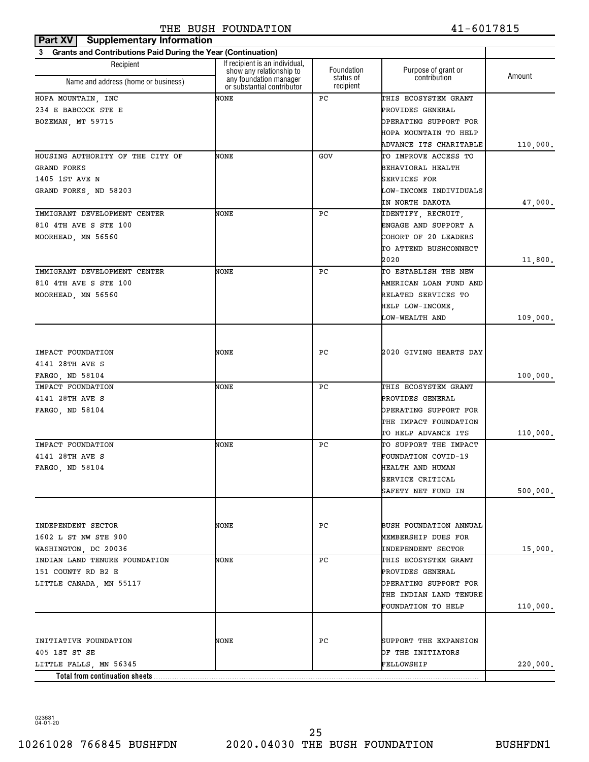THE BUSH FOUNDATION 41-6017815

**Part XV Supplementary Information**

**3 Grants and Contributions Paid During the Year (Continuation)**

| Recipient Name and address (home or business) | If recipient is an individual, show any relationship to any foundation manager or substantial contributor | Foundation status of recipient | Purpose of grant or contribution | Amount |
|---|---|---|---|---|
| HOPA MOUNTAIN, INC<br>234 E BABCOCK STE E<br>BOZEMAN, MT 59715 | NONE | PC | THIS ECOSYSTEM GRANT PROVIDES GENERAL OPERATING SUPPORT FOR HOPA MOUNTAIN TO HELP ADVANCE ITS CHARITABLE | 110,000. |
| HOUSING AUTHORITY OF THE CITY OF GRAND FORKS<br>1405 1ST AVE N<br>GRAND FORKS, ND 58203 | NONE | GOV | TO IMPROVE ACCESS TO BEHAVIORAL HEALTH SERVICES FOR LOW-INCOME INDIVIDUALS IN NORTH DAKOTA | 47,000. |
| IMMIGRANT DEVELOPMENT CENTER<br>810 4TH AVE S STE 100<br>MOORHEAD, MN 56560 | NONE | PC | IDENTIFY, RECRUIT, ENGAGE AND SUPPORT A COHORT OF 20 LEADERS TO ATTEND BUSHCONNECT 2020 | 11,800. |
| IMMIGRANT DEVELOPMENT CENTER<br>810 4TH AVE S STE 100<br>MOORHEAD, MN 56560 | NONE | PC | TO ESTABLISH THE NEW AMERICAN LOAN FUND AND RELATED SERVICES TO HELP LOW-INCOME, LOW-WEALTH AND | 109,000. |
| IMPACT FOUNDATION<br>4141 28TH AVE S<br>FARGO, ND 58104 | NONE | PC | 2020 GIVING HEARTS DAY | 100,000. |
| IMPACT FOUNDATION<br>4141 28TH AVE S<br>FARGO, ND 58104 | NONE | PC | THIS ECOSYSTEM GRANT PROVIDES GENERAL OPERATING SUPPORT FOR THE IMPACT FOUNDATION TO HELP ADVANCE ITS | 110,000. |
| IMPACT FOUNDATION<br>4141 28TH AVE S<br>FARGO, ND 58104 | NONE | PC | TO SUPPORT THE IMPACT FOUNDATION COVID-19 HEALTH AND HUMAN SERVICE CRITICAL SAFETY NET FUND IN | 500,000. |
| INDEPENDENT SECTOR<br>1602 L ST NW STE 900<br>WASHINGTON, DC 20036 | NONE | PC | BUSH FOUNDATION ANNUAL MEMBERSHIP DUES FOR INDEPENDENT SECTOR | 15,000. |
| INDIAN LAND TENURE FOUNDATION<br>151 COUNTY RD B2 E<br>LITTLE CANADA, MN 55117 | NONE | PC | THIS ECOSYSTEM GRANT PROVIDES GENERAL OPERATING SUPPORT FOR THE INDIAN LAND TENURE FOUNDATION TO HELP | 110,000. |
| INITIATIVE FOUNDATION<br>405 1ST ST SE<br>LITTLE FALLS, MN 56345 | NONE | PC | SUPPORT THE EXPANSION OF THE INITIATORS FELLOWSHIP | 220,000. |
| **Total from continuation sheets** | | | | |

023631 04-01-20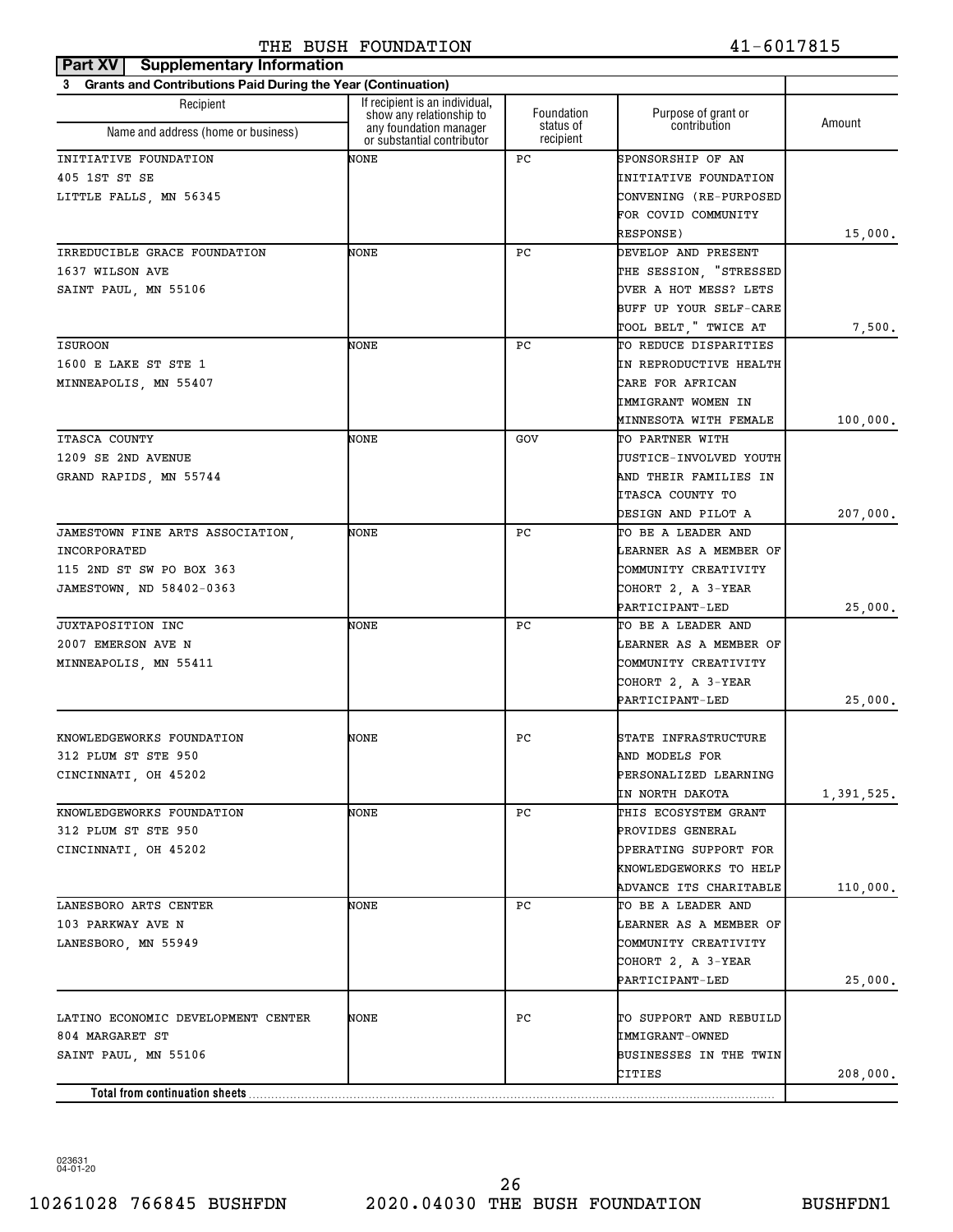**Part XV Supplementary Information**

**3 Grants and Contributions Paid During the Year (Continuation)**

| Recipient Name and address (home or business) | If recipient is an individual, show any relationship to any foundation manager or substantial contributor | Foundation status of recipient | Purpose of grant or contribution | Amount |
|---|---|---|---|---|
| INITIATIVE FOUNDATION 405 1ST ST SE LITTLE FALLS, MN 56345 | NONE | PC | SPONSORSHIP OF AN INITIATIVE FOUNDATION CONVENING (RE-PURPOSED FOR COVID COMMUNITY RESPONSE) | 15,000. |
| IRREDUCIBLE GRACE FOUNDATION 1637 WILSON AVE SAINT PAUL, MN 55106 | NONE | PC | DEVELOP AND PRESENT THE SESSION, "STRESSED OVER A HOT MESS? LETS BUFF UP YOUR SELF-CARE TOOL BELT," TWICE AT | 7,500. |
| ISUROON 1600 E LAKE ST STE 1 MINNEAPOLIS, MN 55407 | NONE | PC | TO REDUCE DISPARITIES IN REPRODUCTIVE HEALTH CARE FOR AFRICAN IMMIGRANT WOMEN IN MINNESOTA WITH FEMALE | 100,000. |
| ITASCA COUNTY 1209 SE 2ND AVENUE GRAND RAPIDS, MN 55744 | NONE | GOV | TO PARTNER WITH JUSTICE-INVOLVED YOUTH AND THEIR FAMILIES IN ITASCA COUNTY TO DESIGN AND PILOT A | 207,000. |
| JAMESTOWN FINE ARTS ASSOCIATION, INCORPORATED 115 2ND ST SW PO BOX 363 JAMESTOWN, ND 58402-0363 | NONE | PC | TO BE A LEADER AND LEARNER AS A MEMBER OF COMMUNITY CREATIVITY COHORT 2, A 3-YEAR PARTICIPANT-LED | 25,000. |
| JUXTAPOSITION INC 2007 EMERSON AVE N MINNEAPOLIS, MN 55411 | NONE | PC | TO BE A LEADER AND LEARNER AS A MEMBER OF COMMUNITY CREATIVITY COHORT 2, A 3-YEAR PARTICIPANT-LED | 25,000. |
| KNOWLEDGEWORKS FOUNDATION 312 PLUM ST STE 950 CINCINNATI, OH 45202 | NONE | PC | STATE INFRASTRUCTURE AND MODELS FOR PERSONALIZED LEARNING IN NORTH DAKOTA | 1,391,525. |
| KNOWLEDGEWORKS FOUNDATION 312 PLUM ST STE 950 CINCINNATI, OH 45202 | NONE | PC | THIS ECOSYSTEM GRANT PROVIDES GENERAL OPERATING SUPPORT FOR KNOWLEDGEWORKS TO HELP ADVANCE ITS CHARITABLE | 110,000. |
| LANESBORO ARTS CENTER 103 PARKWAY AVE N LANESBORO, MN 55949 | NONE | PC | TO BE A LEADER AND LEARNER AS A MEMBER OF COMMUNITY CREATIVITY COHORT 2, A 3-YEAR PARTICIPANT-LED | 25,000. |
| LATINO ECONOMIC DEVELOPMENT CENTER 804 MARGARET ST SAINT PAUL, MN 55106 | NONE | PC | TO SUPPORT AND REBUILD IMMIGRANT-OWNED BUSINESSES IN THE TWIN CITIES | 208,000. |
| **Total from continuation sheets** | | | | |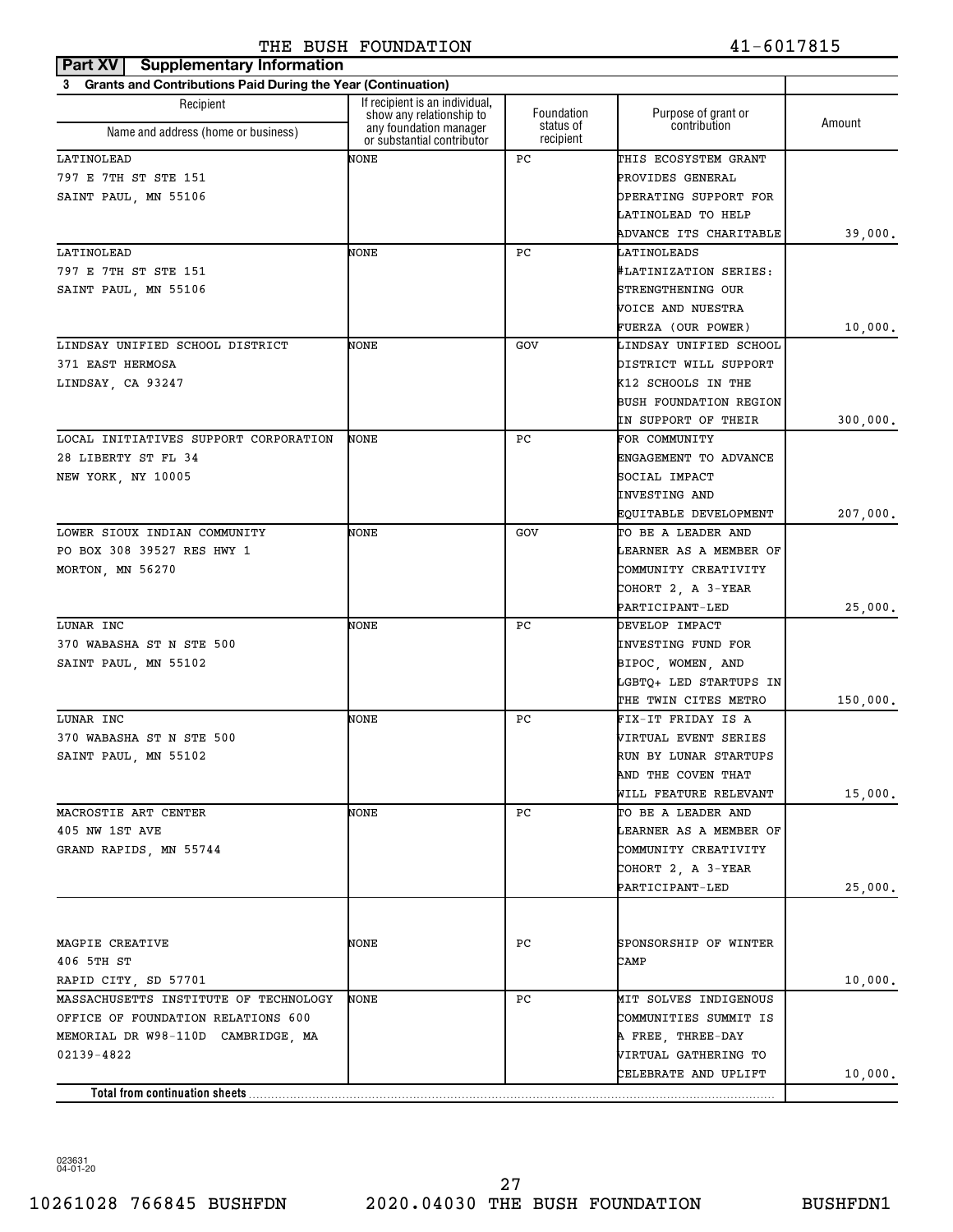**Part XV Supplementary Information**

**3 Grants and Contributions Paid During the Year (Continuation)**

| Recipient Name and address (home or business) | If recipient is an individual, show any relationship to any foundation manager or substantial contributor | Foundation status of recipient | Purpose of grant or contribution | Amount |
|---|---|---|---|---|
| LATINOLEAD<br>797 E 7TH ST STE 151<br>SAINT PAUL, MN 55106 | NONE | PC | THIS ECOSYSTEM GRANT PROVIDES GENERAL OPERATING SUPPORT FOR LATINOLEAD TO HELP ADVANCE ITS CHARITABLE | 39,000. |
| LATINOLEAD<br>797 E 7TH ST STE 151<br>SAINT PAUL, MN 55106 | NONE | PC | LATINOLEADS #LATINIZATION SERIES: STRENGTHENING OUR VOICE AND NUESTRA FUERZA (OUR POWER) | 10,000. |
| LINDSAY UNIFIED SCHOOL DISTRICT<br>371 EAST HERMOSA<br>LINDSAY, CA 93247 | NONE | GOV | LINDSAY UNIFIED SCHOOL DISTRICT WILL SUPPORT K12 SCHOOLS IN THE BUSH FOUNDATION REGION IN SUPPORT OF THEIR | 300,000. |
| LOCAL INITIATIVES SUPPORT CORPORATION<br>28 LIBERTY ST FL 34<br>NEW YORK, NY 10005 | NONE | PC | FOR COMMUNITY ENGAGEMENT TO ADVANCE SOCIAL IMPACT INVESTING AND EQUITABLE DEVELOPMENT | 207,000. |
| LOWER SIOUX INDIAN COMMUNITY<br>PO BOX 308 39527 RES HWY 1<br>MORTON, MN 56270 | NONE | GOV | TO BE A LEADER AND LEARNER AS A MEMBER OF COMMUNITY CREATIVITY COHORT 2, A 3-YEAR PARTICIPANT-LED | 25,000. |
| LUNAR INC<br>370 WABASHA ST N STE 500<br>SAINT PAUL, MN 55102 | NONE | PC | DEVELOP IMPACT INVESTING FUND FOR BIPOC, WOMEN, AND LGBTQ+ LED STARTUPS IN THE TWIN CITES METRO | 150,000. |
| LUNAR INC<br>370 WABASHA ST N STE 500<br>SAINT PAUL, MN 55102 | NONE | PC | FIX-IT FRIDAY IS A VIRTUAL EVENT SERIES RUN BY LUNAR STARTUPS AND THE COVEN THAT WILL FEATURE RELEVANT | 15,000. |
| MACROSTIE ART CENTER<br>405 NW 1ST AVE<br>GRAND RAPIDS, MN 55744 | NONE | PC | TO BE A LEADER AND LEARNER AS A MEMBER OF COMMUNITY CREATIVITY COHORT 2, A 3-YEAR PARTICIPANT-LED | 25,000. |
| MAGPIE CREATIVE<br>406 5TH ST<br>RAPID CITY, SD 57701 | NONE | PC | SPONSORSHIP OF WINTER CAMP | 10,000. |
| MASSACHUSETTS INSTITUTE OF TECHNOLOGY<br>OFFICE OF FOUNDATION RELATIONS 600<br>MEMORIAL DR W98-110D CAMBRIDGE, MA<br>02139-4822 | NONE | PC | MIT SOLVES INDIGENOUS COMMUNITIES SUMMIT IS A FREE, THREE-DAY VIRTUAL GATHERING TO CELEBRATE AND UPLIFT | 10,000. |
| **Total from continuation sheets** | | | | |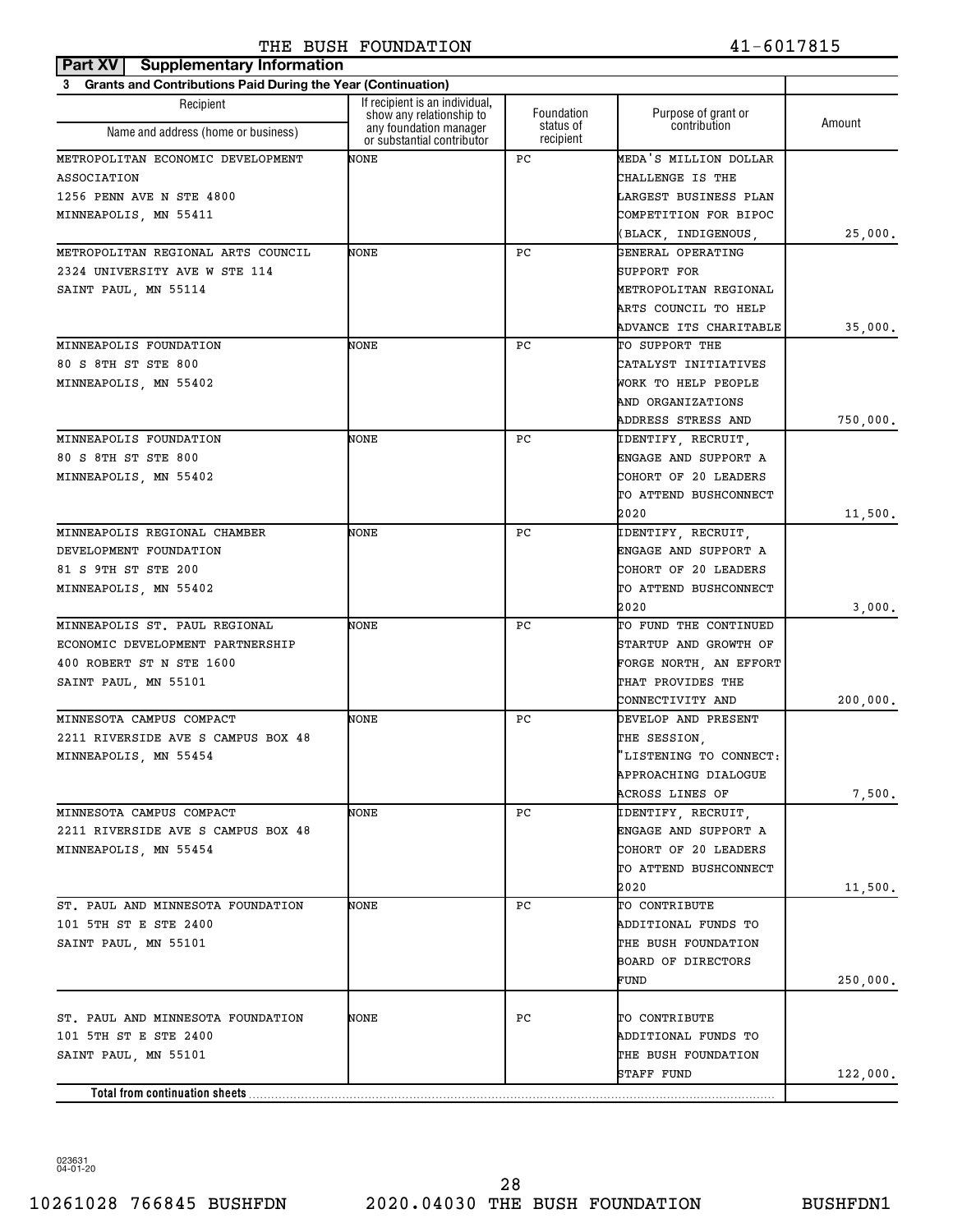THE BUSH FOUNDATION 41-6017815

**Part XV Supplementary Information**

**3 Grants and Contributions Paid During the Year (Continuation)**

| Recipient<br>Name and address (home or business) | If recipient is an individual, show any relationship to any foundation manager or substantial contributor | Foundation status of recipient | Purpose of grant or contribution | Amount |
|---|---|---|---|---|
| METROPOLITAN ECONOMIC DEVELOPMENT ASSOCIATION<br>1256 PENN AVE N STE 4800<br>MINNEAPOLIS, MN 55411 | NONE | PC | MEDA'S MILLION DOLLAR CHALLENGE IS THE LARGEST BUSINESS PLAN COMPETITION FOR BIPOC (BLACK, INDIGENOUS, | 25,000. |
| METROPOLITAN REGIONAL ARTS COUNCIL<br>2324 UNIVERSITY AVE W STE 114<br>SAINT PAUL, MN 55114 | NONE | PC | GENERAL OPERATING SUPPORT FOR METROPOLITAN REGIONAL ARTS COUNCIL TO HELP ADVANCE ITS CHARITABLE | 35,000. |
| MINNEAPOLIS FOUNDATION<br>80 S 8TH ST STE 800<br>MINNEAPOLIS, MN 55402 | NONE | PC | TO SUPPORT THE CATALYST INITIATIVES WORK TO HELP PEOPLE AND ORGANIZATIONS ADDRESS STRESS AND | 750,000. |
| MINNEAPOLIS FOUNDATION<br>80 S 8TH ST STE 800<br>MINNEAPOLIS, MN 55402 | NONE | PC | IDENTIFY, RECRUIT, ENGAGE AND SUPPORT A COHORT OF 20 LEADERS TO ATTEND BUSHCONNECT 2020 | 11,500. |
| MINNEAPOLIS REGIONAL CHAMBER DEVELOPMENT FOUNDATION<br>81 S 9TH ST STE 200<br>MINNEAPOLIS, MN 55402 | NONE | PC | IDENTIFY, RECRUIT, ENGAGE AND SUPPORT A COHORT OF 20 LEADERS TO ATTEND BUSHCONNECT 2020 | 3,000. |
| MINNEAPOLIS ST. PAUL REGIONAL ECONOMIC DEVELOPMENT PARTNERSHIP<br>400 ROBERT ST N STE 1600<br>SAINT PAUL, MN 55101 | NONE | PC | TO FUND THE CONTINUED STARTUP AND GROWTH OF FORGE NORTH, AN EFFORT THAT PROVIDES THE CONNECTIVITY AND | 200,000. |
| MINNESOTA CAMPUS COMPACT<br>2211 RIVERSIDE AVE S CAMPUS BOX 48<br>MINNEAPOLIS, MN 55454 | NONE | PC | DEVELOP AND PRESENT THE SESSION, "LISTENING TO CONNECT: APPROACHING DIALOGUE ACROSS LINES OF | 7,500. |
| MINNESOTA CAMPUS COMPACT<br>2211 RIVERSIDE AVE S CAMPUS BOX 48<br>MINNEAPOLIS, MN 55454 | NONE | PC | IDENTIFY, RECRUIT, ENGAGE AND SUPPORT A COHORT OF 20 LEADERS TO ATTEND BUSHCONNECT 2020 | 11,500. |
| ST. PAUL AND MINNESOTA FOUNDATION<br>101 5TH ST E STE 2400<br>SAINT PAUL, MN 55101 | NONE | PC | TO CONTRIBUTE ADDITIONAL FUNDS TO THE BUSH FOUNDATION BOARD OF DIRECTORS FUND | 250,000. |
| ST. PAUL AND MINNESOTA FOUNDATION<br>101 5TH ST E STE 2400<br>SAINT PAUL, MN 55101 | NONE | PC | TO CONTRIBUTE ADDITIONAL FUNDS TO THE BUSH FOUNDATION STAFF FUND | 122,000. |
| **Total from continuation sheets** | | | | |

023631 04-01-20

10261028 766845 BUSHFDN 2020.04030 THE BUSH FOUNDATION BUSHFDN1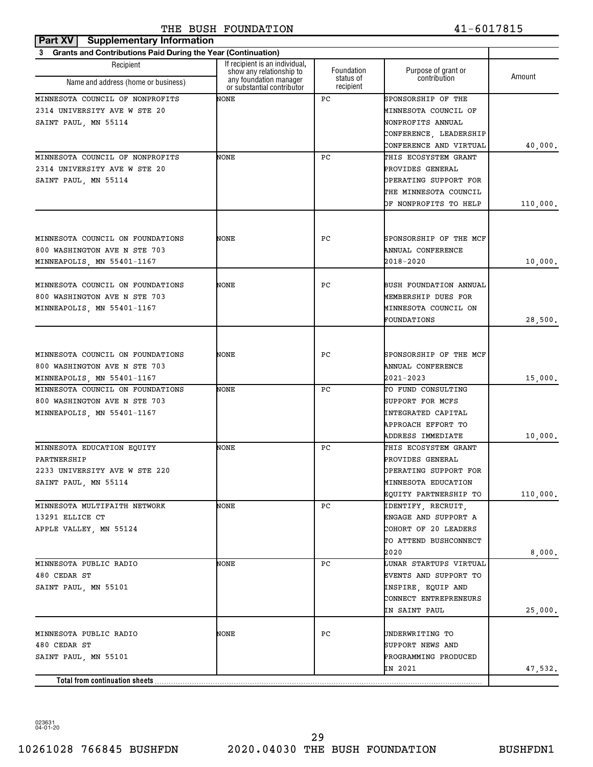THE BUSH FOUNDATION 41-6017815

**Part XV Supplementary Information**

**3 Grants and Contributions Paid During the Year (Continuation)**

| Recipient Name and address (home or business) | If recipient is an individual, show any relationship to any foundation manager or substantial contributor | Foundation status of recipient | Purpose of grant or contribution | Amount |
|---|---|---|---|---|
| MINNESOTA COUNCIL OF NONPROFITS 2314 UNIVERSITY AVE W STE 20 SAINT PAUL, MN 55114 | NONE | PC | SPONSORSHIP OF THE MINNESOTA COUNCIL OF NONPROFITS ANNUAL CONFERENCE, LEADERSHIP CONFERENCE AND VIRTUAL | 40,000. |
| MINNESOTA COUNCIL OF NONPROFITS 2314 UNIVERSITY AVE W STE 20 SAINT PAUL, MN 55114 | NONE | PC | THIS ECOSYSTEM GRANT PROVIDES GENERAL OPERATING SUPPORT FOR THE MINNESOTA COUNCIL OF NONPROFITS TO HELP | 110,000. |
| MINNESOTA COUNCIL ON FOUNDATIONS 800 WASHINGTON AVE N STE 703 MINNEAPOLIS, MN 55401-1167 | NONE | PC | SPONSORSHIP OF THE MCF ANNUAL CONFERENCE 2018-2020 | 10,000. |
| MINNESOTA COUNCIL ON FOUNDATIONS 800 WASHINGTON AVE N STE 703 MINNEAPOLIS, MN 55401-1167 | NONE | PC | BUSH FOUNDATION ANNUAL MEMBERSHIP DUES FOR MINNESOTA COUNCIL ON FOUNDATIONS | 28,500. |
| MINNESOTA COUNCIL ON FOUNDATIONS 800 WASHINGTON AVE N STE 703 MINNEAPOLIS, MN 55401-1167 | NONE | PC | SPONSORSHIP OF THE MCF ANNUAL CONFERENCE 2021-2023 | 15,000. |
| MINNESOTA COUNCIL ON FOUNDATIONS 800 WASHINGTON AVE N STE 703 MINNEAPOLIS, MN 55401-1167 | NONE | PC | TO FUND CONSULTING SUPPORT FOR MCFS INTEGRATED CAPITAL APPROACH EFFORT TO ADDRESS IMMEDIATE | 10,000. |
| MINNESOTA EDUCATION EQUITY PARTNERSHIP 2233 UNIVERSITY AVE W STE 220 SAINT PAUL, MN 55114 | NONE | PC | THIS ECOSYSTEM GRANT PROVIDES GENERAL OPERATING SUPPORT FOR MINNESOTA EDUCATION EQUITY PARTNERSHIP TO | 110,000. |
| MINNESOTA MULTIFAITH NETWORK 13291 ELLICE CT APPLE VALLEY, MN 55124 | NONE | PC | IDENTIFY, RECRUIT, ENGAGE AND SUPPORT A COHORT OF 20 LEADERS TO ATTEND BUSHCONNECT 2020 | 8,000. |
| MINNESOTA PUBLIC RADIO 480 CEDAR ST SAINT PAUL, MN 55101 | NONE | PC | LUNAR STARTUPS VIRTUAL EVENTS AND SUPPORT TO INSPIRE, EQUIP AND CONNECT ENTREPRENEURS IN SAINT PAUL | 25,000. |
| MINNESOTA PUBLIC RADIO 480 CEDAR ST SAINT PAUL, MN 55101 | NONE | PC | UNDERWRITING TO SUPPORT NEWS AND PROGRAMMING PRODUCED IN 2021 | 47,532. |
| **Total from continuation sheets** | | | | |

023631 04-01-20

10261028 766845 BUSHFDN 2020.04030 THE BUSH FOUNDATION BUSHFDN1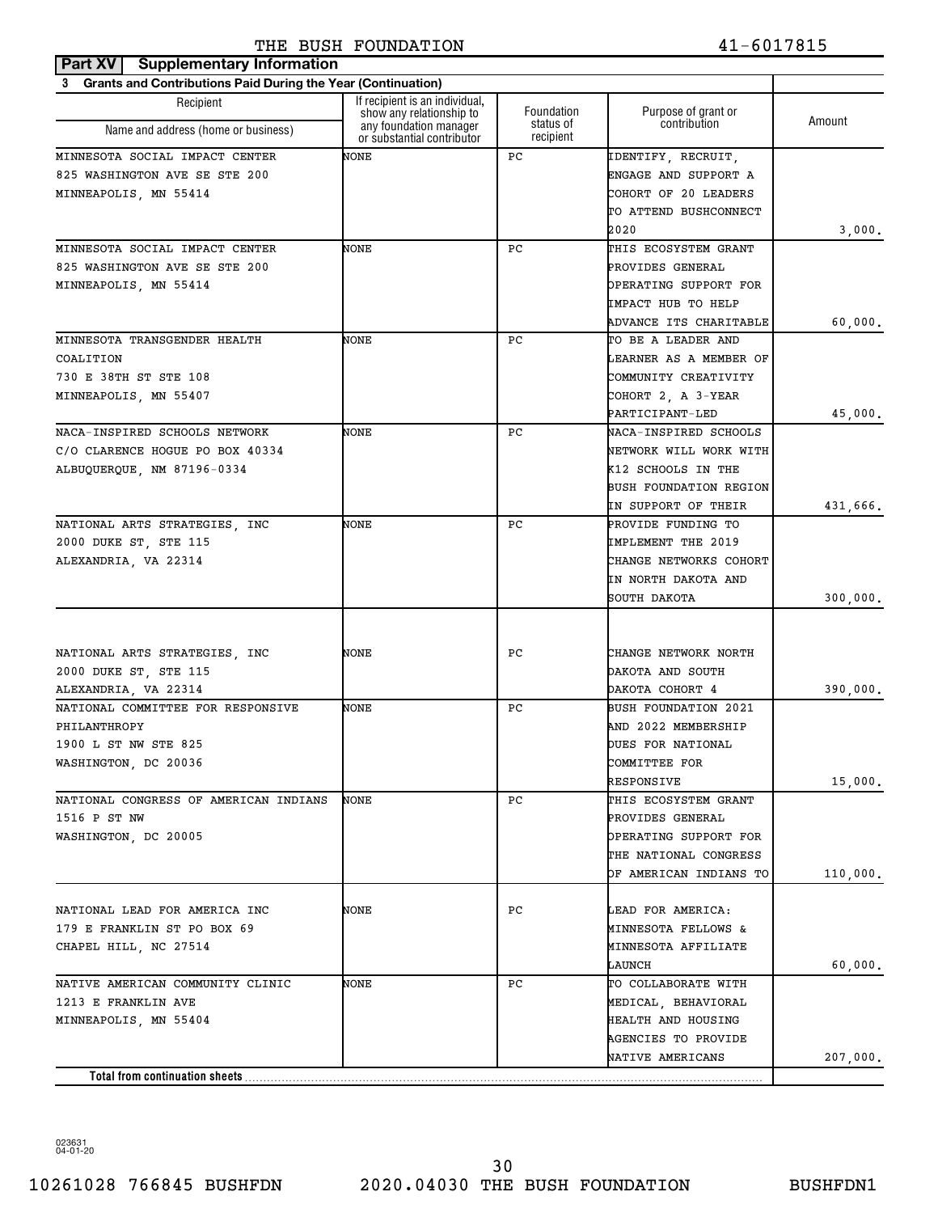THE BUSH FOUNDATION 41-6017815

**Part XV Supplementary Information**

**3 Grants and Contributions Paid During the Year (Continuation)**

| Recipient<br>Name and address (home or business) | If recipient is an individual, show any relationship to any foundation manager or substantial contributor | Foundation status of recipient | Purpose of grant or contribution | Amount |
|---|---|---|---|---|
| MINNESOTA SOCIAL IMPACT CENTER<br>825 WASHINGTON AVE SE STE 200<br>MINNEAPOLIS, MN 55414 | NONE | PC | IDENTIFY, RECRUIT, ENGAGE AND SUPPORT A COHORT OF 20 LEADERS TO ATTEND BUSHCONNECT 2020 | 3,000. |
| MINNESOTA SOCIAL IMPACT CENTER<br>825 WASHINGTON AVE SE STE 200<br>MINNEAPOLIS, MN 55414 | NONE | PC | THIS ECOSYSTEM GRANT PROVIDES GENERAL OPERATING SUPPORT FOR IMPACT HUB TO HELP ADVANCE ITS CHARITABLE | 60,000. |
| MINNESOTA TRANSGENDER HEALTH COALITION<br>730 E 38TH ST STE 108<br>MINNEAPOLIS, MN 55407 | NONE | PC | TO BE A LEADER AND LEARNER AS A MEMBER OF COMMUNITY CREATIVITY COHORT 2, A 3-YEAR PARTICIPANT-LED | 45,000. |
| NACA-INSPIRED SCHOOLS NETWORK<br>C/O CLARENCE HOGUE PO BOX 40334<br>ALBUQUERQUE, NM 87196-0334 | NONE | PC | NACA-INSPIRED SCHOOLS NETWORK WILL WORK WITH K12 SCHOOLS IN THE BUSH FOUNDATION REGION IN SUPPORT OF THEIR | 431,666. |
| NATIONAL ARTS STRATEGIES, INC<br>2000 DUKE ST, STE 115<br>ALEXANDRIA, VA 22314 | NONE | PC | PROVIDE FUNDING TO IMPLEMENT THE 2019 CHANGE NETWORKS COHORT IN NORTH DAKOTA AND SOUTH DAKOTA | 300,000. |
| NATIONAL ARTS STRATEGIES, INC<br>2000 DUKE ST, STE 115<br>ALEXANDRIA, VA 22314 | NONE | PC | CHANGE NETWORK NORTH DAKOTA AND SOUTH DAKOTA COHORT 4 | 390,000. |
| NATIONAL COMMITTEE FOR RESPONSIVE PHILANTHROPY<br>1900 L ST NW STE 825<br>WASHINGTON, DC 20036 | NONE | PC | BUSH FOUNDATION 2021 AND 2022 MEMBERSHIP DUES FOR NATIONAL COMMITTEE FOR RESPONSIVE | 15,000. |
| NATIONAL CONGRESS OF AMERICAN INDIANS<br>1516 P ST NW<br>WASHINGTON, DC 20005 | NONE | PC | THIS ECOSYSTEM GRANT PROVIDES GENERAL OPERATING SUPPORT FOR THE NATIONAL CONGRESS OF AMERICAN INDIANS TO | 110,000. |
| NATIONAL LEAD FOR AMERICA INC<br>179 E FRANKLIN ST PO BOX 69<br>CHAPEL HILL, NC 27514 | NONE | PC | LEAD FOR AMERICA: MINNESOTA FELLOWS & MINNESOTA AFFILIATE LAUNCH | 60,000. |
| NATIVE AMERICAN COMMUNITY CLINIC<br>1213 E FRANKLIN AVE<br>MINNEAPOLIS, MN 55404 | NONE | PC | TO COLLABORATE WITH MEDICAL, BEHAVIORAL HEALTH AND HOUSING AGENCIES TO PROVIDE NATIVE AMERICANS | 207,000. |
| **Total from continuation sheets** | | | | |

023631 04-01-20

10261028 766845 BUSHFDN 2020.04030 THE BUSH FOUNDATION BUSHFDN1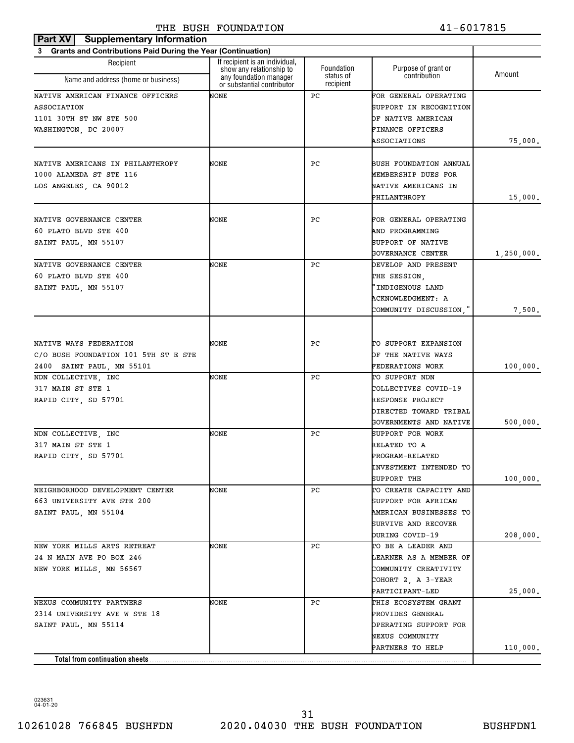THE BUSH FOUNDATION 41-6017815

**Part XV Supplementary Information**

**3 Grants and Contributions Paid During the Year (Continuation)**

| Recipient Name and address (home or business) | If recipient is an individual, show any relationship to any foundation manager or substantial contributor | Foundation status of recipient | Purpose of grant or contribution | Amount |
|---|---|---|---|---|
| NATIVE AMERICAN FINANCE OFFICERS ASSOCIATION 1101 30TH ST NW STE 500 WASHINGTON, DC 20007 | NONE | PC | FOR GENERAL OPERATING SUPPORT IN RECOGNITION OF NATIVE AMERICAN FINANCE OFFICERS ASSOCIATIONS | 75,000. |
| NATIVE AMERICANS IN PHILANTHROPY 1000 ALAMEDA ST STE 116 LOS ANGELES, CA 90012 | NONE | PC | BUSH FOUNDATION ANNUAL MEMBERSHIP DUES FOR NATIVE AMERICANS IN PHILANTHROPY | 15,000. |
| NATIVE GOVERNANCE CENTER 60 PLATO BLVD STE 400 SAINT PAUL, MN 55107 | NONE | PC | FOR GENERAL OPERATING AND PROGRAMMING SUPPORT OF NATIVE GOVERNANCE CENTER | 1,250,000. |
| NATIVE GOVERNANCE CENTER 60 PLATO BLVD STE 400 SAINT PAUL, MN 55107 | NONE | PC | DEVELOP AND PRESENT THE SESSION, "INDIGENOUS LAND ACKNOWLEDGMENT: A COMMUNITY DISCUSSION," | 7,500. |
| NATIVE WAYS FEDERATION C/O BUSH FOUNDATION 101 5TH ST E STE 2400 SAINT PAUL, MN 55101 | NONE | PC | TO SUPPORT EXPANSION OF THE NATIVE WAYS FEDERATIONS WORK | 100,000. |
| NDN COLLECTIVE, INC 317 MAIN ST STE 1 RAPID CITY, SD 57701 | NONE | PC | TO SUPPORT NDN COLLECTIVES COVID-19 RESPONSE PROJECT DIRECTED TOWARD TRIBAL GOVERNMENTS AND NATIVE | 500,000. |
| NDN COLLECTIVE, INC 317 MAIN ST STE 1 RAPID CITY, SD 57701 | NONE | PC | SUPPORT FOR WORK RELATED TO A PROGRAM-RELATED INVESTMENT INTENDED TO SUPPORT THE | 100,000. |
| NEIGHBORHOOD DEVELOPMENT CENTER 663 UNIVERSITY AVE STE 200 SAINT PAUL, MN 55104 | NONE | PC | TO CREATE CAPACITY AND SUPPORT FOR AFRICAN AMERICAN BUSINESSES TO SURVIVE AND RECOVER DURING COVID-19 | 208,000. |
| NEW YORK MILLS ARTS RETREAT 24 N MAIN AVE PO BOX 246 NEW YORK MILLS, MN 56567 | NONE | PC | TO BE A LEADER AND LEARNER AS A MEMBER OF COMMUNITY CREATIVITY COHORT 2, A 3-YEAR PARTICIPANT-LED | 25,000. |
| NEXUS COMMUNITY PARTNERS 2314 UNIVERSITY AVE W STE 18 SAINT PAUL, MN 55114 | NONE | PC | THIS ECOSYSTEM GRANT PROVIDES GENERAL OPERATING SUPPORT FOR NEXUS COMMUNITY PARTNERS TO HELP | 110,000. |
| **Total from continuation sheets** | | | | |

023631 04-01-20

10261028 766845 BUSHFDN 2020.04030 THE BUSH FOUNDATION BUSHFDN1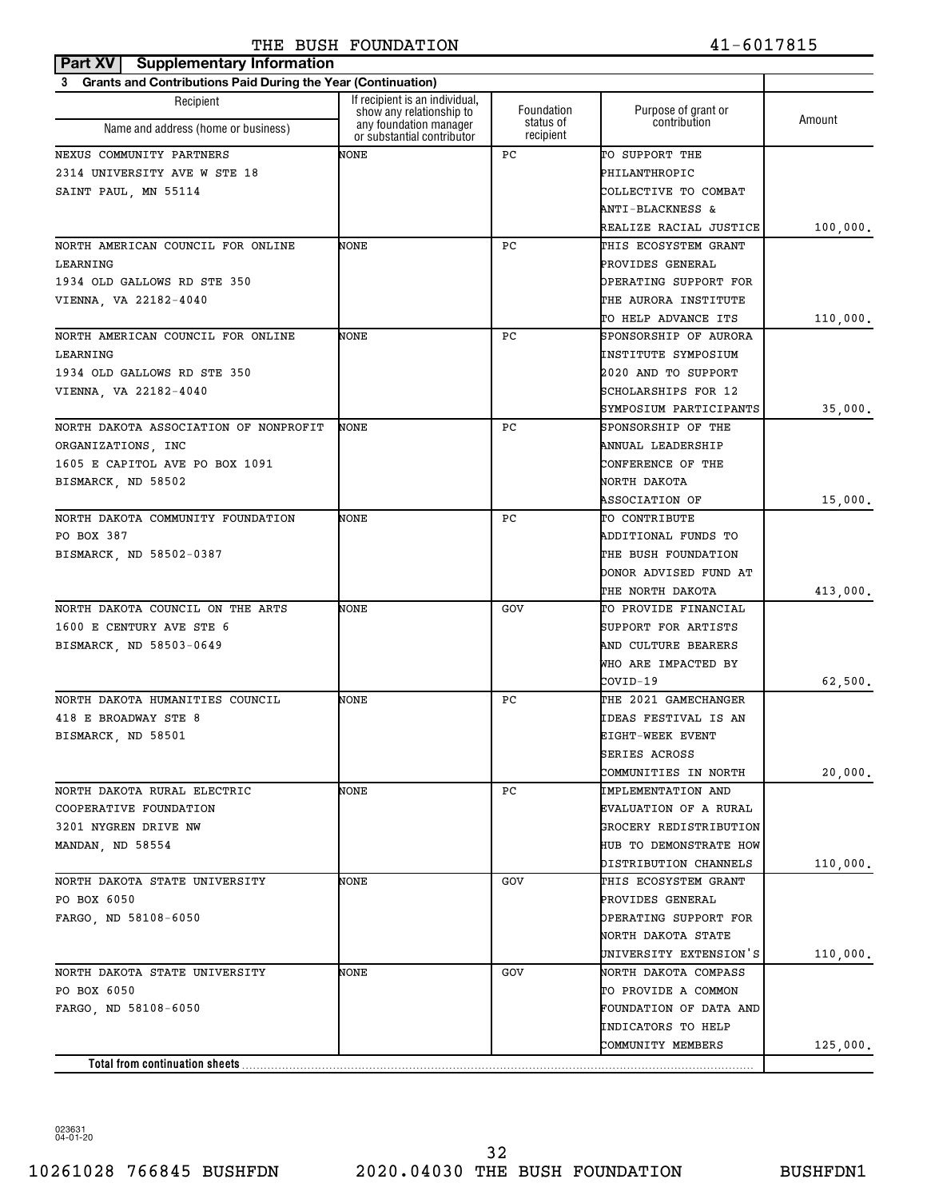THE BUSH FOUNDATION 41-6017815

**Part XV Supplementary Information**

**3 Grants and Contributions Paid During the Year (Continuation)**

| Recipient Name and address (home or business) | If recipient is an individual, show any relationship to any foundation manager or substantial contributor | Foundation status of recipient | Purpose of grant or contribution | Amount |
|---|---|---|---|---|
| NEXUS COMMUNITY PARTNERS 2314 UNIVERSITY AVE W STE 18 SAINT PAUL, MN 55114 | NONE | PC | TO SUPPORT THE PHILANTHROPIC COLLECTIVE TO COMBAT ANTI-BLACKNESS & REALIZE RACIAL JUSTICE | 100,000. |
| NORTH AMERICAN COUNCIL FOR ONLINE LEARNING 1934 OLD GALLOWS RD STE 350 VIENNA, VA 22182-4040 | NONE | PC | THIS ECOSYSTEM GRANT PROVIDES GENERAL OPERATING SUPPORT FOR THE AURORA INSTITUTE TO HELP ADVANCE ITS | 110,000. |
| NORTH AMERICAN COUNCIL FOR ONLINE LEARNING 1934 OLD GALLOWS RD STE 350 VIENNA, VA 22182-4040 | NONE | PC | SPONSORSHIP OF AURORA INSTITUTE SYMPOSIUM 2020 AND TO SUPPORT SCHOLARSHIPS FOR 12 SYMPOSIUM PARTICIPANTS | 35,000. |
| NORTH DAKOTA ASSOCIATION OF NONPROFIT ORGANIZATIONS, INC 1605 E CAPITOL AVE PO BOX 1091 BISMARCK, ND 58502 | NONE | PC | SPONSORSHIP OF THE ANNUAL LEADERSHIP CONFERENCE OF THE NORTH DAKOTA ASSOCIATION OF | 15,000. |
| NORTH DAKOTA COMMUNITY FOUNDATION PO BOX 387 BISMARCK, ND 58502-0387 | NONE | PC | TO CONTRIBUTE ADDITIONAL FUNDS TO THE BUSH FOUNDATION DONOR ADVISED FUND AT THE NORTH DAKOTA | 413,000. |
| NORTH DAKOTA COUNCIL ON THE ARTS 1600 E CENTURY AVE STE 6 BISMARCK, ND 58503-0649 | NONE | GOV | TO PROVIDE FINANCIAL SUPPORT FOR ARTISTS AND CULTURE BEARERS WHO ARE IMPACTED BY COVID-19 | 62,500. |
| NORTH DAKOTA HUMANITIES COUNCIL 418 E BROADWAY STE 8 BISMARCK, ND 58501 | NONE | PC | THE 2021 GAMECHANGER IDEAS FESTIVAL IS AN EIGHT-WEEK EVENT SERIES ACROSS COMMUNITIES IN NORTH | 20,000. |
| NORTH DAKOTA RURAL ELECTRIC COOPERATIVE FOUNDATION 3201 NYGREN DRIVE NW MANDAN, ND 58554 | NONE | PC | IMPLEMENTATION AND EVALUATION OF A RURAL GROCERY REDISTRIBUTION HUB TO DEMONSTRATE HOW DISTRIBUTION CHANNELS | 110,000. |
| NORTH DAKOTA STATE UNIVERSITY PO BOX 6050 FARGO, ND 58108-6050 | NONE | GOV | THIS ECOSYSTEM GRANT PROVIDES GENERAL OPERATING SUPPORT FOR NORTH DAKOTA STATE UNIVERSITY EXTENSION'S | 110,000. |
| NORTH DAKOTA STATE UNIVERSITY PO BOX 6050 FARGO, ND 58108-6050 | NONE | GOV | NORTH DAKOTA COMPASS TO PROVIDE A COMMON FOUNDATION OF DATA AND INDICATORS TO HELP COMMUNITY MEMBERS | 125,000. |
| **Total from continuation sheets** | | | | |

023631 04-01-20

10261028 766845 BUSHFDN 2020.04030 THE BUSH FOUNDATION BUSHFDN1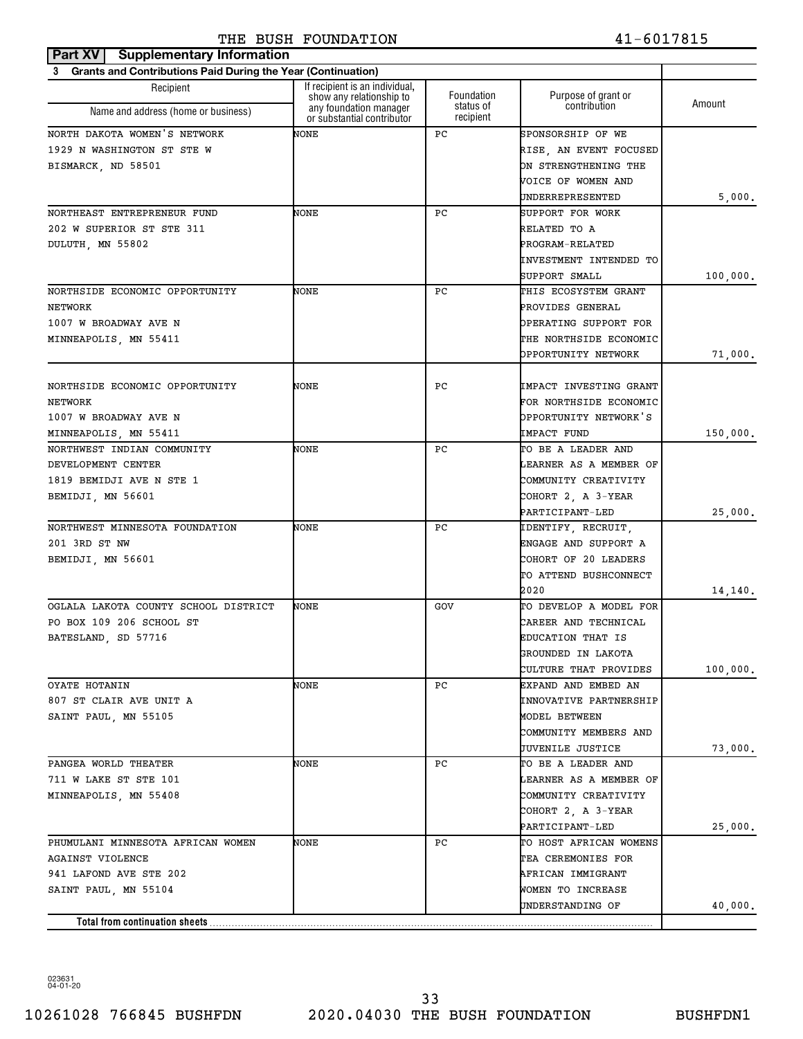THE BUSH FOUNDATION 41-6017815

**Part XV | Supplementary Information**

**3 Grants and Contributions Paid During the Year (Continuation)**

| Recipient Name and address (home or business) | If recipient is an individual, show any relationship to any foundation manager or substantial contributor | Foundation status of recipient | Purpose of grant or contribution | Amount |
|---|---|---|---|---|
| NORTH DAKOTA WOMEN'S NETWORK<br>1929 N WASHINGTON ST STE W<br>BISMARCK, ND 58501 | NONE | PC | SPONSORSHIP OF WE RISE, AN EVENT FOCUSED ON STRENGTHENING THE VOICE OF WOMEN AND UNDERREPRESENTED | 5,000. |
| NORTHEAST ENTREPRENEUR FUND<br>202 W SUPERIOR ST STE 311<br>DULUTH, MN 55802 | NONE | PC | SUPPORT FOR WORK RELATED TO A PROGRAM-RELATED INVESTMENT INTENDED TO SUPPORT SMALL | 100,000. |
| NORTHSIDE ECONOMIC OPPORTUNITY NETWORK<br>1007 W BROADWAY AVE N<br>MINNEAPOLIS, MN 55411 | NONE | PC | THIS ECOSYSTEM GRANT PROVIDES GENERAL OPERATING SUPPORT FOR THE NORTHSIDE ECONOMIC OPPORTUNITY NETWORK | 71,000. |
| NORTHSIDE ECONOMIC OPPORTUNITY NETWORK<br>1007 W BROADWAY AVE N<br>MINNEAPOLIS, MN 55411 | NONE | PC | IMPACT INVESTING GRANT FOR NORTHSIDE ECONOMIC OPPORTUNITY NETWORK'S IMPACT FUND | 150,000. |
| NORTHWEST INDIAN COMMUNITY DEVELOPMENT CENTER<br>1819 BEMIDJI AVE N STE 1<br>BEMIDJI, MN 56601 | NONE | PC | TO BE A LEADER AND LEARNER AS A MEMBER OF COMMUNITY CREATIVITY COHORT 2, A 3-YEAR PARTICIPANT-LED | 25,000. |
| NORTHWEST MINNESOTA FOUNDATION<br>201 3RD ST NW<br>BEMIDJI, MN 56601 | NONE | PC | IDENTIFY, RECRUIT, ENGAGE AND SUPPORT A COHORT OF 20 LEADERS TO ATTEND BUSHCONNECT 2020 | 14,140. |
| OGLALA LAKOTA COUNTY SCHOOL DISTRICT<br>PO BOX 109 206 SCHOOL ST<br>BATESLAND, SD 57716 | NONE | GOV | TO DEVELOP A MODEL FOR CAREER AND TECHNICAL EDUCATION THAT IS GROUNDED IN LAKOTA CULTURE THAT PROVIDES | 100,000. |
| OYATE HOTANIN<br>807 ST CLAIR AVE UNIT A<br>SAINT PAUL, MN 55105 | NONE | PC | EXPAND AND EMBED AN INNOVATIVE PARTNERSHIP MODEL BETWEEN COMMUNITY MEMBERS AND JUVENILE JUSTICE | 73,000. |
| PANGEA WORLD THEATER<br>711 W LAKE ST STE 101<br>MINNEAPOLIS, MN 55408 | NONE | PC | TO BE A LEADER AND LEARNER AS A MEMBER OF COMMUNITY CREATIVITY COHORT 2, A 3-YEAR PARTICIPANT-LED | 25,000. |
| PHUMULANI MINNESOTA AFRICAN WOMEN AGAINST VIOLENCE<br>941 LAFOND AVE STE 202<br>SAINT PAUL, MN 55104 | NONE | PC | TO HOST AFRICAN WOMENS TEA CEREMONIES FOR AFRICAN IMMIGRANT WOMEN TO INCREASE UNDERSTANDING OF | 40,000. |
| **Total from continuation sheets** | | | | |

023631 04-01-20

10261028 766845 BUSHFDN 2020.04030 THE BUSH FOUNDATION BUSHFDN1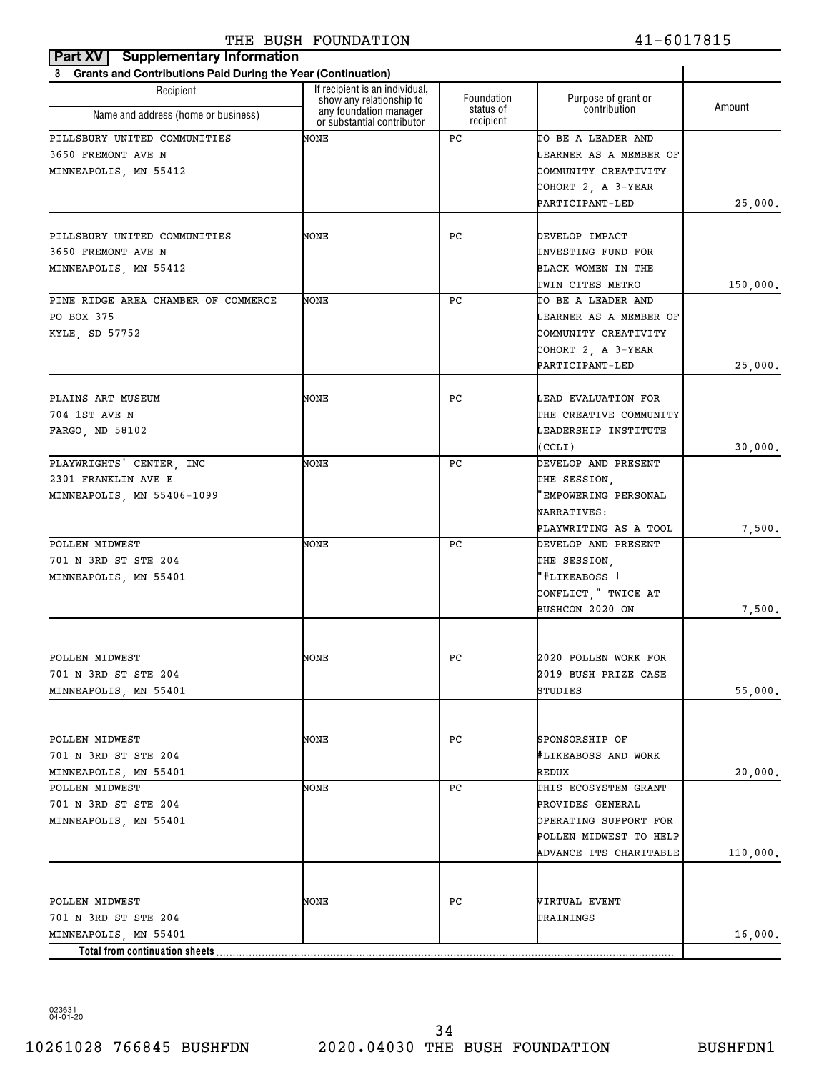**Part XV | Supplementary Information**

**3 Grants and Contributions Paid During the Year (Continuation)**

| Recipient Name and address (home or business) | If recipient is an individual, show any relationship to any foundation manager or substantial contributor | Foundation status of recipient | Purpose of grant or contribution | Amount |
|---|---|---|---|---|
| PILLSBURY UNITED COMMUNITIES 3650 FREMONT AVE N MINNEAPOLIS, MN 55412 | NONE | PC | TO BE A LEADER AND LEARNER AS A MEMBER OF COMMUNITY CREATIVITY COHORT 2, A 3-YEAR PARTICIPANT-LED | 25,000. |
| PILLSBURY UNITED COMMUNITIES 3650 FREMONT AVE N MINNEAPOLIS, MN 55412 | NONE | PC | DEVELOP IMPACT INVESTING FUND FOR BLACK WOMEN IN THE TWIN CITES METRO | 150,000. |
| PINE RIDGE AREA CHAMBER OF COMMERCE PO BOX 375 KYLE, SD 57752 | NONE | PC | TO BE A LEADER AND LEARNER AS A MEMBER OF COMMUNITY CREATIVITY COHORT 2, A 3-YEAR PARTICIPANT-LED | 25,000. |
| PLAINS ART MUSEUM 704 1ST AVE N FARGO, ND 58102 | NONE | PC | LEAD EVALUATION FOR THE CREATIVE COMMUNITY LEADERSHIP INSTITUTE (CCLI) | 30,000. |
| PLAYWRIGHTS' CENTER, INC 2301 FRANKLIN AVE E MINNEAPOLIS, MN 55406-1099 | NONE | PC | DEVELOP AND PRESENT THE SESSION, "EMPOWERING PERSONAL NARRATIVES: PLAYWRITING AS A TOOL | 7,500. |
| POLLEN MIDWEST 701 N 3RD ST STE 204 MINNEAPOLIS, MN 55401 | NONE | PC | DEVELOP AND PRESENT THE SESSION, "#LIKEABOSS \| CONFLICT," TWICE AT BUSHCON 2020 ON | 7,500. |
| POLLEN MIDWEST 701 N 3RD ST STE 204 MINNEAPOLIS, MN 55401 | NONE | PC | 2020 POLLEN WORK FOR 2019 BUSH PRIZE CASE STUDIES | 55,000. |
| POLLEN MIDWEST 701 N 3RD ST STE 204 MINNEAPOLIS, MN 55401 | NONE | PC | SPONSORSHIP OF #LIKEABOSS AND WORK REDUX | 20,000. |
| POLLEN MIDWEST 701 N 3RD ST STE 204 MINNEAPOLIS, MN 55401 | NONE | PC | THIS ECOSYSTEM GRANT PROVIDES GENERAL OPERATING SUPPORT FOR POLLEN MIDWEST TO HELP ADVANCE ITS CHARITABLE | 110,000. |
| POLLEN MIDWEST 701 N 3RD ST STE 204 MINNEAPOLIS, MN 55401 | NONE | PC | VIRTUAL EVENT TRAININGS | 16,000. |
| **Total from continuation sheets** | | | | |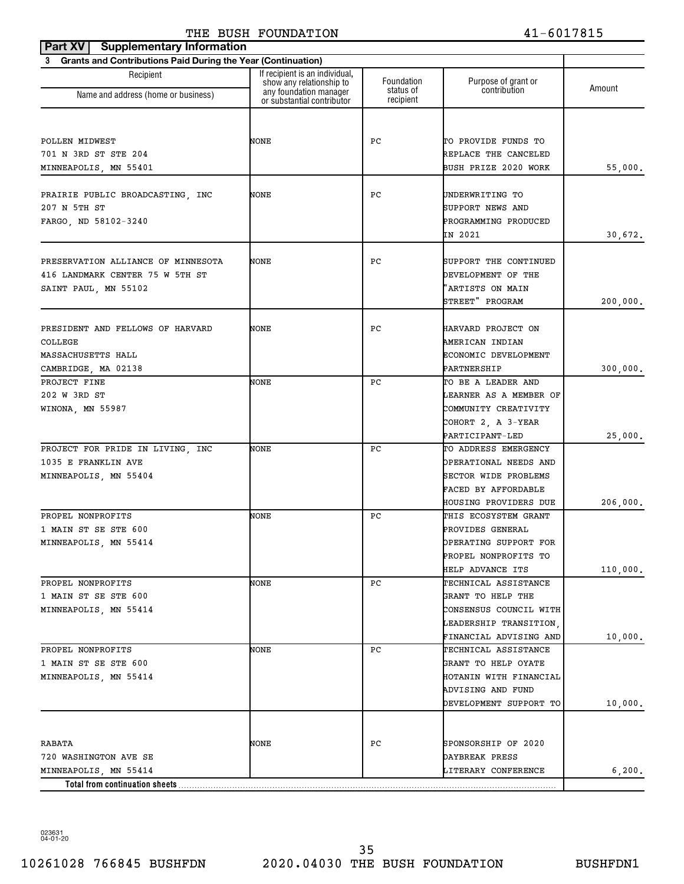THE BUSH FOUNDATION 41-6017815

**Part XV Supplementary Information**

**3 Grants and Contributions Paid During the Year (Continuation)**

| Recipient Name and address (home or business) | If recipient is an individual, show any relationship to any foundation manager or substantial contributor | Foundation status of recipient | Purpose of grant or contribution | Amount |
|---|---|---|---|---|
| POLLEN MIDWEST<br>701 N 3RD ST STE 204<br>MINNEAPOLIS, MN 55401 | NONE | PC | TO PROVIDE FUNDS TO REPLACE THE CANCELED BUSH PRIZE 2020 WORK | 55,000. |
| PRAIRIE PUBLIC BROADCASTING, INC<br>207 N 5TH ST<br>FARGO, ND 58102-3240 | NONE | PC | UNDERWRITING TO SUPPORT NEWS AND PROGRAMMING PRODUCED IN 2021 | 30,672. |
| PRESERVATION ALLIANCE OF MINNESOTA<br>416 LANDMARK CENTER 75 W 5TH ST<br>SAINT PAUL, MN 55102 | NONE | PC | SUPPORT THE CONTINUED DEVELOPMENT OF THE "ARTISTS ON MAIN STREET" PROGRAM | 200,000. |
| PRESIDENT AND FELLOWS OF HARVARD COLLEGE<br>MASSACHUSETTS HALL<br>CAMBRIDGE, MA 02138 | NONE | PC | HARVARD PROJECT ON AMERICAN INDIAN ECONOMIC DEVELOPMENT PARTNERSHIP | 300,000. |
| PROJECT FINE<br>202 W 3RD ST<br>WINONA, MN 55987 | NONE | PC | TO BE A LEADER AND LEARNER AS A MEMBER OF COMMUNITY CREATIVITY COHORT 2, A 3-YEAR PARTICIPANT-LED | 25,000. |
| PROJECT FOR PRIDE IN LIVING, INC<br>1035 E FRANKLIN AVE<br>MINNEAPOLIS, MN 55404 | NONE | PC | TO ADDRESS EMERGENCY OPERATIONAL NEEDS AND SECTOR WIDE PROBLEMS FACED BY AFFORDABLE HOUSING PROVIDERS DUE | 206,000. |
| PROPEL NONPROFITS<br>1 MAIN ST SE STE 600<br>MINNEAPOLIS, MN 55414 | NONE | PC | THIS ECOSYSTEM GRANT PROVIDES GENERAL OPERATING SUPPORT FOR PROPEL NONPROFITS TO HELP ADVANCE ITS | 110,000. |
| PROPEL NONPROFITS<br>1 MAIN ST SE STE 600<br>MINNEAPOLIS, MN 55414 | NONE | PC | TECHNICAL ASSISTANCE GRANT TO HELP THE CONSENSUS COUNCIL WITH LEADERSHIP TRANSITION, FINANCIAL ADVISING AND | 10,000. |
| PROPEL NONPROFITS<br>1 MAIN ST SE STE 600<br>MINNEAPOLIS, MN 55414 | NONE | PC | TECHNICAL ASSISTANCE GRANT TO HELP OYATE HOTANIN WITH FINANCIAL ADVISING AND FUND DEVELOPMENT SUPPORT TO | 10,000. |
| RABATA<br>720 WASHINGTON AVE SE<br>MINNEAPOLIS, MN 55414 | NONE | PC | SPONSORSHIP OF 2020 DAYBREAK PRESS LITERARY CONFERENCE | 6,200. |
| **Total from continuation sheets** | | | | |

023631 04-01-20

10261028 766845 BUSHFDN 2020.04030 THE BUSH FOUNDATION BUSHFDN1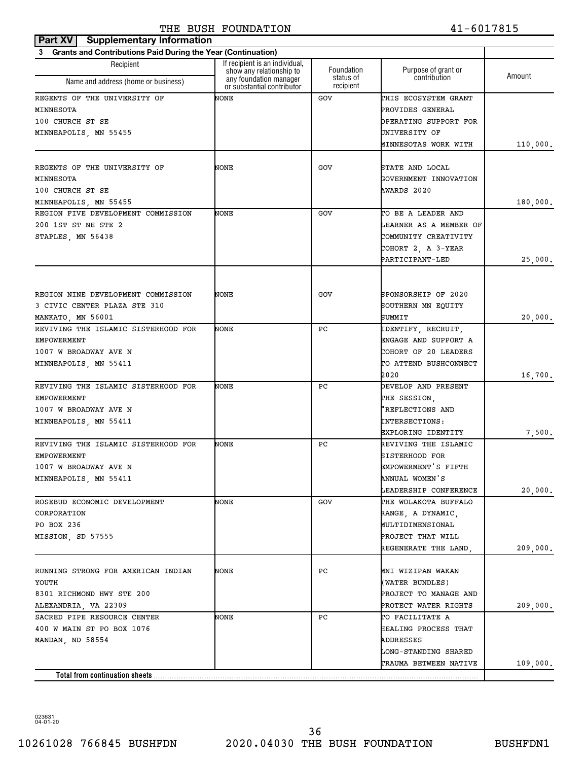THE BUSH FOUNDATION 41-6017815

**Part XV Supplementary Information**

**3 Grants and Contributions Paid During the Year (Continuation)**

| Recipient Name and address (home or business) | If recipient is an individual, show any relationship to any foundation manager or substantial contributor | Foundation status of recipient | Purpose of grant or contribution | Amount |
|---|---|---|---|---|
| REGENTS OF THE UNIVERSITY OF MINNESOTA 100 CHURCH ST SE MINNEAPOLIS, MN 55455 | NONE | GOV | THIS ECOSYSTEM GRANT PROVIDES GENERAL OPERATING SUPPORT FOR UNIVERSITY OF MINNESOTAS WORK WITH | 110,000. |
| REGENTS OF THE UNIVERSITY OF MINNESOTA 100 CHURCH ST SE MINNEAPOLIS, MN 55455 | NONE | GOV | STATE AND LOCAL GOVERNMENT INNOVATION AWARDS 2020 | 180,000. |
| REGION FIVE DEVELOPMENT COMMISSION 200 1ST ST NE STE 2 STAPLES, MN 56438 | NONE | GOV | TO BE A LEADER AND LEARNER AS A MEMBER OF COMMUNITY CREATIVITY COHORT 2, A 3-YEAR PARTICIPANT-LED | 25,000. |
| REGION NINE DEVELOPMENT COMMISSION 3 CIVIC CENTER PLAZA STE 310 MANKATO, MN 56001 | NONE | GOV | SPONSORSHIP OF 2020 SOUTHERN MN EQUITY SUMMIT | 20,000. |
| REVIVING THE ISLAMIC SISTERHOOD FOR EMPOWERMENT 1007 W BROADWAY AVE N MINNEAPOLIS, MN 55411 | NONE | PC | IDENTIFY, RECRUIT, ENGAGE AND SUPPORT A COHORT OF 20 LEADERS TO ATTEND BUSHCONNECT 2020 | 16,700. |
| REVIVING THE ISLAMIC SISTERHOOD FOR EMPOWERMENT 1007 W BROADWAY AVE N MINNEAPOLIS, MN 55411 | NONE | PC | DEVELOP AND PRESENT THE SESSION, "REFLECTIONS AND INTERSECTIONS: EXPLORING IDENTITY | 7,500. |
| REVIVING THE ISLAMIC SISTERHOOD FOR EMPOWERMENT 1007 W BROADWAY AVE N MINNEAPOLIS, MN 55411 | NONE | PC | REVIVING THE ISLAMIC SISTERHOOD FOR EMPOWERMENT'S FIFTH ANNUAL WOMEN'S LEADERSHIP CONFERENCE | 20,000. |
| ROSEBUD ECONOMIC DEVELOPMENT CORPORATION PO BOX 236 MISSION, SD 57555 | NONE | GOV | THE WOLAKOTA BUFFALO RANGE, A DYNAMIC, MULTIDIMENSIONAL PROJECT THAT WILL REGENERATE THE LAND, | 209,000. |
| RUNNING STRONG FOR AMERICAN INDIAN YOUTH 8301 RICHMOND HWY STE 200 ALEXANDRIA, VA 22309 | NONE | PC | MNI WIZIPAN WAKAN (WATER BUNDLES) PROJECT TO MANAGE AND PROTECT WATER RIGHTS | 209,000. |
| SACRED PIPE RESOURCE CENTER 400 W MAIN ST PO BOX 1076 MANDAN, ND 58554 | NONE | PC | TO FACILITATE A HEALING PROCESS THAT ADDRESSES LONG-STANDING SHARED TRAUMA BETWEEN NATIVE | 109,000. |
| **Total from continuation sheets** | | | | |

023631 04-01-20

10261028 766845 BUSHFDN 2020.04030 THE BUSH FOUNDATION BUSHFDN1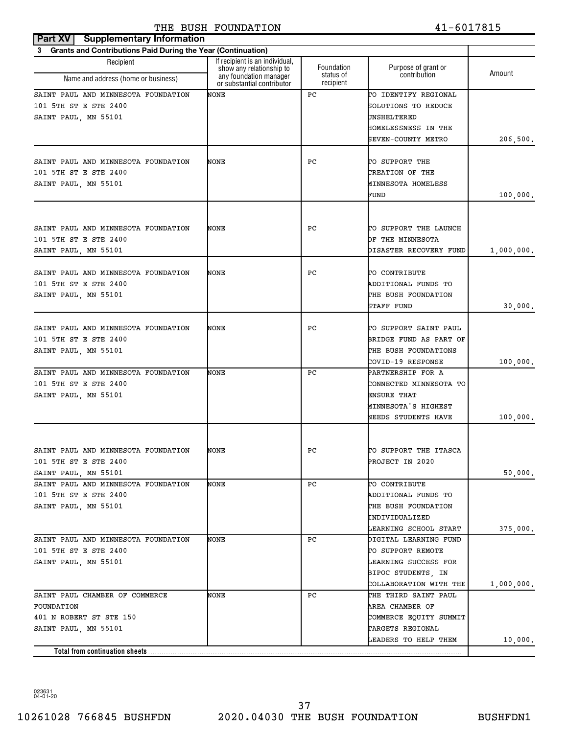THE BUSH FOUNDATION 41-6017815

**Part XV Supplementary Information**

**3 Grants and Contributions Paid During the Year (Continuation)**

| Recipient Name and address (home or business) | If recipient is an individual, show any relationship to any foundation manager or substantial contributor | Foundation status of recipient | Purpose of grant or contribution | Amount |
|---|---|---|---|---|
| SAINT PAUL AND MINNESOTA FOUNDATION 101 5TH ST E STE 2400 SAINT PAUL, MN 55101 | NONE | PC | TO IDENTIFY REGIONAL SOLUTIONS TO REDUCE UNSHELTERED HOMELESSNESS IN THE SEVEN-COUNTY METRO | 206,500. |
| SAINT PAUL AND MINNESOTA FOUNDATION 101 5TH ST E STE 2400 SAINT PAUL, MN 55101 | NONE | PC | TO SUPPORT THE CREATION OF THE MINNESOTA HOMELESS FUND | 100,000. |
| SAINT PAUL AND MINNESOTA FOUNDATION 101 5TH ST E STE 2400 SAINT PAUL, MN 55101 | NONE | PC | TO SUPPORT THE LAUNCH OF THE MINNESOTA DISASTER RECOVERY FUND | 1,000,000. |
| SAINT PAUL AND MINNESOTA FOUNDATION 101 5TH ST E STE 2400 SAINT PAUL, MN 55101 | NONE | PC | TO CONTRIBUTE ADDITIONAL FUNDS TO THE BUSH FOUNDATION STAFF FUND | 30,000. |
| SAINT PAUL AND MINNESOTA FOUNDATION 101 5TH ST E STE 2400 SAINT PAUL, MN 55101 | NONE | PC | TO SUPPORT SAINT PAUL BRIDGE FUND AS PART OF THE BUSH FOUNDATIONS COVID-19 RESPONSE | 100,000. |
| SAINT PAUL AND MINNESOTA FOUNDATION 101 5TH ST E STE 2400 SAINT PAUL, MN 55101 | NONE | PC | PARTNERSHIP FOR A CONNECTED MINNESOTA TO ENSURE THAT MINNESOTA'S HIGHEST NEEDS STUDENTS HAVE | 100,000. |
| SAINT PAUL AND MINNESOTA FOUNDATION 101 5TH ST E STE 2400 SAINT PAUL, MN 55101 | NONE | PC | TO SUPPORT THE ITASCA PROJECT IN 2020 | 50,000. |
| SAINT PAUL AND MINNESOTA FOUNDATION 101 5TH ST E STE 2400 SAINT PAUL, MN 55101 | NONE | PC | TO CONTRIBUTE ADDITIONAL FUNDS TO THE BUSH FOUNDATION INDIVIDUALIZED LEARNING SCHOOL START | 375,000. |
| SAINT PAUL AND MINNESOTA FOUNDATION 101 5TH ST E STE 2400 SAINT PAUL, MN 55101 | NONE | PC | DIGITAL LEARNING FUND TO SUPPORT REMOTE LEARNING SUCCESS FOR BIPOC STUDENTS, IN COLLABORATION WITH THE | 1,000,000. |
| SAINT PAUL CHAMBER OF COMMERCE FOUNDATION 401 N ROBERT ST STE 150 SAINT PAUL, MN 55101 | NONE | PC | THE THIRD SAINT PAUL AREA CHAMBER OF COMMERCE EQUITY SUMMIT TARGETS REGIONAL LEADERS TO HELP THEM | 10,000. |
| **Total from continuation sheets** | | | | |

023631 04-01-20

10261028 766845 BUSHFDN 2020.04030 THE BUSH FOUNDATION BUSHFDN1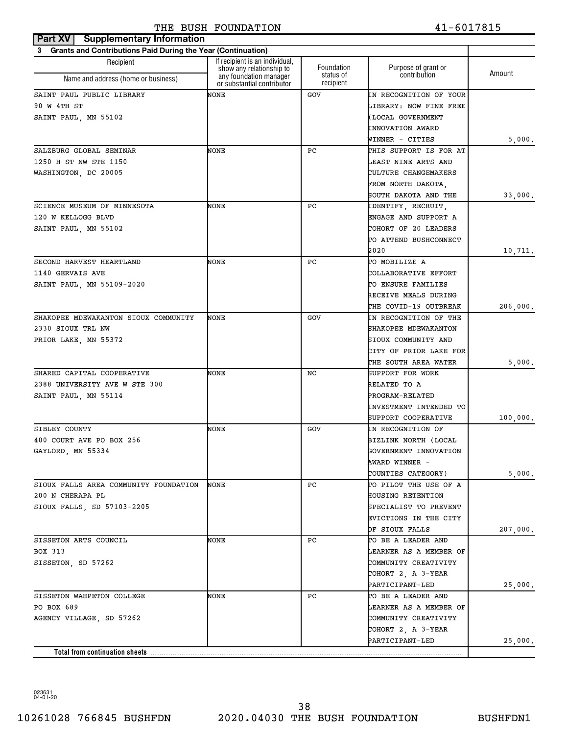THE BUSH FOUNDATION 41-6017815

**Part XV | Supplementary Information**

**3 Grants and Contributions Paid During the Year (Continuation)**

| Recipient<br>Name and address (home or business) | If recipient is an individual, show any relationship to any foundation manager or substantial contributor | Foundation status of recipient | Purpose of grant or contribution | Amount |
|---|---|---|---|---|
| SAINT PAUL PUBLIC LIBRARY<br>90 W 4TH ST<br>SAINT PAUL, MN 55102 | NONE | GOV | IN RECOGNITION OF YOUR LIBRARY: NOW FINE FREE (LOCAL GOVERNMENT INNOVATION AWARD WINNER - CITIES | 5,000. |
| SALZBURG GLOBAL SEMINAR<br>1250 H ST NW STE 1150<br>WASHINGTON, DC 20005 | NONE | PC | THIS SUPPORT IS FOR AT LEAST NINE ARTS AND CULTURE CHANGEMAKERS FROM NORTH DAKOTA, SOUTH DAKOTA AND THE | 33,000. |
| SCIENCE MUSEUM OF MINNESOTA<br>120 W KELLOGG BLVD<br>SAINT PAUL, MN 55102 | NONE | PC | IDENTIFY, RECRUIT, ENGAGE AND SUPPORT A COHORT OF 20 LEADERS TO ATTEND BUSHCONNECT 2020 | 10,711. |
| SECOND HARVEST HEARTLAND<br>1140 GERVAIS AVE<br>SAINT PAUL, MN 55109-2020 | NONE | PC | TO MOBILIZE A COLLABORATIVE EFFORT TO ENSURE FAMILIES RECEIVE MEALS DURING THE COVID-19 OUTBREAK | 206,000. |
| SHAKOPEE MDEWAKANTON SIOUX COMMUNITY<br>2330 SIOUX TRL NW<br>PRIOR LAKE, MN 55372 | NONE | GOV | IN RECOGNITION OF THE SHAKOPEE MDEWAKANTON SIOUX COMMUNITY AND CITY OF PRIOR LAKE FOR THE SOUTH AREA WATER | 5,000. |
| SHARED CAPITAL COOPERATIVE<br>2388 UNIVERSITY AVE W STE 300<br>SAINT PAUL, MN 55114 | NONE | NC | SUPPORT FOR WORK RELATED TO A PROGRAM-RELATED INVESTMENT INTENDED TO SUPPORT COOPERATIVE | 100,000. |
| SIBLEY COUNTY<br>400 COURT AVE PO BOX 256<br>GAYLORD, MN 55334 | NONE | GOV | IN RECOGNITION OF BIZLINK NORTH (LOCAL GOVERNMENT INNOVATION AWARD WINNER - COUNTIES CATEGORY) | 5,000. |
| SIOUX FALLS AREA COMMUNITY FOUNDATION<br>200 N CHERAPA PL<br>SIOUX FALLS, SD 57103-2205 | NONE | PC | TO PILOT THE USE OF A HOUSING RETENTION SPECIALIST TO PREVENT EVICTIONS IN THE CITY OF SIOUX FALLS | 207,000. |
| SISSETON ARTS COUNCIL<br>BOX 313<br>SISSETON, SD 57262 | NONE | PC | TO BE A LEADER AND LEARNER AS A MEMBER OF COMMUNITY CREATIVITY COHORT 2, A 3-YEAR PARTICIPANT-LED | 25,000. |
| SISSETON WAHPETON COLLEGE<br>PO BOX 689<br>AGENCY VILLAGE, SD 57262 | NONE | PC | TO BE A LEADER AND LEARNER AS A MEMBER OF COMMUNITY CREATIVITY COHORT 2, A 3-YEAR PARTICIPANT-LED | 25,000. |
| **Total from continuation sheets** | | | | |

023631 04-01-20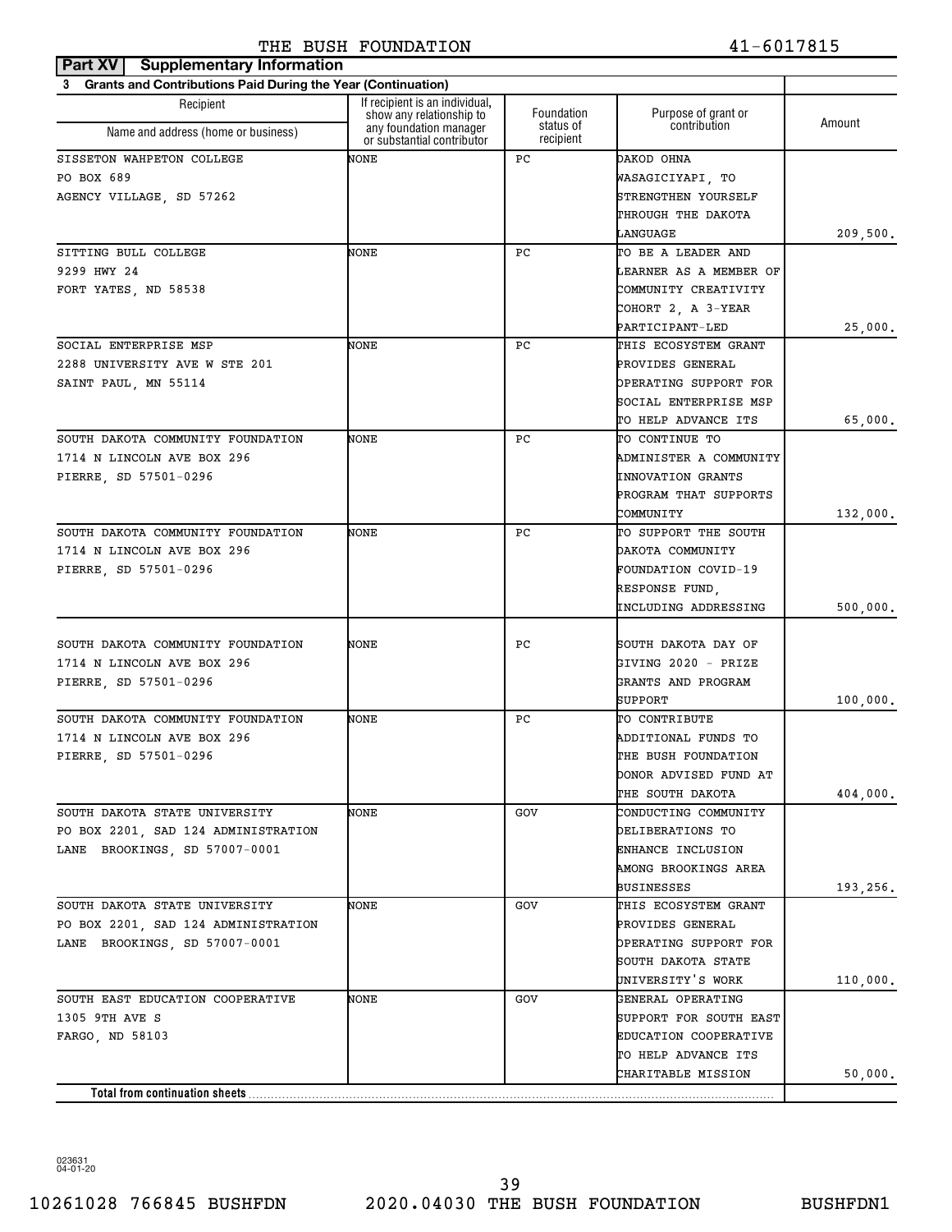THE BUSH FOUNDATION 41-6017815

**Part XV Supplementary Information**

**3 Grants and Contributions Paid During the Year (Continuation)**

| Recipient<br>Name and address (home or business) | If recipient is an individual, show any relationship to any foundation manager or substantial contributor | Foundation status of recipient | Purpose of grant or contribution | Amount |
|---|---|---|---|---|
| SISSETON WAHPETON COLLEGE<br>PO BOX 689<br>AGENCY VILLAGE, SD 57262 | NONE | PC | DAKOD OHNA WASAGICIYAPI, TO STRENGTHEN YOURSELF THROUGH THE DAKOTA LANGUAGE | 209,500. |
| SITTING BULL COLLEGE<br>9299 HWY 24<br>FORT YATES, ND 58538 | NONE | PC | TO BE A LEADER AND LEARNER AS A MEMBER OF COMMUNITY CREATIVITY COHORT 2, A 3-YEAR PARTICIPANT-LED | 25,000. |
| SOCIAL ENTERPRISE MSP<br>2288 UNIVERSITY AVE W STE 201<br>SAINT PAUL, MN 55114 | NONE | PC | THIS ECOSYSTEM GRANT PROVIDES GENERAL OPERATING SUPPORT FOR SOCIAL ENTERPRISE MSP TO HELP ADVANCE ITS | 65,000. |
| SOUTH DAKOTA COMMUNITY FOUNDATION<br>1714 N LINCOLN AVE BOX 296<br>PIERRE, SD 57501-0296 | NONE | PC | TO CONTINUE TO ADMINISTER A COMMUNITY INNOVATION GRANTS PROGRAM THAT SUPPORTS COMMUNITY | 132,000. |
| SOUTH DAKOTA COMMUNITY FOUNDATION<br>1714 N LINCOLN AVE BOX 296<br>PIERRE, SD 57501-0296 | NONE | PC | TO SUPPORT THE SOUTH DAKOTA COMMUNITY FOUNDATION COVID-19 RESPONSE FUND, INCLUDING ADDRESSING | 500,000. |
| SOUTH DAKOTA COMMUNITY FOUNDATION<br>1714 N LINCOLN AVE BOX 296<br>PIERRE, SD 57501-0296 | NONE | PC | SOUTH DAKOTA DAY OF GIVING 2020 - PRIZE GRANTS AND PROGRAM SUPPORT | 100,000. |
| SOUTH DAKOTA COMMUNITY FOUNDATION<br>1714 N LINCOLN AVE BOX 296<br>PIERRE, SD 57501-0296 | NONE | PC | TO CONTRIBUTE ADDITIONAL FUNDS TO THE BUSH FOUNDATION DONOR ADVISED FUND AT THE SOUTH DAKOTA | 404,000. |
| SOUTH DAKOTA STATE UNIVERSITY<br>PO BOX 2201, SAD 124 ADMINISTRATION LANE BROOKINGS, SD 57007-0001 | NONE | GOV | CONDUCTING COMMUNITY DELIBERATIONS TO ENHANCE INCLUSION AMONG BROOKINGS AREA BUSINESSES | 193,256. |
| SOUTH DAKOTA STATE UNIVERSITY<br>PO BOX 2201, SAD 124 ADMINISTRATION LANE BROOKINGS, SD 57007-0001 | NONE | GOV | THIS ECOSYSTEM GRANT PROVIDES GENERAL OPERATING SUPPORT FOR SOUTH DAKOTA STATE UNIVERSITY'S WORK | 110,000. |
| SOUTH EAST EDUCATION COOPERATIVE<br>1305 9TH AVE S<br>FARGO, ND 58103 | NONE | GOV | GENERAL OPERATING SUPPORT FOR SOUTH EAST EDUCATION COOPERATIVE TO HELP ADVANCE ITS CHARITABLE MISSION | 50,000. |
| **Total from continuation sheets** | | | | |

023631 04-01-20

10261028 766845 BUSHFDN 2020.04030 THE BUSH FOUNDATION BUSHFDN1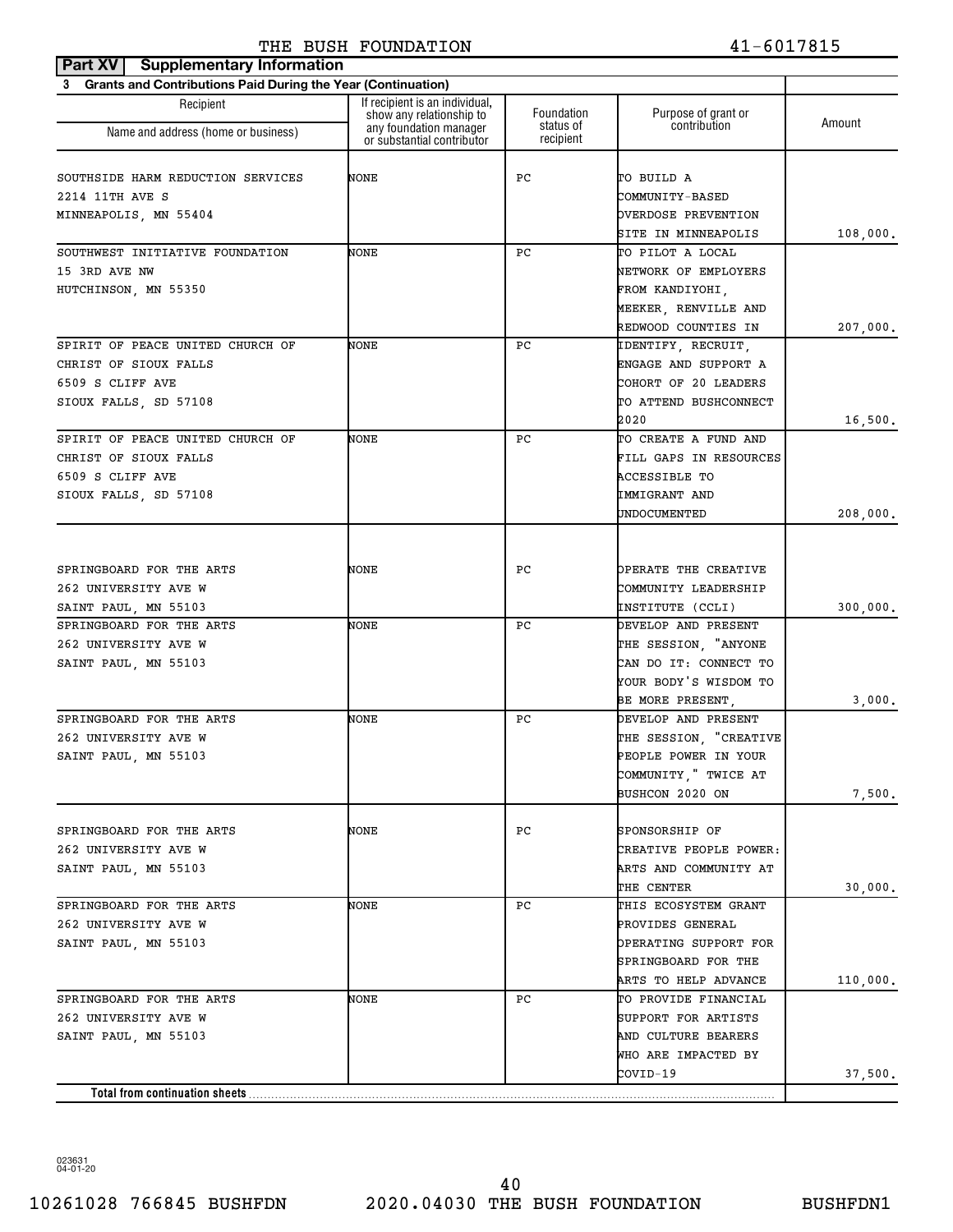THE BUSH FOUNDATION 41-6017815

**Part XV | Supplementary Information**

**3 Grants and Contributions Paid During the Year (Continuation)**

| Recipient Name and address (home or business) | If recipient is an individual, show any relationship to any foundation manager or substantial contributor | Foundation status of recipient | Purpose of grant or contribution | Amount |
|---|---|---|---|---|
| SOUTHSIDE HARM REDUCTION SERVICES<br>2214 11TH AVE S<br>MINNEAPOLIS, MN 55404 | NONE | PC | TO BUILD A COMMUNITY-BASED OVERDOSE PREVENTION SITE IN MINNEAPOLIS | 108,000. |
| SOUTHWEST INITIATIVE FOUNDATION<br>15 3RD AVE NW<br>HUTCHINSON, MN 55350 | NONE | PC | TO PILOT A LOCAL NETWORK OF EMPLOYERS FROM KANDIYOHI, MEEKER, RENVILLE AND REDWOOD COUNTIES IN | 207,000. |
| SPIRIT OF PEACE UNITED CHURCH OF CHRIST OF SIOUX FALLS<br>6509 S CLIFF AVE<br>SIOUX FALLS, SD 57108 | NONE | PC | IDENTIFY, RECRUIT, ENGAGE AND SUPPORT A COHORT OF 20 LEADERS TO ATTEND BUSHCONNECT 2020 | 16,500. |
| SPIRIT OF PEACE UNITED CHURCH OF CHRIST OF SIOUX FALLS<br>6509 S CLIFF AVE<br>SIOUX FALLS, SD 57108 | NONE | PC | TO CREATE A FUND AND FILL GAPS IN RESOURCES ACCESSIBLE TO IMMIGRANT AND UNDOCUMENTED | 208,000. |
| SPRINGBOARD FOR THE ARTS<br>262 UNIVERSITY AVE W<br>SAINT PAUL, MN 55103 | NONE | PC | OPERATE THE CREATIVE COMMUNITY LEADERSHIP INSTITUTE (CCLI) | 300,000. |
| SPRINGBOARD FOR THE ARTS<br>262 UNIVERSITY AVE W<br>SAINT PAUL, MN 55103 | NONE | PC | DEVELOP AND PRESENT THE SESSION, "ANYONE CAN DO IT: CONNECT TO YOUR BODY'S WISDOM TO BE MORE PRESENT, | 3,000. |
| SPRINGBOARD FOR THE ARTS<br>262 UNIVERSITY AVE W<br>SAINT PAUL, MN 55103 | NONE | PC | DEVELOP AND PRESENT THE SESSION, "CREATIVE PEOPLE POWER IN YOUR COMMUNITY," TWICE AT BUSHCON 2020 ON | 7,500. |
| SPRINGBOARD FOR THE ARTS<br>262 UNIVERSITY AVE W<br>SAINT PAUL, MN 55103 | NONE | PC | SPONSORSHIP OF CREATIVE PEOPLE POWER: ARTS AND COMMUNITY AT THE CENTER | 30,000. |
| SPRINGBOARD FOR THE ARTS<br>262 UNIVERSITY AVE W<br>SAINT PAUL, MN 55103 | NONE | PC | THIS ECOSYSTEM GRANT PROVIDES GENERAL OPERATING SUPPORT FOR SPRINGBOARD FOR THE ARTS TO HELP ADVANCE | 110,000. |
| SPRINGBOARD FOR THE ARTS<br>262 UNIVERSITY AVE W<br>SAINT PAUL, MN 55103 | NONE | PC | TO PROVIDE FINANCIAL SUPPORT FOR ARTISTS AND CULTURE BEARERS WHO ARE IMPACTED BY COVID-19 | 37,500. |
| **Total from continuation sheets** | | | | |

023631 04-01-20

10261028 766845 BUSHFDN 2020.04030 THE BUSH FOUNDATION BUSHFDN1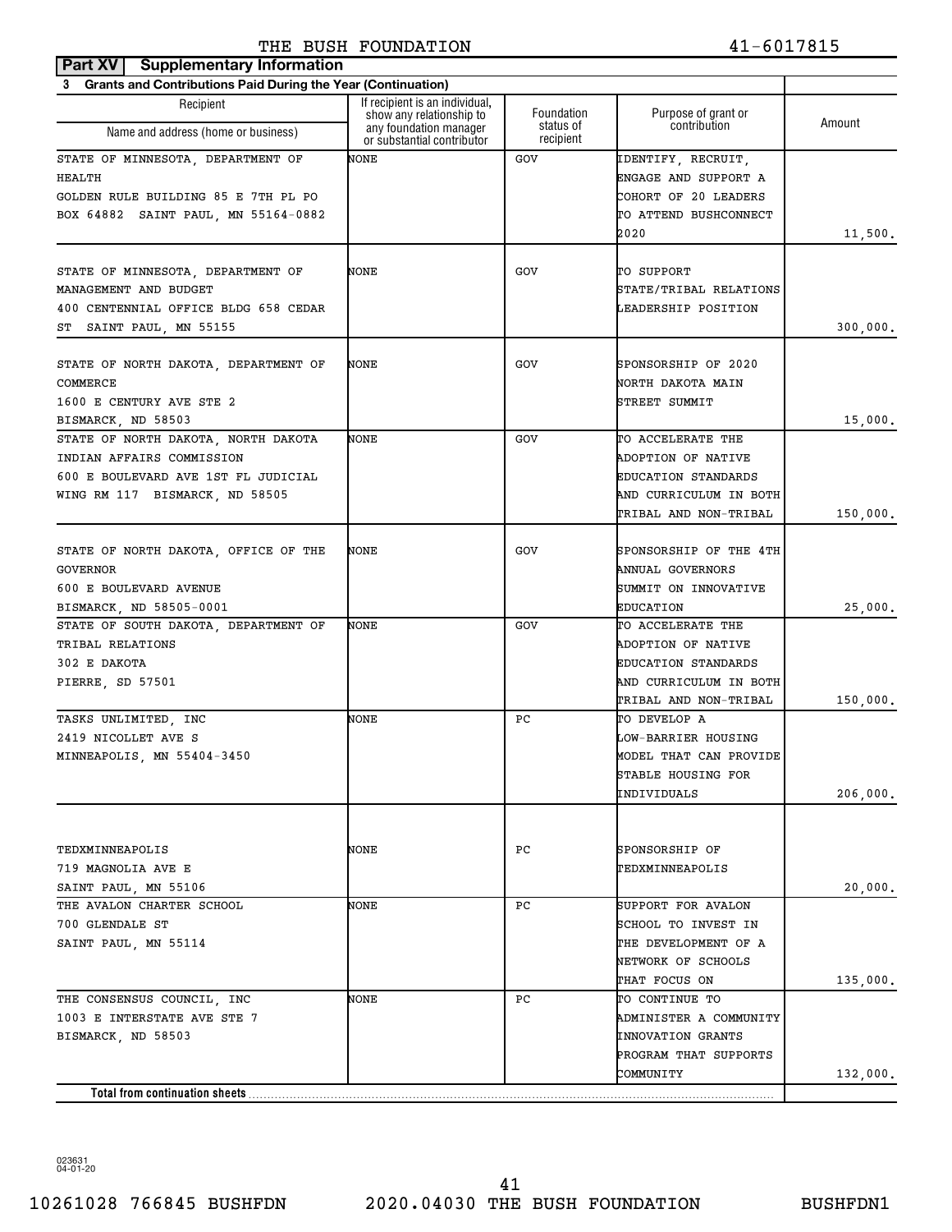THE BUSH FOUNDATION 41-6017815

**Part XV Supplementary Information**

**3 Grants and Contributions Paid During the Year (Continuation)**

| Recipient Name and address (home or business) | If recipient is an individual, show any relationship to any foundation manager or substantial contributor | Foundation status of recipient | Purpose of grant or contribution | Amount |
|---|---|---|---|---|
| STATE OF MINNESOTA, DEPARTMENT OF HEALTH GOLDEN RULE BUILDING 85 E 7TH PL PO BOX 64882 SAINT PAUL, MN 55164-0882 | NONE | GOV | IDENTIFY, RECRUIT, ENGAGE AND SUPPORT A COHORT OF 20 LEADERS TO ATTEND BUSHCONNECT 2020 | 11,500. |
| STATE OF MINNESOTA, DEPARTMENT OF MANAGEMENT AND BUDGET 400 CENTENNIAL OFFICE BLDG 658 CEDAR ST SAINT PAUL, MN 55155 | NONE | GOV | TO SUPPORT STATE/TRIBAL RELATIONS LEADERSHIP POSITION | 300,000. |
| STATE OF NORTH DAKOTA, DEPARTMENT OF COMMERCE 1600 E CENTURY AVE STE 2 BISMARCK, ND 58503 | NONE | GOV | SPONSORSHIP OF 2020 NORTH DAKOTA MAIN STREET SUMMIT | 15,000. |
| STATE OF NORTH DAKOTA, NORTH DAKOTA INDIAN AFFAIRS COMMISSION 600 E BOULEVARD AVE 1ST FL JUDICIAL WING RM 117 BISMARCK, ND 58505 | NONE | GOV | TO ACCELERATE THE ADOPTION OF NATIVE EDUCATION STANDARDS AND CURRICULUM IN BOTH TRIBAL AND NON-TRIBAL | 150,000. |
| STATE OF NORTH DAKOTA, OFFICE OF THE GOVERNOR 600 E BOULEVARD AVENUE BISMARCK, ND 58505-0001 | NONE | GOV | SPONSORSHIP OF THE 4TH ANNUAL GOVERNORS SUMMIT ON INNOVATIVE EDUCATION | 25,000. |
| STATE OF SOUTH DAKOTA, DEPARTMENT OF TRIBAL RELATIONS 302 E DAKOTA PIERRE, SD 57501 | NONE | GOV | TO ACCELERATE THE ADOPTION OF NATIVE EDUCATION STANDARDS AND CURRICULUM IN BOTH TRIBAL AND NON-TRIBAL | 150,000. |
| TASKS UNLIMITED, INC 2419 NICOLLET AVE S MINNEAPOLIS, MN 55404-3450 | NONE | PC | TO DEVELOP A LOW-BARRIER HOUSING MODEL THAT CAN PROVIDE STABLE HOUSING FOR INDIVIDUALS | 206,000. |
| TEDXMINNEAPOLIS 719 MAGNOLIA AVE E SAINT PAUL, MN 55106 | NONE | PC | SPONSORSHIP OF TEDXMINNEAPOLIS | 20,000. |
| THE AVALON CHARTER SCHOOL 700 GLENDALE ST SAINT PAUL, MN 55114 | NONE | PC | SUPPORT FOR AVALON SCHOOL TO INVEST IN THE DEVELOPMENT OF A NETWORK OF SCHOOLS THAT FOCUS ON | 135,000. |
| THE CONSENSUS COUNCIL, INC 1003 E INTERSTATE AVE STE 7 BISMARCK, ND 58503 | NONE | PC | TO CONTINUE TO ADMINISTER A COMMUNITY INNOVATION GRANTS PROGRAM THAT SUPPORTS COMMUNITY | 132,000. |
| **Total from continuation sheets** | | | | |

023631 04-01-20

10261028 766845 BUSHFDN 2020.04030 THE BUSH FOUNDATION BUSHFDN1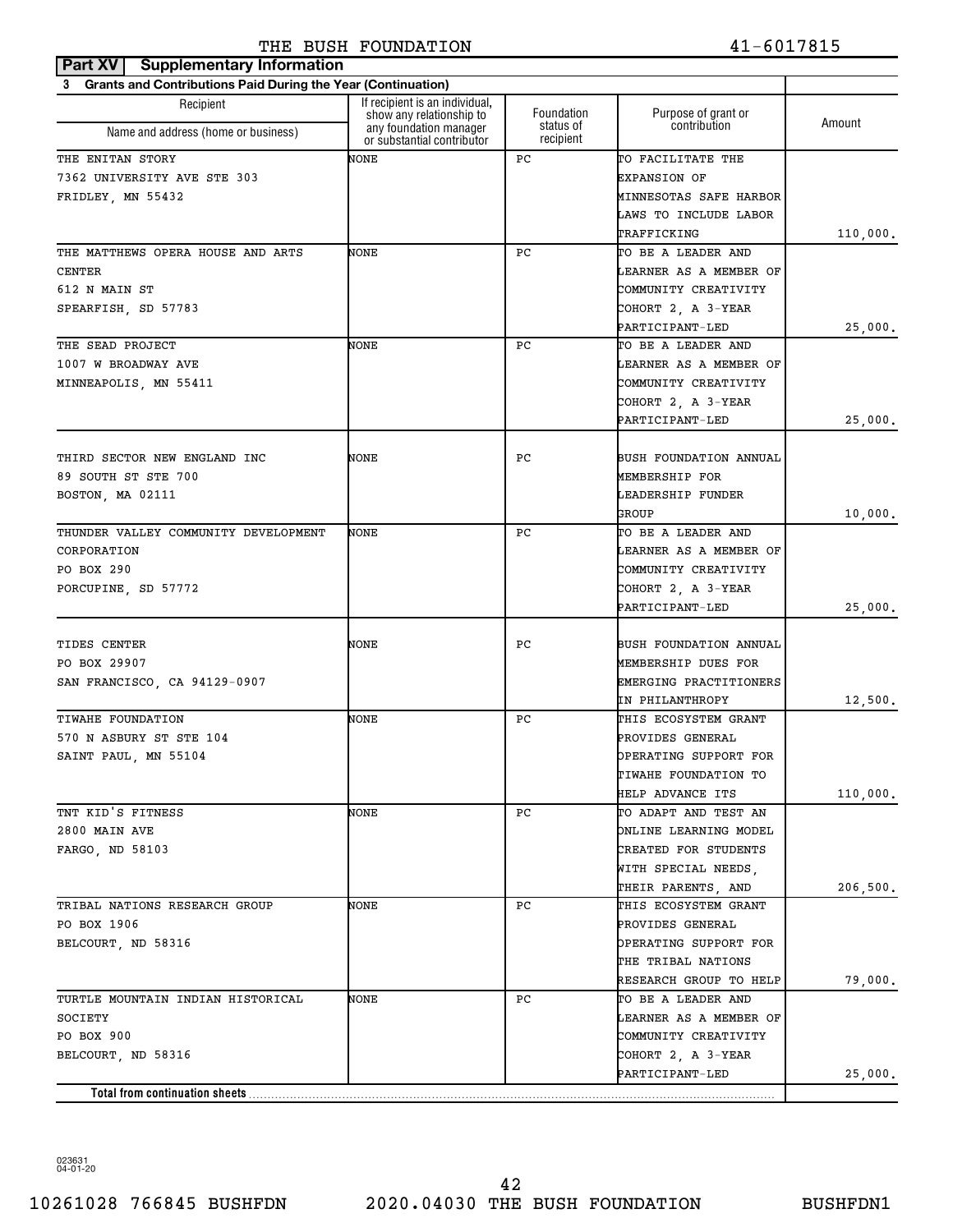THE BUSH FOUNDATION 41-6017815

**Part XV Supplementary Information**

**3 Grants and Contributions Paid During the Year (Continuation)**

| Recipient Name and address (home or business) | If recipient is an individual, show any relationship to any foundation manager or substantial contributor | Foundation status of recipient | Purpose of grant or contribution | Amount |
|---|---|---|---|---|
| THE ENITAN STORY 7362 UNIVERSITY AVE STE 303 FRIDLEY, MN 55432 | NONE | PC | TO FACILITATE THE EXPANSION OF MINNESOTAS SAFE HARBOR LAWS TO INCLUDE LABOR TRAFFICKING | 110,000. |
| THE MATTHEWS OPERA HOUSE AND ARTS CENTER 612 N MAIN ST SPEARFISH, SD 57783 | NONE | PC | TO BE A LEADER AND LEARNER AS A MEMBER OF COMMUNITY CREATIVITY COHORT 2, A 3-YEAR PARTICIPANT-LED | 25,000. |
| THE SEAD PROJECT 1007 W BROADWAY AVE MINNEAPOLIS, MN 55411 | NONE | PC | TO BE A LEADER AND LEARNER AS A MEMBER OF COMMUNITY CREATIVITY COHORT 2, A 3-YEAR PARTICIPANT-LED | 25,000. |
| THIRD SECTOR NEW ENGLAND INC 89 SOUTH ST STE 700 BOSTON, MA 02111 | NONE | PC | BUSH FOUNDATION ANNUAL MEMBERSHIP FOR LEADERSHIP FUNDER GROUP | 10,000. |
| THUNDER VALLEY COMMUNITY DEVELOPMENT CORPORATION PO BOX 290 PORCUPINE, SD 57772 | NONE | PC | TO BE A LEADER AND LEARNER AS A MEMBER OF COMMUNITY CREATIVITY COHORT 2, A 3-YEAR PARTICIPANT-LED | 25,000. |
| TIDES CENTER PO BOX 29907 SAN FRANCISCO, CA 94129-0907 | NONE | PC | BUSH FOUNDATION ANNUAL MEMBERSHIP DUES FOR EMERGING PRACTITIONERS IN PHILANTHROPY | 12,500. |
| TIWAHE FOUNDATION 570 N ASBURY ST STE 104 SAINT PAUL, MN 55104 | NONE | PC | THIS ECOSYSTEM GRANT PROVIDES GENERAL OPERATING SUPPORT FOR TIWAHE FOUNDATION TO HELP ADVANCE ITS | 110,000. |
| TNT KID'S FITNESS 2800 MAIN AVE FARGO, ND 58103 | NONE | PC | TO ADAPT AND TEST AN ONLINE LEARNING MODEL CREATED FOR STUDENTS WITH SPECIAL NEEDS, THEIR PARENTS, AND | 206,500. |
| TRIBAL NATIONS RESEARCH GROUP PO BOX 1906 BELCOURT, ND 58316 | NONE | PC | THIS ECOSYSTEM GRANT PROVIDES GENERAL OPERATING SUPPORT FOR THE TRIBAL NATIONS RESEARCH GROUP TO HELP | 79,000. |
| TURTLE MOUNTAIN INDIAN HISTORICAL SOCIETY PO BOX 900 BELCOURT, ND 58316 | NONE | PC | TO BE A LEADER AND LEARNER AS A MEMBER OF COMMUNITY CREATIVITY COHORT 2, A 3-YEAR PARTICIPANT-LED | 25,000. |
| **Total from continuation sheets** | | | | |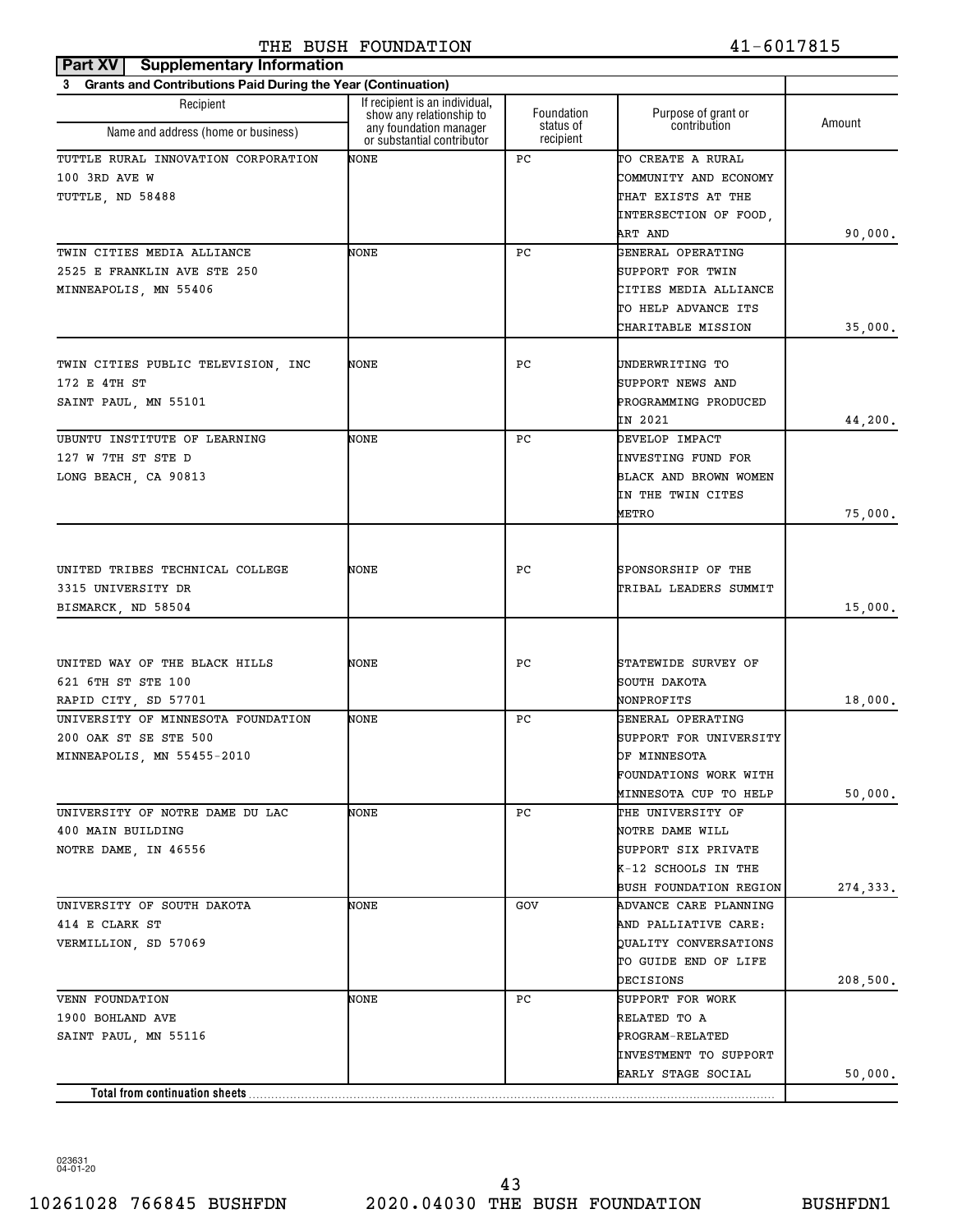THE BUSH FOUNDATION 41-6017815

**Part XV Supplementary Information**

**3 Grants and Contributions Paid During the Year (Continuation)**

| Recipient<br>Name and address (home or business) | If recipient is an individual, show any relationship to any foundation manager or substantial contributor | Foundation status of recipient | Purpose of grant or contribution | Amount |
|---|---|---|---|---|
| TUTTLE RURAL INNOVATION CORPORATION<br>100 3RD AVE W<br>TUTTLE, ND 58488 | NONE | PC | TO CREATE A RURAL COMMUNITY AND ECONOMY THAT EXISTS AT THE INTERSECTION OF FOOD, ART AND | 90,000. |
| TWIN CITIES MEDIA ALLIANCE<br>2525 E FRANKLIN AVE STE 250<br>MINNEAPOLIS, MN 55406 | NONE | PC | GENERAL OPERATING SUPPORT FOR TWIN CITIES MEDIA ALLIANCE TO HELP ADVANCE ITS CHARITABLE MISSION | 35,000. |
| TWIN CITIES PUBLIC TELEVISION, INC<br>172 E 4TH ST<br>SAINT PAUL, MN 55101 | NONE | PC | UNDERWRITING TO SUPPORT NEWS AND PROGRAMMING PRODUCED IN 2021 | 44,200. |
| UBUNTU INSTITUTE OF LEARNING<br>127 W 7TH ST STE D<br>LONG BEACH, CA 90813 | NONE | PC | DEVELOP IMPACT INVESTING FUND FOR BLACK AND BROWN WOMEN IN THE TWIN CITES METRO | 75,000. |
| UNITED TRIBES TECHNICAL COLLEGE<br>3315 UNIVERSITY DR<br>BISMARCK, ND 58504 | NONE | PC | SPONSORSHIP OF THE TRIBAL LEADERS SUMMIT | 15,000. |
| UNITED WAY OF THE BLACK HILLS<br>621 6TH ST STE 100<br>RAPID CITY, SD 57701 | NONE | PC | STATEWIDE SURVEY OF SOUTH DAKOTA NONPROFITS | 18,000. |
| UNIVERSITY OF MINNESOTA FOUNDATION<br>200 OAK ST SE STE 500<br>MINNEAPOLIS, MN 55455-2010 | NONE | PC | GENERAL OPERATING SUPPORT FOR UNIVERSITY OF MINNESOTA FOUNDATIONS WORK WITH MINNESOTA CUP TO HELP | 50,000. |
| UNIVERSITY OF NOTRE DAME DU LAC<br>400 MAIN BUILDING<br>NOTRE DAME, IN 46556 | NONE | PC | THE UNIVERSITY OF NOTRE DAME WILL SUPPORT SIX PRIVATE K-12 SCHOOLS IN THE BUSH FOUNDATION REGION | 274,333. |
| UNIVERSITY OF SOUTH DAKOTA<br>414 E CLARK ST<br>VERMILLION, SD 57069 | NONE | GOV | ADVANCE CARE PLANNING AND PALLIATIVE CARE: QUALITY CONVERSATIONS TO GUIDE END OF LIFE DECISIONS | 208,500. |
| VENN FOUNDATION<br>1900 BOHLAND AVE<br>SAINT PAUL, MN 55116 | NONE | PC | SUPPORT FOR WORK RELATED TO A PROGRAM-RELATED INVESTMENT TO SUPPORT EARLY STAGE SOCIAL | 50,000. |
| **Total from continuation sheets** | | | | |

023631 04-01-20

10261028 766845 BUSHFDN 2020.04030 THE BUSH FOUNDATION BUSHFDN1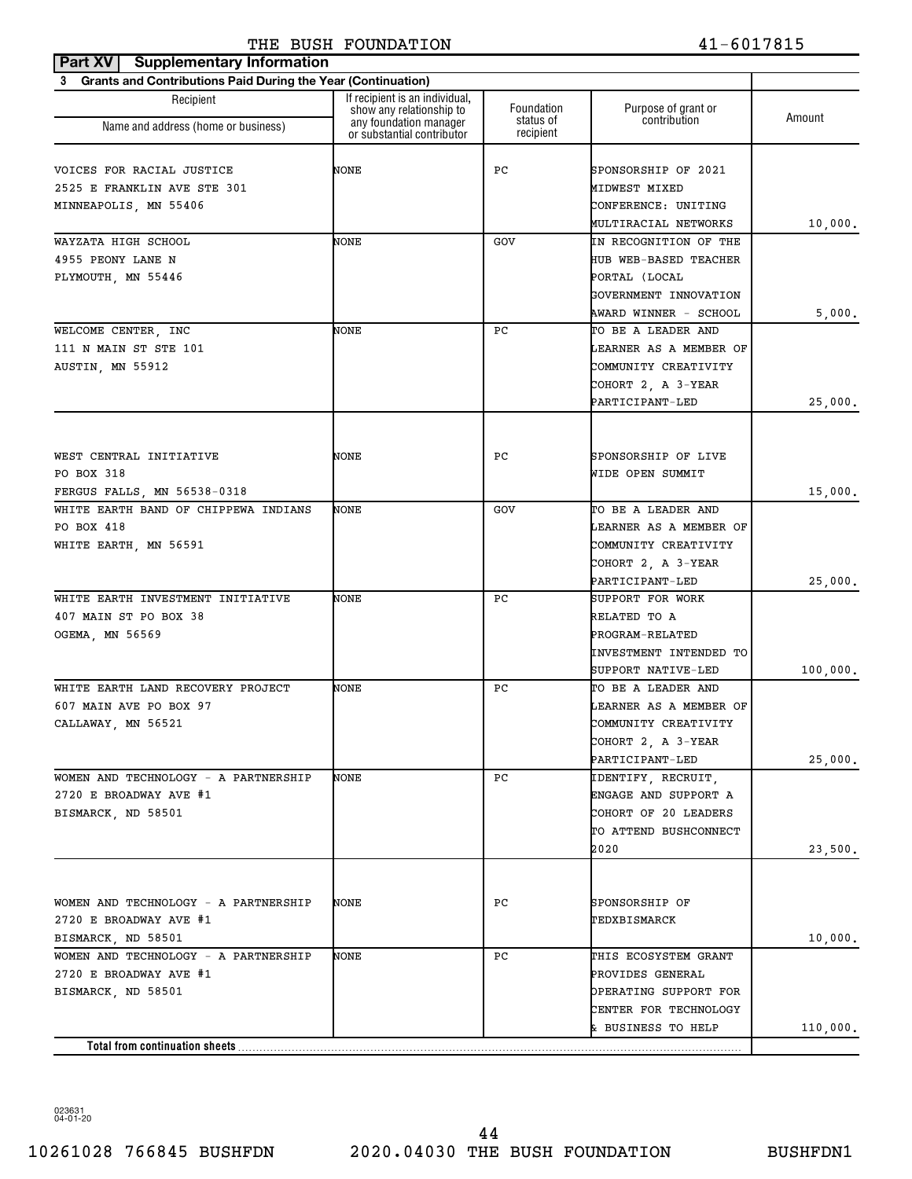THE BUSH FOUNDATION 41-6017815

**Part XV Supplementary Information**

**3 Grants and Contributions Paid During the Year (Continuation)**

| Recipient Name and address (home or business) | If recipient is an individual, show any relationship to any foundation manager or substantial contributor | Foundation status of recipient | Purpose of grant or contribution | Amount |
|---|---|---|---|---|
| VOICES FOR RACIAL JUSTICE 2525 E FRANKLIN AVE STE 301 MINNEAPOLIS, MN 55406 | NONE | PC | SPONSORSHIP OF 2021 MIDWEST MIXED CONFERENCE: UNITING MULTIRACIAL NETWORKS | 10,000. |
| WAYZATA HIGH SCHOOL 4955 PEONY LANE N PLYMOUTH, MN 55446 | NONE | GOV | IN RECOGNITION OF THE HUB WEB-BASED TEACHER PORTAL (LOCAL GOVERNMENT INNOVATION AWARD WINNER - SCHOOL | 5,000. |
| WELCOME CENTER, INC 111 N MAIN ST STE 101 AUSTIN, MN 55912 | NONE | PC | TO BE A LEADER AND LEARNER AS A MEMBER OF COMMUNITY CREATIVITY COHORT 2, A 3-YEAR PARTICIPANT-LED | 25,000. |
| WEST CENTRAL INITIATIVE PO BOX 318 FERGUS FALLS, MN 56538-0318 | NONE | PC | SPONSORSHIP OF LIVE WIDE OPEN SUMMIT | 15,000. |
| WHITE EARTH BAND OF CHIPPEWA INDIANS PO BOX 418 WHITE EARTH, MN 56591 | NONE | GOV | TO BE A LEADER AND LEARNER AS A MEMBER OF COMMUNITY CREATIVITY COHORT 2, A 3-YEAR PARTICIPANT-LED | 25,000. |
| WHITE EARTH INVESTMENT INITIATIVE 407 MAIN ST PO BOX 38 OGEMA, MN 56569 | NONE | PC | SUPPORT FOR WORK RELATED TO A PROGRAM-RELATED INVESTMENT INTENDED TO SUPPORT NATIVE-LED | 100,000. |
| WHITE EARTH LAND RECOVERY PROJECT 607 MAIN AVE PO BOX 97 CALLAWAY, MN 56521 | NONE | PC | TO BE A LEADER AND LEARNER AS A MEMBER OF COMMUNITY CREATIVITY COHORT 2, A 3-YEAR PARTICIPANT-LED | 25,000. |
| WOMEN AND TECHNOLOGY - A PARTNERSHIP 2720 E BROADWAY AVE #1 BISMARCK, ND 58501 | NONE | PC | IDENTIFY, RECRUIT, ENGAGE AND SUPPORT A COHORT OF 20 LEADERS TO ATTEND BUSHCONNECT 2020 | 23,500. |
| WOMEN AND TECHNOLOGY - A PARTNERSHIP 2720 E BROADWAY AVE #1 BISMARCK, ND 58501 | NONE | PC | SPONSORSHIP OF TEDXBISMARCK | 10,000. |
| WOMEN AND TECHNOLOGY - A PARTNERSHIP 2720 E BROADWAY AVE #1 BISMARCK, ND 58501 | NONE | PC | THIS ECOSYSTEM GRANT PROVIDES GENERAL OPERATING SUPPORT FOR CENTER FOR TECHNOLOGY & BUSINESS TO HELP | 110,000. |
| **Total from continuation sheets** | | | | |

023631 04-01-20

10261028 766845 BUSHFDN 2020.04030 THE BUSH FOUNDATION BUSHFDN1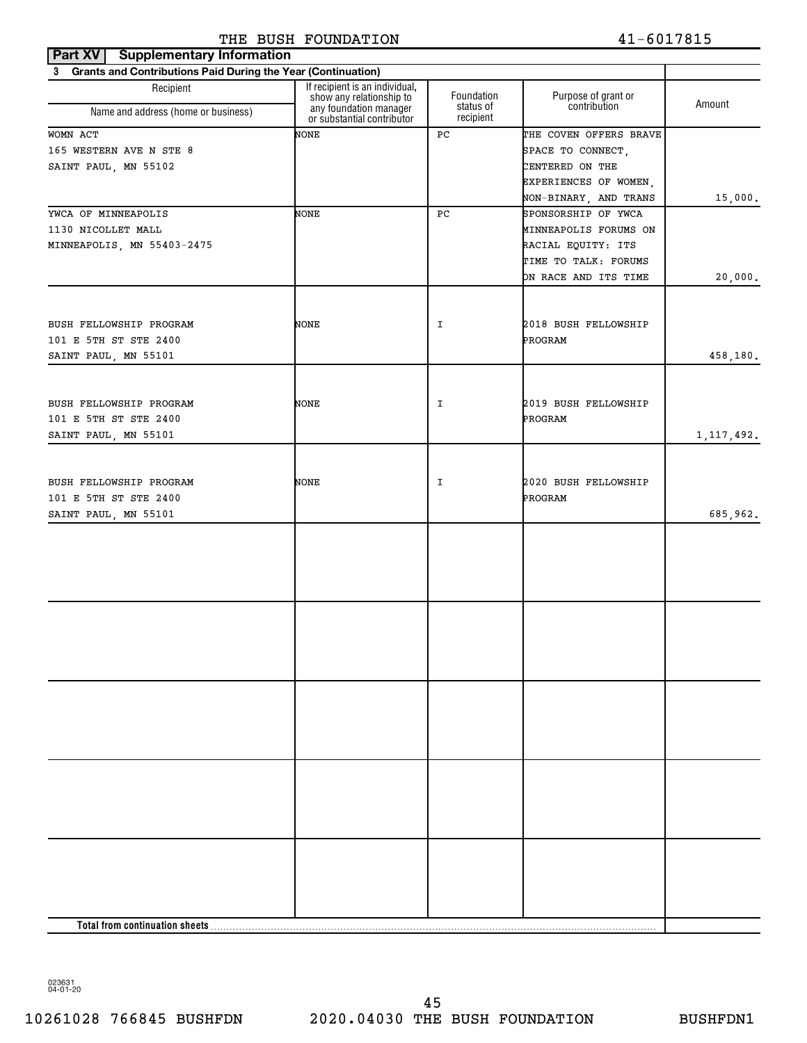THE BUSH FOUNDATION 41-6017815

**Part XV Supplementary Information**

**3 Grants and Contributions Paid During the Year (Continuation)**

| Recipient Name and address (home or business) | If recipient is an individual, show any relationship to any foundation manager or substantial contributor | Foundation status of recipient | Purpose of grant or contribution | Amount |
|---|---|---|---|---|
| WOMN ACT<br>165 WESTERN AVE N STE 8<br>SAINT PAUL, MN 55102 | NONE | PC | THE COVEN OFFERS BRAVE SPACE TO CONNECT, CENTERED ON THE EXPERIENCES OF WOMEN, NON-BINARY, AND TRANS | 15,000. |
| YWCA OF MINNEAPOLIS<br>1130 NICOLLET MALL<br>MINNEAPOLIS, MN 55403-2475 | NONE | PC | SPONSORSHIP OF YWCA MINNEAPOLIS FORUMS ON RACIAL EQUITY: ITS TIME TO TALK: FORUMS ON RACE AND ITS TIME | 20,000. |
| BUSH FELLOWSHIP PROGRAM<br>101 E 5TH ST STE 2400<br>SAINT PAUL, MN 55101 | NONE | I | 2018 BUSH FELLOWSHIP PROGRAM | 458,180. |
| BUSH FELLOWSHIP PROGRAM<br>101 E 5TH ST STE 2400<br>SAINT PAUL, MN 55101 | NONE | I | 2019 BUSH FELLOWSHIP PROGRAM | 1,117,492. |
| BUSH FELLOWSHIP PROGRAM<br>101 E 5TH ST STE 2400<br>SAINT PAUL, MN 55101 | NONE | I | 2020 BUSH FELLOWSHIP PROGRAM | 685,962. |
| | | | | |
| | | | | |
| | | | | |
| | | | | |
| | | | | |
| **Total from continuation sheets** | | | | |

023631 04-01-20

10261028 766845 BUSHFDN 2020.04030 THE BUSH FOUNDATION BUSHFDN1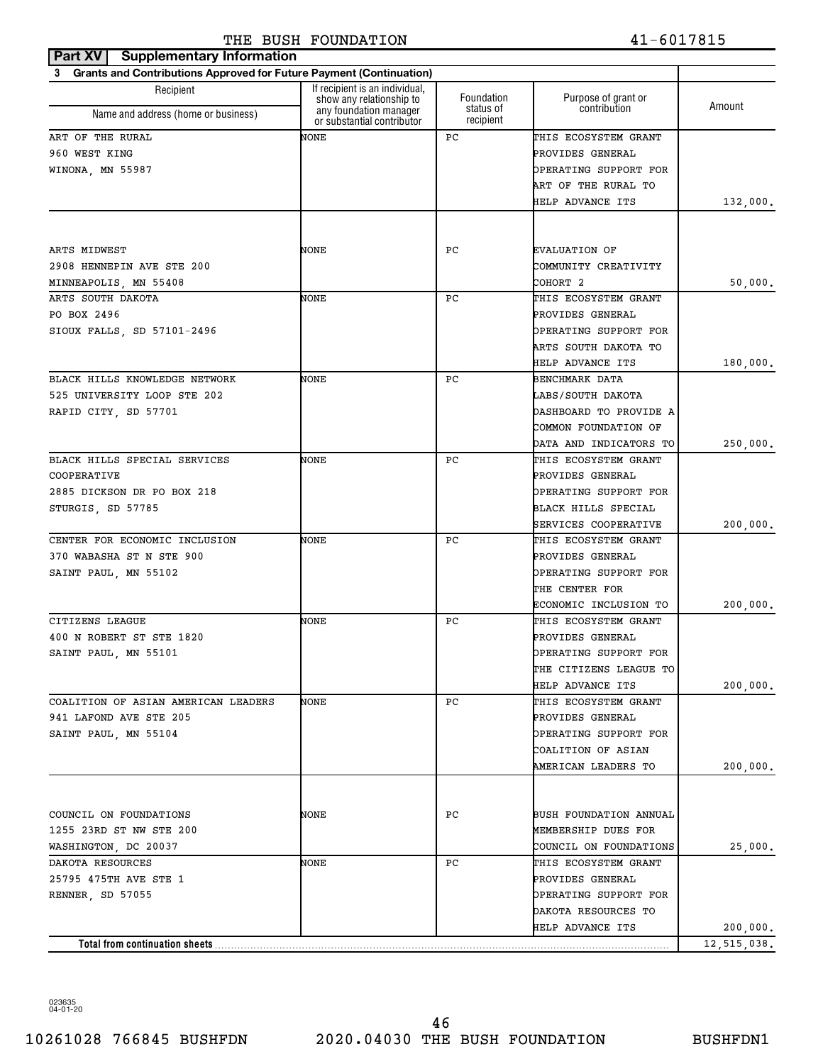THE BUSH FOUNDATION 41-6017815

**Part XV Supplementary Information**

**3 Grants and Contributions Approved for Future Payment (Continuation)**

| Recipient Name and address (home or business) | If recipient is an individual, show any relationship to any foundation manager or substantial contributor | Foundation status of recipient | Purpose of grant or contribution | Amount |
|---|---|---|---|---|
| ART OF THE RURAL<br>960 WEST KING<br>WINONA, MN 55987 | NONE | PC | THIS ECOSYSTEM GRANT PROVIDES GENERAL OPERATING SUPPORT FOR ART OF THE RURAL TO HELP ADVANCE ITS | 132,000. |
| ARTS MIDWEST<br>2908 HENNEPIN AVE STE 200<br>MINNEAPOLIS, MN 55408 | NONE | PC | EVALUATION OF COMMUNITY CREATIVITY COHORT 2 | 50,000. |
| ARTS SOUTH DAKOTA<br>PO BOX 2496<br>SIOUX FALLS, SD 57101-2496 | NONE | PC | THIS ECOSYSTEM GRANT PROVIDES GENERAL OPERATING SUPPORT FOR ARTS SOUTH DAKOTA TO HELP ADVANCE ITS | 180,000. |
| BLACK HILLS KNOWLEDGE NETWORK<br>525 UNIVERSITY LOOP STE 202<br>RAPID CITY, SD 57701 | NONE | PC | BENCHMARK DATA LABS/SOUTH DAKOTA DASHBOARD TO PROVIDE A COMMON FOUNDATION OF DATA AND INDICATORS TO | 250,000. |
| BLACK HILLS SPECIAL SERVICES COOPERATIVE<br>2885 DICKSON DR PO BOX 218<br>STURGIS, SD 57785 | NONE | PC | THIS ECOSYSTEM GRANT PROVIDES GENERAL OPERATING SUPPORT FOR BLACK HILLS SPECIAL SERVICES COOPERATIVE | 200,000. |
| CENTER FOR ECONOMIC INCLUSION<br>370 WABASHA ST N STE 900<br>SAINT PAUL, MN 55102 | NONE | PC | THIS ECOSYSTEM GRANT PROVIDES GENERAL OPERATING SUPPORT FOR THE CENTER FOR ECONOMIC INCLUSION TO | 200,000. |
| CITIZENS LEAGUE<br>400 N ROBERT ST STE 1820<br>SAINT PAUL, MN 55101 | NONE | PC | THIS ECOSYSTEM GRANT PROVIDES GENERAL OPERATING SUPPORT FOR THE CITIZENS LEAGUE TO HELP ADVANCE ITS | 200,000. |
| COALITION OF ASIAN AMERICAN LEADERS<br>941 LAFOND AVE STE 205<br>SAINT PAUL, MN 55104 | NONE | PC | THIS ECOSYSTEM GRANT PROVIDES GENERAL OPERATING SUPPORT FOR COALITION OF ASIAN AMERICAN LEADERS TO | 200,000. |
| COUNCIL ON FOUNDATIONS<br>1255 23RD ST NW STE 200<br>WASHINGTON, DC 20037 | NONE | PC | BUSH FOUNDATION ANNUAL MEMBERSHIP DUES FOR COUNCIL ON FOUNDATIONS | 25,000. |
| DAKOTA RESOURCES<br>25795 475TH AVE STE 1<br>RENNER, SD 57055 | NONE | PC | THIS ECOSYSTEM GRANT PROVIDES GENERAL OPERATING SUPPORT FOR DAKOTA RESOURCES TO HELP ADVANCE ITS | 200,000. |
| **Total from continuation sheets** | | | | 12,515,038. |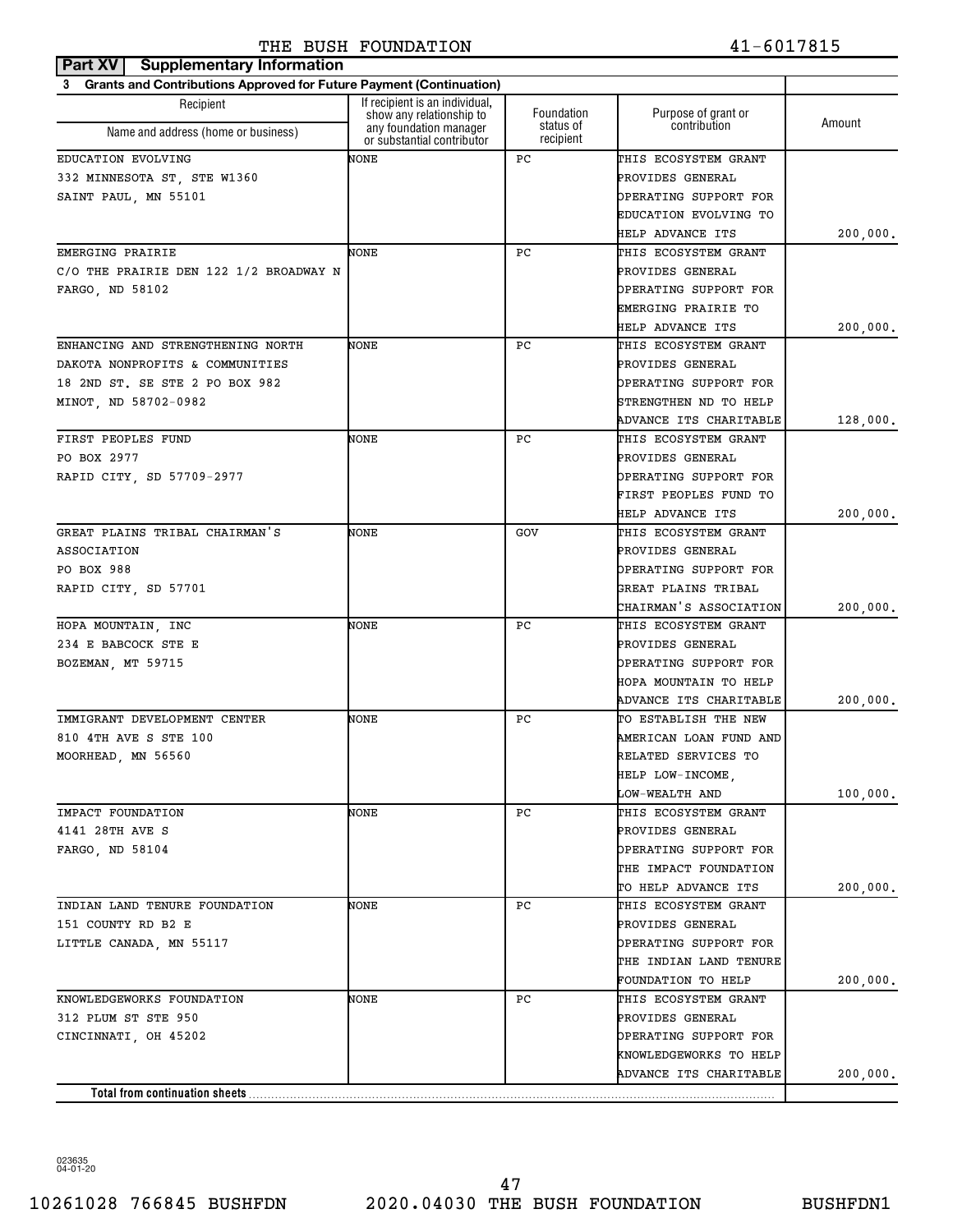**Part XV | Supplementary Information**

**3 Grants and Contributions Approved for Future Payment (Continuation)**

| Recipient<br>Name and address (home or business) | If recipient is an individual, show any relationship to any foundation manager or substantial contributor | Foundation status of recipient | Purpose of grant or contribution | Amount |
|---|---|---|---|---|
| EDUCATION EVOLVING<br>332 MINNESOTA ST, STE W1360<br>SAINT PAUL, MN 55101 | NONE | PC | THIS ECOSYSTEM GRANT PROVIDES GENERAL OPERATING SUPPORT FOR EDUCATION EVOLVING TO HELP ADVANCE ITS | 200,000. |
| EMERGING PRAIRIE<br>C/O THE PRAIRIE DEN 122 1/2 BROADWAY N<br>FARGO, ND 58102 | NONE | PC | THIS ECOSYSTEM GRANT PROVIDES GENERAL OPERATING SUPPORT FOR EMERGING PRAIRIE TO HELP ADVANCE ITS | 200,000. |
| ENHANCING AND STRENGTHENING NORTH DAKOTA NONPROFITS & COMMUNITIES<br>18 2ND ST. SE STE 2 PO BOX 982<br>MINOT, ND 58702-0982 | NONE | PC | THIS ECOSYSTEM GRANT PROVIDES GENERAL OPERATING SUPPORT FOR STRENGTHEN ND TO HELP ADVANCE ITS CHARITABLE | 128,000. |
| FIRST PEOPLES FUND<br>PO BOX 2977<br>RAPID CITY, SD 57709-2977 | NONE | PC | THIS ECOSYSTEM GRANT PROVIDES GENERAL OPERATING SUPPORT FOR FIRST PEOPLES FUND TO HELP ADVANCE ITS | 200,000. |
| GREAT PLAINS TRIBAL CHAIRMAN'S ASSOCIATION<br>PO BOX 988<br>RAPID CITY, SD 57701 | NONE | GOV | THIS ECOSYSTEM GRANT PROVIDES GENERAL OPERATING SUPPORT FOR GREAT PLAINS TRIBAL CHAIRMAN'S ASSOCIATION | 200,000. |
| HOPA MOUNTAIN, INC<br>234 E BABCOCK STE E<br>BOZEMAN, MT 59715 | NONE | PC | THIS ECOSYSTEM GRANT PROVIDES GENERAL OPERATING SUPPORT FOR HOPA MOUNTAIN TO HELP ADVANCE ITS CHARITABLE | 200,000. |
| IMMIGRANT DEVELOPMENT CENTER<br>810 4TH AVE S STE 100<br>MOORHEAD, MN 56560 | NONE | PC | TO ESTABLISH THE NEW AMERICAN LOAN FUND AND RELATED SERVICES TO HELP LOW-INCOME, LOW-WEALTH AND | 100,000. |
| IMPACT FOUNDATION<br>4141 28TH AVE S<br>FARGO, ND 58104 | NONE | PC | THIS ECOSYSTEM GRANT PROVIDES GENERAL OPERATING SUPPORT FOR THE IMPACT FOUNDATION TO HELP ADVANCE ITS | 200,000. |
| INDIAN LAND TENURE FOUNDATION<br>151 COUNTY RD B2 E<br>LITTLE CANADA, MN 55117 | NONE | PC | THIS ECOSYSTEM GRANT PROVIDES GENERAL OPERATING SUPPORT FOR THE INDIAN LAND TENURE FOUNDATION TO HELP | 200,000. |
| KNOWLEDGEWORKS FOUNDATION<br>312 PLUM ST STE 950<br>CINCINNATI, OH 45202 | NONE | PC | THIS ECOSYSTEM GRANT PROVIDES GENERAL OPERATING SUPPORT FOR KNOWLEDGEWORKS TO HELP ADVANCE ITS CHARITABLE | 200,000. |
| **Total from continuation sheets** | | | | |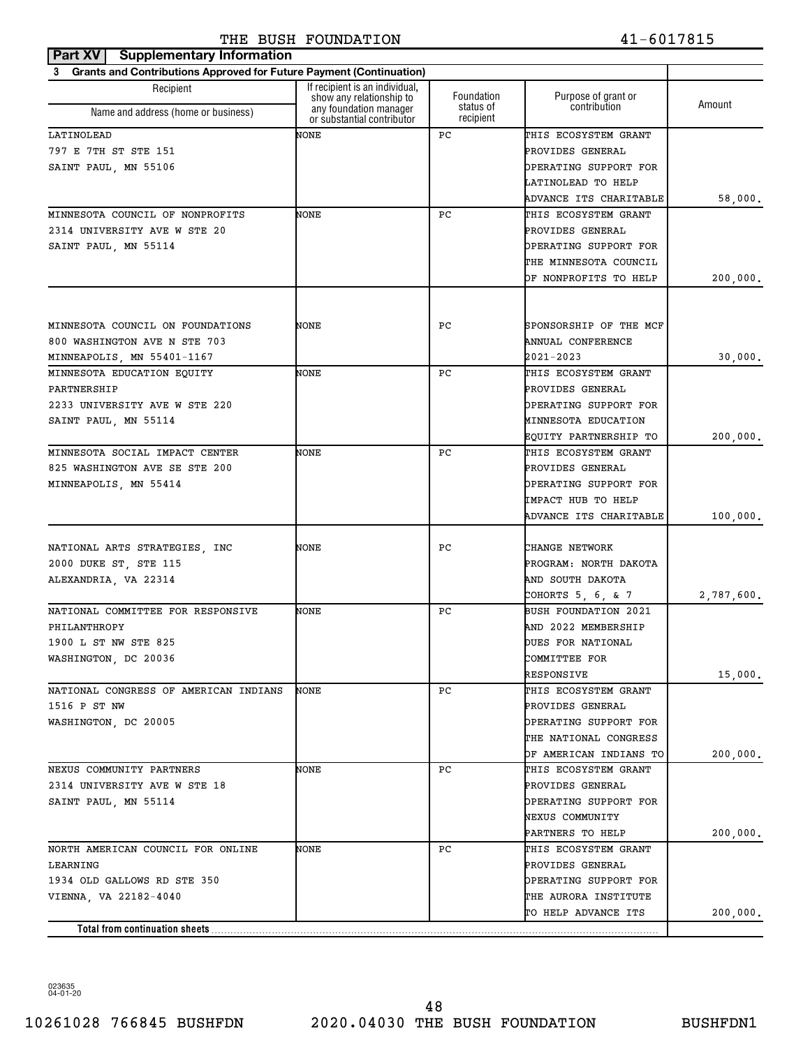THE BUSH FOUNDATION 41-6017815

**Part XV Supplementary Information**

**3 Grants and Contributions Approved for Future Payment (Continuation)**

| Recipient Name and address (home or business) | If recipient is an individual, show any relationship to any foundation manager or substantial contributor | Foundation status of recipient | Purpose of grant or contribution | Amount |
|---|---|---|---|---|
| LATINOLEAD 797 E 7TH ST STE 151 SAINT PAUL, MN 55106 | NONE | PC | THIS ECOSYSTEM GRANT PROVIDES GENERAL OPERATING SUPPORT FOR LATINOLEAD TO HELP ADVANCE ITS CHARITABLE | 58,000. |
| MINNESOTA COUNCIL OF NONPROFITS 2314 UNIVERSITY AVE W STE 20 SAINT PAUL, MN 55114 | NONE | PC | THIS ECOSYSTEM GRANT PROVIDES GENERAL OPERATING SUPPORT FOR THE MINNESOTA COUNCIL OF NONPROFITS TO HELP | 200,000. |
| MINNESOTA COUNCIL ON FOUNDATIONS 800 WASHINGTON AVE N STE 703 MINNEAPOLIS, MN 55401-1167 | NONE | PC | SPONSORSHIP OF THE MCF ANNUAL CONFERENCE 2021-2023 | 30,000. |
| MINNESOTA EDUCATION EQUITY PARTNERSHIP 2233 UNIVERSITY AVE W STE 220 SAINT PAUL, MN 55114 | NONE | PC | THIS ECOSYSTEM GRANT PROVIDES GENERAL OPERATING SUPPORT FOR MINNESOTA EDUCATION EQUITY PARTNERSHIP TO | 200,000. |
| MINNESOTA SOCIAL IMPACT CENTER 825 WASHINGTON AVE SE STE 200 MINNEAPOLIS, MN 55414 | NONE | PC | THIS ECOSYSTEM GRANT PROVIDES GENERAL OPERATING SUPPORT FOR IMPACT HUB TO HELP ADVANCE ITS CHARITABLE | 100,000. |
| NATIONAL ARTS STRATEGIES, INC 2000 DUKE ST, STE 115 ALEXANDRIA, VA 22314 | NONE | PC | CHANGE NETWORK PROGRAM: NORTH DAKOTA AND SOUTH DAKOTA COHORTS 5, 6, & 7 | 2,787,600. |
| NATIONAL COMMITTEE FOR RESPONSIVE PHILANTHROPY 1900 L ST NW STE 825 WASHINGTON, DC 20036 | NONE | PC | BUSH FOUNDATION 2021 AND 2022 MEMBERSHIP DUES FOR NATIONAL COMMITTEE FOR RESPONSIVE | 15,000. |
| NATIONAL CONGRESS OF AMERICAN INDIANS 1516 P ST NW WASHINGTON, DC 20005 | NONE | PC | THIS ECOSYSTEM GRANT PROVIDES GENERAL OPERATING SUPPORT FOR THE NATIONAL CONGRESS OF AMERICAN INDIANS TO | 200,000. |
| NEXUS COMMUNITY PARTNERS 2314 UNIVERSITY AVE W STE 18 SAINT PAUL, MN 55114 | NONE | PC | THIS ECOSYSTEM GRANT PROVIDES GENERAL OPERATING SUPPORT FOR NEXUS COMMUNITY PARTNERS TO HELP | 200,000. |
| NORTH AMERICAN COUNCIL FOR ONLINE LEARNING 1934 OLD GALLOWS RD STE 350 VIENNA, VA 22182-4040 | NONE | PC | THIS ECOSYSTEM GRANT PROVIDES GENERAL OPERATING SUPPORT FOR THE AURORA INSTITUTE TO HELP ADVANCE ITS | 200,000. |
| **Total from continuation sheets** | | | | |

023635 04-01-20

10261028 766845 BUSHFDN 2020.04030 THE BUSH FOUNDATION BUSHFDN1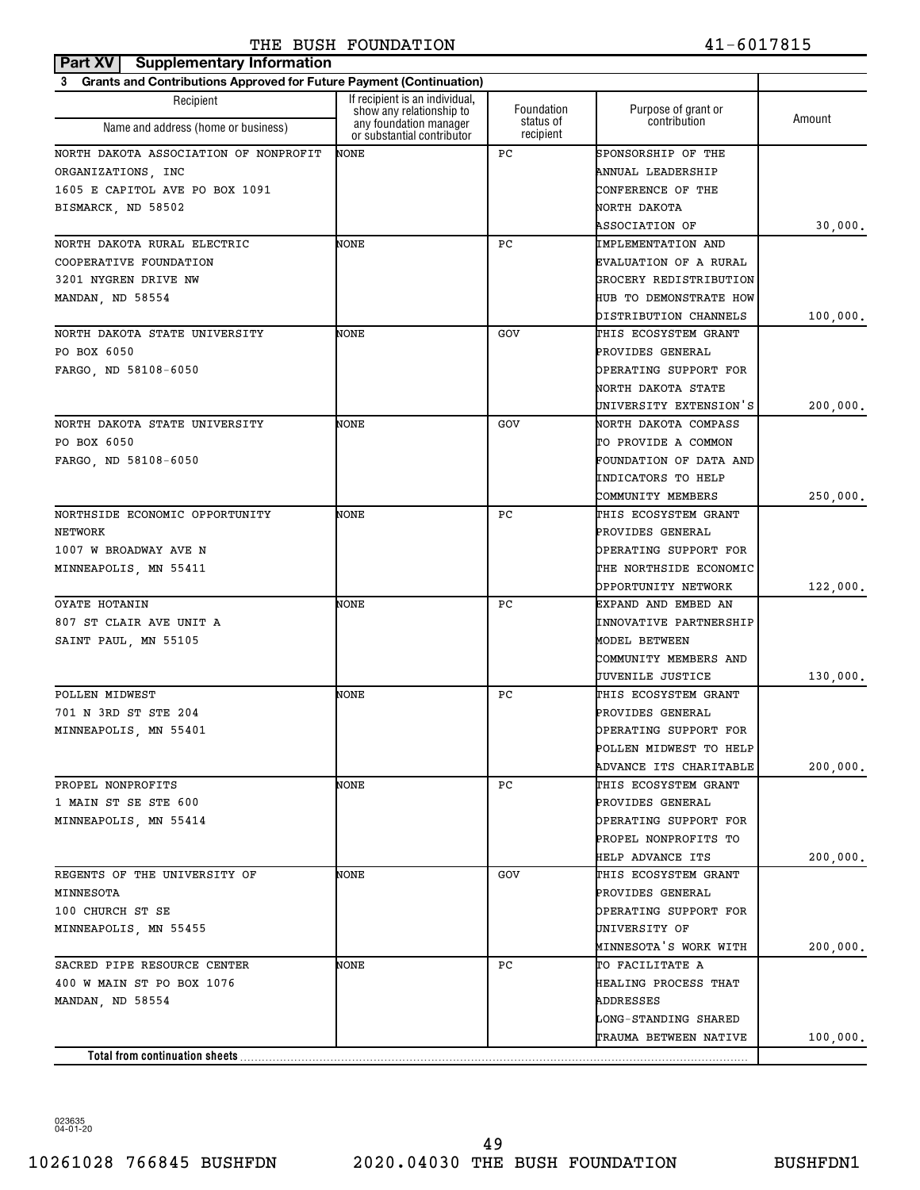**Part XV | Supplementary Information**

**3 Grants and Contributions Approved for Future Payment (Continuation)**

| Recipient<br>Name and address (home or business) | If recipient is an individual, show any relationship to any foundation manager or substantial contributor | Foundation status of recipient | Purpose of grant or contribution | Amount |
|---|---|---|---|---|
| NORTH DAKOTA ASSOCIATION OF NONPROFIT ORGANIZATIONS, INC<br>1605 E CAPITOL AVE PO BOX 1091<br>BISMARCK, ND 58502 | NONE | PC | SPONSORSHIP OF THE ANNUAL LEADERSHIP CONFERENCE OF THE NORTH DAKOTA ASSOCIATION OF | 30,000. |
| NORTH DAKOTA RURAL ELECTRIC COOPERATIVE FOUNDATION<br>3201 NYGREN DRIVE NW<br>MANDAN, ND 58554 | NONE | PC | IMPLEMENTATION AND EVALUATION OF A RURAL GROCERY REDISTRIBUTION HUB TO DEMONSTRATE HOW DISTRIBUTION CHANNELS | 100,000. |
| NORTH DAKOTA STATE UNIVERSITY<br>PO BOX 6050<br>FARGO, ND 58108-6050 | NONE | GOV | THIS ECOSYSTEM GRANT PROVIDES GENERAL OPERATING SUPPORT FOR NORTH DAKOTA STATE UNIVERSITY EXTENSION'S | 200,000. |
| NORTH DAKOTA STATE UNIVERSITY<br>PO BOX 6050<br>FARGO, ND 58108-6050 | NONE | GOV | NORTH DAKOTA COMPASS TO PROVIDE A COMMON FOUNDATION OF DATA AND INDICATORS TO HELP COMMUNITY MEMBERS | 250,000. |
| NORTHSIDE ECONOMIC OPPORTUNITY NETWORK<br>1007 W BROADWAY AVE N<br>MINNEAPOLIS, MN 55411 | NONE | PC | THIS ECOSYSTEM GRANT PROVIDES GENERAL OPERATING SUPPORT FOR THE NORTHSIDE ECONOMIC OPPORTUNITY NETWORK | 122,000. |
| OYATE HOTANIN<br>807 ST CLAIR AVE UNIT A<br>SAINT PAUL, MN 55105 | NONE | PC | EXPAND AND EMBED AN INNOVATIVE PARTNERSHIP MODEL BETWEEN COMMUNITY MEMBERS AND JUVENILE JUSTICE | 130,000. |
| POLLEN MIDWEST<br>701 N 3RD ST STE 204<br>MINNEAPOLIS, MN 55401 | NONE | PC | THIS ECOSYSTEM GRANT PROVIDES GENERAL OPERATING SUPPORT FOR POLLEN MIDWEST TO HELP ADVANCE ITS CHARITABLE | 200,000. |
| PROPEL NONPROFITS<br>1 MAIN ST SE STE 600<br>MINNEAPOLIS, MN 55414 | NONE | PC | THIS ECOSYSTEM GRANT PROVIDES GENERAL OPERATING SUPPORT FOR PROPEL NONPROFITS TO HELP ADVANCE ITS | 200,000. |
| REGENTS OF THE UNIVERSITY OF MINNESOTA<br>100 CHURCH ST SE<br>MINNEAPOLIS, MN 55455 | NONE | GOV | THIS ECOSYSTEM GRANT PROVIDES GENERAL OPERATING SUPPORT FOR UNIVERSITY OF MINNESOTA'S WORK WITH | 200,000. |
| SACRED PIPE RESOURCE CENTER<br>400 W MAIN ST PO BOX 1076<br>MANDAN, ND 58554 | NONE | PC | TO FACILITATE A HEALING PROCESS THAT ADDRESSES LONG-STANDING SHARED TRAUMA BETWEEN NATIVE | 100,000. |
| **Total from continuation sheets** | | | | |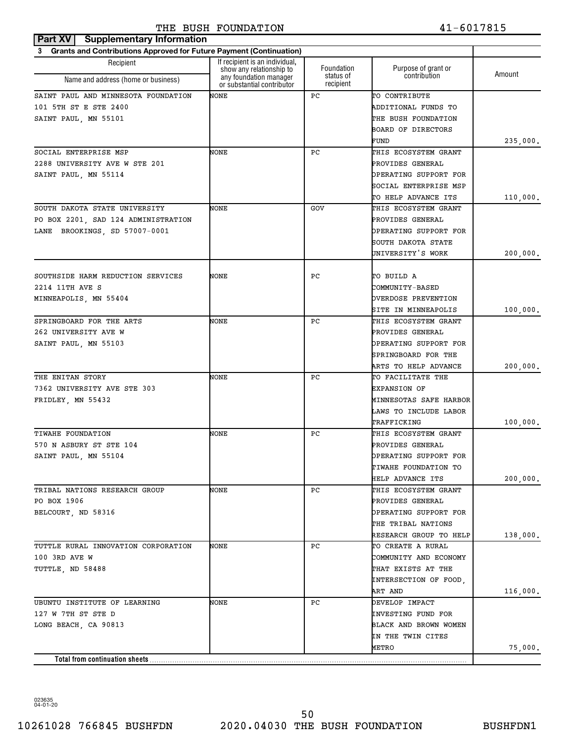**Part XV Supplementary Information**

**3 Grants and Contributions Approved for Future Payment (Continuation)**

| Recipient Name and address (home or business) | If recipient is an individual, show any relationship to any foundation manager or substantial contributor | Foundation status of recipient | Purpose of grant or contribution | Amount |
|---|---|---|---|---|
| SAINT PAUL AND MINNESOTA FOUNDATION 101 5TH ST E STE 2400 SAINT PAUL, MN 55101 | NONE | PC | TO CONTRIBUTE ADDITIONAL FUNDS TO THE BUSH FOUNDATION BOARD OF DIRECTORS FUND | 235,000. |
| SOCIAL ENTERPRISE MSP 2288 UNIVERSITY AVE W STE 201 SAINT PAUL, MN 55114 | NONE | PC | THIS ECOSYSTEM GRANT PROVIDES GENERAL OPERATING SUPPORT FOR SOCIAL ENTERPRISE MSP TO HELP ADVANCE ITS | 110,000. |
| SOUTH DAKOTA STATE UNIVERSITY PO BOX 2201, SAD 124 ADMINISTRATION LANE BROOKINGS, SD 57007-0001 | NONE | GOV | THIS ECOSYSTEM GRANT PROVIDES GENERAL OPERATING SUPPORT FOR SOUTH DAKOTA STATE UNIVERSITY'S WORK | 200,000. |
| SOUTHSIDE HARM REDUCTION SERVICES 2214 11TH AVE S MINNEAPOLIS, MN 55404 | NONE | PC | TO BUILD A COMMUNITY-BASED OVERDOSE PREVENTION SITE IN MINNEAPOLIS | 100,000. |
| SPRINGBOARD FOR THE ARTS 262 UNIVERSITY AVE W SAINT PAUL, MN 55103 | NONE | PC | THIS ECOSYSTEM GRANT PROVIDES GENERAL OPERATING SUPPORT FOR SPRINGBOARD FOR THE ARTS TO HELP ADVANCE | 200,000. |
| THE ENITAN STORY 7362 UNIVERSITY AVE STE 303 FRIDLEY, MN 55432 | NONE | PC | TO FACILITATE THE EXPANSION OF MINNESOTAS SAFE HARBOR LAWS TO INCLUDE LABOR TRAFFICKING | 100,000. |
| TIWAHE FOUNDATION 570 N ASBURY ST STE 104 SAINT PAUL, MN 55104 | NONE | PC | THIS ECOSYSTEM GRANT PROVIDES GENERAL OPERATING SUPPORT FOR TIWAHE FOUNDATION TO HELP ADVANCE ITS | 200,000. |
| TRIBAL NATIONS RESEARCH GROUP PO BOX 1906 BELCOURT, ND 58316 | NONE | PC | THIS ECOSYSTEM GRANT PROVIDES GENERAL OPERATING SUPPORT FOR THE TRIBAL NATIONS RESEARCH GROUP TO HELP | 138,000. |
| TUTTLE RURAL INNOVATION CORPORATION 100 3RD AVE W TUTTLE, ND 58488 | NONE | PC | TO CREATE A RURAL COMMUNITY AND ECONOMY THAT EXISTS AT THE INTERSECTION OF FOOD, ART AND | 116,000. |
| UBUNTU INSTITUTE OF LEARNING 127 W 7TH ST STE D LONG BEACH, CA 90813 | NONE | PC | DEVELOP IMPACT INVESTING FUND FOR BLACK AND BROWN WOMEN IN THE TWIN CITES METRO | 75,000. |
| **Total from continuation sheets** | | | | |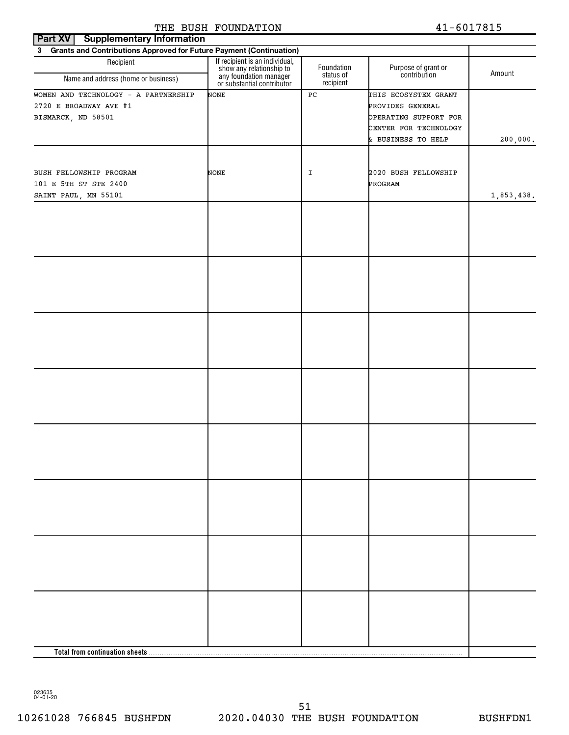THE BUSH FOUNDATION 41-6017815

## Part XV Supplementary Information

**3 Grants and Contributions Approved for Future Payment (Continuation)**

| Recipient<br>Name and address (home or business) | If recipient is an individual, show any relationship to any foundation manager or substantial contributor | Foundation status of recipient | Purpose of grant or contribution | Amount |
|---|---|---|---|---|
| WOMEN AND TECHNOLOGY - A PARTNERSHIP<br>2720 E BROADWAY AVE #1<br>BISMARCK, ND 58501 | NONE | PC | THIS ECOSYSTEM GRANT PROVIDES GENERAL OPERATING SUPPORT FOR CENTER FOR TECHNOLOGY & BUSINESS TO HELP | 200,000. |
| BUSH FELLOWSHIP PROGRAM<br>101 E 5TH ST STE 2400<br>SAINT PAUL, MN 55101 | NONE | I | 2020 BUSH FELLOWSHIP PROGRAM | 1,853,438. |
| | | | | |
| | | | | |
| | | | | |
| | | | | |
| | | | | |
| | | | | |
| | | | | |
| | | | | |
| **Total from continuation sheets** | | | | |

023635 04-01-20

10261028 766845 BUSHFDN 2020.04030 THE BUSH FOUNDATION BUSHFDN1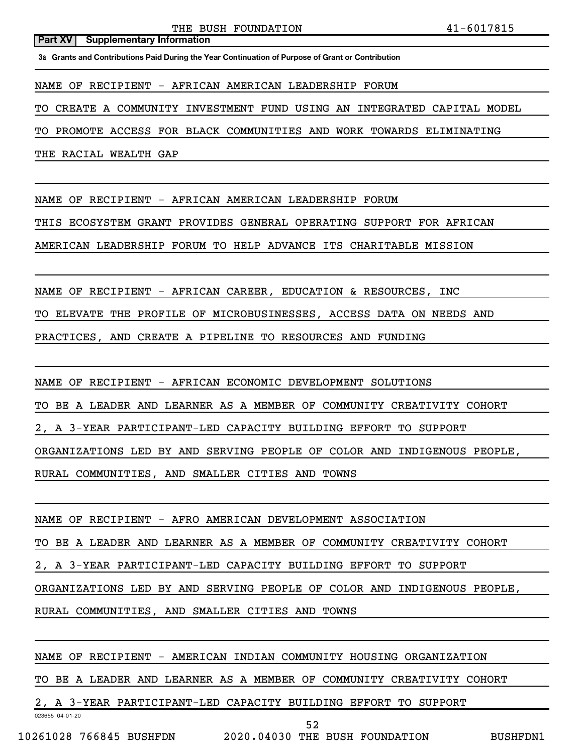**Part XV | Supplementary Information**

**3a Grants and Contributions Paid During the Year Continuation of Purpose of Grant or Contribution**

NAME OF RECIPIENT - AFRICAN AMERICAN LEADERSHIP FORUM

TO CREATE A COMMUNITY INVESTMENT FUND USING AN INTEGRATED CAPITAL MODEL TO PROMOTE ACCESS FOR BLACK COMMUNITIES AND WORK TOWARDS ELIMINATING THE RACIAL WEALTH GAP

NAME OF RECIPIENT - AFRICAN AMERICAN LEADERSHIP FORUM

THIS ECOSYSTEM GRANT PROVIDES GENERAL OPERATING SUPPORT FOR AFRICAN AMERICAN LEADERSHIP FORUM TO HELP ADVANCE ITS CHARITABLE MISSION

NAME OF RECIPIENT - AFRICAN CAREER, EDUCATION & RESOURCES, INC

TO ELEVATE THE PROFILE OF MICROBUSINESSES, ACCESS DATA ON NEEDS AND PRACTICES, AND CREATE A PIPELINE TO RESOURCES AND FUNDING

NAME OF RECIPIENT - AFRICAN ECONOMIC DEVELOPMENT SOLUTIONS

TO BE A LEADER AND LEARNER AS A MEMBER OF COMMUNITY CREATIVITY COHORT 2, A 3-YEAR PARTICIPANT-LED CAPACITY BUILDING EFFORT TO SUPPORT ORGANIZATIONS LED BY AND SERVING PEOPLE OF COLOR AND INDIGENOUS PEOPLE, RURAL COMMUNITIES, AND SMALLER CITIES AND TOWNS

NAME OF RECIPIENT - AFRO AMERICAN DEVELOPMENT ASSOCIATION

TO BE A LEADER AND LEARNER AS A MEMBER OF COMMUNITY CREATIVITY COHORT 2, A 3-YEAR PARTICIPANT-LED CAPACITY BUILDING EFFORT TO SUPPORT ORGANIZATIONS LED BY AND SERVING PEOPLE OF COLOR AND INDIGENOUS PEOPLE, RURAL COMMUNITIES, AND SMALLER CITIES AND TOWNS

NAME OF RECIPIENT - AMERICAN INDIAN COMMUNITY HOUSING ORGANIZATION

TO BE A LEADER AND LEARNER AS A MEMBER OF COMMUNITY CREATIVITY COHORT 2, A 3-YEAR PARTICIPANT-LED CAPACITY BUILDING EFFORT TO SUPPORT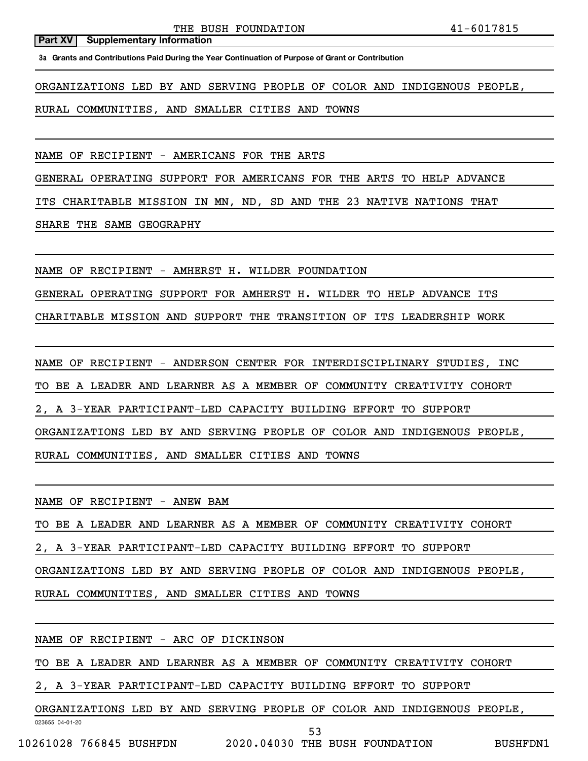**Part XV Supplementary Information**

**3a Grants and Contributions Paid During the Year Continuation of Purpose of Grant or Contribution**

ORGANIZATIONS LED BY AND SERVING PEOPLE OF COLOR AND INDIGENOUS PEOPLE, RURAL COMMUNITIES, AND SMALLER CITIES AND TOWNS

NAME OF RECIPIENT - AMERICANS FOR THE ARTS
GENERAL OPERATING SUPPORT FOR AMERICANS FOR THE ARTS TO HELP ADVANCE ITS CHARITABLE MISSION IN MN, ND, SD AND THE 23 NATIVE NATIONS THAT SHARE THE SAME GEOGRAPHY

NAME OF RECIPIENT - AMHERST H. WILDER FOUNDATION
GENERAL OPERATING SUPPORT FOR AMHERST H. WILDER TO HELP ADVANCE ITS CHARITABLE MISSION AND SUPPORT THE TRANSITION OF ITS LEADERSHIP WORK

NAME OF RECIPIENT - ANDERSON CENTER FOR INTERDISCIPLINARY STUDIES, INC
TO BE A LEADER AND LEARNER AS A MEMBER OF COMMUNITY CREATIVITY COHORT 2, A 3-YEAR PARTICIPANT-LED CAPACITY BUILDING EFFORT TO SUPPORT ORGANIZATIONS LED BY AND SERVING PEOPLE OF COLOR AND INDIGENOUS PEOPLE, RURAL COMMUNITIES, AND SMALLER CITIES AND TOWNS

NAME OF RECIPIENT - ANEW BAM
TO BE A LEADER AND LEARNER AS A MEMBER OF COMMUNITY CREATIVITY COHORT 2, A 3-YEAR PARTICIPANT-LED CAPACITY BUILDING EFFORT TO SUPPORT ORGANIZATIONS LED BY AND SERVING PEOPLE OF COLOR AND INDIGENOUS PEOPLE, RURAL COMMUNITIES, AND SMALLER CITIES AND TOWNS

NAME OF RECIPIENT - ARC OF DICKINSON
TO BE A LEADER AND LEARNER AS A MEMBER OF COMMUNITY CREATIVITY COHORT 2, A 3-YEAR PARTICIPANT-LED CAPACITY BUILDING EFFORT TO SUPPORT ORGANIZATIONS LED BY AND SERVING PEOPLE OF COLOR AND INDIGENOUS PEOPLE,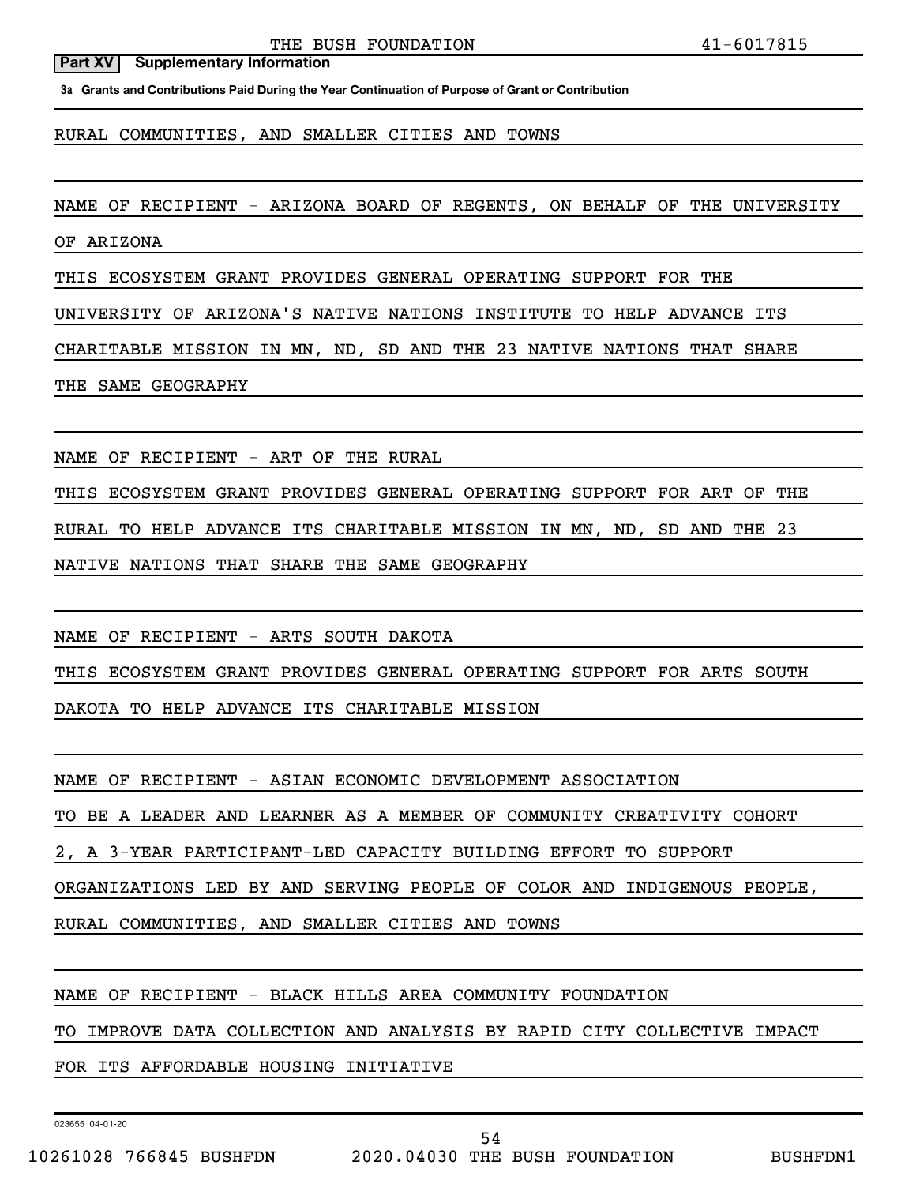**Part XV Supplementary Information**

**3a Grants and Contributions Paid During the Year Continuation of Purpose of Grant or Contribution**

RURAL COMMUNITIES, AND SMALLER CITIES AND TOWNS

NAME OF RECIPIENT - ARIZONA BOARD OF REGENTS, ON BEHALF OF THE UNIVERSITY OF ARIZONA

THIS ECOSYSTEM GRANT PROVIDES GENERAL OPERATING SUPPORT FOR THE UNIVERSITY OF ARIZONA'S NATIVE NATIONS INSTITUTE TO HELP ADVANCE ITS CHARITABLE MISSION IN MN, ND, SD AND THE 23 NATIVE NATIONS THAT SHARE THE SAME GEOGRAPHY

NAME OF RECIPIENT - ART OF THE RURAL

THIS ECOSYSTEM GRANT PROVIDES GENERAL OPERATING SUPPORT FOR ART OF THE RURAL TO HELP ADVANCE ITS CHARITABLE MISSION IN MN, ND, SD AND THE 23 NATIVE NATIONS THAT SHARE THE SAME GEOGRAPHY

NAME OF RECIPIENT - ARTS SOUTH DAKOTA

THIS ECOSYSTEM GRANT PROVIDES GENERAL OPERATING SUPPORT FOR ARTS SOUTH DAKOTA TO HELP ADVANCE ITS CHARITABLE MISSION

NAME OF RECIPIENT - ASIAN ECONOMIC DEVELOPMENT ASSOCIATION

TO BE A LEADER AND LEARNER AS A MEMBER OF COMMUNITY CREATIVITY COHORT 2, A 3-YEAR PARTICIPANT-LED CAPACITY BUILDING EFFORT TO SUPPORT ORGANIZATIONS LED BY AND SERVING PEOPLE OF COLOR AND INDIGENOUS PEOPLE, RURAL COMMUNITIES, AND SMALLER CITIES AND TOWNS

NAME OF RECIPIENT - BLACK HILLS AREA COMMUNITY FOUNDATION

TO IMPROVE DATA COLLECTION AND ANALYSIS BY RAPID CITY COLLECTIVE IMPACT FOR ITS AFFORDABLE HOUSING INITIATIVE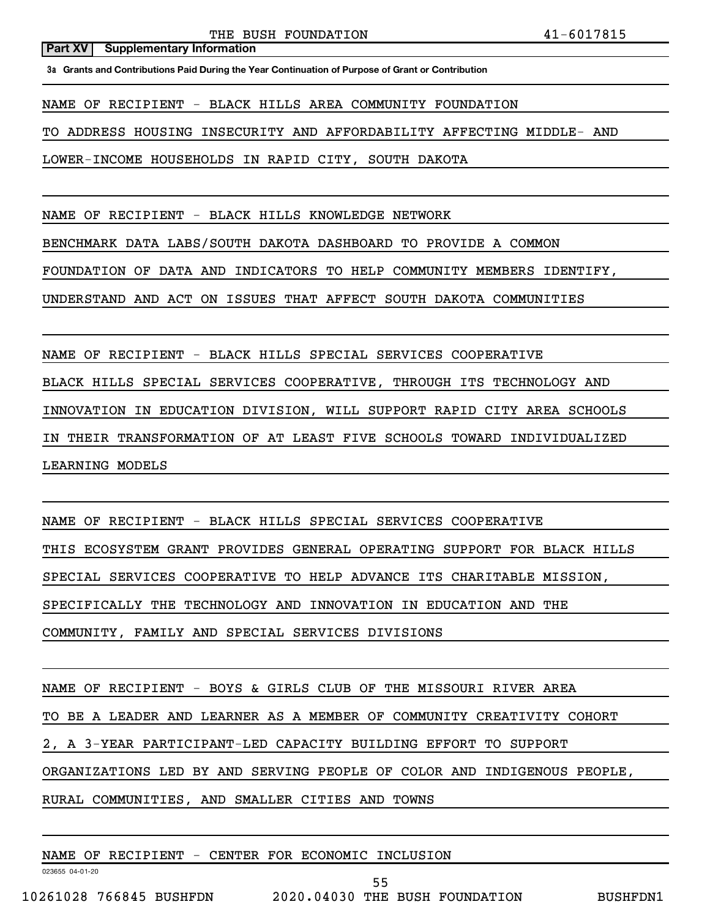**Part XV Supplementary Information**

**3a Grants and Contributions Paid During the Year Continuation of Purpose of Grant or Contribution**

NAME OF RECIPIENT - BLACK HILLS AREA COMMUNITY FOUNDATION

TO ADDRESS HOUSING INSECURITY AND AFFORDABILITY AFFECTING MIDDLE- AND LOWER-INCOME HOUSEHOLDS IN RAPID CITY, SOUTH DAKOTA

NAME OF RECIPIENT - BLACK HILLS KNOWLEDGE NETWORK

BENCHMARK DATA LABS/SOUTH DAKOTA DASHBOARD TO PROVIDE A COMMON FOUNDATION OF DATA AND INDICATORS TO HELP COMMUNITY MEMBERS IDENTIFY, UNDERSTAND AND ACT ON ISSUES THAT AFFECT SOUTH DAKOTA COMMUNITIES

NAME OF RECIPIENT - BLACK HILLS SPECIAL SERVICES COOPERATIVE

BLACK HILLS SPECIAL SERVICES COOPERATIVE, THROUGH ITS TECHNOLOGY AND INNOVATION IN EDUCATION DIVISION, WILL SUPPORT RAPID CITY AREA SCHOOLS IN THEIR TRANSFORMATION OF AT LEAST FIVE SCHOOLS TOWARD INDIVIDUALIZED LEARNING MODELS

NAME OF RECIPIENT - BLACK HILLS SPECIAL SERVICES COOPERATIVE

THIS ECOSYSTEM GRANT PROVIDES GENERAL OPERATING SUPPORT FOR BLACK HILLS SPECIAL SERVICES COOPERATIVE TO HELP ADVANCE ITS CHARITABLE MISSION, SPECIFICALLY THE TECHNOLOGY AND INNOVATION IN EDUCATION AND THE COMMUNITY, FAMILY AND SPECIAL SERVICES DIVISIONS

NAME OF RECIPIENT - BOYS & GIRLS CLUB OF THE MISSOURI RIVER AREA

TO BE A LEADER AND LEARNER AS A MEMBER OF COMMUNITY CREATIVITY COHORT 2, A 3-YEAR PARTICIPANT-LED CAPACITY BUILDING EFFORT TO SUPPORT ORGANIZATIONS LED BY AND SERVING PEOPLE OF COLOR AND INDIGENOUS PEOPLE, RURAL COMMUNITIES, AND SMALLER CITIES AND TOWNS

NAME OF RECIPIENT - CENTER FOR ECONOMIC INCLUSION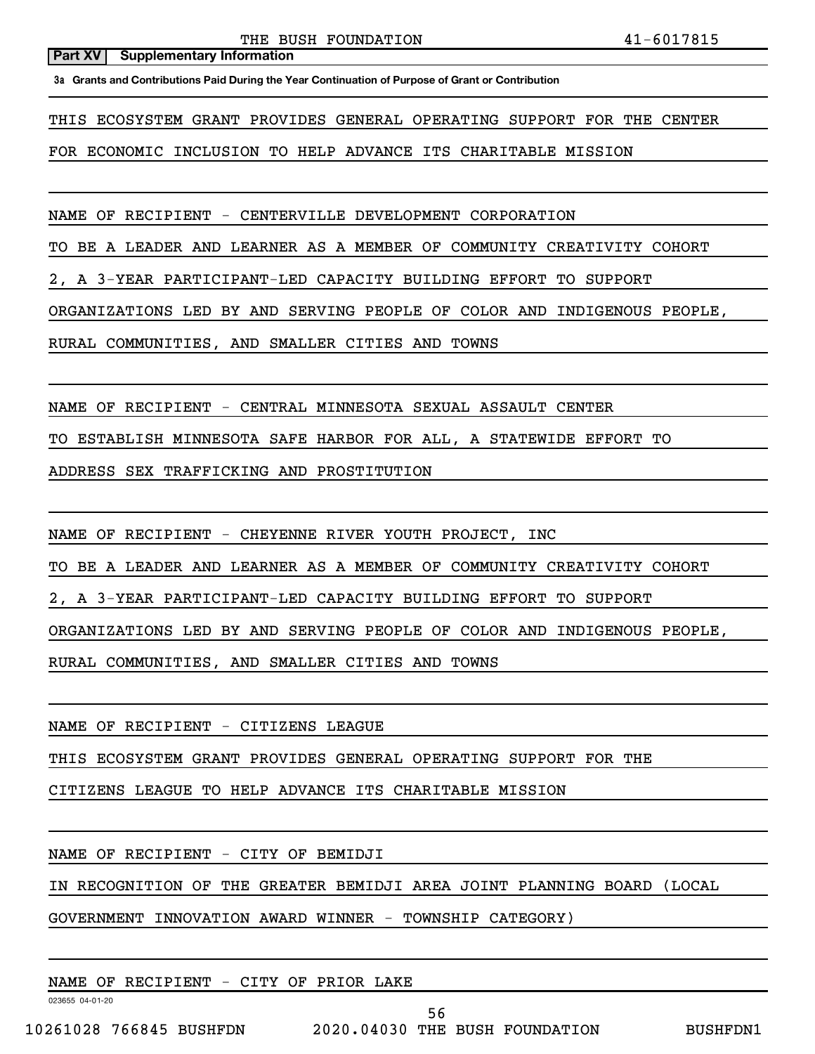**Part XV | Supplementary Information**

**3a Grants and Contributions Paid During the Year Continuation of Purpose of Grant or Contribution**

THIS ECOSYSTEM GRANT PROVIDES GENERAL OPERATING SUPPORT FOR THE CENTER FOR ECONOMIC INCLUSION TO HELP ADVANCE ITS CHARITABLE MISSION

NAME OF RECIPIENT - CENTERVILLE DEVELOPMENT CORPORATION

TO BE A LEADER AND LEARNER AS A MEMBER OF COMMUNITY CREATIVITY COHORT 2, A 3-YEAR PARTICIPANT-LED CAPACITY BUILDING EFFORT TO SUPPORT ORGANIZATIONS LED BY AND SERVING PEOPLE OF COLOR AND INDIGENOUS PEOPLE, RURAL COMMUNITIES, AND SMALLER CITIES AND TOWNS

NAME OF RECIPIENT - CENTRAL MINNESOTA SEXUAL ASSAULT CENTER

TO ESTABLISH MINNESOTA SAFE HARBOR FOR ALL, A STATEWIDE EFFORT TO ADDRESS SEX TRAFFICKING AND PROSTITUTION

NAME OF RECIPIENT - CHEYENNE RIVER YOUTH PROJECT, INC

TO BE A LEADER AND LEARNER AS A MEMBER OF COMMUNITY CREATIVITY COHORT 2, A 3-YEAR PARTICIPANT-LED CAPACITY BUILDING EFFORT TO SUPPORT ORGANIZATIONS LED BY AND SERVING PEOPLE OF COLOR AND INDIGENOUS PEOPLE, RURAL COMMUNITIES, AND SMALLER CITIES AND TOWNS

NAME OF RECIPIENT - CITIZENS LEAGUE

THIS ECOSYSTEM GRANT PROVIDES GENERAL OPERATING SUPPORT FOR THE CITIZENS LEAGUE TO HELP ADVANCE ITS CHARITABLE MISSION

NAME OF RECIPIENT - CITY OF BEMIDJI

IN RECOGNITION OF THE GREATER BEMIDJI AREA JOINT PLANNING BOARD (LOCAL GOVERNMENT INNOVATION AWARD WINNER - TOWNSHIP CATEGORY)

NAME OF RECIPIENT - CITY OF PRIOR LAKE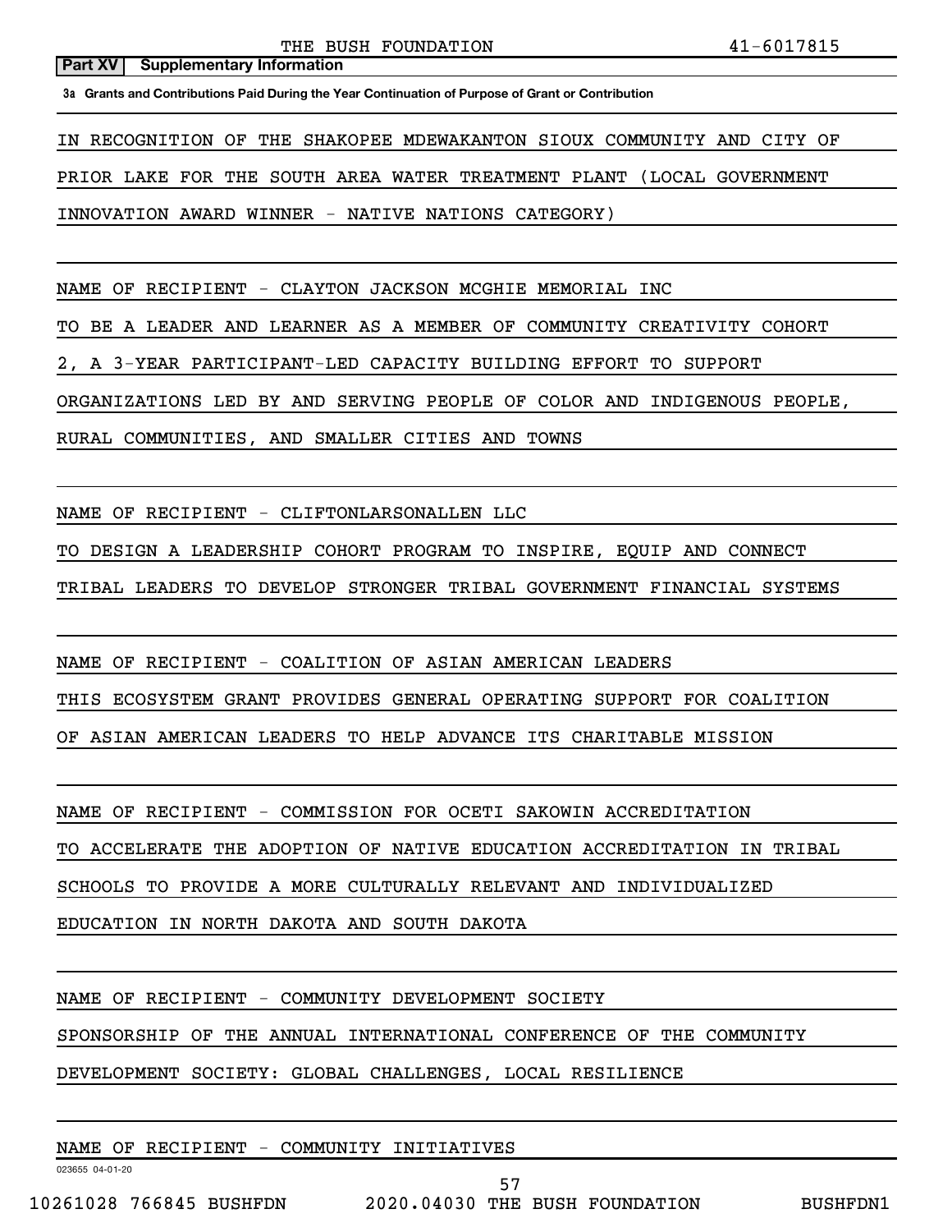**Part XV Supplementary Information**

**3a Grants and Contributions Paid During the Year Continuation of Purpose of Grant or Contribution**

IN RECOGNITION OF THE SHAKOPEE MDEWAKANTON SIOUX COMMUNITY AND CITY OF PRIOR LAKE FOR THE SOUTH AREA WATER TREATMENT PLANT (LOCAL GOVERNMENT INNOVATION AWARD WINNER - NATIVE NATIONS CATEGORY)

NAME OF RECIPIENT - CLAYTON JACKSON MCGHIE MEMORIAL INC

TO BE A LEADER AND LEARNER AS A MEMBER OF COMMUNITY CREATIVITY COHORT 2, A 3-YEAR PARTICIPANT-LED CAPACITY BUILDING EFFORT TO SUPPORT ORGANIZATIONS LED BY AND SERVING PEOPLE OF COLOR AND INDIGENOUS PEOPLE, RURAL COMMUNITIES, AND SMALLER CITIES AND TOWNS

NAME OF RECIPIENT - CLIFTONLARSONALLEN LLC

TO DESIGN A LEADERSHIP COHORT PROGRAM TO INSPIRE, EQUIP AND CONNECT TRIBAL LEADERS TO DEVELOP STRONGER TRIBAL GOVERNMENT FINANCIAL SYSTEMS

NAME OF RECIPIENT - COALITION OF ASIAN AMERICAN LEADERS

THIS ECOSYSTEM GRANT PROVIDES GENERAL OPERATING SUPPORT FOR COALITION OF ASIAN AMERICAN LEADERS TO HELP ADVANCE ITS CHARITABLE MISSION

NAME OF RECIPIENT - COMMISSION FOR OCETI SAKOWIN ACCREDITATION

TO ACCELERATE THE ADOPTION OF NATIVE EDUCATION ACCREDITATION IN TRIBAL SCHOOLS TO PROVIDE A MORE CULTURALLY RELEVANT AND INDIVIDUALIZED EDUCATION IN NORTH DAKOTA AND SOUTH DAKOTA

NAME OF RECIPIENT - COMMUNITY DEVELOPMENT SOCIETY

SPONSORSHIP OF THE ANNUAL INTERNATIONAL CONFERENCE OF THE COMMUNITY DEVELOPMENT SOCIETY: GLOBAL CHALLENGES, LOCAL RESILIENCE

NAME OF RECIPIENT - COMMUNITY INITIATIVES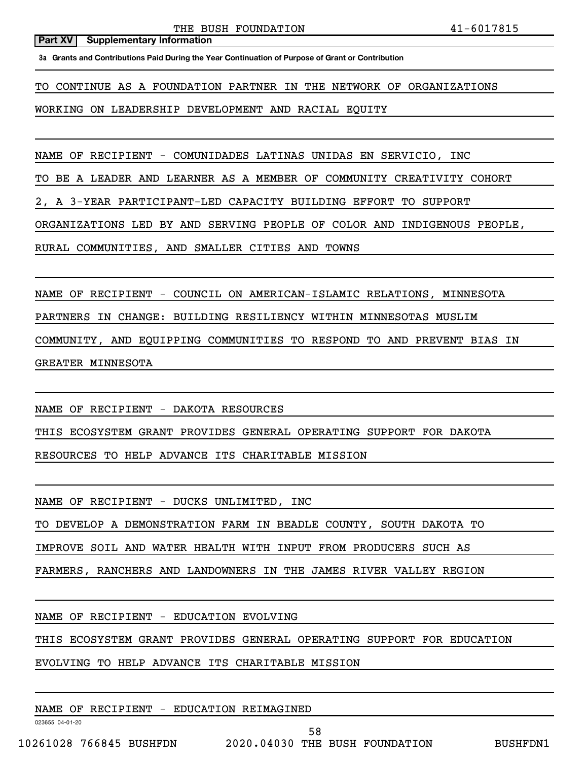**Part XV | Supplementary Information**

**3a Grants and Contributions Paid During the Year Continuation of Purpose of Grant or Contribution**

TO CONTINUE AS A FOUNDATION PARTNER IN THE NETWORK OF ORGANIZATIONS WORKING ON LEADERSHIP DEVELOPMENT AND RACIAL EQUITY

NAME OF RECIPIENT - COMUNIDADES LATINAS UNIDAS EN SERVICIO, INC

TO BE A LEADER AND LEARNER AS A MEMBER OF COMMUNITY CREATIVITY COHORT 2, A 3-YEAR PARTICIPANT-LED CAPACITY BUILDING EFFORT TO SUPPORT ORGANIZATIONS LED BY AND SERVING PEOPLE OF COLOR AND INDIGENOUS PEOPLE, RURAL COMMUNITIES, AND SMALLER CITIES AND TOWNS

NAME OF RECIPIENT - COUNCIL ON AMERICAN-ISLAMIC RELATIONS, MINNESOTA

PARTNERS IN CHANGE: BUILDING RESILIENCY WITHIN MINNESOTAS MUSLIM COMMUNITY, AND EQUIPPING COMMUNITIES TO RESPOND TO AND PREVENT BIAS IN GREATER MINNESOTA

NAME OF RECIPIENT - DAKOTA RESOURCES

THIS ECOSYSTEM GRANT PROVIDES GENERAL OPERATING SUPPORT FOR DAKOTA RESOURCES TO HELP ADVANCE ITS CHARITABLE MISSION

NAME OF RECIPIENT - DUCKS UNLIMITED, INC

TO DEVELOP A DEMONSTRATION FARM IN BEADLE COUNTY, SOUTH DAKOTA TO IMPROVE SOIL AND WATER HEALTH WITH INPUT FROM PRODUCERS SUCH AS FARMERS, RANCHERS AND LANDOWNERS IN THE JAMES RIVER VALLEY REGION

NAME OF RECIPIENT - EDUCATION EVOLVING

THIS ECOSYSTEM GRANT PROVIDES GENERAL OPERATING SUPPORT FOR EDUCATION EVOLVING TO HELP ADVANCE ITS CHARITABLE MISSION

NAME OF RECIPIENT - EDUCATION REIMAGINED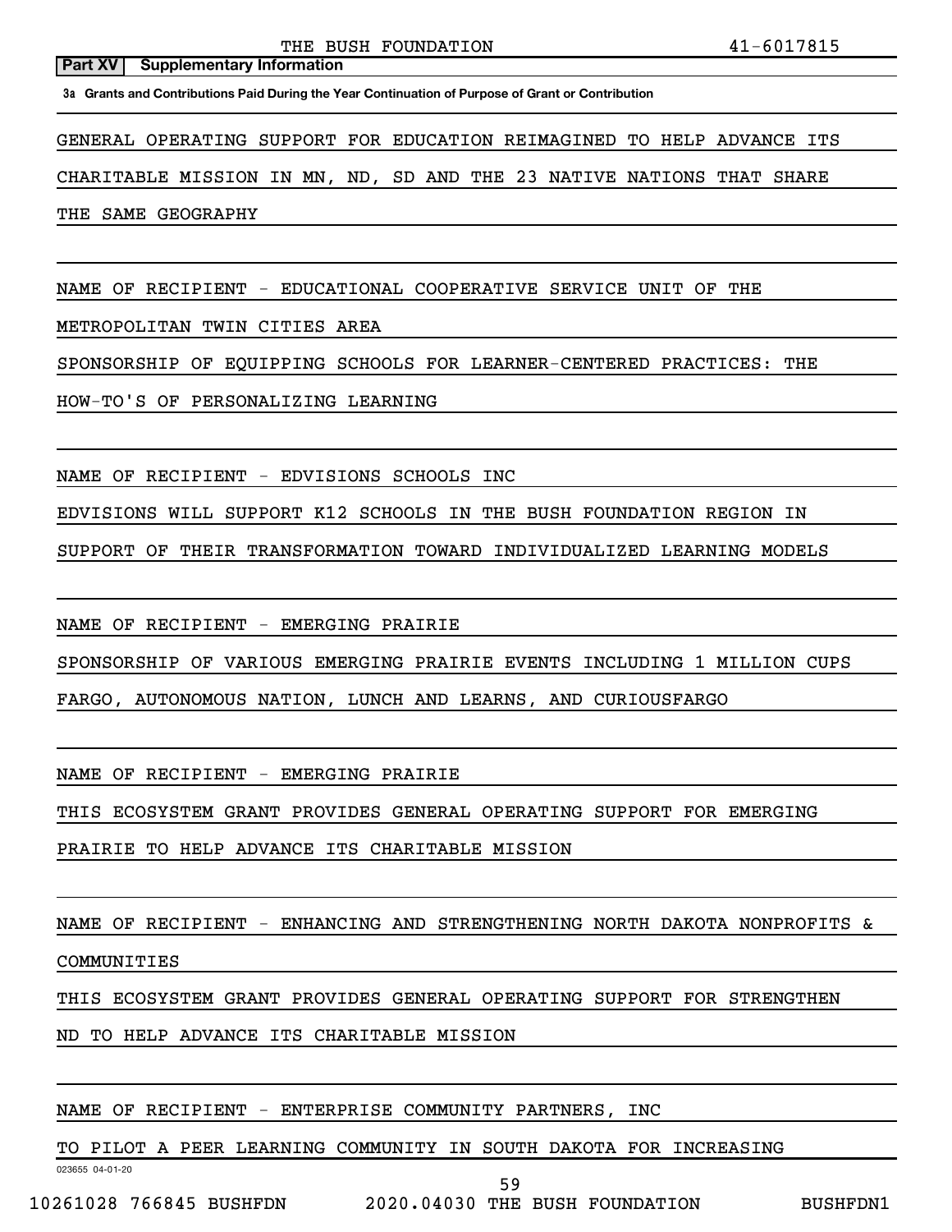**Part XV | Supplementary Information**

**3a Grants and Contributions Paid During the Year Continuation of Purpose of Grant or Contribution**

GENERAL OPERATING SUPPORT FOR EDUCATION REIMAGINED TO HELP ADVANCE ITS CHARITABLE MISSION IN MN, ND, SD AND THE 23 NATIVE NATIONS THAT SHARE THE SAME GEOGRAPHY

NAME OF RECIPIENT - EDUCATIONAL COOPERATIVE SERVICE UNIT OF THE METROPOLITAN TWIN CITIES AREA

SPONSORSHIP OF EQUIPPING SCHOOLS FOR LEARNER-CENTERED PRACTICES: THE HOW-TO'S OF PERSONALIZING LEARNING

NAME OF RECIPIENT - EDVISIONS SCHOOLS INC

EDVISIONS WILL SUPPORT K12 SCHOOLS IN THE BUSH FOUNDATION REGION IN SUPPORT OF THEIR TRANSFORMATION TOWARD INDIVIDUALIZED LEARNING MODELS

NAME OF RECIPIENT - EMERGING PRAIRIE

SPONSORSHIP OF VARIOUS EMERGING PRAIRIE EVENTS INCLUDING 1 MILLION CUPS FARGO, AUTONOMOUS NATION, LUNCH AND LEARNS, AND CURIOUSFARGO

NAME OF RECIPIENT - EMERGING PRAIRIE

THIS ECOSYSTEM GRANT PROVIDES GENERAL OPERATING SUPPORT FOR EMERGING PRAIRIE TO HELP ADVANCE ITS CHARITABLE MISSION

NAME OF RECIPIENT - ENHANCING AND STRENGTHENING NORTH DAKOTA NONPROFITS & COMMUNITIES

THIS ECOSYSTEM GRANT PROVIDES GENERAL OPERATING SUPPORT FOR STRENGTHEN ND TO HELP ADVANCE ITS CHARITABLE MISSION

NAME OF RECIPIENT - ENTERPRISE COMMUNITY PARTNERS, INC

TO PILOT A PEER LEARNING COMMUNITY IN SOUTH DAKOTA FOR INCREASING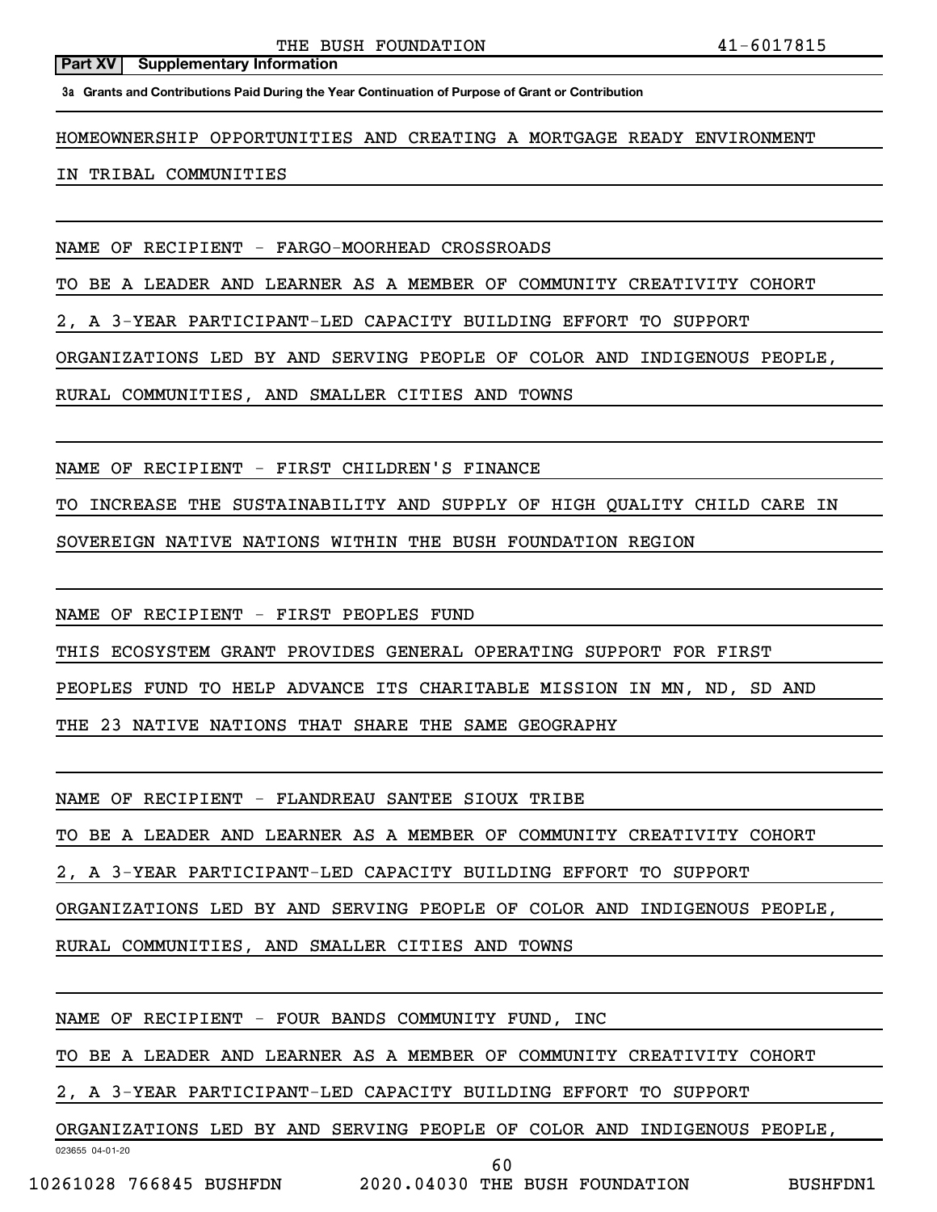**Part XV | Supplementary Information**

**3a Grants and Contributions Paid During the Year Continuation of Purpose of Grant or Contribution**

HOMEOWNERSHIP OPPORTUNITIES AND CREATING A MORTGAGE READY ENVIRONMENT IN TRIBAL COMMUNITIES

NAME OF RECIPIENT - FARGO-MOORHEAD CROSSROADS

TO BE A LEADER AND LEARNER AS A MEMBER OF COMMUNITY CREATIVITY COHORT 2, A 3-YEAR PARTICIPANT-LED CAPACITY BUILDING EFFORT TO SUPPORT ORGANIZATIONS LED BY AND SERVING PEOPLE OF COLOR AND INDIGENOUS PEOPLE, RURAL COMMUNITIES, AND SMALLER CITIES AND TOWNS

NAME OF RECIPIENT - FIRST CHILDREN'S FINANCE

TO INCREASE THE SUSTAINABILITY AND SUPPLY OF HIGH QUALITY CHILD CARE IN SOVEREIGN NATIVE NATIONS WITHIN THE BUSH FOUNDATION REGION

NAME OF RECIPIENT - FIRST PEOPLES FUND

THIS ECOSYSTEM GRANT PROVIDES GENERAL OPERATING SUPPORT FOR FIRST PEOPLES FUND TO HELP ADVANCE ITS CHARITABLE MISSION IN MN, ND, SD AND THE 23 NATIVE NATIONS THAT SHARE THE SAME GEOGRAPHY

NAME OF RECIPIENT - FLANDREAU SANTEE SIOUX TRIBE

TO BE A LEADER AND LEARNER AS A MEMBER OF COMMUNITY CREATIVITY COHORT 2, A 3-YEAR PARTICIPANT-LED CAPACITY BUILDING EFFORT TO SUPPORT ORGANIZATIONS LED BY AND SERVING PEOPLE OF COLOR AND INDIGENOUS PEOPLE, RURAL COMMUNITIES, AND SMALLER CITIES AND TOWNS

NAME OF RECIPIENT - FOUR BANDS COMMUNITY FUND, INC

TO BE A LEADER AND LEARNER AS A MEMBER OF COMMUNITY CREATIVITY COHORT 2, A 3-YEAR PARTICIPANT-LED CAPACITY BUILDING EFFORT TO SUPPORT ORGANIZATIONS LED BY AND SERVING PEOPLE OF COLOR AND INDIGENOUS PEOPLE,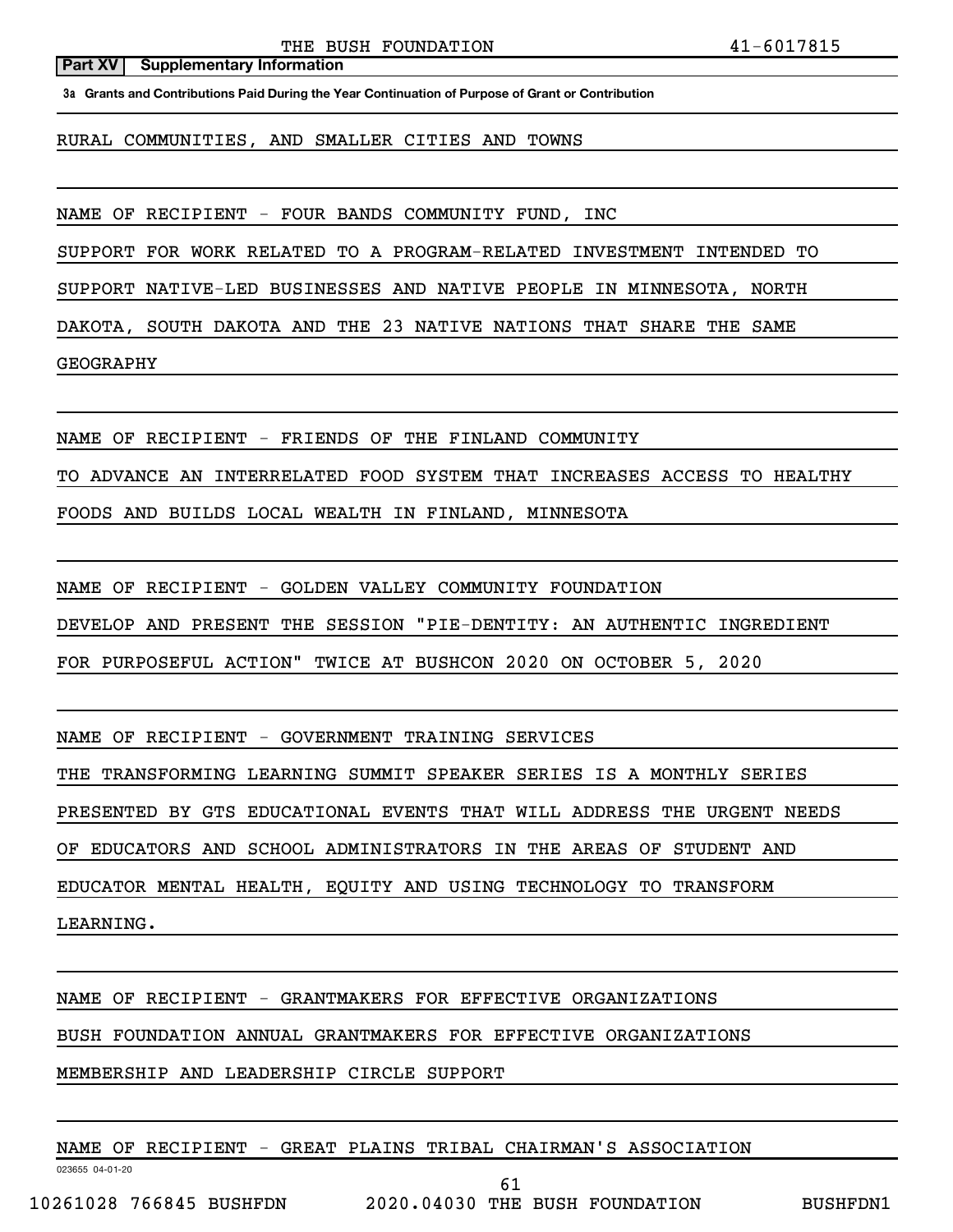**Part XV Supplementary Information**

**3a Grants and Contributions Paid During the Year Continuation of Purpose of Grant or Contribution**

RURAL COMMUNITIES, AND SMALLER CITIES AND TOWNS

NAME OF RECIPIENT - FOUR BANDS COMMUNITY FUND, INC
SUPPORT FOR WORK RELATED TO A PROGRAM-RELATED INVESTMENT INTENDED TO SUPPORT NATIVE-LED BUSINESSES AND NATIVE PEOPLE IN MINNESOTA, NORTH DAKOTA, SOUTH DAKOTA AND THE 23 NATIVE NATIONS THAT SHARE THE SAME GEOGRAPHY

NAME OF RECIPIENT - FRIENDS OF THE FINLAND COMMUNITY
TO ADVANCE AN INTERRELATED FOOD SYSTEM THAT INCREASES ACCESS TO HEALTHY FOODS AND BUILDS LOCAL WEALTH IN FINLAND, MINNESOTA

NAME OF RECIPIENT - GOLDEN VALLEY COMMUNITY FOUNDATION
DEVELOP AND PRESENT THE SESSION "PIE-DENTITY: AN AUTHENTIC INGREDIENT FOR PURPOSEFUL ACTION" TWICE AT BUSHCON 2020 ON OCTOBER 5, 2020

NAME OF RECIPIENT - GOVERNMENT TRAINING SERVICES
THE TRANSFORMING LEARNING SUMMIT SPEAKER SERIES IS A MONTHLY SERIES PRESENTED BY GTS EDUCATIONAL EVENTS THAT WILL ADDRESS THE URGENT NEEDS OF EDUCATORS AND SCHOOL ADMINISTRATORS IN THE AREAS OF STUDENT AND EDUCATOR MENTAL HEALTH, EQUITY AND USING TECHNOLOGY TO TRANSFORM LEARNING.

NAME OF RECIPIENT - GRANTMAKERS FOR EFFECTIVE ORGANIZATIONS
BUSH FOUNDATION ANNUAL GRANTMAKERS FOR EFFECTIVE ORGANIZATIONS MEMBERSHIP AND LEADERSHIP CIRCLE SUPPORT

NAME OF RECIPIENT - GREAT PLAINS TRIBAL CHAIRMAN'S ASSOCIATION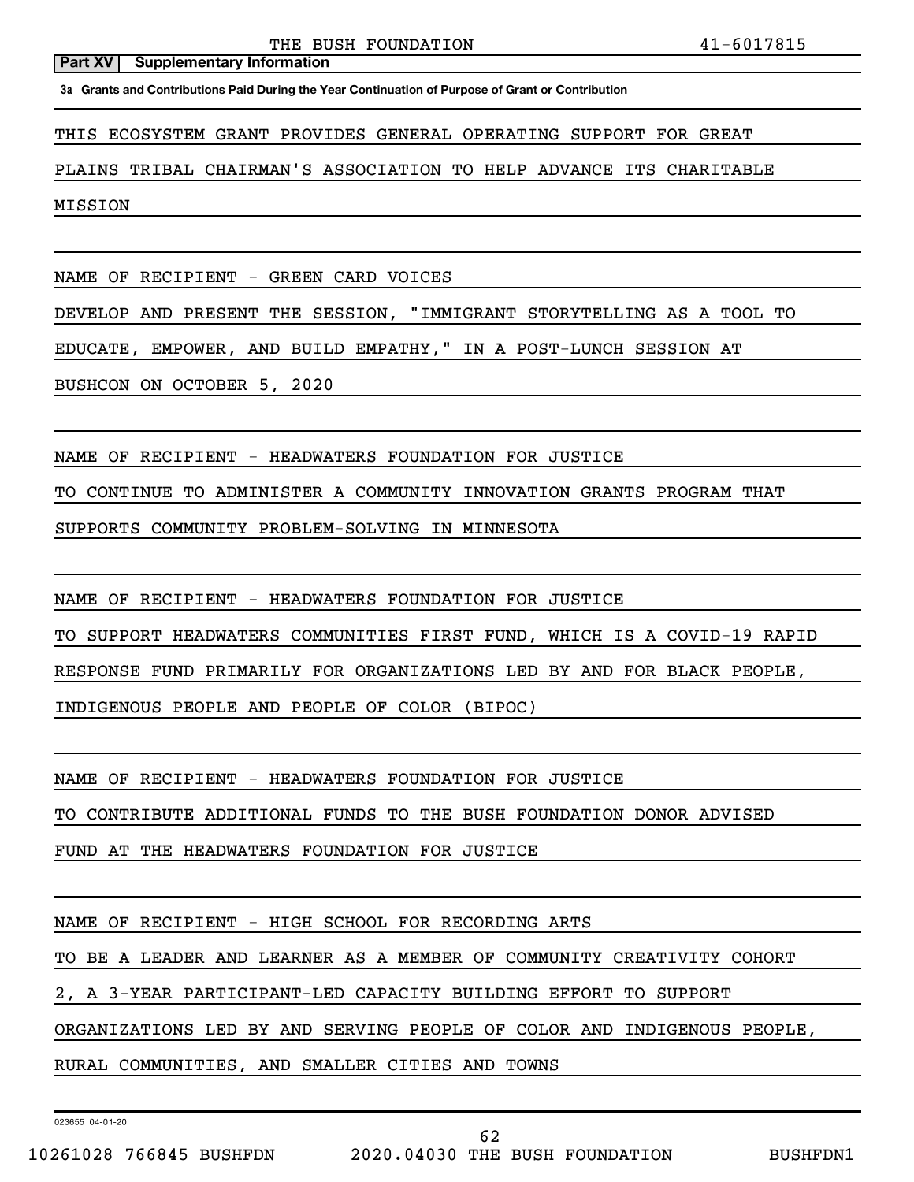**Part XV | Supplementary Information**

**3a Grants and Contributions Paid During the Year Continuation of Purpose of Grant or Contribution**

THIS ECOSYSTEM GRANT PROVIDES GENERAL OPERATING SUPPORT FOR GREAT PLAINS TRIBAL CHAIRMAN'S ASSOCIATION TO HELP ADVANCE ITS CHARITABLE MISSION

NAME OF RECIPIENT - GREEN CARD VOICES

DEVELOP AND PRESENT THE SESSION, "IMMIGRANT STORYTELLING AS A TOOL TO EDUCATE, EMPOWER, AND BUILD EMPATHY," IN A POST-LUNCH SESSION AT BUSHCON ON OCTOBER 5, 2020

NAME OF RECIPIENT - HEADWATERS FOUNDATION FOR JUSTICE

TO CONTINUE TO ADMINISTER A COMMUNITY INNOVATION GRANTS PROGRAM THAT SUPPORTS COMMUNITY PROBLEM-SOLVING IN MINNESOTA

NAME OF RECIPIENT - HEADWATERS FOUNDATION FOR JUSTICE

TO SUPPORT HEADWATERS COMMUNITIES FIRST FUND, WHICH IS A COVID-19 RAPID RESPONSE FUND PRIMARILY FOR ORGANIZATIONS LED BY AND FOR BLACK PEOPLE, INDIGENOUS PEOPLE AND PEOPLE OF COLOR (BIPOC)

NAME OF RECIPIENT - HEADWATERS FOUNDATION FOR JUSTICE

TO CONTRIBUTE ADDITIONAL FUNDS TO THE BUSH FOUNDATION DONOR ADVISED FUND AT THE HEADWATERS FOUNDATION FOR JUSTICE

NAME OF RECIPIENT - HIGH SCHOOL FOR RECORDING ARTS

TO BE A LEADER AND LEARNER AS A MEMBER OF COMMUNITY CREATIVITY COHORT 2, A 3-YEAR PARTICIPANT-LED CAPACITY BUILDING EFFORT TO SUPPORT ORGANIZATIONS LED BY AND SERVING PEOPLE OF COLOR AND INDIGENOUS PEOPLE, RURAL COMMUNITIES, AND SMALLER CITIES AND TOWNS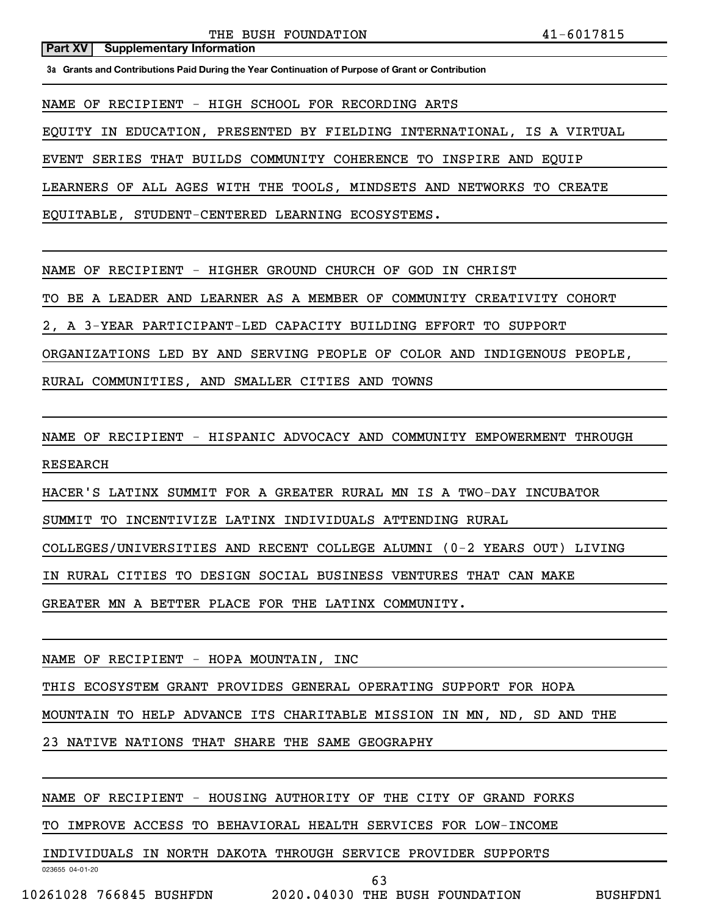**Part XV | Supplementary Information**

**3a Grants and Contributions Paid During the Year Continuation of Purpose of Grant or Contribution**

NAME OF RECIPIENT - HIGH SCHOOL FOR RECORDING ARTS

EQUITY IN EDUCATION, PRESENTED BY FIELDING INTERNATIONAL, IS A VIRTUAL EVENT SERIES THAT BUILDS COMMUNITY COHERENCE TO INSPIRE AND EQUIP LEARNERS OF ALL AGES WITH THE TOOLS, MINDSETS AND NETWORKS TO CREATE EQUITABLE, STUDENT-CENTERED LEARNING ECOSYSTEMS.

NAME OF RECIPIENT - HIGHER GROUND CHURCH OF GOD IN CHRIST

TO BE A LEADER AND LEARNER AS A MEMBER OF COMMUNITY CREATIVITY COHORT 2, A 3-YEAR PARTICIPANT-LED CAPACITY BUILDING EFFORT TO SUPPORT ORGANIZATIONS LED BY AND SERVING PEOPLE OF COLOR AND INDIGENOUS PEOPLE, RURAL COMMUNITIES, AND SMALLER CITIES AND TOWNS

NAME OF RECIPIENT - HISPANIC ADVOCACY AND COMMUNITY EMPOWERMENT THROUGH RESEARCH

HACER'S LATINX SUMMIT FOR A GREATER RURAL MN IS A TWO-DAY INCUBATOR SUMMIT TO INCENTIVIZE LATINX INDIVIDUALS ATTENDING RURAL COLLEGES/UNIVERSITIES AND RECENT COLLEGE ALUMNI (0-2 YEARS OUT) LIVING IN RURAL CITIES TO DESIGN SOCIAL BUSINESS VENTURES THAT CAN MAKE GREATER MN A BETTER PLACE FOR THE LATINX COMMUNITY.

NAME OF RECIPIENT - HOPA MOUNTAIN, INC

THIS ECOSYSTEM GRANT PROVIDES GENERAL OPERATING SUPPORT FOR HOPA MOUNTAIN TO HELP ADVANCE ITS CHARITABLE MISSION IN MN, ND, SD AND THE 23 NATIVE NATIONS THAT SHARE THE SAME GEOGRAPHY

NAME OF RECIPIENT - HOUSING AUTHORITY OF THE CITY OF GRAND FORKS

TO IMPROVE ACCESS TO BEHAVIORAL HEALTH SERVICES FOR LOW-INCOME INDIVIDUALS IN NORTH DAKOTA THROUGH SERVICE PROVIDER SUPPORTS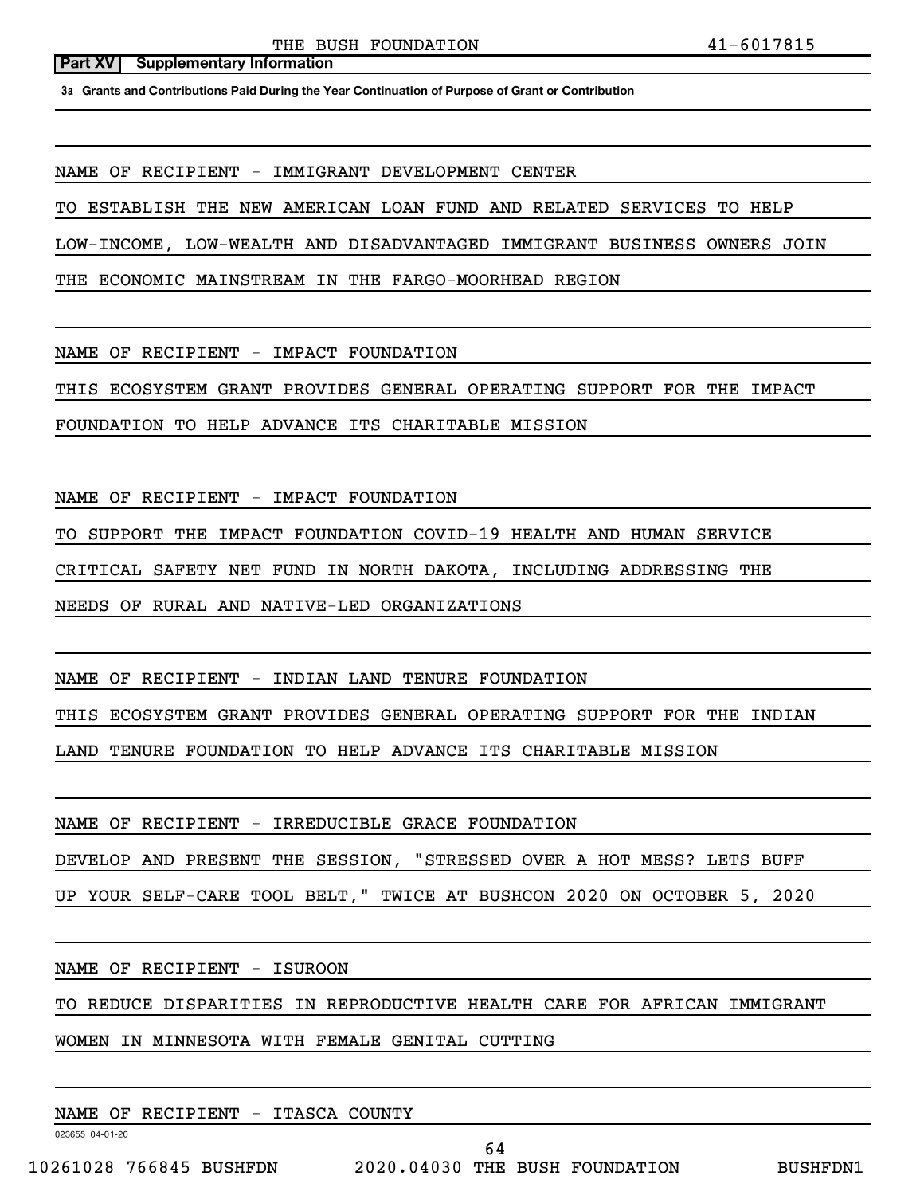**Part XV | Supplementary Information**

**3a Grants and Contributions Paid During the Year Continuation of Purpose of Grant or Contribution**

NAME OF RECIPIENT - IMMIGRANT DEVELOPMENT CENTER

TO ESTABLISH THE NEW AMERICAN LOAN FUND AND RELATED SERVICES TO HELP LOW-INCOME, LOW-WEALTH AND DISADVANTAGED IMMIGRANT BUSINESS OWNERS JOIN THE ECONOMIC MAINSTREAM IN THE FARGO-MOORHEAD REGION

NAME OF RECIPIENT - IMPACT FOUNDATION

THIS ECOSYSTEM GRANT PROVIDES GENERAL OPERATING SUPPORT FOR THE IMPACT FOUNDATION TO HELP ADVANCE ITS CHARITABLE MISSION

NAME OF RECIPIENT - IMPACT FOUNDATION

TO SUPPORT THE IMPACT FOUNDATION COVID-19 HEALTH AND HUMAN SERVICE CRITICAL SAFETY NET FUND IN NORTH DAKOTA, INCLUDING ADDRESSING THE NEEDS OF RURAL AND NATIVE-LED ORGANIZATIONS

NAME OF RECIPIENT - INDIAN LAND TENURE FOUNDATION

THIS ECOSYSTEM GRANT PROVIDES GENERAL OPERATING SUPPORT FOR THE INDIAN LAND TENURE FOUNDATION TO HELP ADVANCE ITS CHARITABLE MISSION

NAME OF RECIPIENT - IRREDUCIBLE GRACE FOUNDATION

DEVELOP AND PRESENT THE SESSION, "STRESSED OVER A HOT MESS? LETS BUFF UP YOUR SELF-CARE TOOL BELT," TWICE AT BUSHCON 2020 ON OCTOBER 5, 2020

NAME OF RECIPIENT - ISUROON

TO REDUCE DISPARITIES IN REPRODUCTIVE HEALTH CARE FOR AFRICAN IMMIGRANT WOMEN IN MINNESOTA WITH FEMALE GENITAL CUTTING

NAME OF RECIPIENT - ITASCA COUNTY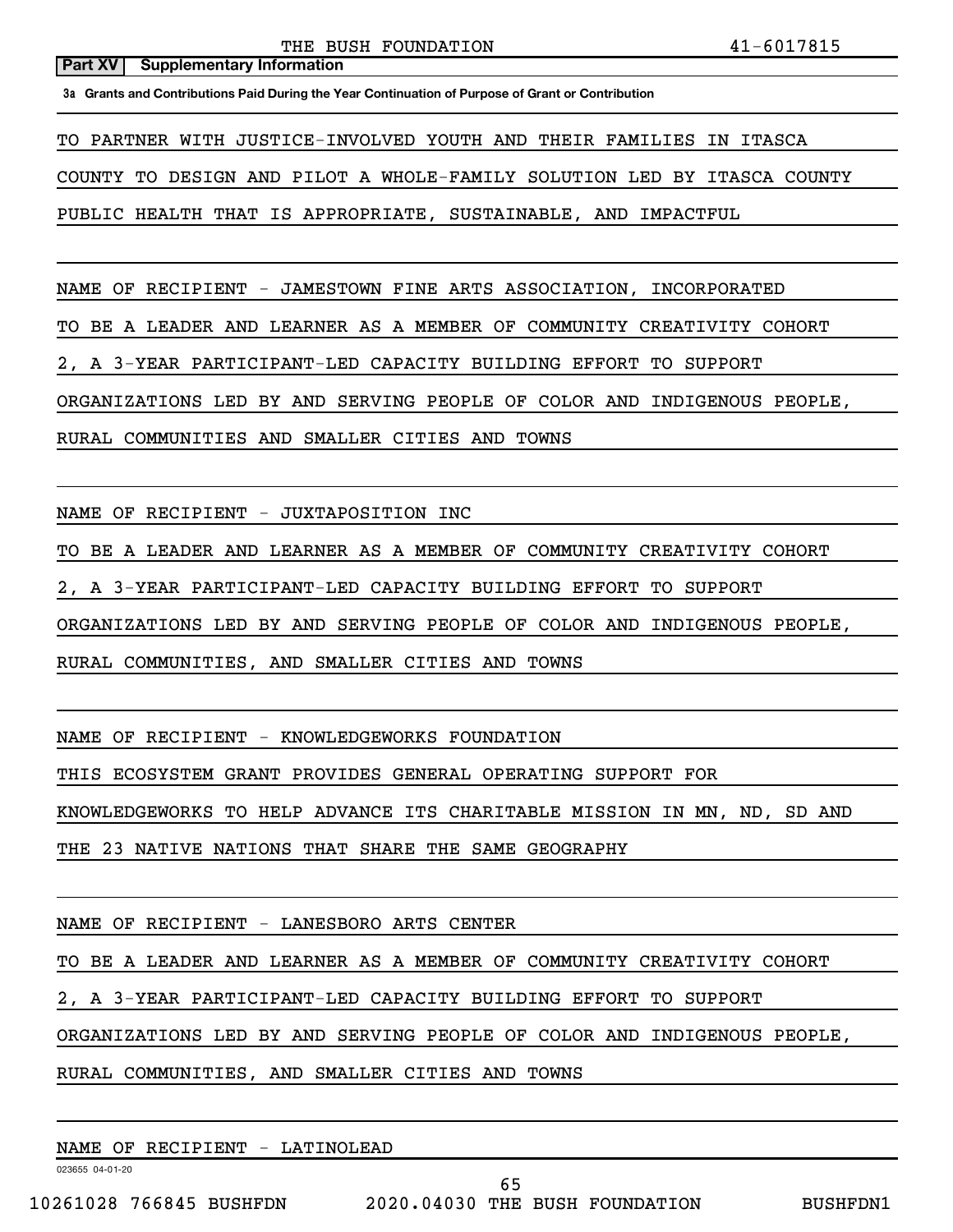**Part XV Supplementary Information**

**3a Grants and Contributions Paid During the Year Continuation of Purpose of Grant or Contribution**

TO PARTNER WITH JUSTICE-INVOLVED YOUTH AND THEIR FAMILIES IN ITASCA COUNTY TO DESIGN AND PILOT A WHOLE-FAMILY SOLUTION LED BY ITASCA COUNTY PUBLIC HEALTH THAT IS APPROPRIATE, SUSTAINABLE, AND IMPACTFUL

NAME OF RECIPIENT - JAMESTOWN FINE ARTS ASSOCIATION, INCORPORATED

TO BE A LEADER AND LEARNER AS A MEMBER OF COMMUNITY CREATIVITY COHORT 2, A 3-YEAR PARTICIPANT-LED CAPACITY BUILDING EFFORT TO SUPPORT ORGANIZATIONS LED BY AND SERVING PEOPLE OF COLOR AND INDIGENOUS PEOPLE, RURAL COMMUNITIES AND SMALLER CITIES AND TOWNS

NAME OF RECIPIENT - JUXTAPOSITION INC

TO BE A LEADER AND LEARNER AS A MEMBER OF COMMUNITY CREATIVITY COHORT 2, A 3-YEAR PARTICIPANT-LED CAPACITY BUILDING EFFORT TO SUPPORT ORGANIZATIONS LED BY AND SERVING PEOPLE OF COLOR AND INDIGENOUS PEOPLE, RURAL COMMUNITIES, AND SMALLER CITIES AND TOWNS

NAME OF RECIPIENT - KNOWLEDGEWORKS FOUNDATION

THIS ECOSYSTEM GRANT PROVIDES GENERAL OPERATING SUPPORT FOR KNOWLEDGEWORKS TO HELP ADVANCE ITS CHARITABLE MISSION IN MN, ND, SD AND THE 23 NATIVE NATIONS THAT SHARE THE SAME GEOGRAPHY

NAME OF RECIPIENT - LANESBORO ARTS CENTER

TO BE A LEADER AND LEARNER AS A MEMBER OF COMMUNITY CREATIVITY COHORT 2, A 3-YEAR PARTICIPANT-LED CAPACITY BUILDING EFFORT TO SUPPORT ORGANIZATIONS LED BY AND SERVING PEOPLE OF COLOR AND INDIGENOUS PEOPLE, RURAL COMMUNITIES, AND SMALLER CITIES AND TOWNS

NAME OF RECIPIENT - LATINOLEAD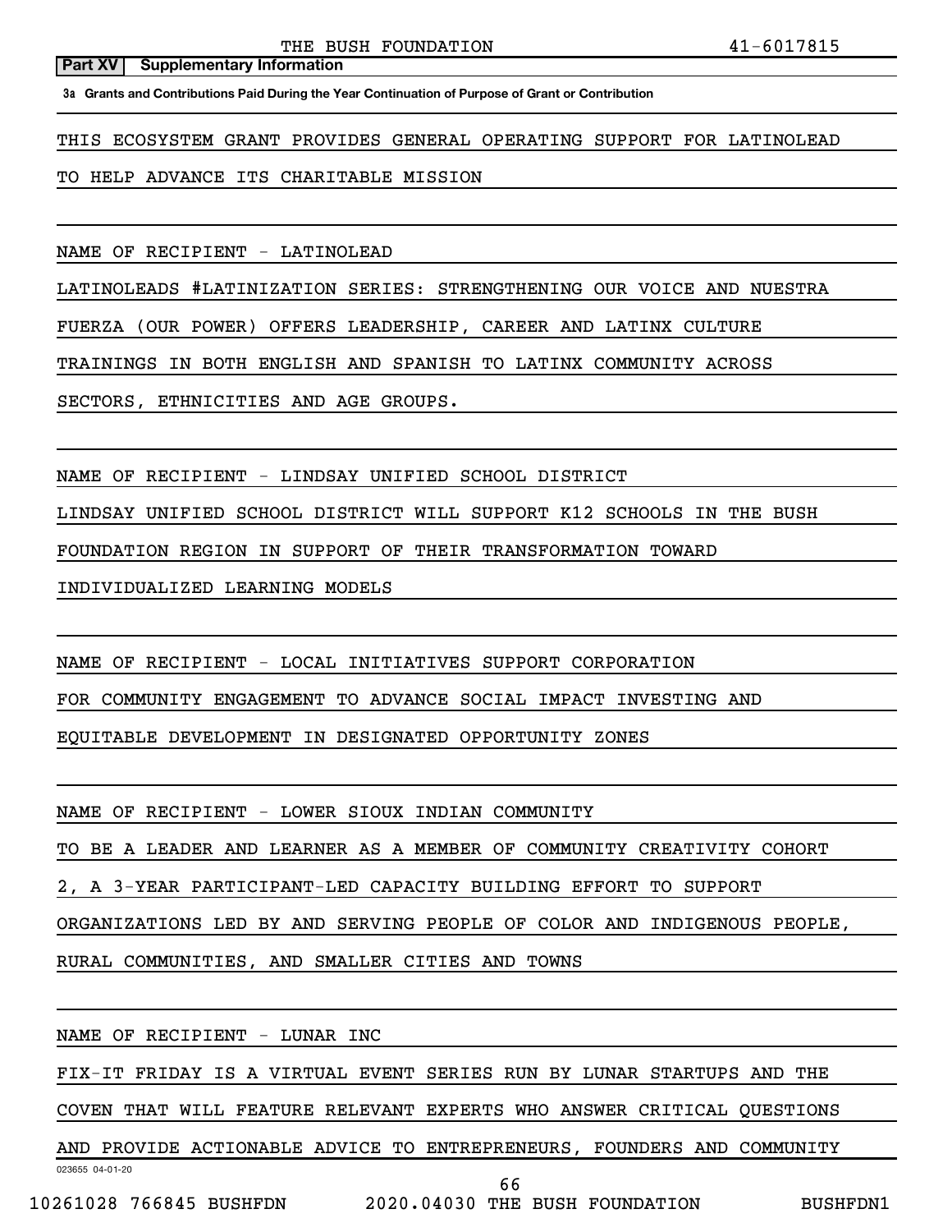**Part XV | Supplementary Information**

**3a Grants and Contributions Paid During the Year Continuation of Purpose of Grant or Contribution**

THIS ECOSYSTEM GRANT PROVIDES GENERAL OPERATING SUPPORT FOR LATINOLEAD TO HELP ADVANCE ITS CHARITABLE MISSION

NAME OF RECIPIENT - LATINOLEAD

LATINOLEADS #LATINIZATION SERIES: STRENGTHENING OUR VOICE AND NUESTRA FUERZA (OUR POWER) OFFERS LEADERSHIP, CAREER AND LATINX CULTURE TRAININGS IN BOTH ENGLISH AND SPANISH TO LATINX COMMUNITY ACROSS SECTORS, ETHNICITIES AND AGE GROUPS.

NAME OF RECIPIENT - LINDSAY UNIFIED SCHOOL DISTRICT

LINDSAY UNIFIED SCHOOL DISTRICT WILL SUPPORT K12 SCHOOLS IN THE BUSH FOUNDATION REGION IN SUPPORT OF THEIR TRANSFORMATION TOWARD INDIVIDUALIZED LEARNING MODELS

NAME OF RECIPIENT - LOCAL INITIATIVES SUPPORT CORPORATION

FOR COMMUNITY ENGAGEMENT TO ADVANCE SOCIAL IMPACT INVESTING AND EQUITABLE DEVELOPMENT IN DESIGNATED OPPORTUNITY ZONES

NAME OF RECIPIENT - LOWER SIOUX INDIAN COMMUNITY

TO BE A LEADER AND LEARNER AS A MEMBER OF COMMUNITY CREATIVITY COHORT 2, A 3-YEAR PARTICIPANT-LED CAPACITY BUILDING EFFORT TO SUPPORT ORGANIZATIONS LED BY AND SERVING PEOPLE OF COLOR AND INDIGENOUS PEOPLE, RURAL COMMUNITIES, AND SMALLER CITIES AND TOWNS

NAME OF RECIPIENT - LUNAR INC

FIX-IT FRIDAY IS A VIRTUAL EVENT SERIES RUN BY LUNAR STARTUPS AND THE COVEN THAT WILL FEATURE RELEVANT EXPERTS WHO ANSWER CRITICAL QUESTIONS AND PROVIDE ACTIONABLE ADVICE TO ENTREPRENEURS, FOUNDERS AND COMMUNITY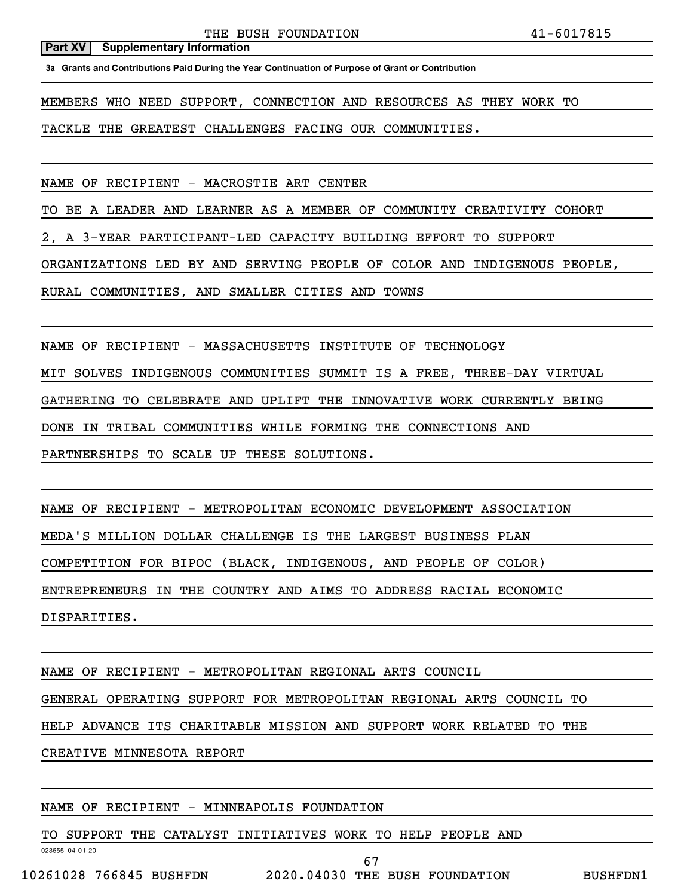**Part XV Supplementary Information**

**3a Grants and Contributions Paid During the Year Continuation of Purpose of Grant or Contribution**

MEMBERS WHO NEED SUPPORT, CONNECTION AND RESOURCES AS THEY WORK TO TACKLE THE GREATEST CHALLENGES FACING OUR COMMUNITIES.

NAME OF RECIPIENT - MACROSTIE ART CENTER

TO BE A LEADER AND LEARNER AS A MEMBER OF COMMUNITY CREATIVITY COHORT 2, A 3-YEAR PARTICIPANT-LED CAPACITY BUILDING EFFORT TO SUPPORT ORGANIZATIONS LED BY AND SERVING PEOPLE OF COLOR AND INDIGENOUS PEOPLE, RURAL COMMUNITIES, AND SMALLER CITIES AND TOWNS

NAME OF RECIPIENT - MASSACHUSETTS INSTITUTE OF TECHNOLOGY

MIT SOLVES INDIGENOUS COMMUNITIES SUMMIT IS A FREE, THREE-DAY VIRTUAL GATHERING TO CELEBRATE AND UPLIFT THE INNOVATIVE WORK CURRENTLY BEING DONE IN TRIBAL COMMUNITIES WHILE FORMING THE CONNECTIONS AND PARTNERSHIPS TO SCALE UP THESE SOLUTIONS.

NAME OF RECIPIENT - METROPOLITAN ECONOMIC DEVELOPMENT ASSOCIATION

MEDA'S MILLION DOLLAR CHALLENGE IS THE LARGEST BUSINESS PLAN COMPETITION FOR BIPOC (BLACK, INDIGENOUS, AND PEOPLE OF COLOR) ENTREPRENEURS IN THE COUNTRY AND AIMS TO ADDRESS RACIAL ECONOMIC DISPARITIES.

NAME OF RECIPIENT - METROPOLITAN REGIONAL ARTS COUNCIL

GENERAL OPERATING SUPPORT FOR METROPOLITAN REGIONAL ARTS COUNCIL TO HELP ADVANCE ITS CHARITABLE MISSION AND SUPPORT WORK RELATED TO THE CREATIVE MINNESOTA REPORT

NAME OF RECIPIENT - MINNEAPOLIS FOUNDATION

TO SUPPORT THE CATALYST INITIATIVES WORK TO HELP PEOPLE AND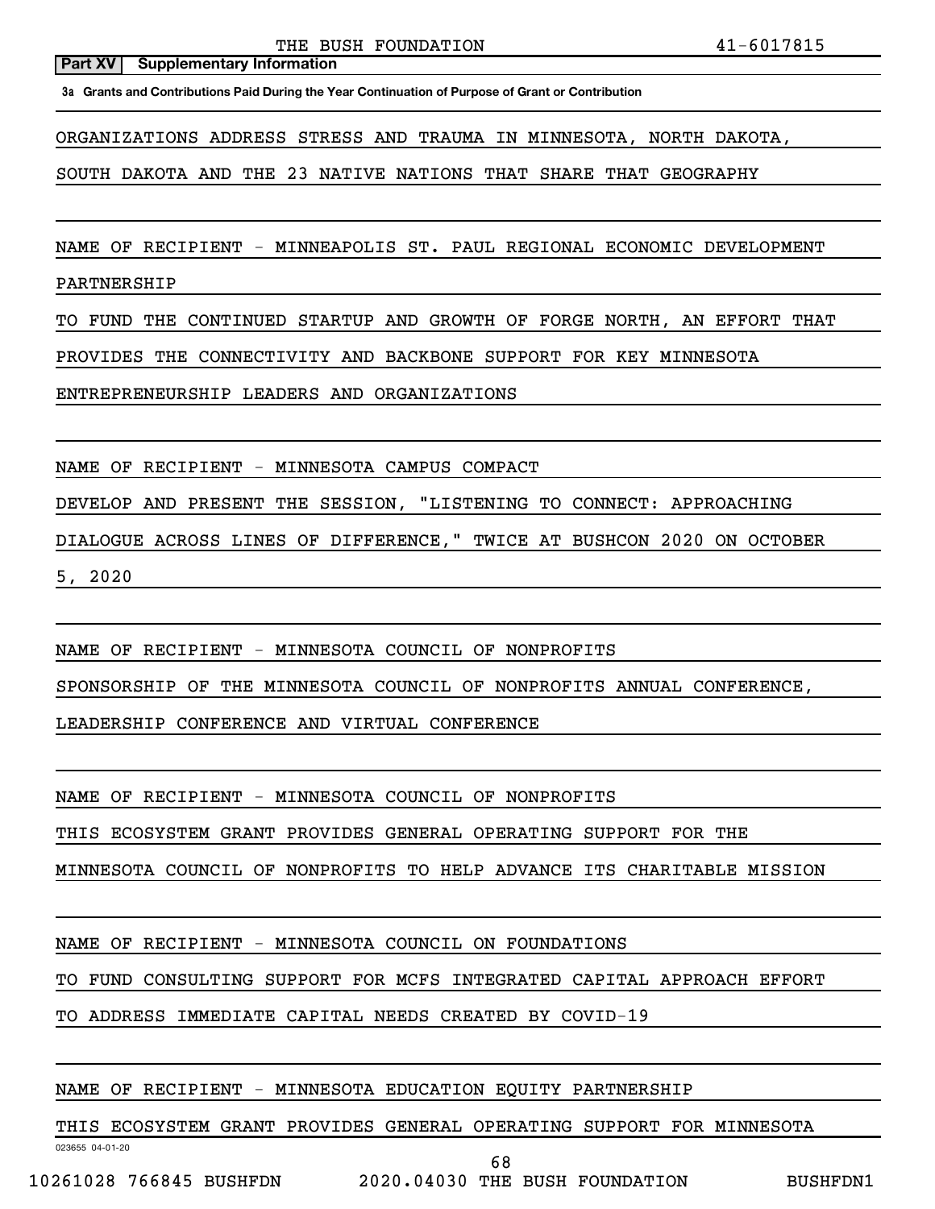**Part XV Supplementary Information**

**3a Grants and Contributions Paid During the Year Continuation of Purpose of Grant or Contribution**

ORGANIZATIONS ADDRESS STRESS AND TRAUMA IN MINNESOTA, NORTH DAKOTA, SOUTH DAKOTA AND THE 23 NATIVE NATIONS THAT SHARE THAT GEOGRAPHY

NAME OF RECIPIENT - MINNEAPOLIS ST. PAUL REGIONAL ECONOMIC DEVELOPMENT PARTNERSHIP

TO FUND THE CONTINUED STARTUP AND GROWTH OF FORGE NORTH, AN EFFORT THAT PROVIDES THE CONNECTIVITY AND BACKBONE SUPPORT FOR KEY MINNESOTA ENTREPRENEURSHIP LEADERS AND ORGANIZATIONS

NAME OF RECIPIENT - MINNESOTA CAMPUS COMPACT

DEVELOP AND PRESENT THE SESSION, "LISTENING TO CONNECT: APPROACHING DIALOGUE ACROSS LINES OF DIFFERENCE," TWICE AT BUSHCON 2020 ON OCTOBER 5, 2020

NAME OF RECIPIENT - MINNESOTA COUNCIL OF NONPROFITS

SPONSORSHIP OF THE MINNESOTA COUNCIL OF NONPROFITS ANNUAL CONFERENCE, LEADERSHIP CONFERENCE AND VIRTUAL CONFERENCE

NAME OF RECIPIENT - MINNESOTA COUNCIL OF NONPROFITS

THIS ECOSYSTEM GRANT PROVIDES GENERAL OPERATING SUPPORT FOR THE MINNESOTA COUNCIL OF NONPROFITS TO HELP ADVANCE ITS CHARITABLE MISSION

NAME OF RECIPIENT - MINNESOTA COUNCIL ON FOUNDATIONS

TO FUND CONSULTING SUPPORT FOR MCFS INTEGRATED CAPITAL APPROACH EFFORT TO ADDRESS IMMEDIATE CAPITAL NEEDS CREATED BY COVID-19

NAME OF RECIPIENT - MINNESOTA EDUCATION EQUITY PARTNERSHIP

THIS ECOSYSTEM GRANT PROVIDES GENERAL OPERATING SUPPORT FOR MINNESOTA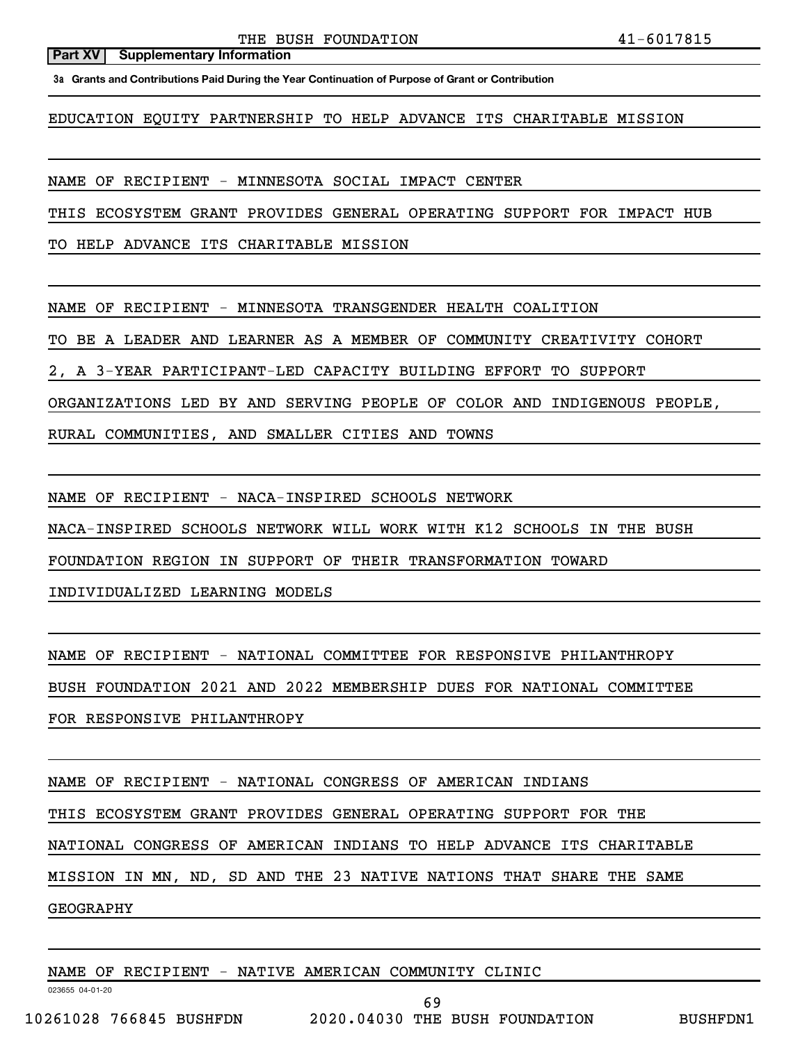**Part XV Supplementary Information**

**3a Grants and Contributions Paid During the Year Continuation of Purpose of Grant or Contribution**

EDUCATION EQUITY PARTNERSHIP TO HELP ADVANCE ITS CHARITABLE MISSION

NAME OF RECIPIENT - MINNESOTA SOCIAL IMPACT CENTER
THIS ECOSYSTEM GRANT PROVIDES GENERAL OPERATING SUPPORT FOR IMPACT HUB TO HELP ADVANCE ITS CHARITABLE MISSION

NAME OF RECIPIENT - MINNESOTA TRANSGENDER HEALTH COALITION
TO BE A LEADER AND LEARNER AS A MEMBER OF COMMUNITY CREATIVITY COHORT 2, A 3-YEAR PARTICIPANT-LED CAPACITY BUILDING EFFORT TO SUPPORT ORGANIZATIONS LED BY AND SERVING PEOPLE OF COLOR AND INDIGENOUS PEOPLE, RURAL COMMUNITIES, AND SMALLER CITIES AND TOWNS

NAME OF RECIPIENT - NACA-INSPIRED SCHOOLS NETWORK
NACA-INSPIRED SCHOOLS NETWORK WILL WORK WITH K12 SCHOOLS IN THE BUSH FOUNDATION REGION IN SUPPORT OF THEIR TRANSFORMATION TOWARD INDIVIDUALIZED LEARNING MODELS

NAME OF RECIPIENT - NATIONAL COMMITTEE FOR RESPONSIVE PHILANTHROPY
BUSH FOUNDATION 2021 AND 2022 MEMBERSHIP DUES FOR NATIONAL COMMITTEE FOR RESPONSIVE PHILANTHROPY

NAME OF RECIPIENT - NATIONAL CONGRESS OF AMERICAN INDIANS
THIS ECOSYSTEM GRANT PROVIDES GENERAL OPERATING SUPPORT FOR THE NATIONAL CONGRESS OF AMERICAN INDIANS TO HELP ADVANCE ITS CHARITABLE MISSION IN MN, ND, SD AND THE 23 NATIVE NATIONS THAT SHARE THE SAME GEOGRAPHY

NAME OF RECIPIENT - NATIVE AMERICAN COMMUNITY CLINIC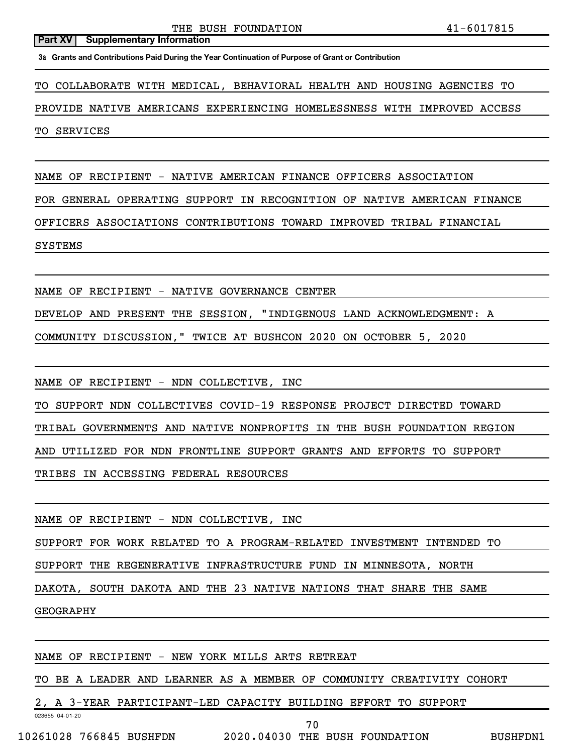**Part XV Supplementary Information**

**3a Grants and Contributions Paid During the Year Continuation of Purpose of Grant or Contribution**

TO COLLABORATE WITH MEDICAL, BEHAVIORAL HEALTH AND HOUSING AGENCIES TO PROVIDE NATIVE AMERICANS EXPERIENCING HOMELESSNESS WITH IMPROVED ACCESS TO SERVICES

NAME OF RECIPIENT - NATIVE AMERICAN FINANCE OFFICERS ASSOCIATION

FOR GENERAL OPERATING SUPPORT IN RECOGNITION OF NATIVE AMERICAN FINANCE OFFICERS ASSOCIATIONS CONTRIBUTIONS TOWARD IMPROVED TRIBAL FINANCIAL SYSTEMS

NAME OF RECIPIENT - NATIVE GOVERNANCE CENTER

DEVELOP AND PRESENT THE SESSION, "INDIGENOUS LAND ACKNOWLEDGMENT: A COMMUNITY DISCUSSION," TWICE AT BUSHCON 2020 ON OCTOBER 5, 2020

NAME OF RECIPIENT - NDN COLLECTIVE, INC

TO SUPPORT NDN COLLECTIVES COVID-19 RESPONSE PROJECT DIRECTED TOWARD TRIBAL GOVERNMENTS AND NATIVE NONPROFITS IN THE BUSH FOUNDATION REGION AND UTILIZED FOR NDN FRONTLINE SUPPORT GRANTS AND EFFORTS TO SUPPORT TRIBES IN ACCESSING FEDERAL RESOURCES

NAME OF RECIPIENT - NDN COLLECTIVE, INC

SUPPORT FOR WORK RELATED TO A PROGRAM-RELATED INVESTMENT INTENDED TO SUPPORT THE REGENERATIVE INFRASTRUCTURE FUND IN MINNESOTA, NORTH DAKOTA, SOUTH DAKOTA AND THE 23 NATIVE NATIONS THAT SHARE THE SAME GEOGRAPHY

NAME OF RECIPIENT - NEW YORK MILLS ARTS RETREAT

TO BE A LEADER AND LEARNER AS A MEMBER OF COMMUNITY CREATIVITY COHORT 2, A 3-YEAR PARTICIPANT-LED CAPACITY BUILDING EFFORT TO SUPPORT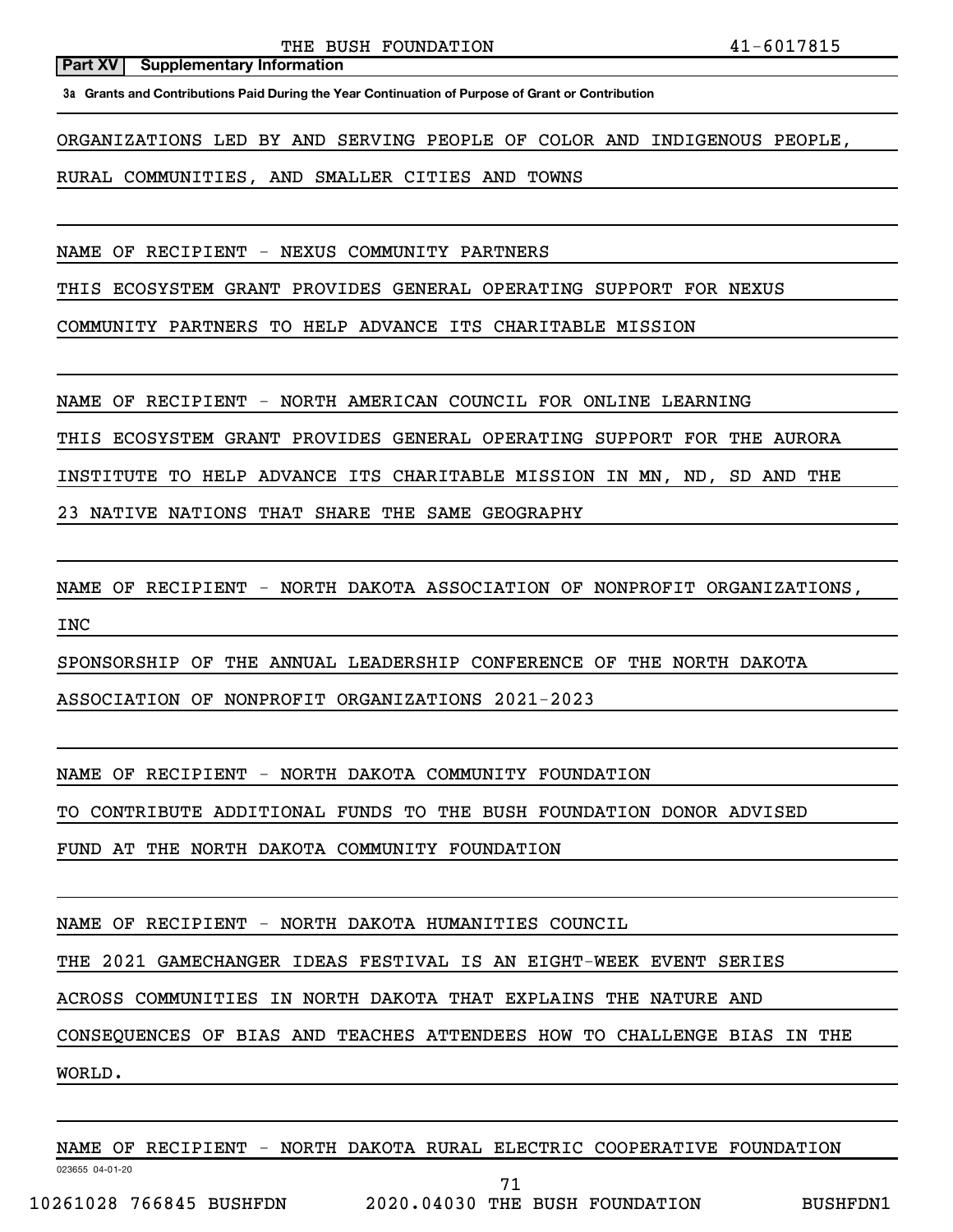**Part XV | Supplementary Information**

**3a Grants and Contributions Paid During the Year Continuation of Purpose of Grant or Contribution**

ORGANIZATIONS LED BY AND SERVING PEOPLE OF COLOR AND INDIGENOUS PEOPLE, RURAL COMMUNITIES, AND SMALLER CITIES AND TOWNS

NAME OF RECIPIENT - NEXUS COMMUNITY PARTNERS

THIS ECOSYSTEM GRANT PROVIDES GENERAL OPERATING SUPPORT FOR NEXUS COMMUNITY PARTNERS TO HELP ADVANCE ITS CHARITABLE MISSION

NAME OF RECIPIENT - NORTH AMERICAN COUNCIL FOR ONLINE LEARNING

THIS ECOSYSTEM GRANT PROVIDES GENERAL OPERATING SUPPORT FOR THE AURORA INSTITUTE TO HELP ADVANCE ITS CHARITABLE MISSION IN MN, ND, SD AND THE 23 NATIVE NATIONS THAT SHARE THE SAME GEOGRAPHY

NAME OF RECIPIENT - NORTH DAKOTA ASSOCIATION OF NONPROFIT ORGANIZATIONS, INC

SPONSORSHIP OF THE ANNUAL LEADERSHIP CONFERENCE OF THE NORTH DAKOTA ASSOCIATION OF NONPROFIT ORGANIZATIONS 2021-2023

NAME OF RECIPIENT - NORTH DAKOTA COMMUNITY FOUNDATION

TO CONTRIBUTE ADDITIONAL FUNDS TO THE BUSH FOUNDATION DONOR ADVISED FUND AT THE NORTH DAKOTA COMMUNITY FOUNDATION

NAME OF RECIPIENT - NORTH DAKOTA HUMANITIES COUNCIL

THE 2021 GAMECHANGER IDEAS FESTIVAL IS AN EIGHT-WEEK EVENT SERIES ACROSS COMMUNITIES IN NORTH DAKOTA THAT EXPLAINS THE NATURE AND CONSEQUENCES OF BIAS AND TEACHES ATTENDEES HOW TO CHALLENGE BIAS IN THE WORLD.

NAME OF RECIPIENT - NORTH DAKOTA RURAL ELECTRIC COOPERATIVE FOUNDATION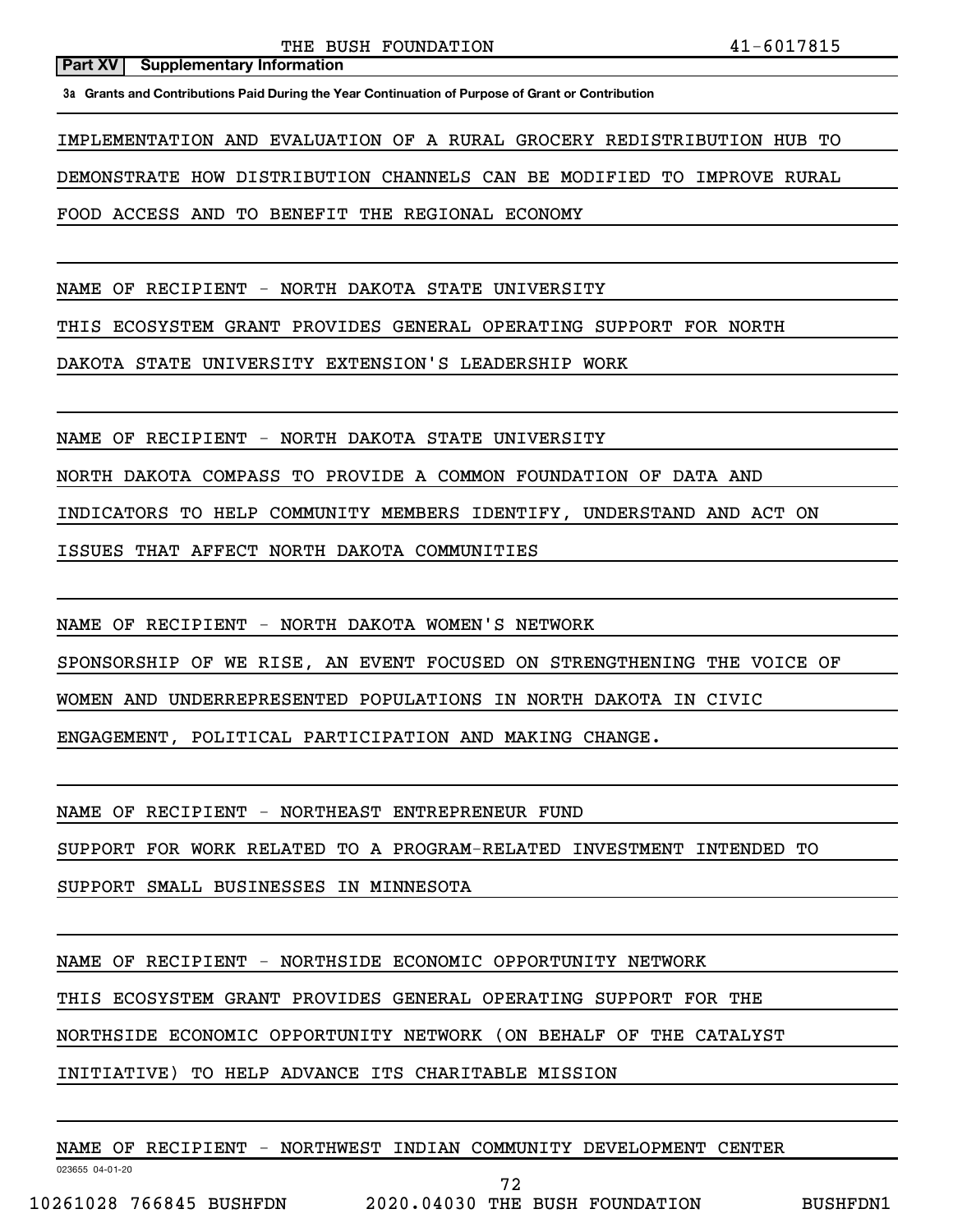**Part XV | Supplementary Information**

**3a Grants and Contributions Paid During the Year Continuation of Purpose of Grant or Contribution**

IMPLEMENTATION AND EVALUATION OF A RURAL GROCERY REDISTRIBUTION HUB TO DEMONSTRATE HOW DISTRIBUTION CHANNELS CAN BE MODIFIED TO IMPROVE RURAL FOOD ACCESS AND TO BENEFIT THE REGIONAL ECONOMY

NAME OF RECIPIENT - NORTH DAKOTA STATE UNIVERSITY

THIS ECOSYSTEM GRANT PROVIDES GENERAL OPERATING SUPPORT FOR NORTH DAKOTA STATE UNIVERSITY EXTENSION'S LEADERSHIP WORK

NAME OF RECIPIENT - NORTH DAKOTA STATE UNIVERSITY

NORTH DAKOTA COMPASS TO PROVIDE A COMMON FOUNDATION OF DATA AND INDICATORS TO HELP COMMUNITY MEMBERS IDENTIFY, UNDERSTAND AND ACT ON ISSUES THAT AFFECT NORTH DAKOTA COMMUNITIES

NAME OF RECIPIENT - NORTH DAKOTA WOMEN'S NETWORK

SPONSORSHIP OF WE RISE, AN EVENT FOCUSED ON STRENGTHENING THE VOICE OF WOMEN AND UNDERREPRESENTED POPULATIONS IN NORTH DAKOTA IN CIVIC ENGAGEMENT, POLITICAL PARTICIPATION AND MAKING CHANGE.

NAME OF RECIPIENT - NORTHEAST ENTREPRENEUR FUND

SUPPORT FOR WORK RELATED TO A PROGRAM-RELATED INVESTMENT INTENDED TO SUPPORT SMALL BUSINESSES IN MINNESOTA

NAME OF RECIPIENT - NORTHSIDE ECONOMIC OPPORTUNITY NETWORK

THIS ECOSYSTEM GRANT PROVIDES GENERAL OPERATING SUPPORT FOR THE NORTHSIDE ECONOMIC OPPORTUNITY NETWORK (ON BEHALF OF THE CATALYST INITIATIVE) TO HELP ADVANCE ITS CHARITABLE MISSION

NAME OF RECIPIENT - NORTHWEST INDIAN COMMUNITY DEVELOPMENT CENTER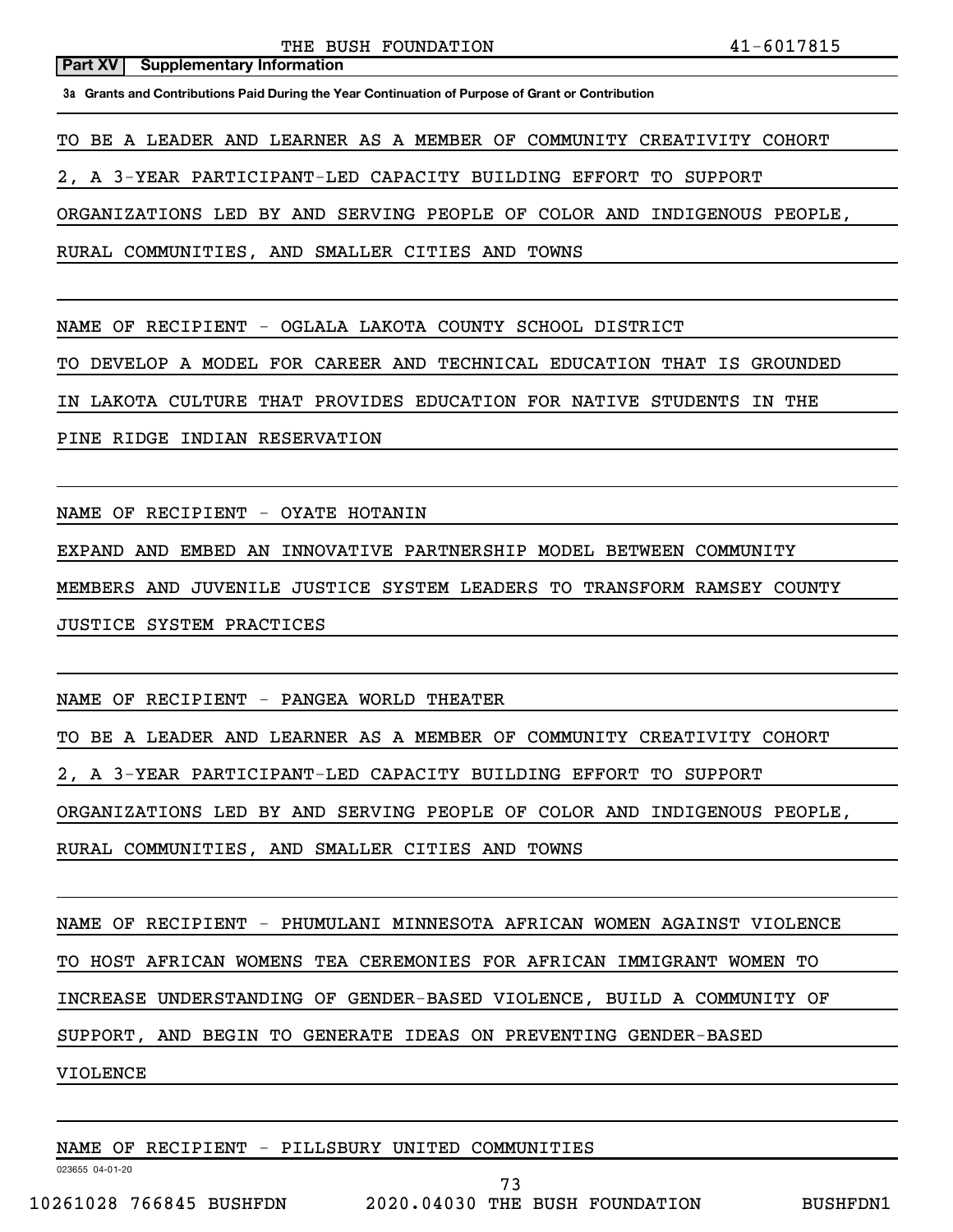**Part XV Supplementary Information**

**3a Grants and Contributions Paid During the Year Continuation of Purpose of Grant or Contribution**

TO BE A LEADER AND LEARNER AS A MEMBER OF COMMUNITY CREATIVITY COHORT 2, A 3-YEAR PARTICIPANT-LED CAPACITY BUILDING EFFORT TO SUPPORT ORGANIZATIONS LED BY AND SERVING PEOPLE OF COLOR AND INDIGENOUS PEOPLE, RURAL COMMUNITIES, AND SMALLER CITIES AND TOWNS

NAME OF RECIPIENT - OGLALA LAKOTA COUNTY SCHOOL DISTRICT

TO DEVELOP A MODEL FOR CAREER AND TECHNICAL EDUCATION THAT IS GROUNDED IN LAKOTA CULTURE THAT PROVIDES EDUCATION FOR NATIVE STUDENTS IN THE PINE RIDGE INDIAN RESERVATION

NAME OF RECIPIENT - OYATE HOTANIN

EXPAND AND EMBED AN INNOVATIVE PARTNERSHIP MODEL BETWEEN COMMUNITY MEMBERS AND JUVENILE JUSTICE SYSTEM LEADERS TO TRANSFORM RAMSEY COUNTY JUSTICE SYSTEM PRACTICES

NAME OF RECIPIENT - PANGEA WORLD THEATER

TO BE A LEADER AND LEARNER AS A MEMBER OF COMMUNITY CREATIVITY COHORT 2, A 3-YEAR PARTICIPANT-LED CAPACITY BUILDING EFFORT TO SUPPORT ORGANIZATIONS LED BY AND SERVING PEOPLE OF COLOR AND INDIGENOUS PEOPLE, RURAL COMMUNITIES, AND SMALLER CITIES AND TOWNS

NAME OF RECIPIENT - PHUMULANI MINNESOTA AFRICAN WOMEN AGAINST VIOLENCE

TO HOST AFRICAN WOMENS TEA CEREMONIES FOR AFRICAN IMMIGRANT WOMEN TO INCREASE UNDERSTANDING OF GENDER-BASED VIOLENCE, BUILD A COMMUNITY OF SUPPORT, AND BEGIN TO GENERATE IDEAS ON PREVENTING GENDER-BASED VIOLENCE

NAME OF RECIPIENT - PILLSBURY UNITED COMMUNITIES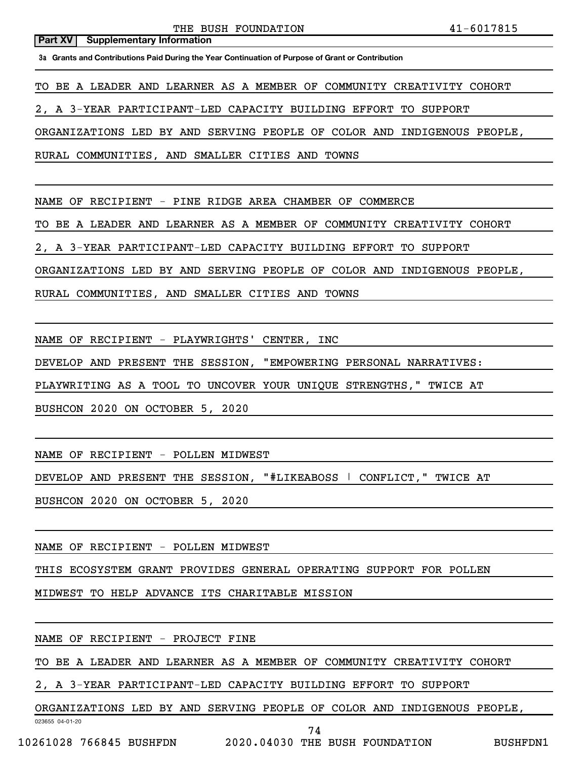**Part XV Supplementary Information**

**3a Grants and Contributions Paid During the Year Continuation of Purpose of Grant or Contribution**

TO BE A LEADER AND LEARNER AS A MEMBER OF COMMUNITY CREATIVITY COHORT 2, A 3-YEAR PARTICIPANT-LED CAPACITY BUILDING EFFORT TO SUPPORT ORGANIZATIONS LED BY AND SERVING PEOPLE OF COLOR AND INDIGENOUS PEOPLE, RURAL COMMUNITIES, AND SMALLER CITIES AND TOWNS

NAME OF RECIPIENT - PINE RIDGE AREA CHAMBER OF COMMERCE

TO BE A LEADER AND LEARNER AS A MEMBER OF COMMUNITY CREATIVITY COHORT 2, A 3-YEAR PARTICIPANT-LED CAPACITY BUILDING EFFORT TO SUPPORT ORGANIZATIONS LED BY AND SERVING PEOPLE OF COLOR AND INDIGENOUS PEOPLE, RURAL COMMUNITIES, AND SMALLER CITIES AND TOWNS

NAME OF RECIPIENT - PLAYWRIGHTS' CENTER, INC

DEVELOP AND PRESENT THE SESSION, "EMPOWERING PERSONAL NARRATIVES: PLAYWRITING AS A TOOL TO UNCOVER YOUR UNIQUE STRENGTHS," TWICE AT BUSHCON 2020 ON OCTOBER 5, 2020

NAME OF RECIPIENT - POLLEN MIDWEST

DEVELOP AND PRESENT THE SESSION, "#LIKEABOSS | CONFLICT," TWICE AT BUSHCON 2020 ON OCTOBER 5, 2020

NAME OF RECIPIENT - POLLEN MIDWEST

THIS ECOSYSTEM GRANT PROVIDES GENERAL OPERATING SUPPORT FOR POLLEN MIDWEST TO HELP ADVANCE ITS CHARITABLE MISSION

NAME OF RECIPIENT - PROJECT FINE

TO BE A LEADER AND LEARNER AS A MEMBER OF COMMUNITY CREATIVITY COHORT 2, A 3-YEAR PARTICIPANT-LED CAPACITY BUILDING EFFORT TO SUPPORT ORGANIZATIONS LED BY AND SERVING PEOPLE OF COLOR AND INDIGENOUS PEOPLE,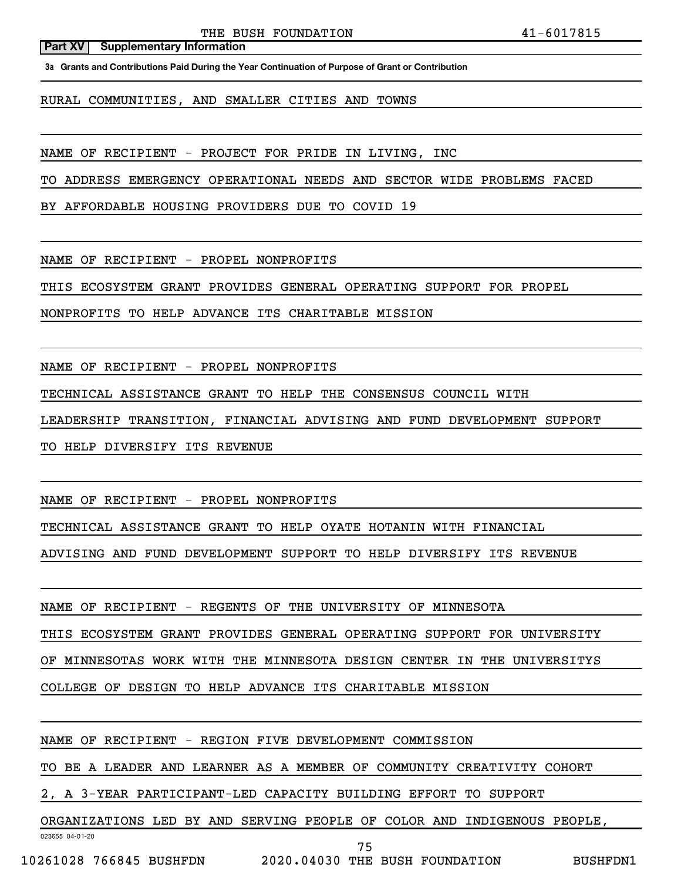**Part XV | Supplementary Information**

**3a Grants and Contributions Paid During the Year Continuation of Purpose of Grant or Contribution**

RURAL COMMUNITIES, AND SMALLER CITIES AND TOWNS

NAME OF RECIPIENT - PROJECT FOR PRIDE IN LIVING, INC

TO ADDRESS EMERGENCY OPERATIONAL NEEDS AND SECTOR WIDE PROBLEMS FACED BY AFFORDABLE HOUSING PROVIDERS DUE TO COVID 19

NAME OF RECIPIENT - PROPEL NONPROFITS

THIS ECOSYSTEM GRANT PROVIDES GENERAL OPERATING SUPPORT FOR PROPEL NONPROFITS TO HELP ADVANCE ITS CHARITABLE MISSION

NAME OF RECIPIENT - PROPEL NONPROFITS

TECHNICAL ASSISTANCE GRANT TO HELP THE CONSENSUS COUNCIL WITH LEADERSHIP TRANSITION, FINANCIAL ADVISING AND FUND DEVELOPMENT SUPPORT TO HELP DIVERSIFY ITS REVENUE

NAME OF RECIPIENT - PROPEL NONPROFITS

TECHNICAL ASSISTANCE GRANT TO HELP OYATE HOTANIN WITH FINANCIAL ADVISING AND FUND DEVELOPMENT SUPPORT TO HELP DIVERSIFY ITS REVENUE

NAME OF RECIPIENT - REGENTS OF THE UNIVERSITY OF MINNESOTA

THIS ECOSYSTEM GRANT PROVIDES GENERAL OPERATING SUPPORT FOR UNIVERSITY OF MINNESOTAS WORK WITH THE MINNESOTA DESIGN CENTER IN THE UNIVERSITYS COLLEGE OF DESIGN TO HELP ADVANCE ITS CHARITABLE MISSION

NAME OF RECIPIENT - REGION FIVE DEVELOPMENT COMMISSION

TO BE A LEADER AND LEARNER AS A MEMBER OF COMMUNITY CREATIVITY COHORT 2, A 3-YEAR PARTICIPANT-LED CAPACITY BUILDING EFFORT TO SUPPORT ORGANIZATIONS LED BY AND SERVING PEOPLE OF COLOR AND INDIGENOUS PEOPLE,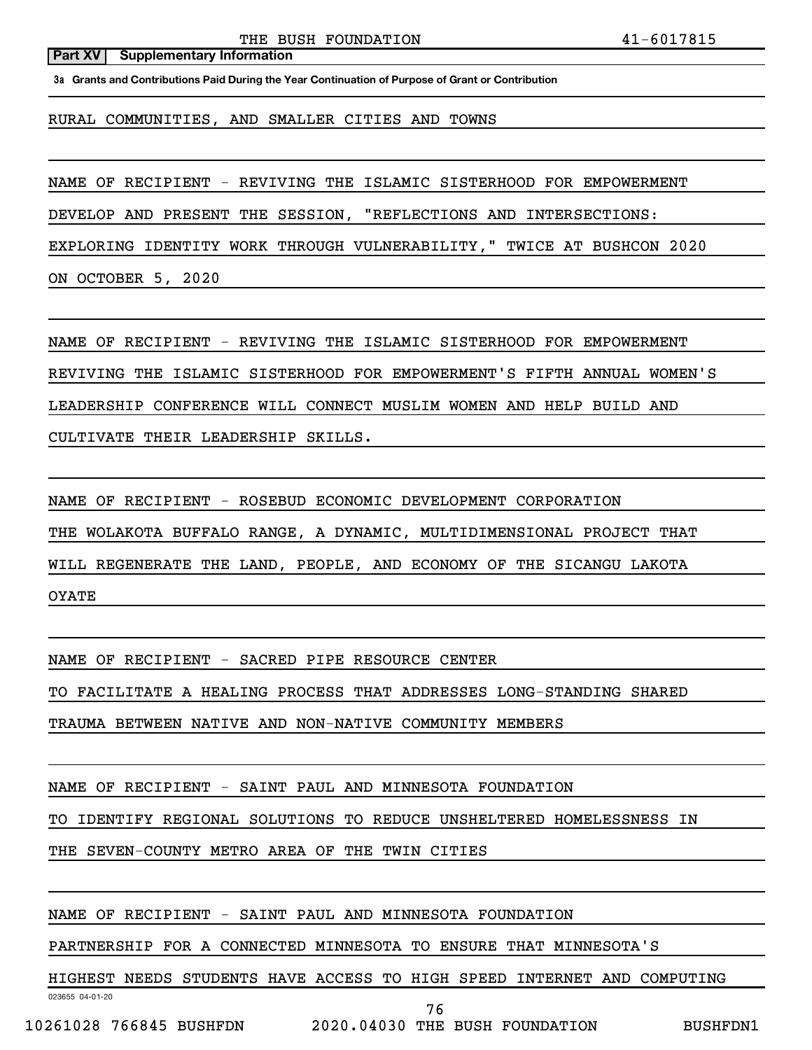**Part XV Supplementary Information**

**3a Grants and Contributions Paid During the Year Continuation of Purpose of Grant or Contribution**

RURAL COMMUNITIES, AND SMALLER CITIES AND TOWNS

NAME OF RECIPIENT - REVIVING THE ISLAMIC SISTERHOOD FOR EMPOWERMENT
DEVELOP AND PRESENT THE SESSION, "REFLECTIONS AND INTERSECTIONS:
EXPLORING IDENTITY WORK THROUGH VULNERABILITY," TWICE AT BUSHCON 2020
ON OCTOBER 5, 2020

NAME OF RECIPIENT - REVIVING THE ISLAMIC SISTERHOOD FOR EMPOWERMENT
REVIVING THE ISLAMIC SISTERHOOD FOR EMPOWERMENT'S FIFTH ANNUAL WOMEN'S
LEADERSHIP CONFERENCE WILL CONNECT MUSLIM WOMEN AND HELP BUILD AND
CULTIVATE THEIR LEADERSHIP SKILLS.

NAME OF RECIPIENT - ROSEBUD ECONOMIC DEVELOPMENT CORPORATION
THE WOLAKOTA BUFFALO RANGE, A DYNAMIC, MULTIDIMENSIONAL PROJECT THAT
WILL REGENERATE THE LAND, PEOPLE, AND ECONOMY OF THE SICANGU LAKOTA
OYATE

NAME OF RECIPIENT - SACRED PIPE RESOURCE CENTER
TO FACILITATE A HEALING PROCESS THAT ADDRESSES LONG-STANDING SHARED
TRAUMA BETWEEN NATIVE AND NON-NATIVE COMMUNITY MEMBERS

NAME OF RECIPIENT - SAINT PAUL AND MINNESOTA FOUNDATION
TO IDENTIFY REGIONAL SOLUTIONS TO REDUCE UNSHELTERED HOMELESSNESS IN
THE SEVEN-COUNTY METRO AREA OF THE TWIN CITIES

NAME OF RECIPIENT - SAINT PAUL AND MINNESOTA FOUNDATION
PARTNERSHIP FOR A CONNECTED MINNESOTA TO ENSURE THAT MINNESOTA'S
HIGHEST NEEDS STUDENTS HAVE ACCESS TO HIGH SPEED INTERNET AND COMPUTING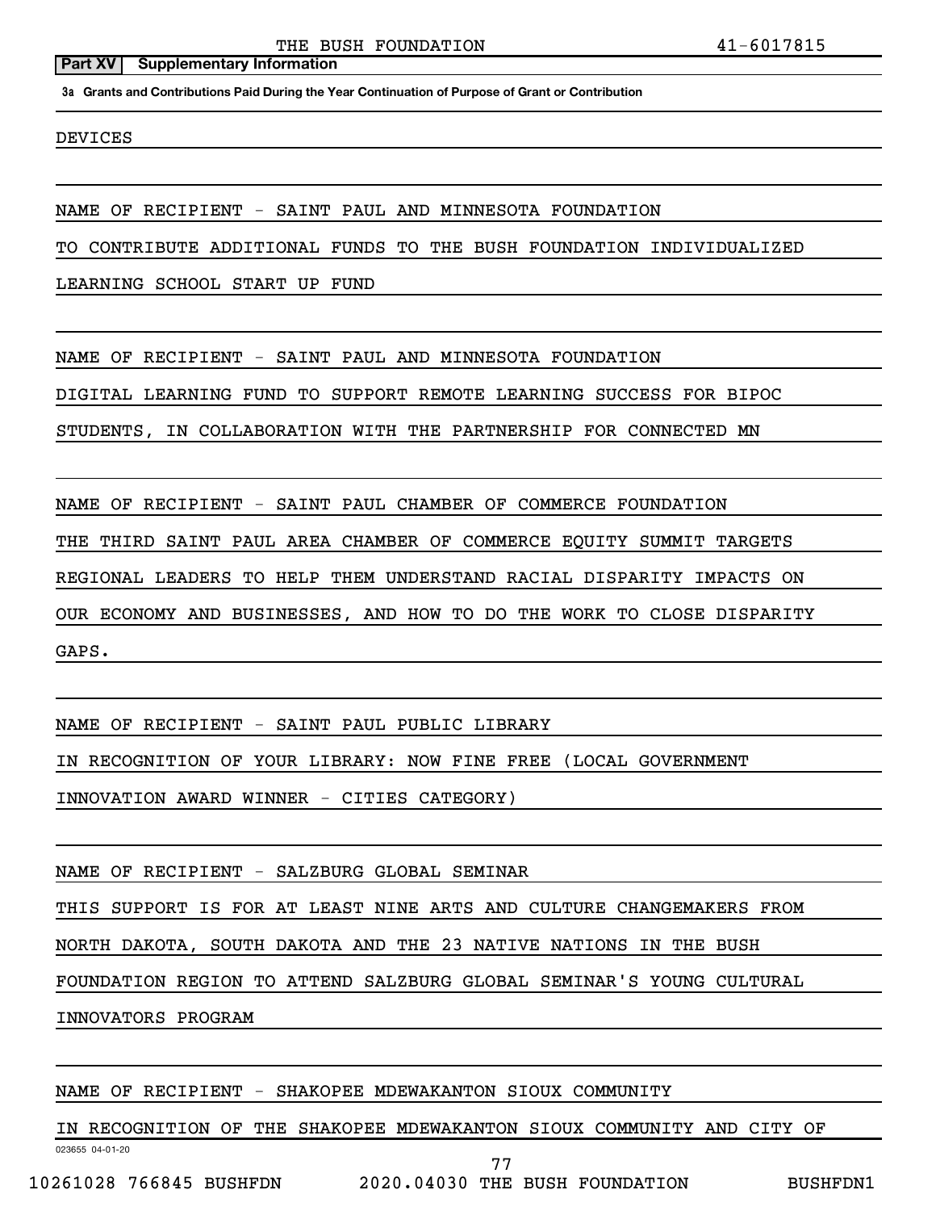**Part XV Supplementary Information**

**3a Grants and Contributions Paid During the Year Continuation of Purpose of Grant or Contribution**

DEVICES

NAME OF RECIPIENT - SAINT PAUL AND MINNESOTA FOUNDATION

TO CONTRIBUTE ADDITIONAL FUNDS TO THE BUSH FOUNDATION INDIVIDUALIZED LEARNING SCHOOL START UP FUND

NAME OF RECIPIENT - SAINT PAUL AND MINNESOTA FOUNDATION

DIGITAL LEARNING FUND TO SUPPORT REMOTE LEARNING SUCCESS FOR BIPOC STUDENTS, IN COLLABORATION WITH THE PARTNERSHIP FOR CONNECTED MN

NAME OF RECIPIENT - SAINT PAUL CHAMBER OF COMMERCE FOUNDATION

THE THIRD SAINT PAUL AREA CHAMBER OF COMMERCE EQUITY SUMMIT TARGETS REGIONAL LEADERS TO HELP THEM UNDERSTAND RACIAL DISPARITY IMPACTS ON OUR ECONOMY AND BUSINESSES, AND HOW TO DO THE WORK TO CLOSE DISPARITY GAPS.

NAME OF RECIPIENT - SAINT PAUL PUBLIC LIBRARY

IN RECOGNITION OF YOUR LIBRARY: NOW FINE FREE (LOCAL GOVERNMENT INNOVATION AWARD WINNER - CITIES CATEGORY)

NAME OF RECIPIENT - SALZBURG GLOBAL SEMINAR

THIS SUPPORT IS FOR AT LEAST NINE ARTS AND CULTURE CHANGEMAKERS FROM NORTH DAKOTA, SOUTH DAKOTA AND THE 23 NATIVE NATIONS IN THE BUSH FOUNDATION REGION TO ATTEND SALZBURG GLOBAL SEMINAR'S YOUNG CULTURAL INNOVATORS PROGRAM

NAME OF RECIPIENT - SHAKOPEE MDEWAKANTON SIOUX COMMUNITY

IN RECOGNITION OF THE SHAKOPEE MDEWAKANTON SIOUX COMMUNITY AND CITY OF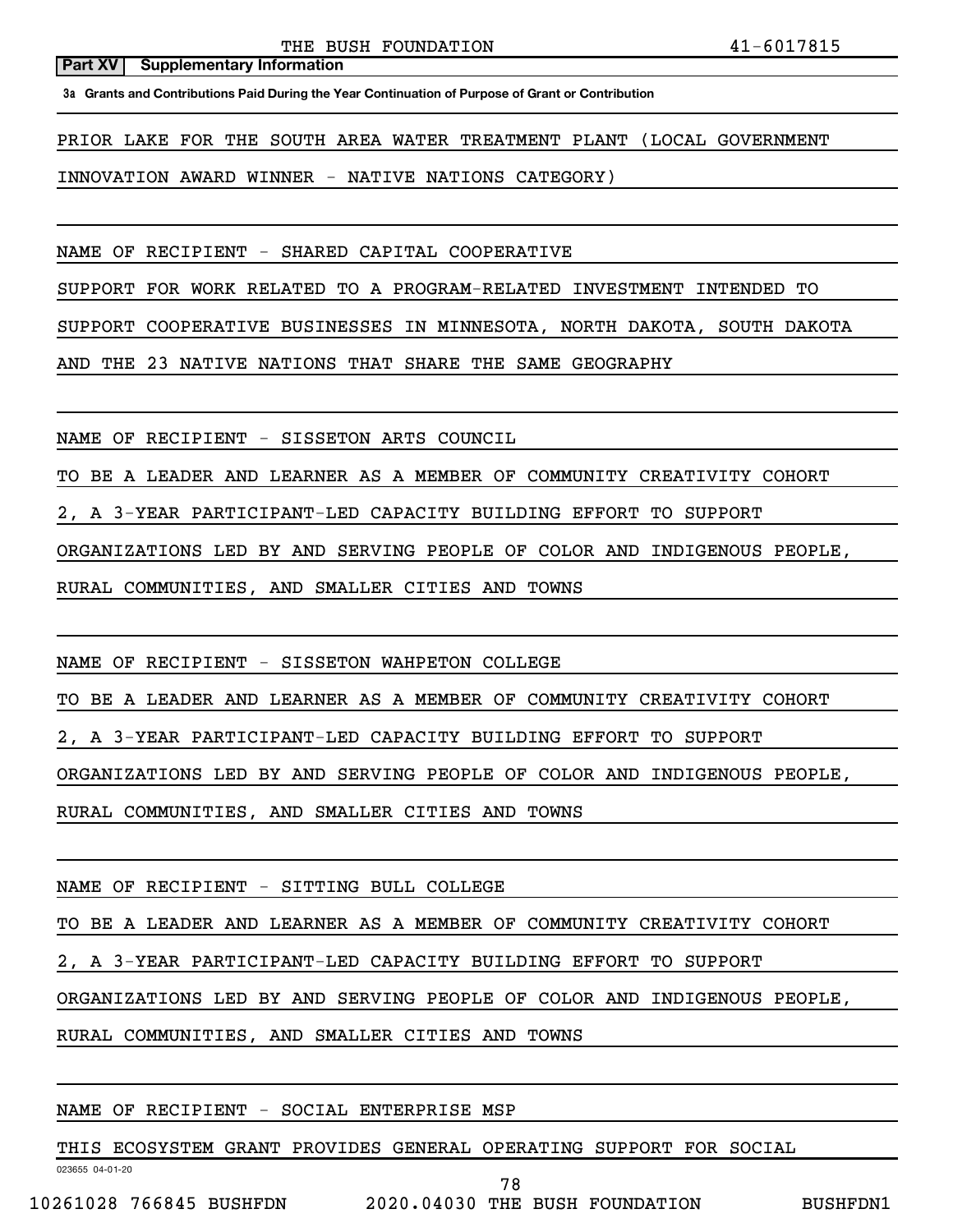**Part XV Supplementary Information**

**3a Grants and Contributions Paid During the Year Continuation of Purpose of Grant or Contribution**

PRIOR LAKE FOR THE SOUTH AREA WATER TREATMENT PLANT (LOCAL GOVERNMENT INNOVATION AWARD WINNER - NATIVE NATIONS CATEGORY)

NAME OF RECIPIENT - SHARED CAPITAL COOPERATIVE

SUPPORT FOR WORK RELATED TO A PROGRAM-RELATED INVESTMENT INTENDED TO SUPPORT COOPERATIVE BUSINESSES IN MINNESOTA, NORTH DAKOTA, SOUTH DAKOTA AND THE 23 NATIVE NATIONS THAT SHARE THE SAME GEOGRAPHY

NAME OF RECIPIENT - SISSETON ARTS COUNCIL

TO BE A LEADER AND LEARNER AS A MEMBER OF COMMUNITY CREATIVITY COHORT 2, A 3-YEAR PARTICIPANT-LED CAPACITY BUILDING EFFORT TO SUPPORT ORGANIZATIONS LED BY AND SERVING PEOPLE OF COLOR AND INDIGENOUS PEOPLE, RURAL COMMUNITIES, AND SMALLER CITIES AND TOWNS

NAME OF RECIPIENT - SISSETON WAHPETON COLLEGE

TO BE A LEADER AND LEARNER AS A MEMBER OF COMMUNITY CREATIVITY COHORT 2, A 3-YEAR PARTICIPANT-LED CAPACITY BUILDING EFFORT TO SUPPORT ORGANIZATIONS LED BY AND SERVING PEOPLE OF COLOR AND INDIGENOUS PEOPLE, RURAL COMMUNITIES, AND SMALLER CITIES AND TOWNS

NAME OF RECIPIENT - SITTING BULL COLLEGE

TO BE A LEADER AND LEARNER AS A MEMBER OF COMMUNITY CREATIVITY COHORT 2, A 3-YEAR PARTICIPANT-LED CAPACITY BUILDING EFFORT TO SUPPORT ORGANIZATIONS LED BY AND SERVING PEOPLE OF COLOR AND INDIGENOUS PEOPLE, RURAL COMMUNITIES, AND SMALLER CITIES AND TOWNS

NAME OF RECIPIENT - SOCIAL ENTERPRISE MSP

THIS ECOSYSTEM GRANT PROVIDES GENERAL OPERATING SUPPORT FOR SOCIAL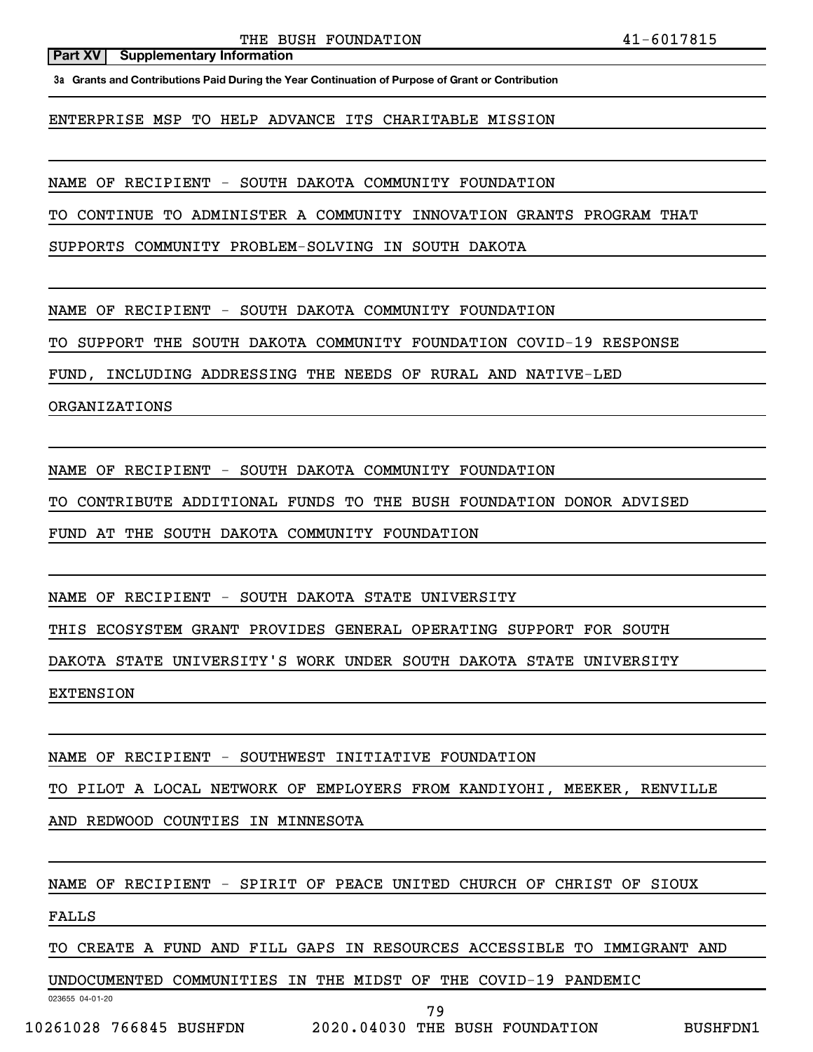**Part XV Supplementary Information**

**3a Grants and Contributions Paid During the Year Continuation of Purpose of Grant or Contribution**

ENTERPRISE MSP TO HELP ADVANCE ITS CHARITABLE MISSION

NAME OF RECIPIENT - SOUTH DAKOTA COMMUNITY FOUNDATION

TO CONTINUE TO ADMINISTER A COMMUNITY INNOVATION GRANTS PROGRAM THAT SUPPORTS COMMUNITY PROBLEM-SOLVING IN SOUTH DAKOTA

NAME OF RECIPIENT - SOUTH DAKOTA COMMUNITY FOUNDATION

TO SUPPORT THE SOUTH DAKOTA COMMUNITY FOUNDATION COVID-19 RESPONSE FUND, INCLUDING ADDRESSING THE NEEDS OF RURAL AND NATIVE-LED ORGANIZATIONS

NAME OF RECIPIENT - SOUTH DAKOTA COMMUNITY FOUNDATION

TO CONTRIBUTE ADDITIONAL FUNDS TO THE BUSH FOUNDATION DONOR ADVISED FUND AT THE SOUTH DAKOTA COMMUNITY FOUNDATION

NAME OF RECIPIENT - SOUTH DAKOTA STATE UNIVERSITY

THIS ECOSYSTEM GRANT PROVIDES GENERAL OPERATING SUPPORT FOR SOUTH DAKOTA STATE UNIVERSITY'S WORK UNDER SOUTH DAKOTA STATE UNIVERSITY EXTENSION

NAME OF RECIPIENT - SOUTHWEST INITIATIVE FOUNDATION

TO PILOT A LOCAL NETWORK OF EMPLOYERS FROM KANDIYOHI, MEEKER, RENVILLE AND REDWOOD COUNTIES IN MINNESOTA

NAME OF RECIPIENT - SPIRIT OF PEACE UNITED CHURCH OF CHRIST OF SIOUX FALLS

TO CREATE A FUND AND FILL GAPS IN RESOURCES ACCESSIBLE TO IMMIGRANT AND UNDOCUMENTED COMMUNITIES IN THE MIDST OF THE COVID-19 PANDEMIC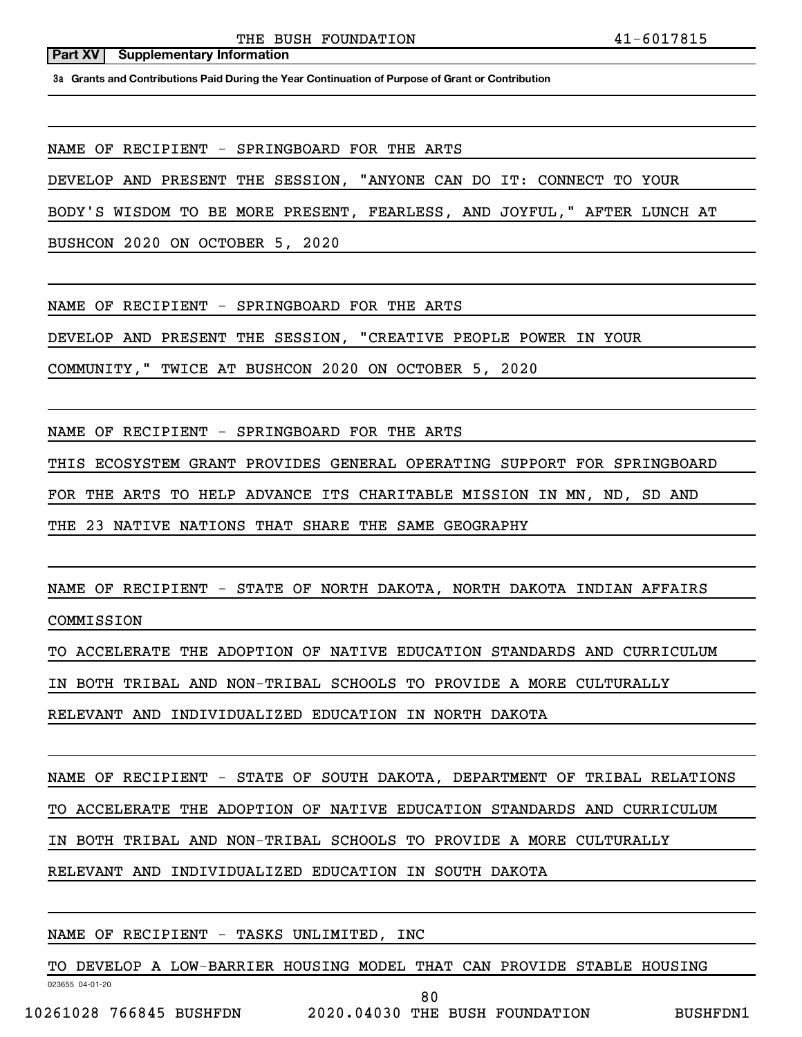THE BUSH FOUNDATION 41-6017815

**Part XV | Supplementary Information**

**3a Grants and Contributions Paid During the Year Continuation of Purpose of Grant or Contribution**

NAME OF RECIPIENT - SPRINGBOARD FOR THE ARTS
DEVELOP AND PRESENT THE SESSION, "ANYONE CAN DO IT: CONNECT TO YOUR BODY'S WISDOM TO BE MORE PRESENT, FEARLESS, AND JOYFUL," AFTER LUNCH AT BUSHCON 2020 ON OCTOBER 5, 2020

NAME OF RECIPIENT - SPRINGBOARD FOR THE ARTS
DEVELOP AND PRESENT THE SESSION, "CREATIVE PEOPLE POWER IN YOUR COMMUNITY," TWICE AT BUSHCON 2020 ON OCTOBER 5, 2020

NAME OF RECIPIENT - SPRINGBOARD FOR THE ARTS
THIS ECOSYSTEM GRANT PROVIDES GENERAL OPERATING SUPPORT FOR SPRINGBOARD FOR THE ARTS TO HELP ADVANCE ITS CHARITABLE MISSION IN MN, ND, SD AND THE 23 NATIVE NATIONS THAT SHARE THE SAME GEOGRAPHY

NAME OF RECIPIENT - STATE OF NORTH DAKOTA, NORTH DAKOTA INDIAN AFFAIRS COMMISSION
TO ACCELERATE THE ADOPTION OF NATIVE EDUCATION STANDARDS AND CURRICULUM IN BOTH TRIBAL AND NON-TRIBAL SCHOOLS TO PROVIDE A MORE CULTURALLY RELEVANT AND INDIVIDUALIZED EDUCATION IN NORTH DAKOTA

NAME OF RECIPIENT - STATE OF SOUTH DAKOTA, DEPARTMENT OF TRIBAL RELATIONS
TO ACCELERATE THE ADOPTION OF NATIVE EDUCATION STANDARDS AND CURRICULUM IN BOTH TRIBAL AND NON-TRIBAL SCHOOLS TO PROVIDE A MORE CULTURALLY RELEVANT AND INDIVIDUALIZED EDUCATION IN SOUTH DAKOTA

NAME OF RECIPIENT - TASKS UNLIMITED, INC
TO DEVELOP A LOW-BARRIER HOUSING MODEL THAT CAN PROVIDE STABLE HOUSING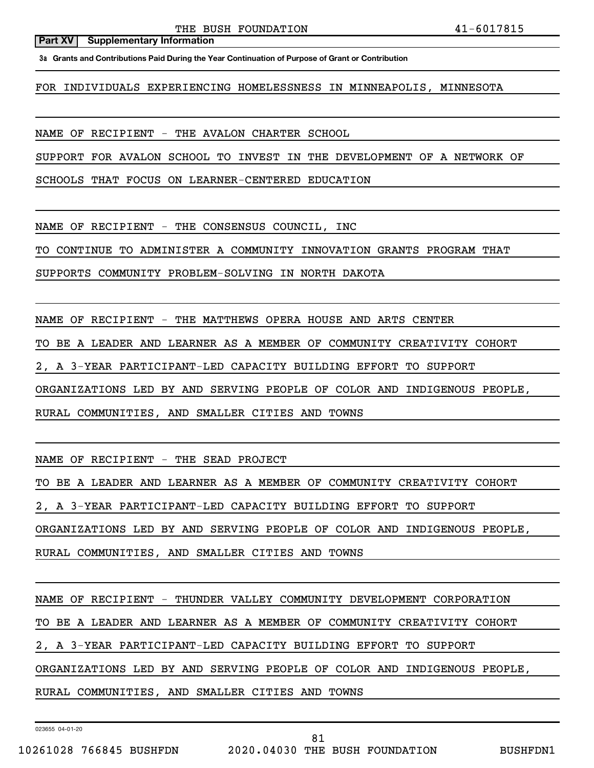**Part XV Supplementary Information**

**3a Grants and Contributions Paid During the Year Continuation of Purpose of Grant or Contribution**

FOR INDIVIDUALS EXPERIENCING HOMELESSNESS IN MINNEAPOLIS, MINNESOTA

NAME OF RECIPIENT - THE AVALON CHARTER SCHOOL

SUPPORT FOR AVALON SCHOOL TO INVEST IN THE DEVELOPMENT OF A NETWORK OF SCHOOLS THAT FOCUS ON LEARNER-CENTERED EDUCATION

NAME OF RECIPIENT - THE CONSENSUS COUNCIL, INC

TO CONTINUE TO ADMINISTER A COMMUNITY INNOVATION GRANTS PROGRAM THAT SUPPORTS COMMUNITY PROBLEM-SOLVING IN NORTH DAKOTA

NAME OF RECIPIENT - THE MATTHEWS OPERA HOUSE AND ARTS CENTER

TO BE A LEADER AND LEARNER AS A MEMBER OF COMMUNITY CREATIVITY COHORT 2, A 3-YEAR PARTICIPANT-LED CAPACITY BUILDING EFFORT TO SUPPORT ORGANIZATIONS LED BY AND SERVING PEOPLE OF COLOR AND INDIGENOUS PEOPLE, RURAL COMMUNITIES, AND SMALLER CITIES AND TOWNS

NAME OF RECIPIENT - THE SEAD PROJECT

TO BE A LEADER AND LEARNER AS A MEMBER OF COMMUNITY CREATIVITY COHORT 2, A 3-YEAR PARTICIPANT-LED CAPACITY BUILDING EFFORT TO SUPPORT ORGANIZATIONS LED BY AND SERVING PEOPLE OF COLOR AND INDIGENOUS PEOPLE, RURAL COMMUNITIES, AND SMALLER CITIES AND TOWNS

NAME OF RECIPIENT - THUNDER VALLEY COMMUNITY DEVELOPMENT CORPORATION

TO BE A LEADER AND LEARNER AS A MEMBER OF COMMUNITY CREATIVITY COHORT 2, A 3-YEAR PARTICIPANT-LED CAPACITY BUILDING EFFORT TO SUPPORT ORGANIZATIONS LED BY AND SERVING PEOPLE OF COLOR AND INDIGENOUS PEOPLE, RURAL COMMUNITIES, AND SMALLER CITIES AND TOWNS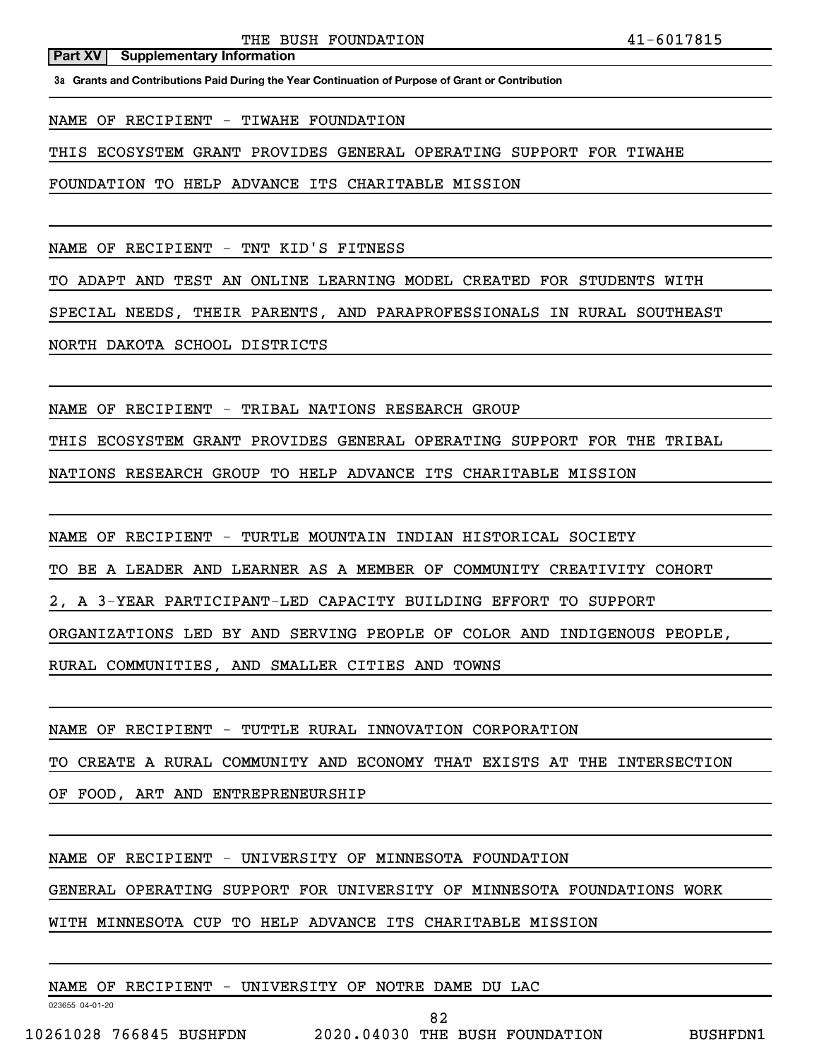**Part XV Supplementary Information**

**3a Grants and Contributions Paid During the Year Continuation of Purpose of Grant or Contribution**

NAME OF RECIPIENT - TIWAHE FOUNDATION

THIS ECOSYSTEM GRANT PROVIDES GENERAL OPERATING SUPPORT FOR TIWAHE FOUNDATION TO HELP ADVANCE ITS CHARITABLE MISSION

NAME OF RECIPIENT - TNT KID'S FITNESS

TO ADAPT AND TEST AN ONLINE LEARNING MODEL CREATED FOR STUDENTS WITH SPECIAL NEEDS, THEIR PARENTS, AND PARAPROFESSIONALS IN RURAL SOUTHEAST NORTH DAKOTA SCHOOL DISTRICTS

NAME OF RECIPIENT - TRIBAL NATIONS RESEARCH GROUP

THIS ECOSYSTEM GRANT PROVIDES GENERAL OPERATING SUPPORT FOR THE TRIBAL NATIONS RESEARCH GROUP TO HELP ADVANCE ITS CHARITABLE MISSION

NAME OF RECIPIENT - TURTLE MOUNTAIN INDIAN HISTORICAL SOCIETY

TO BE A LEADER AND LEARNER AS A MEMBER OF COMMUNITY CREATIVITY COHORT 2, A 3-YEAR PARTICIPANT-LED CAPACITY BUILDING EFFORT TO SUPPORT ORGANIZATIONS LED BY AND SERVING PEOPLE OF COLOR AND INDIGENOUS PEOPLE, RURAL COMMUNITIES, AND SMALLER CITIES AND TOWNS

NAME OF RECIPIENT - TUTTLE RURAL INNOVATION CORPORATION

TO CREATE A RURAL COMMUNITY AND ECONOMY THAT EXISTS AT THE INTERSECTION OF FOOD, ART AND ENTREPRENEURSHIP

NAME OF RECIPIENT - UNIVERSITY OF MINNESOTA FOUNDATION

GENERAL OPERATING SUPPORT FOR UNIVERSITY OF MINNESOTA FOUNDATIONS WORK WITH MINNESOTA CUP TO HELP ADVANCE ITS CHARITABLE MISSION

NAME OF RECIPIENT - UNIVERSITY OF NOTRE DAME DU LAC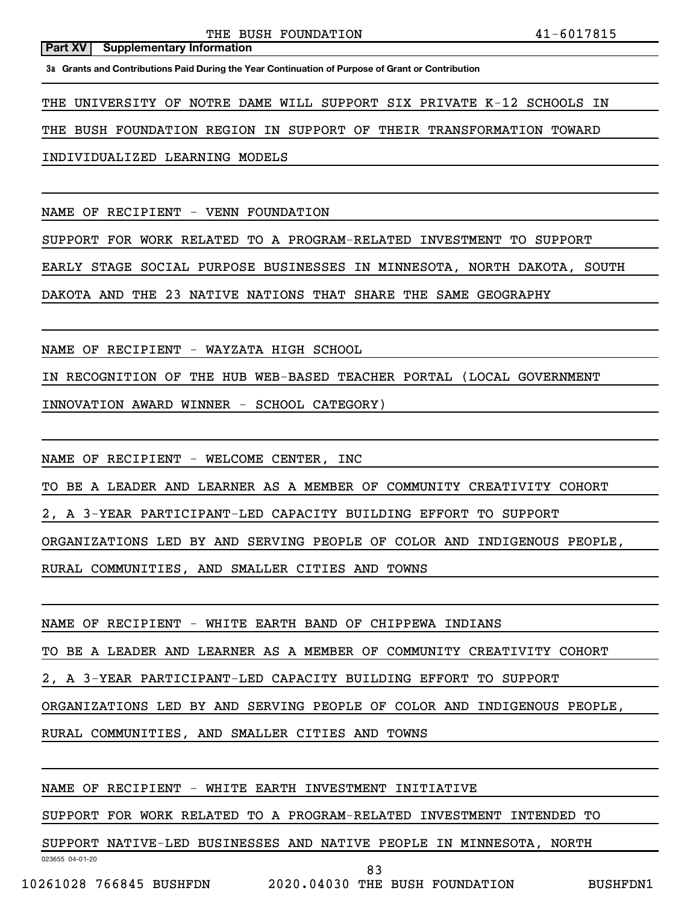**Part XV Supplementary Information**

**3a Grants and Contributions Paid During the Year Continuation of Purpose of Grant or Contribution**

THE UNIVERSITY OF NOTRE DAME WILL SUPPORT SIX PRIVATE K-12 SCHOOLS IN THE BUSH FOUNDATION REGION IN SUPPORT OF THEIR TRANSFORMATION TOWARD INDIVIDUALIZED LEARNING MODELS

NAME OF RECIPIENT - VENN FOUNDATION

SUPPORT FOR WORK RELATED TO A PROGRAM-RELATED INVESTMENT TO SUPPORT EARLY STAGE SOCIAL PURPOSE BUSINESSES IN MINNESOTA, NORTH DAKOTA, SOUTH DAKOTA AND THE 23 NATIVE NATIONS THAT SHARE THE SAME GEOGRAPHY

NAME OF RECIPIENT - WAYZATA HIGH SCHOOL

IN RECOGNITION OF THE HUB WEB-BASED TEACHER PORTAL (LOCAL GOVERNMENT INNOVATION AWARD WINNER - SCHOOL CATEGORY)

NAME OF RECIPIENT - WELCOME CENTER, INC

TO BE A LEADER AND LEARNER AS A MEMBER OF COMMUNITY CREATIVITY COHORT 2, A 3-YEAR PARTICIPANT-LED CAPACITY BUILDING EFFORT TO SUPPORT ORGANIZATIONS LED BY AND SERVING PEOPLE OF COLOR AND INDIGENOUS PEOPLE, RURAL COMMUNITIES, AND SMALLER CITIES AND TOWNS

NAME OF RECIPIENT - WHITE EARTH BAND OF CHIPPEWA INDIANS

TO BE A LEADER AND LEARNER AS A MEMBER OF COMMUNITY CREATIVITY COHORT 2, A 3-YEAR PARTICIPANT-LED CAPACITY BUILDING EFFORT TO SUPPORT ORGANIZATIONS LED BY AND SERVING PEOPLE OF COLOR AND INDIGENOUS PEOPLE, RURAL COMMUNITIES, AND SMALLER CITIES AND TOWNS

NAME OF RECIPIENT - WHITE EARTH INVESTMENT INITIATIVE

SUPPORT FOR WORK RELATED TO A PROGRAM-RELATED INVESTMENT INTENDED TO SUPPORT NATIVE-LED BUSINESSES AND NATIVE PEOPLE IN MINNESOTA, NORTH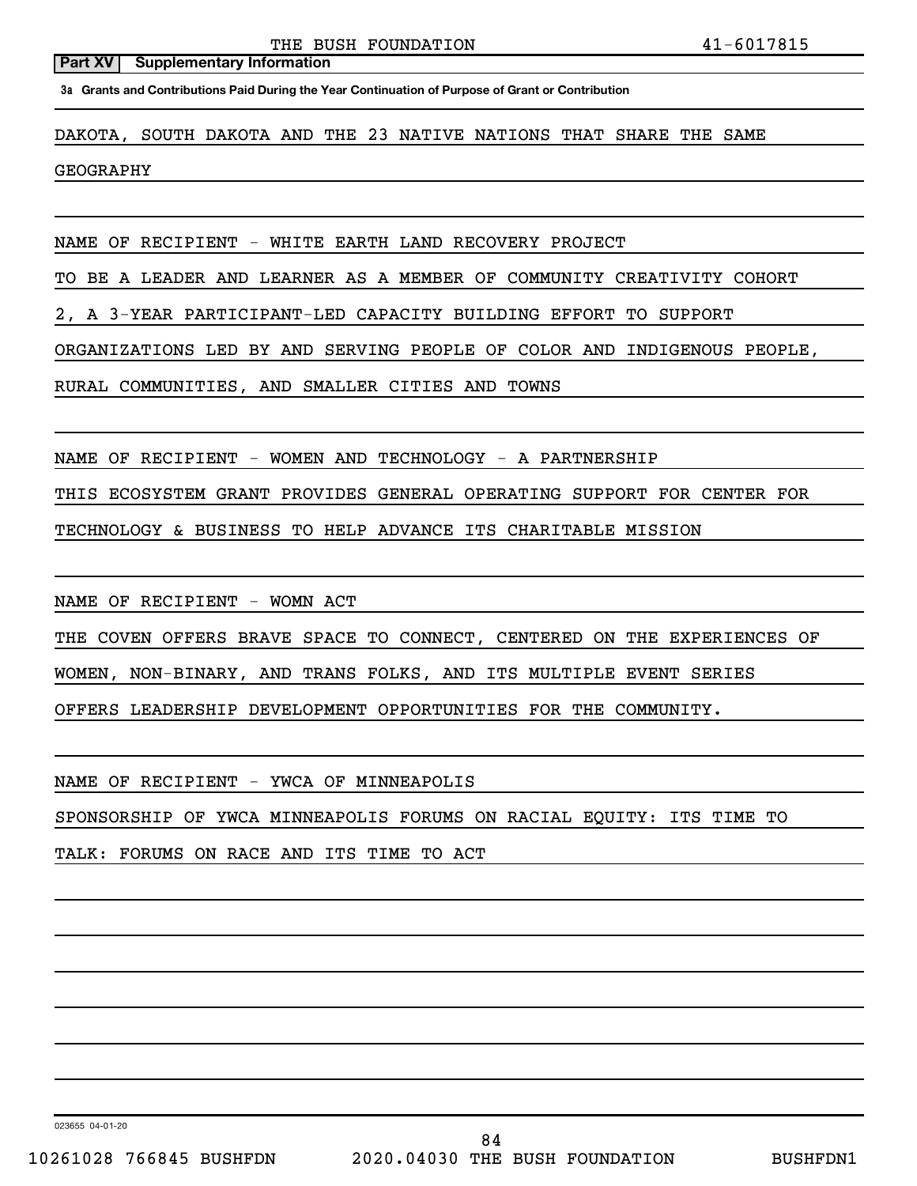**Part XV Supplementary Information**

**3a Grants and Contributions Paid During the Year Continuation of Purpose of Grant or Contribution**

DAKOTA, SOUTH DAKOTA AND THE 23 NATIVE NATIONS THAT SHARE THE SAME GEOGRAPHY

NAME OF RECIPIENT - WHITE EARTH LAND RECOVERY PROJECT

TO BE A LEADER AND LEARNER AS A MEMBER OF COMMUNITY CREATIVITY COHORT 2, A 3-YEAR PARTICIPANT-LED CAPACITY BUILDING EFFORT TO SUPPORT ORGANIZATIONS LED BY AND SERVING PEOPLE OF COLOR AND INDIGENOUS PEOPLE, RURAL COMMUNITIES, AND SMALLER CITIES AND TOWNS

NAME OF RECIPIENT - WOMEN AND TECHNOLOGY - A PARTNERSHIP

THIS ECOSYSTEM GRANT PROVIDES GENERAL OPERATING SUPPORT FOR CENTER FOR TECHNOLOGY & BUSINESS TO HELP ADVANCE ITS CHARITABLE MISSION

NAME OF RECIPIENT - WOMN ACT

THE COVEN OFFERS BRAVE SPACE TO CONNECT, CENTERED ON THE EXPERIENCES OF WOMEN, NON-BINARY, AND TRANS FOLKS, AND ITS MULTIPLE EVENT SERIES OFFERS LEADERSHIP DEVELOPMENT OPPORTUNITIES FOR THE COMMUNITY.

NAME OF RECIPIENT - YWCA OF MINNEAPOLIS

SPONSORSHIP OF YWCA MINNEAPOLIS FORUMS ON RACIAL EQUITY: ITS TIME TO TALK: FORUMS ON RACE AND ITS TIME TO ACT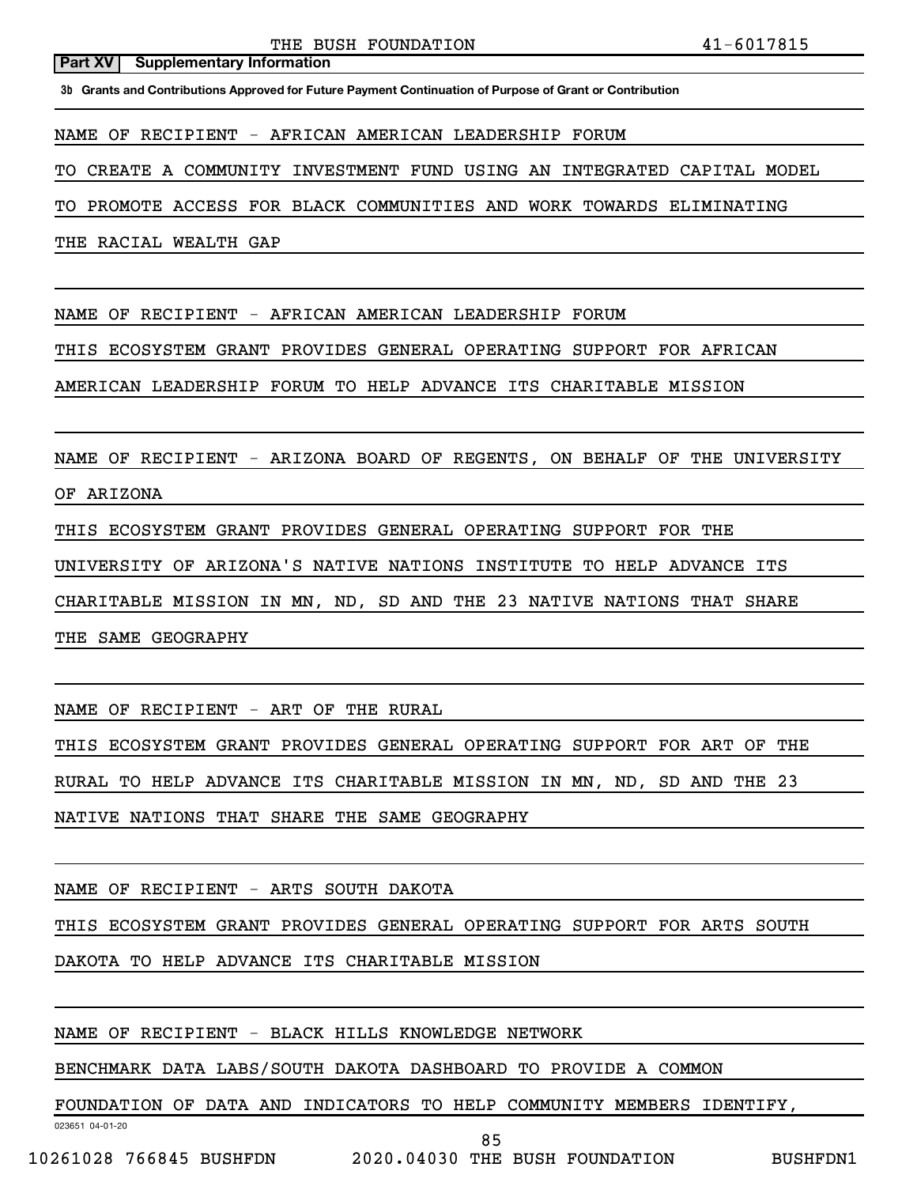THE BUSH FOUNDATION 41-6017815

**Part XV | Supplementary Information**

**3b Grants and Contributions Approved for Future Payment Continuation of Purpose of Grant or Contribution**

NAME OF RECIPIENT - AFRICAN AMERICAN LEADERSHIP FORUM

TO CREATE A COMMUNITY INVESTMENT FUND USING AN INTEGRATED CAPITAL MODEL TO PROMOTE ACCESS FOR BLACK COMMUNITIES AND WORK TOWARDS ELIMINATING THE RACIAL WEALTH GAP

NAME OF RECIPIENT - AFRICAN AMERICAN LEADERSHIP FORUM

THIS ECOSYSTEM GRANT PROVIDES GENERAL OPERATING SUPPORT FOR AFRICAN AMERICAN LEADERSHIP FORUM TO HELP ADVANCE ITS CHARITABLE MISSION

NAME OF RECIPIENT - ARIZONA BOARD OF REGENTS, ON BEHALF OF THE UNIVERSITY OF ARIZONA

THIS ECOSYSTEM GRANT PROVIDES GENERAL OPERATING SUPPORT FOR THE UNIVERSITY OF ARIZONA'S NATIVE NATIONS INSTITUTE TO HELP ADVANCE ITS CHARITABLE MISSION IN MN, ND, SD AND THE 23 NATIVE NATIONS THAT SHARE THE SAME GEOGRAPHY

NAME OF RECIPIENT - ART OF THE RURAL

THIS ECOSYSTEM GRANT PROVIDES GENERAL OPERATING SUPPORT FOR ART OF THE RURAL TO HELP ADVANCE ITS CHARITABLE MISSION IN MN, ND, SD AND THE 23 NATIVE NATIONS THAT SHARE THE SAME GEOGRAPHY

NAME OF RECIPIENT - ARTS SOUTH DAKOTA

THIS ECOSYSTEM GRANT PROVIDES GENERAL OPERATING SUPPORT FOR ARTS SOUTH DAKOTA TO HELP ADVANCE ITS CHARITABLE MISSION

NAME OF RECIPIENT - BLACK HILLS KNOWLEDGE NETWORK

BENCHMARK DATA LABS/SOUTH DAKOTA DASHBOARD TO PROVIDE A COMMON FOUNDATION OF DATA AND INDICATORS TO HELP COMMUNITY MEMBERS IDENTIFY,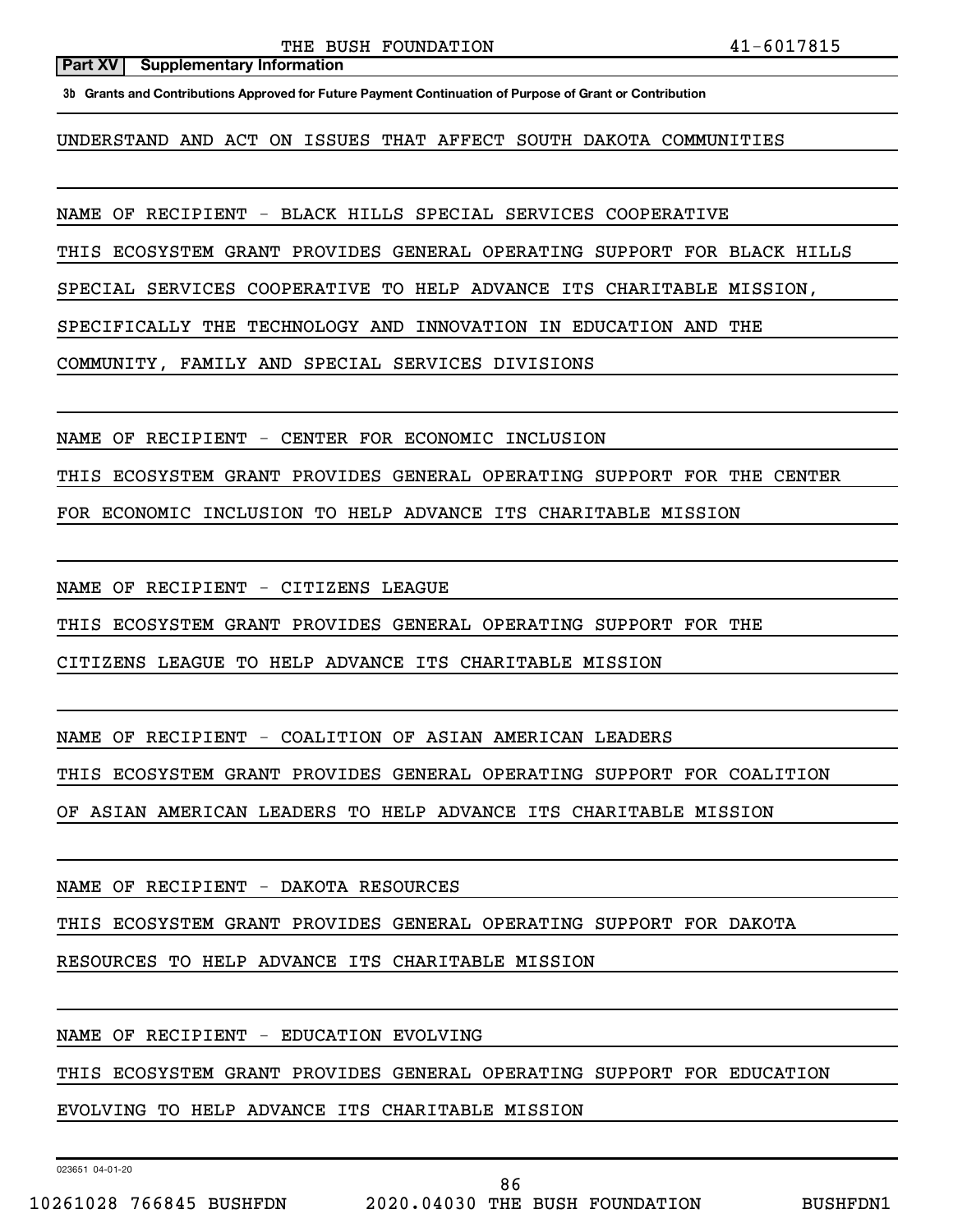**Part XV | Supplementary Information**

**3b Grants and Contributions Approved for Future Payment Continuation of Purpose of Grant or Contribution**

UNDERSTAND AND ACT ON ISSUES THAT AFFECT SOUTH DAKOTA COMMUNITIES

NAME OF RECIPIENT - BLACK HILLS SPECIAL SERVICES COOPERATIVE

THIS ECOSYSTEM GRANT PROVIDES GENERAL OPERATING SUPPORT FOR BLACK HILLS SPECIAL SERVICES COOPERATIVE TO HELP ADVANCE ITS CHARITABLE MISSION, SPECIFICALLY THE TECHNOLOGY AND INNOVATION IN EDUCATION AND THE COMMUNITY, FAMILY AND SPECIAL SERVICES DIVISIONS

NAME OF RECIPIENT - CENTER FOR ECONOMIC INCLUSION

THIS ECOSYSTEM GRANT PROVIDES GENERAL OPERATING SUPPORT FOR THE CENTER FOR ECONOMIC INCLUSION TO HELP ADVANCE ITS CHARITABLE MISSION

NAME OF RECIPIENT - CITIZENS LEAGUE

THIS ECOSYSTEM GRANT PROVIDES GENERAL OPERATING SUPPORT FOR THE CITIZENS LEAGUE TO HELP ADVANCE ITS CHARITABLE MISSION

NAME OF RECIPIENT - COALITION OF ASIAN AMERICAN LEADERS

THIS ECOSYSTEM GRANT PROVIDES GENERAL OPERATING SUPPORT FOR COALITION OF ASIAN AMERICAN LEADERS TO HELP ADVANCE ITS CHARITABLE MISSION

NAME OF RECIPIENT - DAKOTA RESOURCES

THIS ECOSYSTEM GRANT PROVIDES GENERAL OPERATING SUPPORT FOR DAKOTA RESOURCES TO HELP ADVANCE ITS CHARITABLE MISSION

NAME OF RECIPIENT - EDUCATION EVOLVING

THIS ECOSYSTEM GRANT PROVIDES GENERAL OPERATING SUPPORT FOR EDUCATION EVOLVING TO HELP ADVANCE ITS CHARITABLE MISSION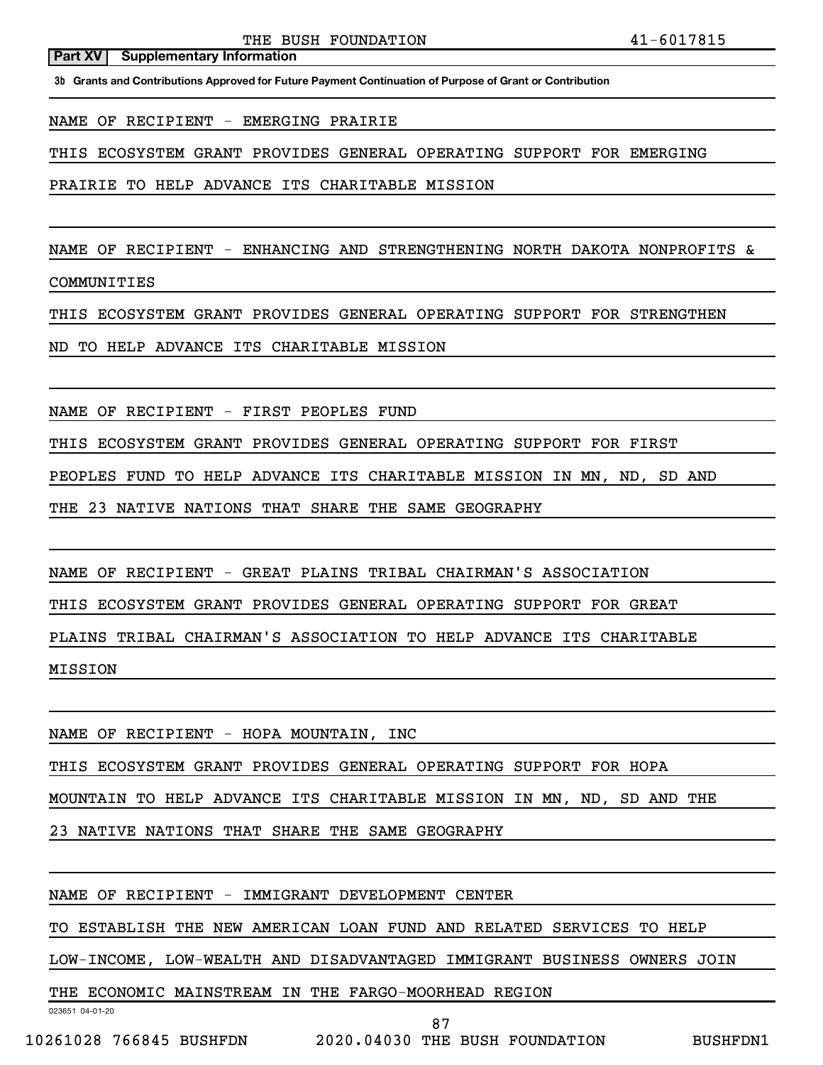**Part XV Supplementary Information**

**3b Grants and Contributions Approved for Future Payment Continuation of Purpose of Grant or Contribution**

NAME OF RECIPIENT - EMERGING PRAIRIE

THIS ECOSYSTEM GRANT PROVIDES GENERAL OPERATING SUPPORT FOR EMERGING PRAIRIE TO HELP ADVANCE ITS CHARITABLE MISSION

NAME OF RECIPIENT - ENHANCING AND STRENGTHENING NORTH DAKOTA NONPROFITS & COMMUNITIES

THIS ECOSYSTEM GRANT PROVIDES GENERAL OPERATING SUPPORT FOR STRENGTHEN ND TO HELP ADVANCE ITS CHARITABLE MISSION

NAME OF RECIPIENT - FIRST PEOPLES FUND

THIS ECOSYSTEM GRANT PROVIDES GENERAL OPERATING SUPPORT FOR FIRST PEOPLES FUND TO HELP ADVANCE ITS CHARITABLE MISSION IN MN, ND, SD AND THE 23 NATIVE NATIONS THAT SHARE THE SAME GEOGRAPHY

NAME OF RECIPIENT - GREAT PLAINS TRIBAL CHAIRMAN'S ASSOCIATION

THIS ECOSYSTEM GRANT PROVIDES GENERAL OPERATING SUPPORT FOR GREAT PLAINS TRIBAL CHAIRMAN'S ASSOCIATION TO HELP ADVANCE ITS CHARITABLE MISSION

NAME OF RECIPIENT - HOPA MOUNTAIN, INC

THIS ECOSYSTEM GRANT PROVIDES GENERAL OPERATING SUPPORT FOR HOPA MOUNTAIN TO HELP ADVANCE ITS CHARITABLE MISSION IN MN, ND, SD AND THE 23 NATIVE NATIONS THAT SHARE THE SAME GEOGRAPHY

NAME OF RECIPIENT - IMMIGRANT DEVELOPMENT CENTER

TO ESTABLISH THE NEW AMERICAN LOAN FUND AND RELATED SERVICES TO HELP LOW-INCOME, LOW-WEALTH AND DISADVANTAGED IMMIGRANT BUSINESS OWNERS JOIN THE ECONOMIC MAINSTREAM IN THE FARGO-MOORHEAD REGION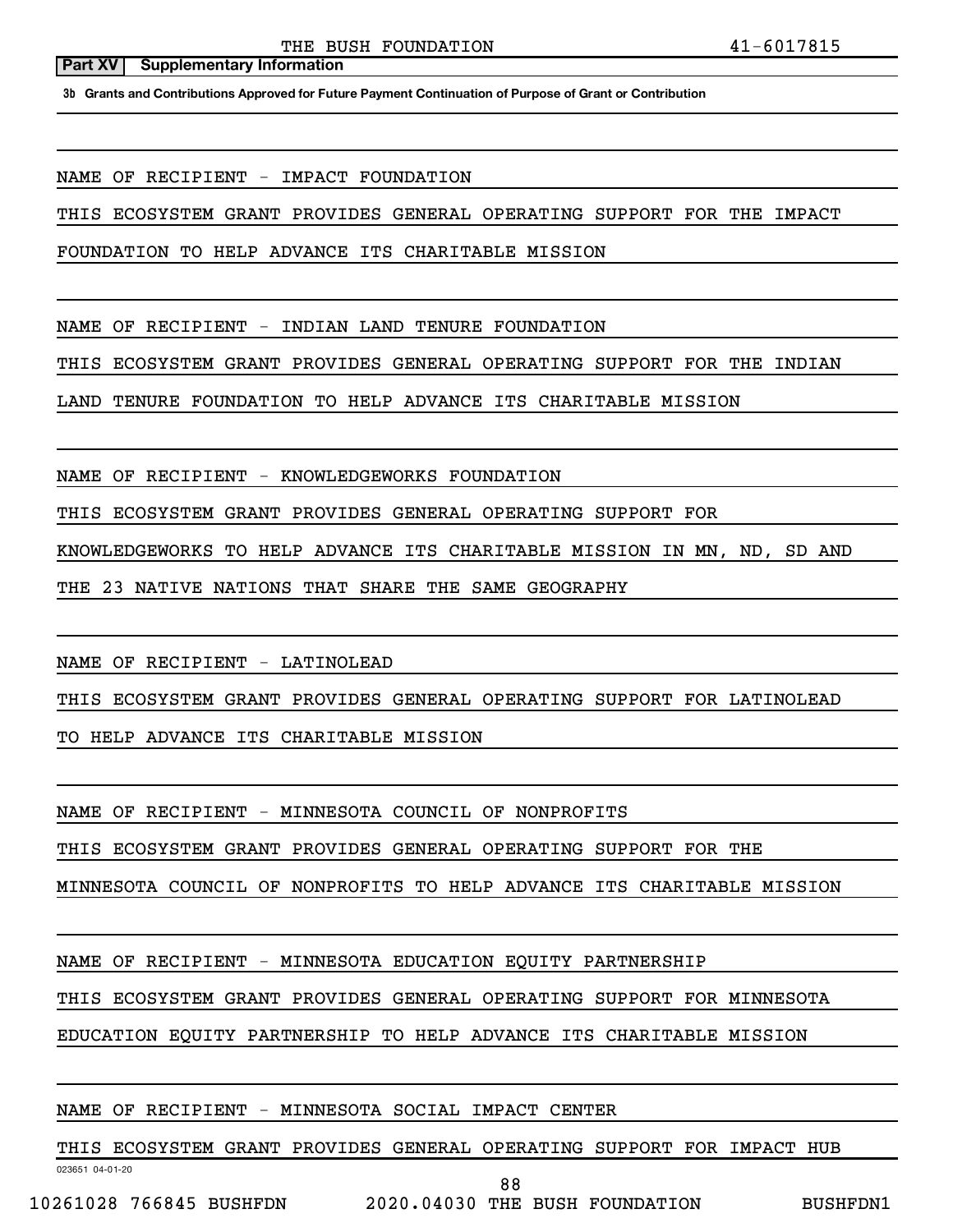**Part XV Supplementary Information**

**3b Grants and Contributions Approved for Future Payment Continuation of Purpose of Grant or Contribution**

NAME OF RECIPIENT - IMPACT FOUNDATION

THIS ECOSYSTEM GRANT PROVIDES GENERAL OPERATING SUPPORT FOR THE IMPACT FOUNDATION TO HELP ADVANCE ITS CHARITABLE MISSION

NAME OF RECIPIENT - INDIAN LAND TENURE FOUNDATION

THIS ECOSYSTEM GRANT PROVIDES GENERAL OPERATING SUPPORT FOR THE INDIAN LAND TENURE FOUNDATION TO HELP ADVANCE ITS CHARITABLE MISSION

NAME OF RECIPIENT - KNOWLEDGEWORKS FOUNDATION

THIS ECOSYSTEM GRANT PROVIDES GENERAL OPERATING SUPPORT FOR KNOWLEDGEWORKS TO HELP ADVANCE ITS CHARITABLE MISSION IN MN, ND, SD AND THE 23 NATIVE NATIONS THAT SHARE THE SAME GEOGRAPHY

NAME OF RECIPIENT - LATINOLEAD

THIS ECOSYSTEM GRANT PROVIDES GENERAL OPERATING SUPPORT FOR LATINOLEAD TO HELP ADVANCE ITS CHARITABLE MISSION

NAME OF RECIPIENT - MINNESOTA COUNCIL OF NONPROFITS

THIS ECOSYSTEM GRANT PROVIDES GENERAL OPERATING SUPPORT FOR THE MINNESOTA COUNCIL OF NONPROFITS TO HELP ADVANCE ITS CHARITABLE MISSION

NAME OF RECIPIENT - MINNESOTA EDUCATION EQUITY PARTNERSHIP

THIS ECOSYSTEM GRANT PROVIDES GENERAL OPERATING SUPPORT FOR MINNESOTA EDUCATION EQUITY PARTNERSHIP TO HELP ADVANCE ITS CHARITABLE MISSION

NAME OF RECIPIENT - MINNESOTA SOCIAL IMPACT CENTER

THIS ECOSYSTEM GRANT PROVIDES GENERAL OPERATING SUPPORT FOR IMPACT HUB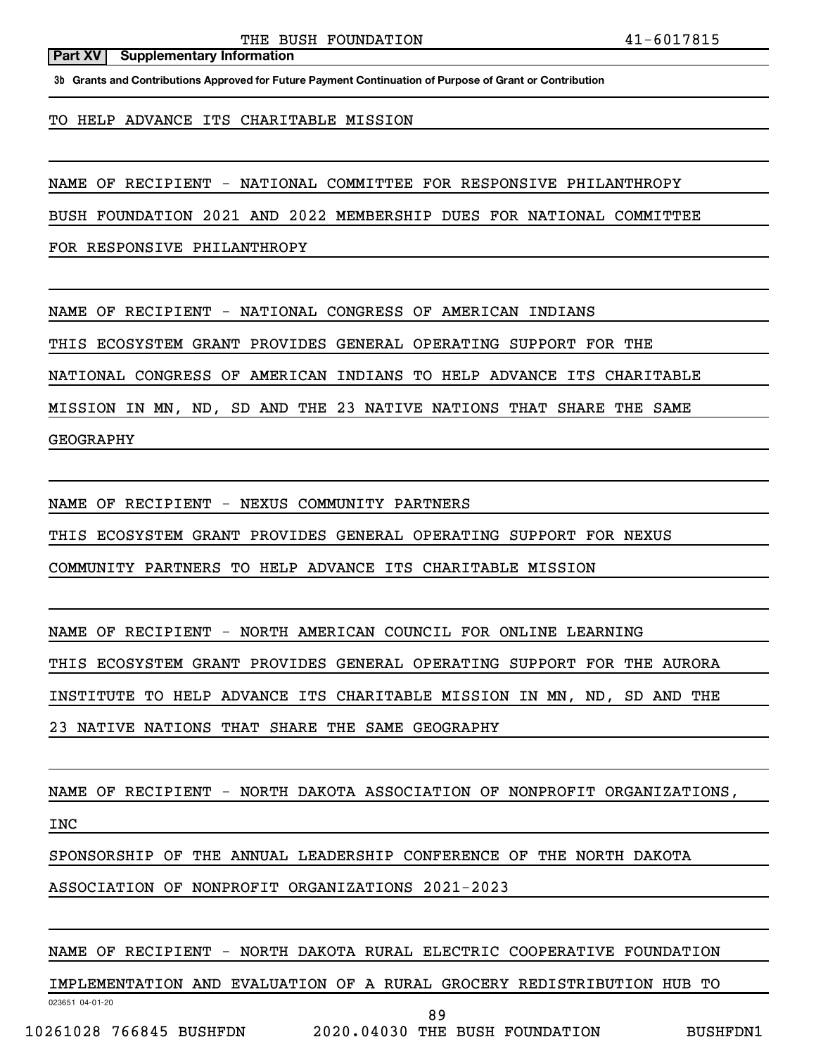**Part XV Supplementary Information**

**3b Grants and Contributions Approved for Future Payment Continuation of Purpose of Grant or Contribution**

TO HELP ADVANCE ITS CHARITABLE MISSION

NAME OF RECIPIENT - NATIONAL COMMITTEE FOR RESPONSIVE PHILANTHROPY
BUSH FOUNDATION 2021 AND 2022 MEMBERSHIP DUES FOR NATIONAL COMMITTEE FOR RESPONSIVE PHILANTHROPY

NAME OF RECIPIENT - NATIONAL CONGRESS OF AMERICAN INDIANS
THIS ECOSYSTEM GRANT PROVIDES GENERAL OPERATING SUPPORT FOR THE NATIONAL CONGRESS OF AMERICAN INDIANS TO HELP ADVANCE ITS CHARITABLE MISSION IN MN, ND, SD AND THE 23 NATIVE NATIONS THAT SHARE THE SAME GEOGRAPHY

NAME OF RECIPIENT - NEXUS COMMUNITY PARTNERS
THIS ECOSYSTEM GRANT PROVIDES GENERAL OPERATING SUPPORT FOR NEXUS COMMUNITY PARTNERS TO HELP ADVANCE ITS CHARITABLE MISSION

NAME OF RECIPIENT - NORTH AMERICAN COUNCIL FOR ONLINE LEARNING
THIS ECOSYSTEM GRANT PROVIDES GENERAL OPERATING SUPPORT FOR THE AURORA INSTITUTE TO HELP ADVANCE ITS CHARITABLE MISSION IN MN, ND, SD AND THE 23 NATIVE NATIONS THAT SHARE THE SAME GEOGRAPHY

NAME OF RECIPIENT - NORTH DAKOTA ASSOCIATION OF NONPROFIT ORGANIZATIONS, INC
SPONSORSHIP OF THE ANNUAL LEADERSHIP CONFERENCE OF THE NORTH DAKOTA ASSOCIATION OF NONPROFIT ORGANIZATIONS 2021-2023

NAME OF RECIPIENT - NORTH DAKOTA RURAL ELECTRIC COOPERATIVE FOUNDATION
IMPLEMENTATION AND EVALUATION OF A RURAL GROCERY REDISTRIBUTION HUB TO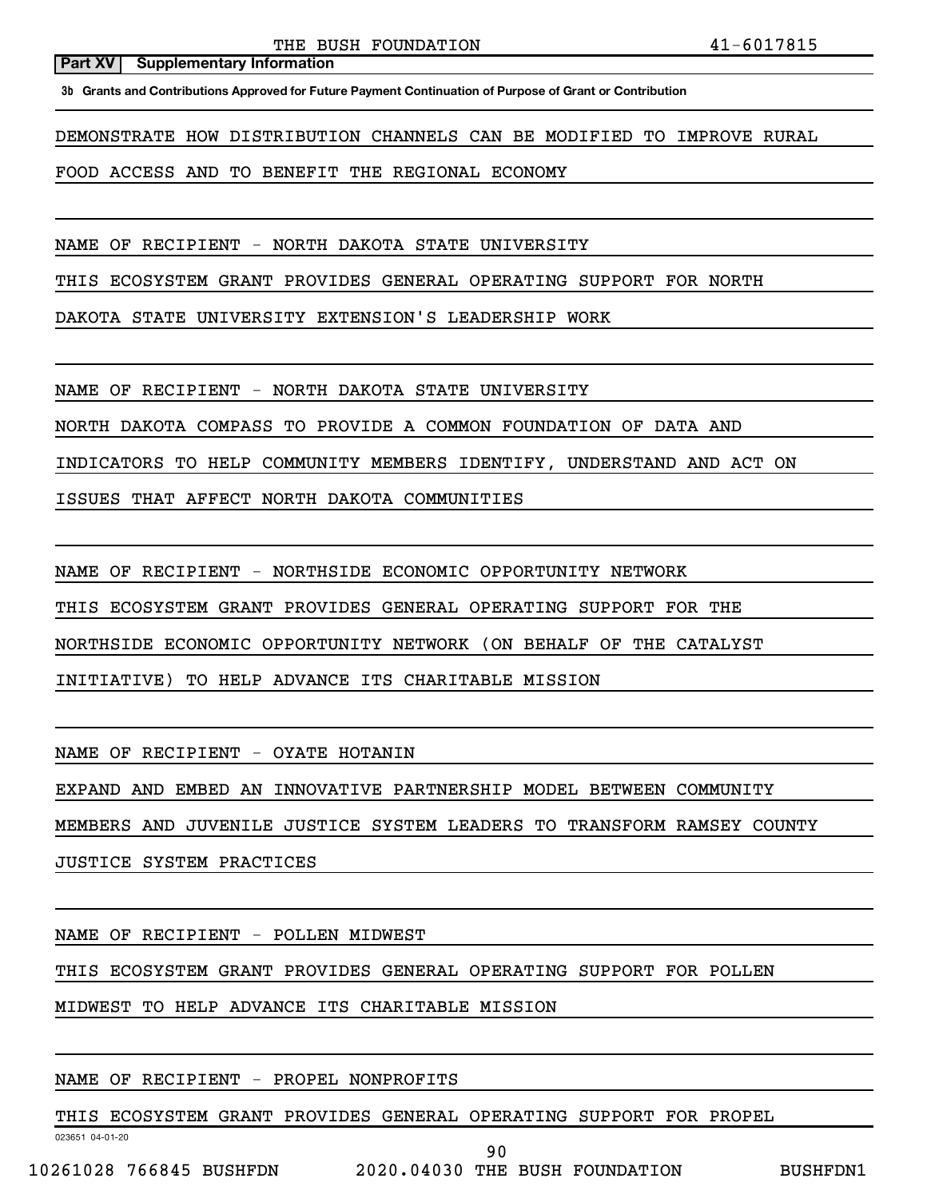**Part XV | Supplementary Information**

**3b Grants and Contributions Approved for Future Payment Continuation of Purpose of Grant or Contribution**

DEMONSTRATE HOW DISTRIBUTION CHANNELS CAN BE MODIFIED TO IMPROVE RURAL FOOD ACCESS AND TO BENEFIT THE REGIONAL ECONOMY

NAME OF RECIPIENT - NORTH DAKOTA STATE UNIVERSITY

THIS ECOSYSTEM GRANT PROVIDES GENERAL OPERATING SUPPORT FOR NORTH DAKOTA STATE UNIVERSITY EXTENSION'S LEADERSHIP WORK

NAME OF RECIPIENT - NORTH DAKOTA STATE UNIVERSITY

NORTH DAKOTA COMPASS TO PROVIDE A COMMON FOUNDATION OF DATA AND INDICATORS TO HELP COMMUNITY MEMBERS IDENTIFY, UNDERSTAND AND ACT ON ISSUES THAT AFFECT NORTH DAKOTA COMMUNITIES

NAME OF RECIPIENT - NORTHSIDE ECONOMIC OPPORTUNITY NETWORK

THIS ECOSYSTEM GRANT PROVIDES GENERAL OPERATING SUPPORT FOR THE NORTHSIDE ECONOMIC OPPORTUNITY NETWORK (ON BEHALF OF THE CATALYST INITIATIVE) TO HELP ADVANCE ITS CHARITABLE MISSION

NAME OF RECIPIENT - OYATE HOTANIN

EXPAND AND EMBED AN INNOVATIVE PARTNERSHIP MODEL BETWEEN COMMUNITY MEMBERS AND JUVENILE JUSTICE SYSTEM LEADERS TO TRANSFORM RAMSEY COUNTY JUSTICE SYSTEM PRACTICES

NAME OF RECIPIENT - POLLEN MIDWEST

THIS ECOSYSTEM GRANT PROVIDES GENERAL OPERATING SUPPORT FOR POLLEN MIDWEST TO HELP ADVANCE ITS CHARITABLE MISSION

NAME OF RECIPIENT - PROPEL NONPROFITS

THIS ECOSYSTEM GRANT PROVIDES GENERAL OPERATING SUPPORT FOR PROPEL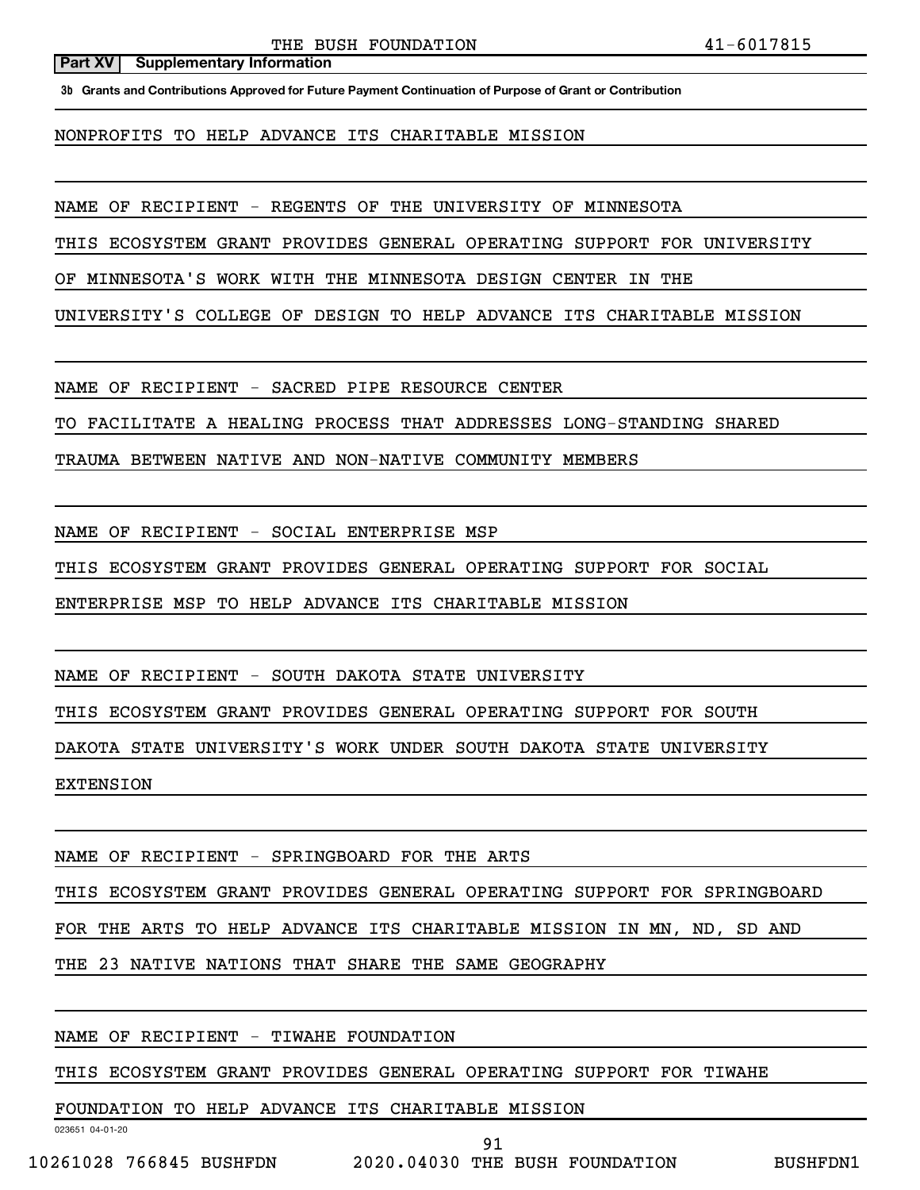**Part XV Supplementary Information**

**3b Grants and Contributions Approved for Future Payment Continuation of Purpose of Grant or Contribution**

NONPROFITS TO HELP ADVANCE ITS CHARITABLE MISSION

NAME OF RECIPIENT - REGENTS OF THE UNIVERSITY OF MINNESOTA

THIS ECOSYSTEM GRANT PROVIDES GENERAL OPERATING SUPPORT FOR UNIVERSITY OF MINNESOTA'S WORK WITH THE MINNESOTA DESIGN CENTER IN THE UNIVERSITY'S COLLEGE OF DESIGN TO HELP ADVANCE ITS CHARITABLE MISSION

NAME OF RECIPIENT - SACRED PIPE RESOURCE CENTER

TO FACILITATE A HEALING PROCESS THAT ADDRESSES LONG-STANDING SHARED TRAUMA BETWEEN NATIVE AND NON-NATIVE COMMUNITY MEMBERS

NAME OF RECIPIENT - SOCIAL ENTERPRISE MSP

THIS ECOSYSTEM GRANT PROVIDES GENERAL OPERATING SUPPORT FOR SOCIAL ENTERPRISE MSP TO HELP ADVANCE ITS CHARITABLE MISSION

NAME OF RECIPIENT - SOUTH DAKOTA STATE UNIVERSITY

THIS ECOSYSTEM GRANT PROVIDES GENERAL OPERATING SUPPORT FOR SOUTH DAKOTA STATE UNIVERSITY'S WORK UNDER SOUTH DAKOTA STATE UNIVERSITY EXTENSION

NAME OF RECIPIENT - SPRINGBOARD FOR THE ARTS

THIS ECOSYSTEM GRANT PROVIDES GENERAL OPERATING SUPPORT FOR SPRINGBOARD FOR THE ARTS TO HELP ADVANCE ITS CHARITABLE MISSION IN MN, ND, SD AND THE 23 NATIVE NATIONS THAT SHARE THE SAME GEOGRAPHY

NAME OF RECIPIENT - TIWAHE FOUNDATION

THIS ECOSYSTEM GRANT PROVIDES GENERAL OPERATING SUPPORT FOR TIWAHE FOUNDATION TO HELP ADVANCE ITS CHARITABLE MISSION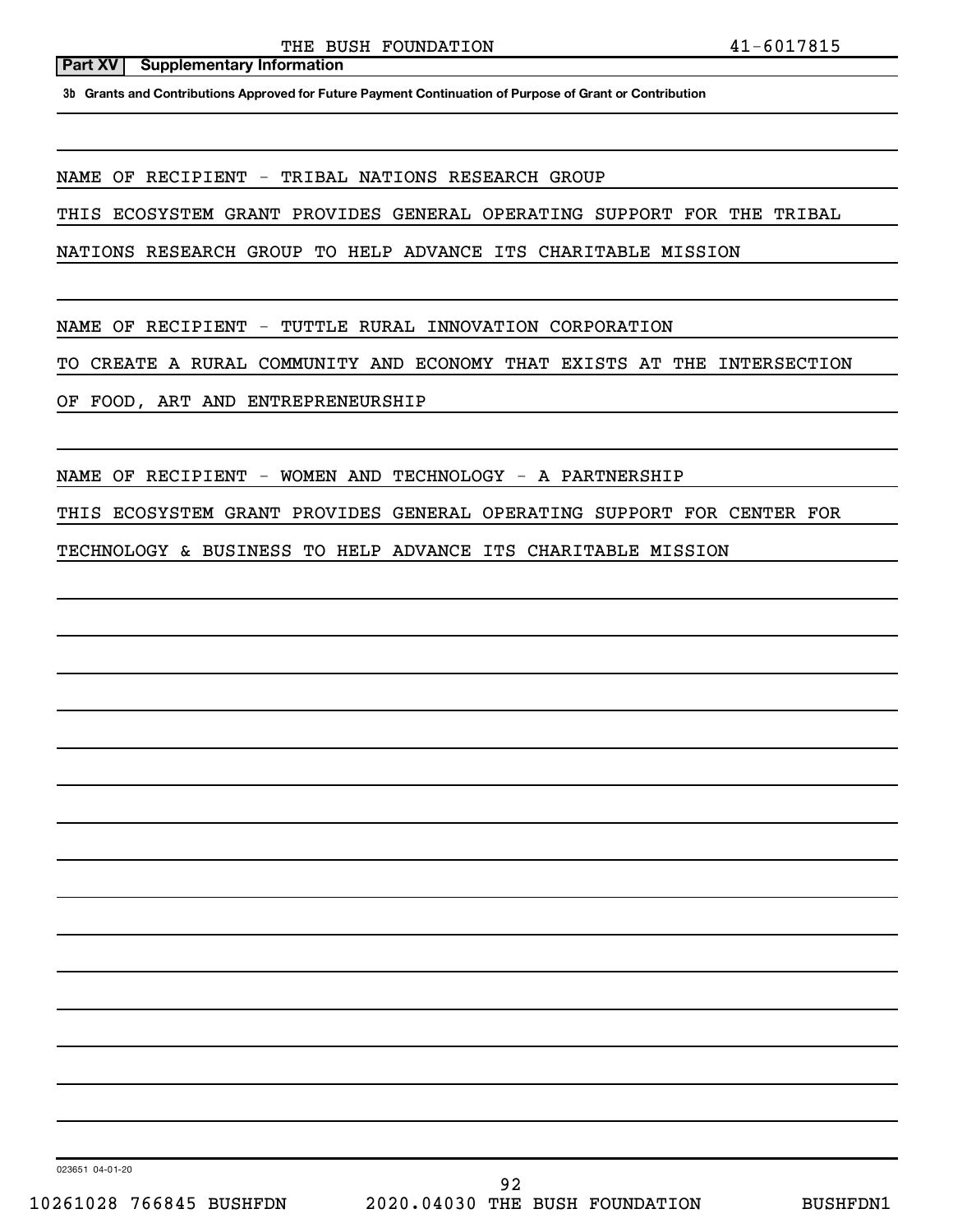**Part XV | Supplementary Information**

**3b Grants and Contributions Approved for Future Payment Continuation of Purpose of Grant or Contribution**

NAME OF RECIPIENT - TRIBAL NATIONS RESEARCH GROUP

THIS ECOSYSTEM GRANT PROVIDES GENERAL OPERATING SUPPORT FOR THE TRIBAL NATIONS RESEARCH GROUP TO HELP ADVANCE ITS CHARITABLE MISSION

NAME OF RECIPIENT - TUTTLE RURAL INNOVATION CORPORATION

TO CREATE A RURAL COMMUNITY AND ECONOMY THAT EXISTS AT THE INTERSECTION OF FOOD, ART AND ENTREPRENEURSHIP

NAME OF RECIPIENT - WOMEN AND TECHNOLOGY - A PARTNERSHIP

THIS ECOSYSTEM GRANT PROVIDES GENERAL OPERATING SUPPORT FOR CENTER FOR TECHNOLOGY & BUSINESS TO HELP ADVANCE ITS CHARITABLE MISSION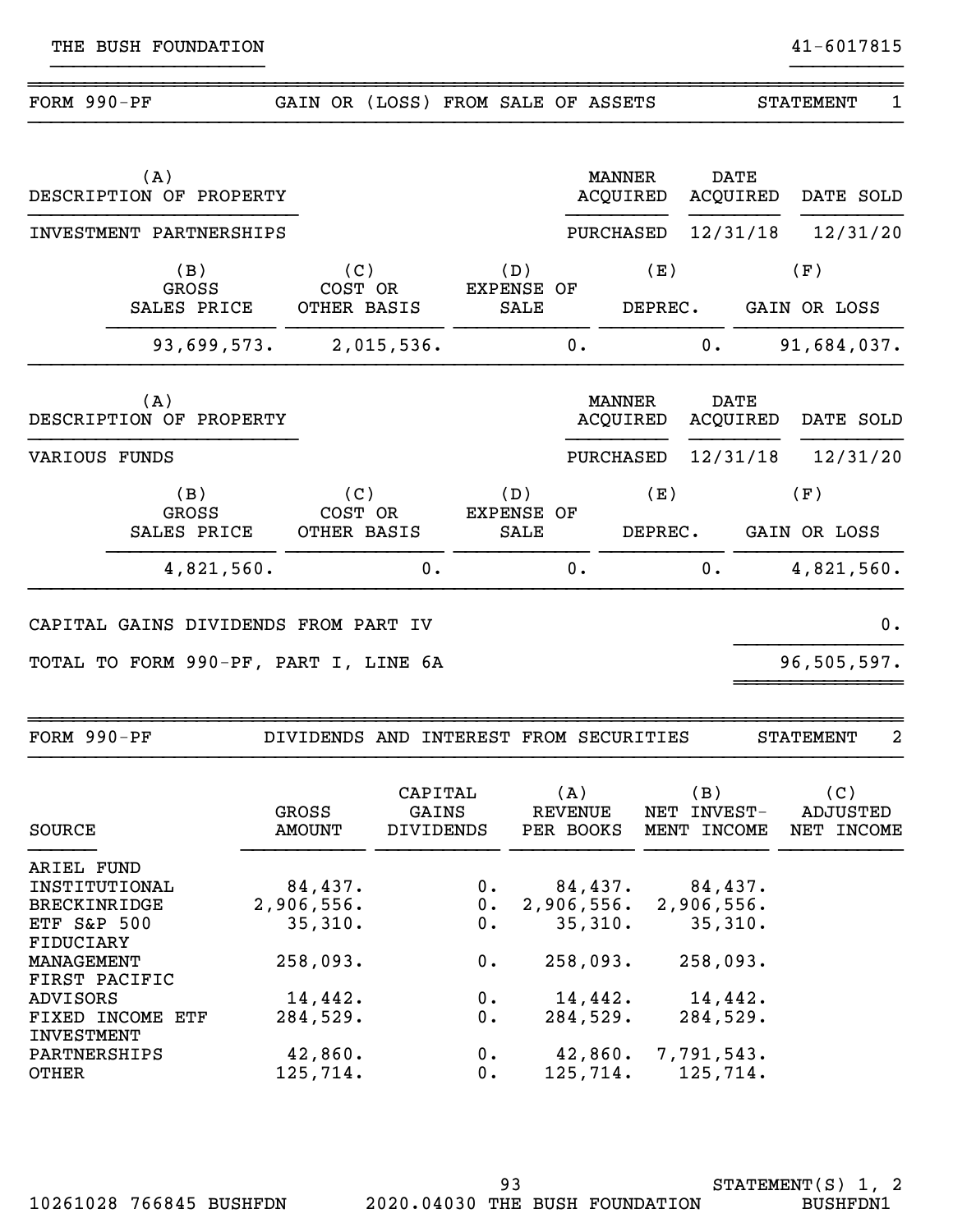THE BUSH FOUNDATION 41-6017815

## FORM 990-PF GAIN OR (LOSS) FROM SALE OF ASSETS STATEMENT 1

| (A) DESCRIPTION OF PROPERTY | MANNER ACQUIRED | DATE ACQUIRED | DATE SOLD |
|---|---|---|---|
| INVESTMENT PARTNERSHIPS | PURCHASED | 12/31/18 | 12/31/20 |

| (B) GROSS SALES PRICE | (C) COST OR OTHER BASIS | (D) EXPENSE OF SALE | (E) DEPREC. | (F) GAIN OR LOSS |
|---|---|---|---|---|
| 93,699,573. | 2,015,536. | 0. | 0. | 91,684,037. |

| (A) DESCRIPTION OF PROPERTY | MANNER ACQUIRED | DATE ACQUIRED | DATE SOLD |
|---|---|---|---|
| VARIOUS FUNDS | PURCHASED | 12/31/18 | 12/31/20 |

| (B) GROSS SALES PRICE | (C) COST OR OTHER BASIS | (D) EXPENSE OF SALE | (E) DEPREC. | (F) GAIN OR LOSS |
|---|---|---|---|---|
| 4,821,560. | 0. | 0. | 0. | 4,821,560. |

| | |
|---|---|
| CAPITAL GAINS DIVIDENDS FROM PART IV | 0. |
| TOTAL TO FORM 990-PF, PART I, LINE 6A | 96,505,597. |

## FORM 990-PF DIVIDENDS AND INTEREST FROM SECURITIES STATEMENT 2

| SOURCE | GROSS AMOUNT | CAPITAL GAINS DIVIDENDS | (A) REVENUE PER BOOKS | (B) NET INVEST- MENT INCOME | (C) ADJUSTED NET INCOME |
|---|---|---|---|---|---|
| ARIEL FUND INSTITUTIONAL | 84,437. | 0. | 84,437. | 84,437. | |
| BRECKINRIDGE | 2,906,556. | 0. | 2,906,556. | 2,906,556. | |
| ETF S&P 500 | 35,310. | 0. | 35,310. | 35,310. | |
| FIDUCIARY MANAGEMENT | 258,093. | 0. | 258,093. | 258,093. | |
| FIRST PACIFIC ADVISORS | 14,442. | 0. | 14,442. | 14,442. | |
| FIXED INCOME ETF | 284,529. | 0. | 284,529. | 284,529. | |
| INVESTMENT PARTNERSHIPS | 42,860. | 0. | 42,860. | 7,791,543. | |
| OTHER | 125,714. | 0. | 125,714. | 125,714. | |

STATEMENT(S) 1, 2

10261028 766845 BUSHFDN 2020.04030 THE BUSH FOUNDATION BUSHFDN1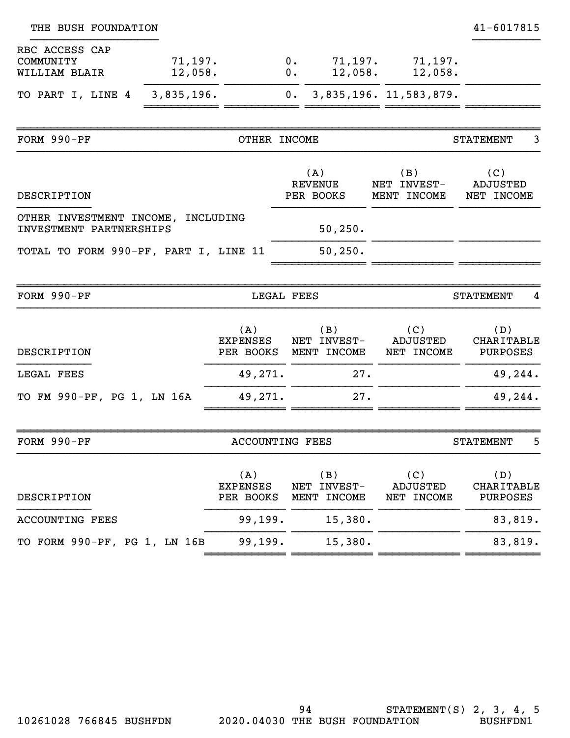THE BUSH FOUNDATION 41-6017815

| | | | | | |
|---|---|---|---|---|---|
| RBC ACCESS CAP COMMUNITY | 71,197. | 0. | 71,197. | 71,197. | |
| WILLIAM BLAIR | 12,058. | 0. | 12,058. | 12,058. | |
| TO PART I, LINE 4 | 3,835,196. | 0. | 3,835,196. | 11,583,879. | |

## FORM 990-PF — OTHER INCOME — STATEMENT 3

| DESCRIPTION | (A) REVENUE PER BOOKS | (B) NET INVEST-MENT INCOME | (C) ADJUSTED NET INCOME |
|---|---|---|---|
| OTHER INVESTMENT INCOME, INCLUDING INVESTMENT PARTNERSHIPS | 50,250. | | |
| TOTAL TO FORM 990-PF, PART I, LINE 11 | 50,250. | | |

## FORM 990-PF — LEGAL FEES — STATEMENT 4

| DESCRIPTION | (A) EXPENSES PER BOOKS | (B) NET INVEST-MENT INCOME | (C) ADJUSTED NET INCOME | (D) CHARITABLE PURPOSES |
|---|---|---|---|---|
| LEGAL FEES | 49,271. | 27. | | 49,244. |
| TO FM 990-PF, PG 1, LN 16A | 49,271. | 27. | | 49,244. |

## FORM 990-PF — ACCOUNTING FEES — STATEMENT 5

| DESCRIPTION | (A) EXPENSES PER BOOKS | (B) NET INVEST-MENT INCOME | (C) ADJUSTED NET INCOME | (D) CHARITABLE PURPOSES |
|---|---|---|---|---|
| ACCOUNTING FEES | 99,199. | 15,380. | | 83,819. |
| TO FORM 990-PF, PG 1, LN 16B | 99,199. | 15,380. | | 83,819. |

STATEMENT(S) 2, 3, 4, 5

10261028 766845 BUSHFDN 2020.04030 THE BUSH FOUNDATION BUSHFDN1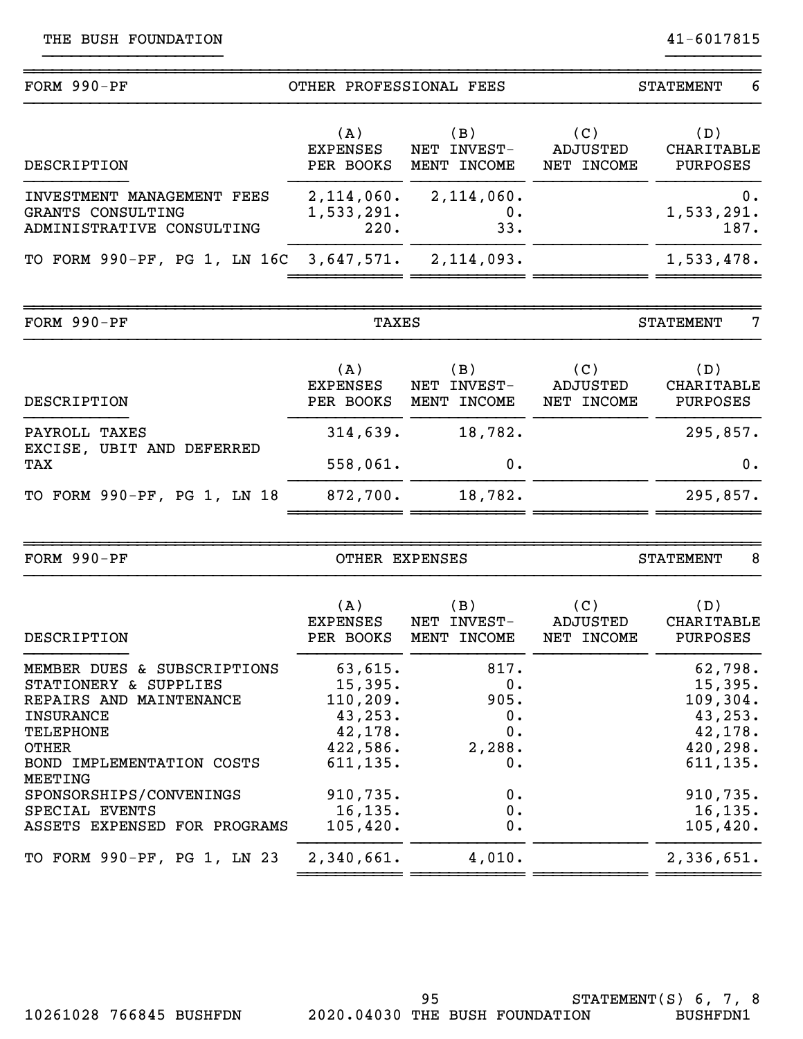THE BUSH FOUNDATION 41-6017815

## FORM 990-PF — OTHER PROFESSIONAL FEES — STATEMENT 6

| DESCRIPTION | (A) EXPENSES PER BOOKS | (B) NET INVEST-MENT INCOME | (C) ADJUSTED NET INCOME | (D) CHARITABLE PURPOSES |
|---|---|---|---|---|
| INVESTMENT MANAGEMENT FEES | 2,114,060. | 2,114,060. | | 0. |
| GRANTS CONSULTING | 1,533,291. | 0. | | 1,533,291. |
| ADMINISTRATIVE CONSULTING | 220. | 33. | | 187. |
| TO FORM 990-PF, PG 1, LN 16C | 3,647,571. | 2,114,093. | | 1,533,478. |

## FORM 990-PF — TAXES — STATEMENT 7

| DESCRIPTION | (A) EXPENSES PER BOOKS | (B) NET INVEST-MENT INCOME | (C) ADJUSTED NET INCOME | (D) CHARITABLE PURPOSES |
|---|---|---|---|---|
| PAYROLL TAXES | 314,639. | 18,782. | | 295,857. |
| EXCISE, UBIT AND DEFERRED TAX | 558,061. | 0. | | 0. |
| TO FORM 990-PF, PG 1, LN 18 | 872,700. | 18,782. | | 295,857. |

## FORM 990-PF — OTHER EXPENSES — STATEMENT 8

| DESCRIPTION | (A) EXPENSES PER BOOKS | (B) NET INVEST-MENT INCOME | (C) ADJUSTED NET INCOME | (D) CHARITABLE PURPOSES |
|---|---|---|---|---|
| MEMBER DUES & SUBSCRIPTIONS | 63,615. | 817. | | 62,798. |
| STATIONERY & SUPPLIES | 15,395. | 0. | | 15,395. |
| REPAIRS AND MAINTENANCE | 110,209. | 905. | | 109,304. |
| INSURANCE | 43,253. | 0. | | 43,253. |
| TELEPHONE | 42,178. | 0. | | 42,178. |
| OTHER | 422,586. | 2,288. | | 420,298. |
| BOND IMPLEMENTATION COSTS | 611,135. | 0. | | 611,135. |
| MEETING SPONSORSHIPS/CONVENINGS | 910,735. | 0. | | 910,735. |
| SPECIAL EVENTS | 16,135. | 0. | | 16,135. |
| ASSETS EXPENSED FOR PROGRAMS | 105,420. | 0. | | 105,420. |
| TO FORM 990-PF, PG 1, LN 23 | 2,340,661. | 4,010. | | 2,336,651. |

STATEMENT(S) 6, 7, 8

10261028 766845 BUSHFDN 2020.04030 THE BUSH FOUNDATION BUSHFDN1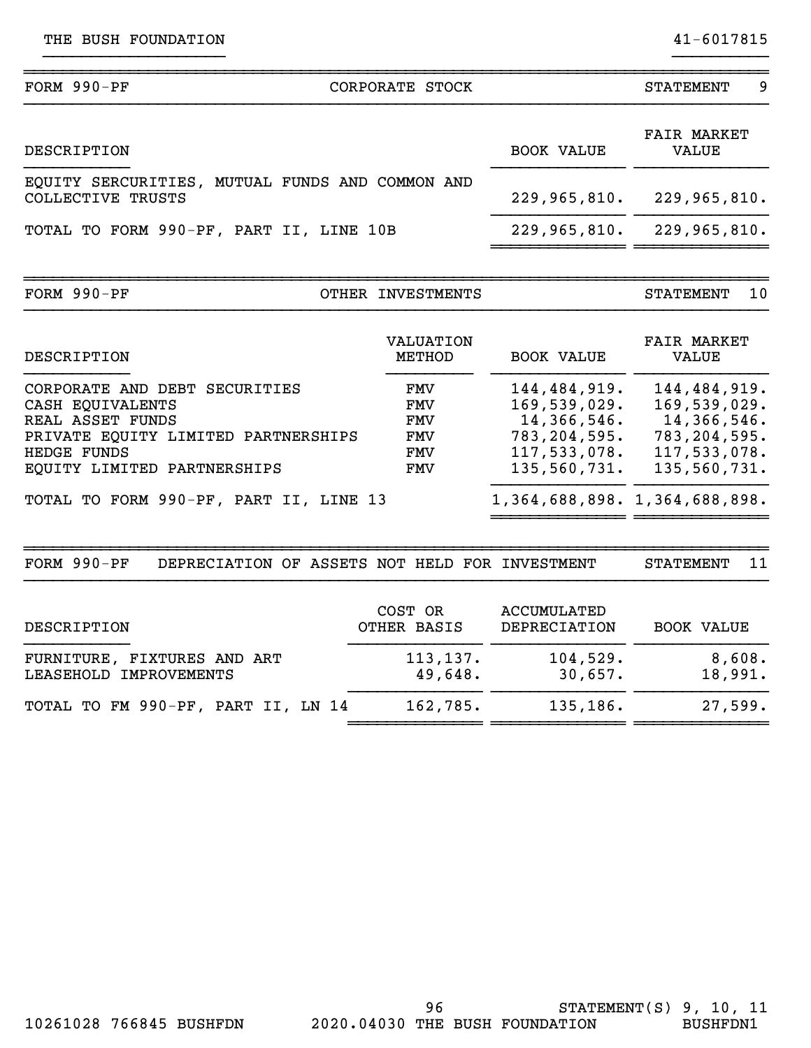THE BUSH FOUNDATION 41-6017815

## FORM 990-PF — CORPORATE STOCK — STATEMENT 9

| DESCRIPTION | BOOK VALUE | FAIR MARKET VALUE |
|---|---|---|
| EQUITY SERCURITIES, MUTUAL FUNDS AND COMMON AND COLLECTIVE TRUSTS | 229,965,810. | 229,965,810. |
| TOTAL TO FORM 990-PF, PART II, LINE 10B | 229,965,810. | 229,965,810. |

## FORM 990-PF — OTHER INVESTMENTS — STATEMENT 10

| DESCRIPTION | VALUATION METHOD | BOOK VALUE | FAIR MARKET VALUE |
|---|---|---|---|
| CORPORATE AND DEBT SECURITIES | FMV | 144,484,919. | 144,484,919. |
| CASH EQUIVALENTS | FMV | 169,539,029. | 169,539,029. |
| REAL ASSET FUNDS | FMV | 14,366,546. | 14,366,546. |
| PRIVATE EQUITY LIMITED PARTNERSHIPS | FMV | 783,204,595. | 783,204,595. |
| HEDGE FUNDS | FMV | 117,533,078. | 117,533,078. |
| EQUITY LIMITED PARTNERSHIPS | FMV | 135,560,731. | 135,560,731. |
| TOTAL TO FORM 990-PF, PART II, LINE 13 | | 1,364,688,898. | 1,364,688,898. |

## FORM 990-PF — DEPRECIATION OF ASSETS NOT HELD FOR INVESTMENT — STATEMENT 11

| DESCRIPTION | COST OR OTHER BASIS | ACCUMULATED DEPRECIATION | BOOK VALUE |
|---|---|---|---|
| FURNITURE, FIXTURES AND ART | 113,137. | 104,529. | 8,608. |
| LEASEHOLD IMPROVEMENTS | 49,648. | 30,657. | 18,991. |
| TOTAL TO FM 990-PF, PART II, LN 14 | 162,785. | 135,186. | 27,599. |

STATEMENT(S) 9, 10, 11

10261028 766845 BUSHFDN 2020.04030 THE BUSH FOUNDATION BUSHFDN1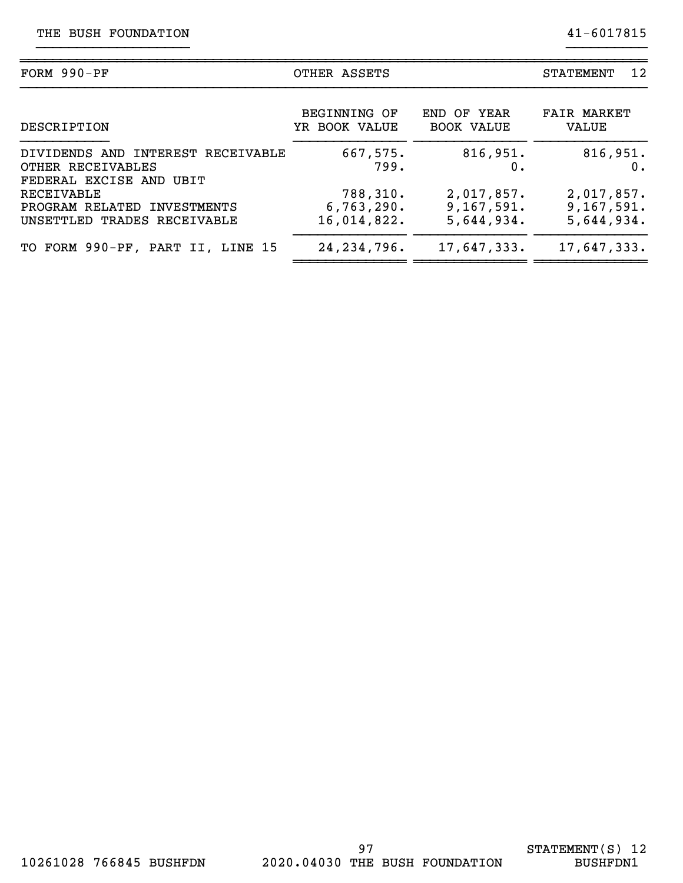THE BUSH FOUNDATION 41-6017815

| FORM 990-PF | OTHER ASSETS | | STATEMENT 12 |
|---|---|---|---|
| DESCRIPTION | BEGINNING OF YR BOOK VALUE | END OF YEAR BOOK VALUE | FAIR MARKET VALUE |
| DIVIDENDS AND INTEREST RECEIVABLE | 667,575. | 816,951. | 816,951. |
| OTHER RECEIVABLES | 799. | 0. | 0. |
| FEDERAL EXCISE AND UBIT RECEIVABLE | 788,310. | 2,017,857. | 2,017,857. |
| PROGRAM RELATED INVESTMENTS | 6,763,290. | 9,167,591. | 9,167,591. |
| UNSETTLED TRADES RECEIVABLE | 16,014,822. | 5,644,934. | 5,644,934. |
| TO FORM 990-PF, PART II, LINE 15 | 24,234,796. | 17,647,333. | 17,647,333. |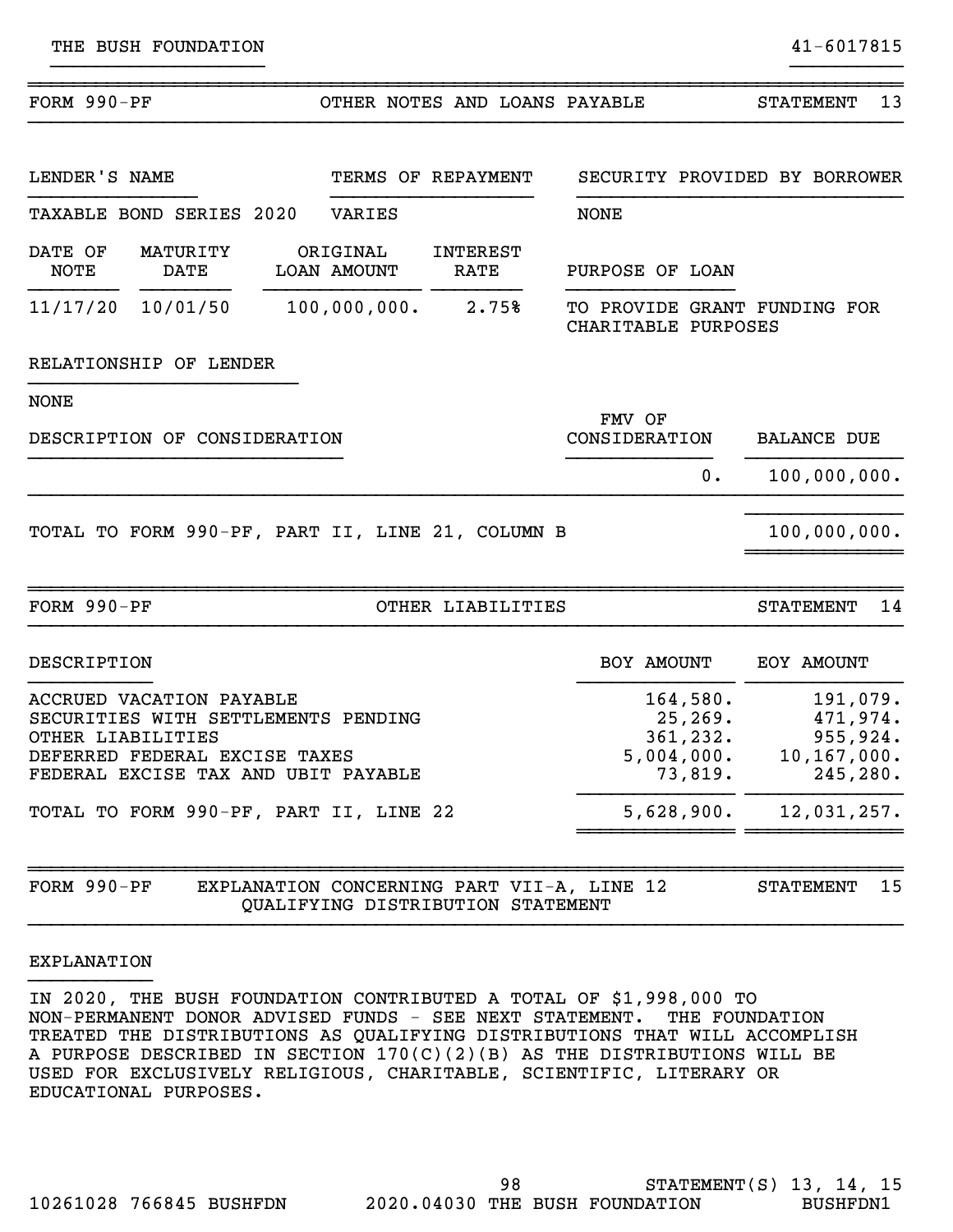THE BUSH FOUNDATION 41-6017815

## FORM 990-PF — OTHER NOTES AND LOANS PAYABLE — STATEMENT 13

| LENDER'S NAME | TERMS OF REPAYMENT | SECURITY PROVIDED BY BORROWER |
|---|---|---|
| TAXABLE BOND SERIES 2020 | VARIES | NONE |

| DATE OF NOTE | MATURITY DATE | ORIGINAL LOAN AMOUNT | INTEREST RATE | PURPOSE OF LOAN |
|---|---|---|---|---|
| 11/17/20 | 10/01/50 | 100,000,000. | 2.75% | TO PROVIDE GRANT FUNDING FOR CHARITABLE PURPOSES |

RELATIONSHIP OF LENDER

NONE

| DESCRIPTION OF CONSIDERATION | FMV OF CONSIDERATION | BALANCE DUE |
|---|---|---|
| | 0. | 100,000,000. |
| TOTAL TO FORM 990-PF, PART II, LINE 21, COLUMN B | | 100,000,000. |

## FORM 990-PF — OTHER LIABILITIES — STATEMENT 14

| DESCRIPTION | BOY AMOUNT | EOY AMOUNT |
|---|---|---|
| ACCRUED VACATION PAYABLE | 164,580. | 191,079. |
| SECURITIES WITH SETTLEMENTS PENDING | 25,269. | 471,974. |
| OTHER LIABILITIES | 361,232. | 955,924. |
| DEFERRED FEDERAL EXCISE TAXES | 5,004,000. | 10,167,000. |
| FEDERAL EXCISE TAX AND UBIT PAYABLE | 73,819. | 245,280. |
| TOTAL TO FORM 990-PF, PART II, LINE 22 | 5,628,900. | 12,031,257. |

## FORM 990-PF — EXPLANATION CONCERNING PART VII-A, LINE 12 QUALIFYING DISTRIBUTION STATEMENT — STATEMENT 15

EXPLANATION

IN 2020, THE BUSH FOUNDATION CONTRIBUTED A TOTAL OF $1,998,000 TO NON-PERMANENT DONOR ADVISED FUNDS - SEE NEXT STATEMENT. THE FOUNDATION TREATED THE DISTRIBUTIONS AS QUALIFYING DISTRIBUTIONS THAT WILL ACCOMPLISH A PURPOSE DESCRIBED IN SECTION 170(C)(2)(B) AS THE DISTRIBUTIONS WILL BE USED FOR EXCLUSIVELY RELIGIOUS, CHARITABLE, SCIENTIFIC, LITERARY OR EDUCATIONAL PURPOSES.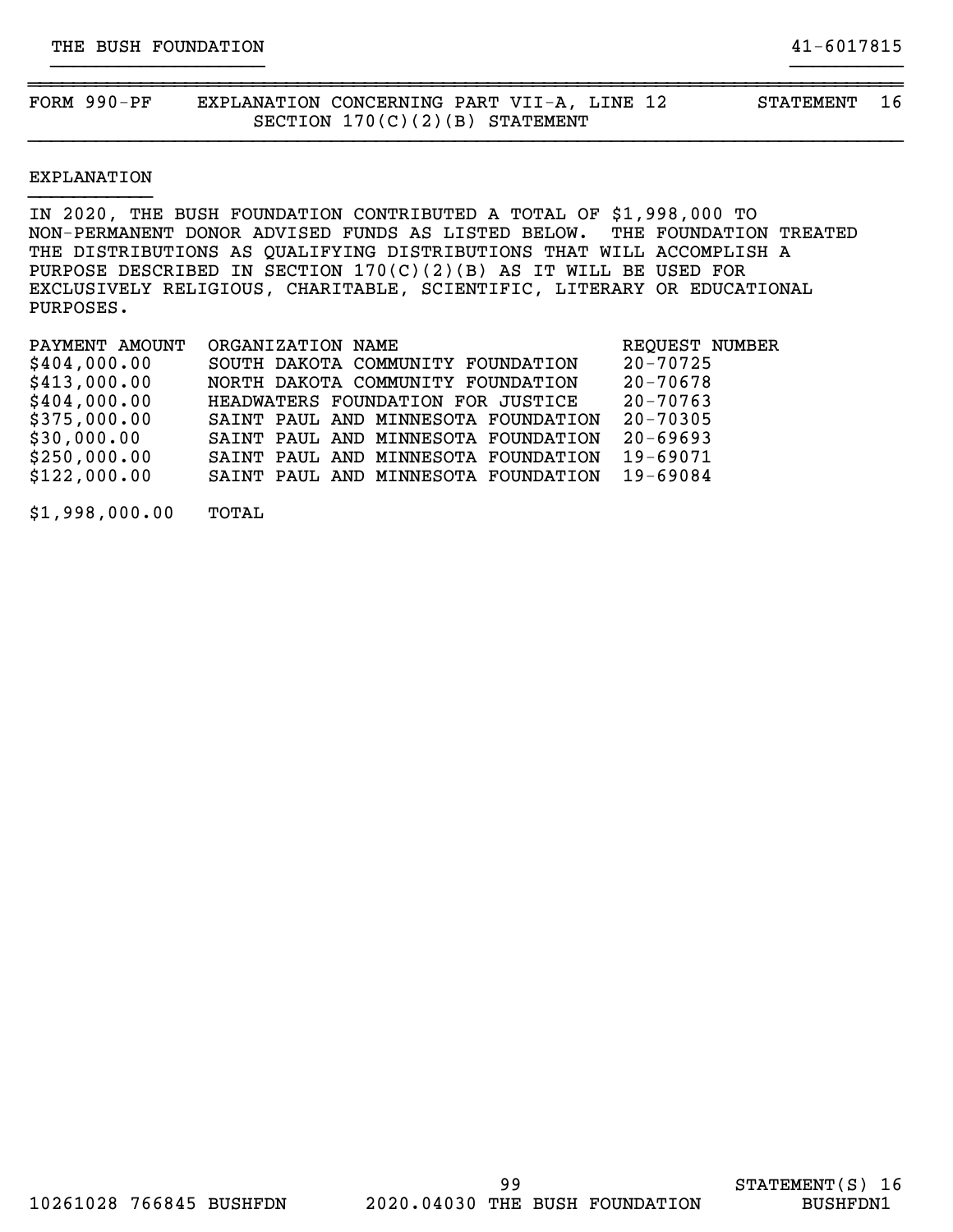THE BUSH FOUNDATION 41-6017815

| FORM 990-PF | EXPLANATION CONCERNING PART VII-A, LINE 12 SECTION 170(C)(2)(B) STATEMENT | STATEMENT 16 |
|---|---|---|

## EXPLANATION

IN 2020, THE BUSH FOUNDATION CONTRIBUTED A TOTAL OF $1,998,000 TO NON-PERMANENT DONOR ADVISED FUNDS AS LISTED BELOW. THE FOUNDATION TREATED THE DISTRIBUTIONS AS QUALIFYING DISTRIBUTIONS THAT WILL ACCOMPLISH A PURPOSE DESCRIBED IN SECTION 170(C)(2)(B) AS IT WILL BE USED FOR EXCLUSIVELY RELIGIOUS, CHARITABLE, SCIENTIFIC, LITERARY OR EDUCATIONAL PURPOSES.

| PAYMENT AMOUNT | ORGANIZATION NAME | REQUEST NUMBER |
|---|---|---|
| $404,000.00 | SOUTH DAKOTA COMMUNITY FOUNDATION | 20-70725 |
| $413,000.00 | NORTH DAKOTA COMMUNITY FOUNDATION | 20-70678 |
| $404,000.00 | HEADWATERS FOUNDATION FOR JUSTICE | 20-70763 |
| $375,000.00 | SAINT PAUL AND MINNESOTA FOUNDATION | 20-70305 |
| $30,000.00 | SAINT PAUL AND MINNESOTA FOUNDATION | 20-69693 |
| $250,000.00 | SAINT PAUL AND MINNESOTA FOUNDATION | 19-69071 |
| $122,000.00 | SAINT PAUL AND MINNESOTA FOUNDATION | 19-69084 |
| $1,998,000.00 | TOTAL | |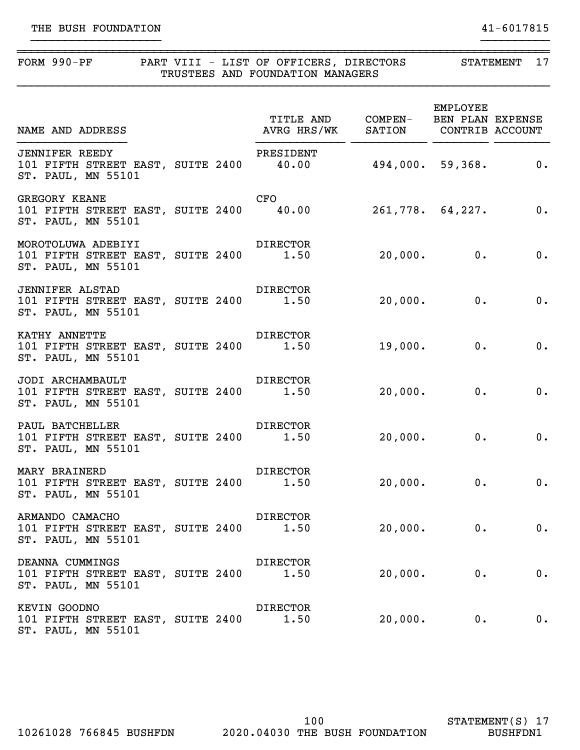THE BUSH FOUNDATION 41-6017815

FORM 990-PF PART VIII - LIST OF OFFICERS, DIRECTORS TRUSTEES AND FOUNDATION MANAGERS STATEMENT 17

| NAME AND ADDRESS | TITLE AND AVRG HRS/WK | COMPEN-SATION | EMPLOYEE BEN PLAN CONTRIB | EXPENSE ACCOUNT |
|---|---|---|---|---|
| JENNIFER REEDY<br>101 FIFTH STREET EAST, SUITE 2400<br>ST. PAUL, MN 55101 | PRESIDENT<br>40.00 | 494,000. | 59,368. | 0. |
| GREGORY KEANE<br>101 FIFTH STREET EAST, SUITE 2400<br>ST. PAUL, MN 55101 | CFO<br>40.00 | 261,778. | 64,227. | 0. |
| MOROTOLUWA ADEBIYI<br>101 FIFTH STREET EAST, SUITE 2400<br>ST. PAUL, MN 55101 | DIRECTOR<br>1.50 | 20,000. | 0. | 0. |
| JENNIFER ALSTAD<br>101 FIFTH STREET EAST, SUITE 2400<br>ST. PAUL, MN 55101 | DIRECTOR<br>1.50 | 20,000. | 0. | 0. |
| KATHY ANNETTE<br>101 FIFTH STREET EAST, SUITE 2400<br>ST. PAUL, MN 55101 | DIRECTOR<br>1.50 | 19,000. | 0. | 0. |
| JODI ARCHAMBAULT<br>101 FIFTH STREET EAST, SUITE 2400<br>ST. PAUL, MN 55101 | DIRECTOR<br>1.50 | 20,000. | 0. | 0. |
| PAUL BATCHELLER<br>101 FIFTH STREET EAST, SUITE 2400<br>ST. PAUL, MN 55101 | DIRECTOR<br>1.50 | 20,000. | 0. | 0. |
| MARY BRAINERD<br>101 FIFTH STREET EAST, SUITE 2400<br>ST. PAUL, MN 55101 | DIRECTOR<br>1.50 | 20,000. | 0. | 0. |
| ARMANDO CAMACHO<br>101 FIFTH STREET EAST, SUITE 2400<br>ST. PAUL, MN 55101 | DIRECTOR<br>1.50 | 20,000. | 0. | 0. |
| DEANNA CUMMINGS<br>101 FIFTH STREET EAST, SUITE 2400<br>ST. PAUL, MN 55101 | DIRECTOR<br>1.50 | 20,000. | 0. | 0. |
| KEVIN GOODNO<br>101 FIFTH STREET EAST, SUITE 2400<br>ST. PAUL, MN 55101 | DIRECTOR<br>1.50 | 20,000. | 0. | 0. |

STATEMENT(S) 17

10261028 766845 BUSHFDN 2020.04030 THE BUSH FOUNDATION BUSHFDN1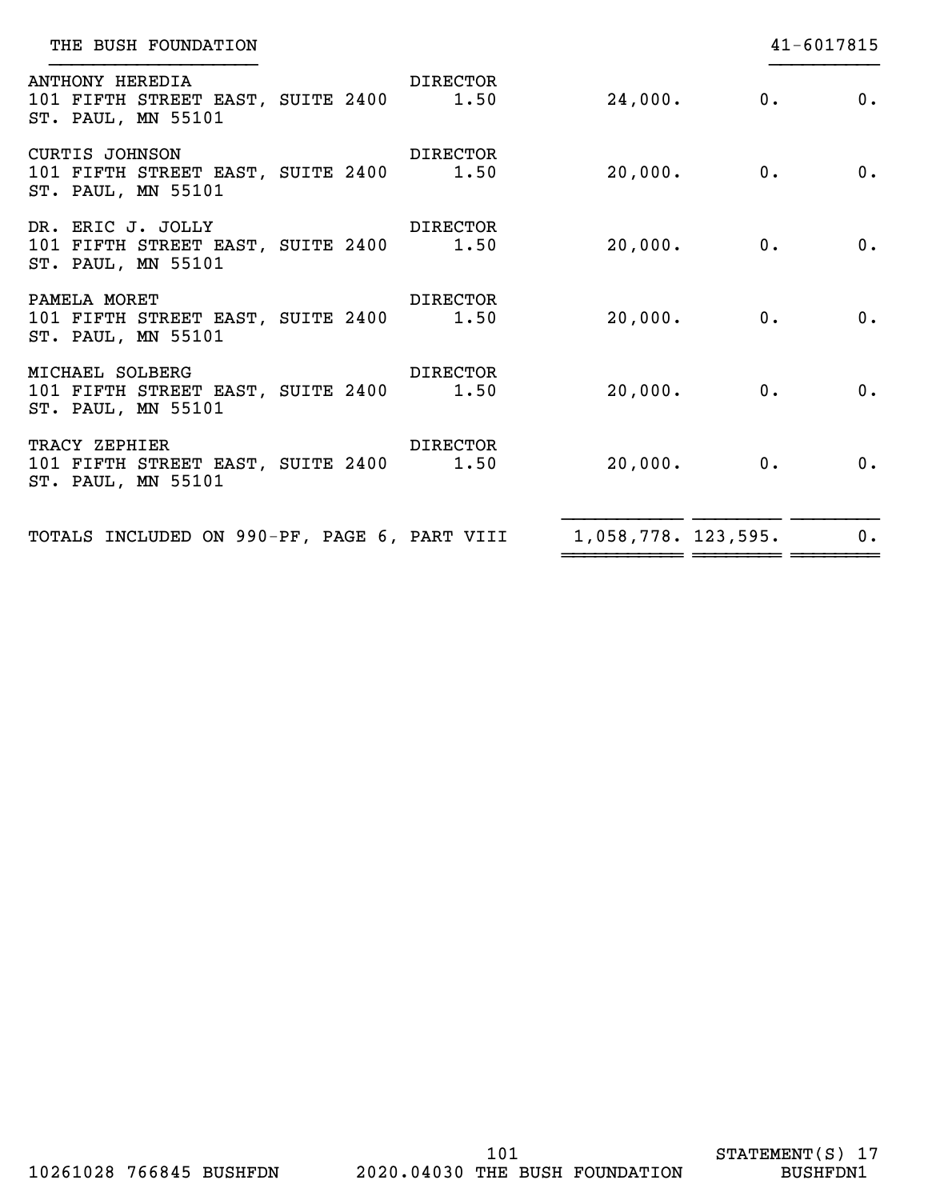THE BUSH FOUNDATION 41-6017815

| Name and Address | Title and Avg Hours | Compensation | Employee Benefit | Expense Account |
|---|---|---|---|---|
| ANTHONY HEREDIA<br>101 FIFTH STREET EAST, SUITE 2400<br>ST. PAUL, MN 55101 | DIRECTOR<br>1.50 | 24,000. | 0. | 0. |
| CURTIS JOHNSON<br>101 FIFTH STREET EAST, SUITE 2400<br>ST. PAUL, MN 55101 | DIRECTOR<br>1.50 | 20,000. | 0. | 0. |
| DR. ERIC J. JOLLY<br>101 FIFTH STREET EAST, SUITE 2400<br>ST. PAUL, MN 55101 | DIRECTOR<br>1.50 | 20,000. | 0. | 0. |
| PAMELA MORET<br>101 FIFTH STREET EAST, SUITE 2400<br>ST. PAUL, MN 55101 | DIRECTOR<br>1.50 | 20,000. | 0. | 0. |
| MICHAEL SOLBERG<br>101 FIFTH STREET EAST, SUITE 2400<br>ST. PAUL, MN 55101 | DIRECTOR<br>1.50 | 20,000. | 0. | 0. |
| TRACY ZEPHIER<br>101 FIFTH STREET EAST, SUITE 2400<br>ST. PAUL, MN 55101 | DIRECTOR<br>1.50 | 20,000. | 0. | 0. |
| TOTALS INCLUDED ON 990-PF, PAGE 6, PART VIII | | 1,058,778. | 123,595. | 0. |

STATEMENT(S) 17

10261028 766845 BUSHFDN 2020.04030 THE BUSH FOUNDATION BUSHFDN1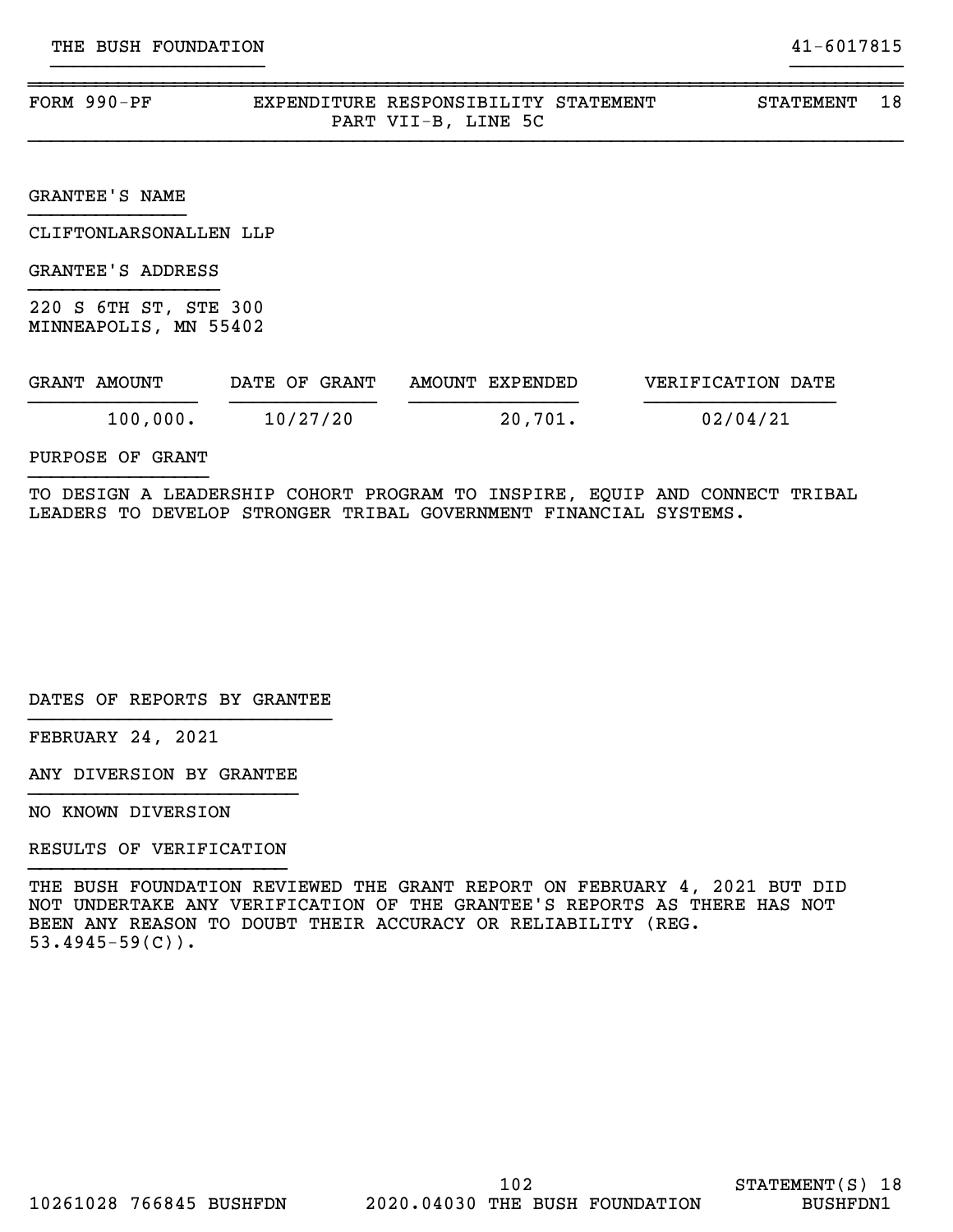THE BUSH FOUNDATION 41-6017815

## FORM 990-PF EXPENDITURE RESPONSIBILITY STATEMENT PART VII-B, LINE 5C STATEMENT 18

GRANTEE'S NAME

CLIFTONLARSONALLEN LLP

GRANTEE'S ADDRESS

220 S 6TH ST, STE 300
MINNEAPOLIS, MN 55402

| GRANT AMOUNT | DATE OF GRANT | AMOUNT EXPENDED | VERIFICATION DATE |
|---|---|---|---|
| 100,000. | 10/27/20 | 20,701. | 02/04/21 |

PURPOSE OF GRANT

TO DESIGN A LEADERSHIP COHORT PROGRAM TO INSPIRE, EQUIP AND CONNECT TRIBAL LEADERS TO DEVELOP STRONGER TRIBAL GOVERNMENT FINANCIAL SYSTEMS.

DATES OF REPORTS BY GRANTEE

FEBRUARY 24, 2021

ANY DIVERSION BY GRANTEE

NO KNOWN DIVERSION

RESULTS OF VERIFICATION

THE BUSH FOUNDATION REVIEWED THE GRANT REPORT ON FEBRUARY 4, 2021 BUT DID NOT UNDERTAKE ANY VERIFICATION OF THE GRANTEE'S REPORTS AS THERE HAS NOT BEEN ANY REASON TO DOUBT THEIR ACCURACY OR RELIABILITY (REG. 53.4945-5(C)).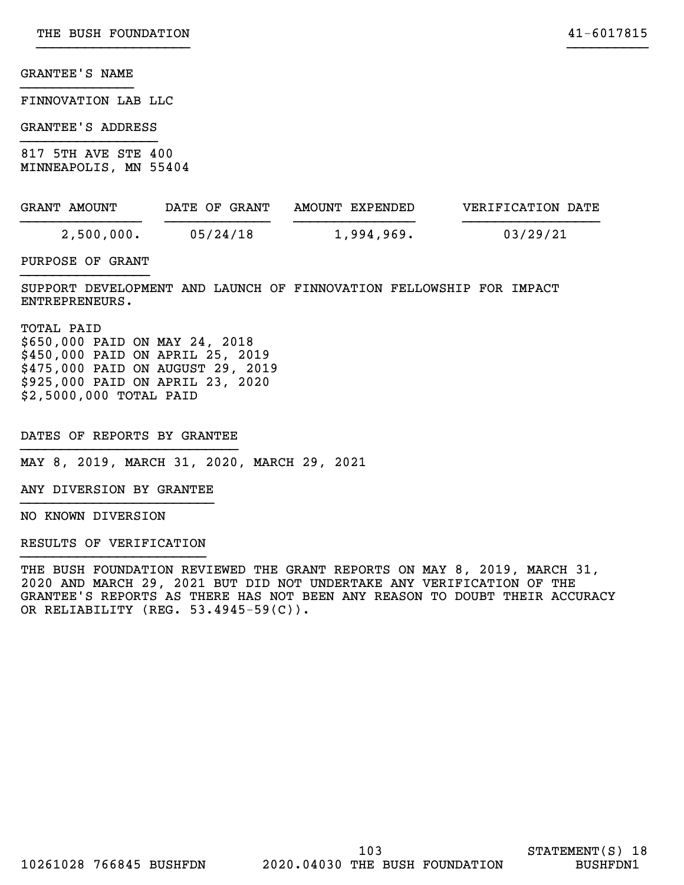GRANTEE'S NAME

FINNOVATION LAB LLC

GRANTEE'S ADDRESS

817 5TH AVE STE 400
MINNEAPOLIS, MN 55404

| GRANT AMOUNT | DATE OF GRANT | AMOUNT EXPENDED | VERIFICATION DATE |
| --- | --- | --- | --- |
| 2,500,000. | 05/24/18 | 1,994,969. | 03/29/21 |

PURPOSE OF GRANT

SUPPORT DEVELOPMENT AND LAUNCH OF FINNOVATION FELLOWSHIP FOR IMPACT ENTREPRENEURS.

TOTAL PAID
$650,000 PAID ON MAY 24, 2018
$450,000 PAID ON APRIL 25, 2019
$475,000 PAID ON AUGUST 29, 2019
$925,000 PAID ON APRIL 23, 2020
$2,5000,000 TOTAL PAID

DATES OF REPORTS BY GRANTEE

MAY 8, 2019, MARCH 31, 2020, MARCH 29, 2021

ANY DIVERSION BY GRANTEE

NO KNOWN DIVERSION

RESULTS OF VERIFICATION

THE BUSH FOUNDATION REVIEWED THE GRANT REPORTS ON MAY 8, 2019, MARCH 31, 2020 AND MARCH 29, 2021 BUT DID NOT UNDERTAKE ANY VERIFICATION OF THE GRANTEE'S REPORTS AS THERE HAS NOT BEEN ANY REASON TO DOUBT THEIR ACCURACY OR RELIABILITY (REG. 53.4945-59(C)).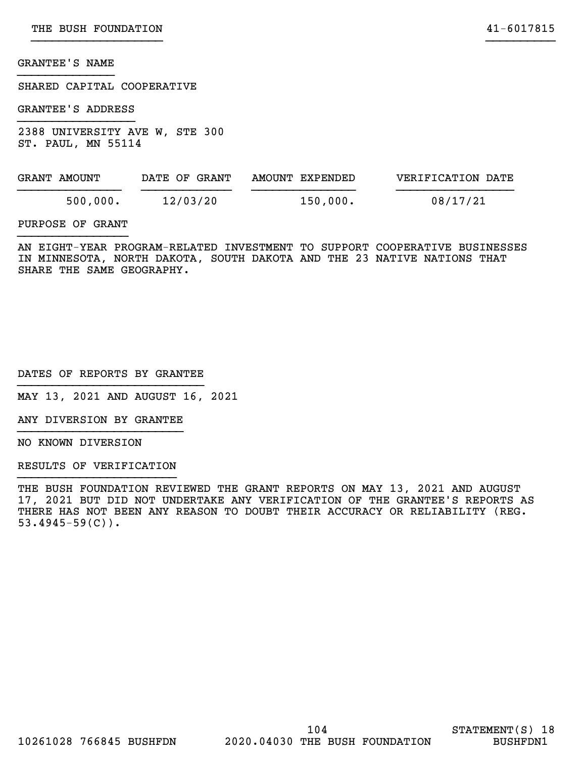GRANTEE'S NAME

SHARED CAPITAL COOPERATIVE

GRANTEE'S ADDRESS

2388 UNIVERSITY AVE W, STE 300
ST. PAUL, MN 55114

| GRANT AMOUNT | DATE OF GRANT | AMOUNT EXPENDED | VERIFICATION DATE |
|---|---|---|---|
| 500,000. | 12/03/20 | 150,000. | 08/17/21 |

PURPOSE OF GRANT

AN EIGHT-YEAR PROGRAM-RELATED INVESTMENT TO SUPPORT COOPERATIVE BUSINESSES IN MINNESOTA, NORTH DAKOTA, SOUTH DAKOTA AND THE 23 NATIVE NATIONS THAT SHARE THE SAME GEOGRAPHY.

DATES OF REPORTS BY GRANTEE

MAY 13, 2021 AND AUGUST 16, 2021

ANY DIVERSION BY GRANTEE

NO KNOWN DIVERSION

RESULTS OF VERIFICATION

THE BUSH FOUNDATION REVIEWED THE GRANT REPORTS ON MAY 13, 2021 AND AUGUST 17, 2021 BUT DID NOT UNDERTAKE ANY VERIFICATION OF THE GRANTEE'S REPORTS AS THERE HAS NOT BEEN ANY REASON TO DOUBT THEIR ACCURACY OR RELIABILITY (REG. 53.4945-59(C)).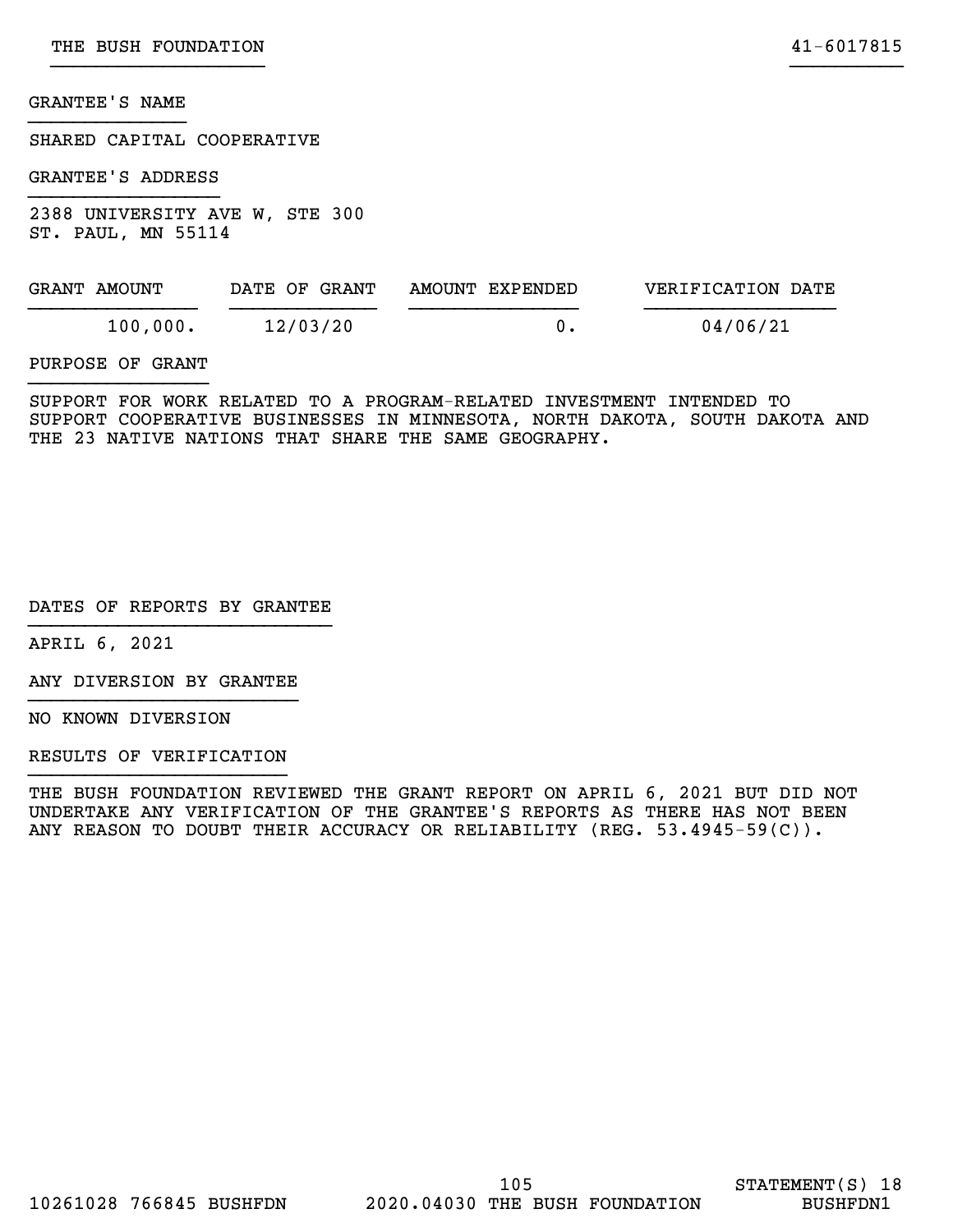GRANTEE'S NAME

SHARED CAPITAL COOPERATIVE

GRANTEE'S ADDRESS

2388 UNIVERSITY AVE W, STE 300
ST. PAUL, MN 55114

| GRANT AMOUNT | DATE OF GRANT | AMOUNT EXPENDED | VERIFICATION DATE |
| --- | --- | --- | --- |
| 100,000. | 12/03/20 | 0. | 04/06/21 |

PURPOSE OF GRANT

SUPPORT FOR WORK RELATED TO A PROGRAM-RELATED INVESTMENT INTENDED TO SUPPORT COOPERATIVE BUSINESSES IN MINNESOTA, NORTH DAKOTA, SOUTH DAKOTA AND THE 23 NATIVE NATIONS THAT SHARE THE SAME GEOGRAPHY.

DATES OF REPORTS BY GRANTEE

APRIL 6, 2021

ANY DIVERSION BY GRANTEE

NO KNOWN DIVERSION

RESULTS OF VERIFICATION

THE BUSH FOUNDATION REVIEWED THE GRANT REPORT ON APRIL 6, 2021 BUT DID NOT UNDERTAKE ANY VERIFICATION OF THE GRANTEE'S REPORTS AS THERE HAS NOT BEEN ANY REASON TO DOUBT THEIR ACCURACY OR RELIABILITY (REG. 53.4945-59(C)).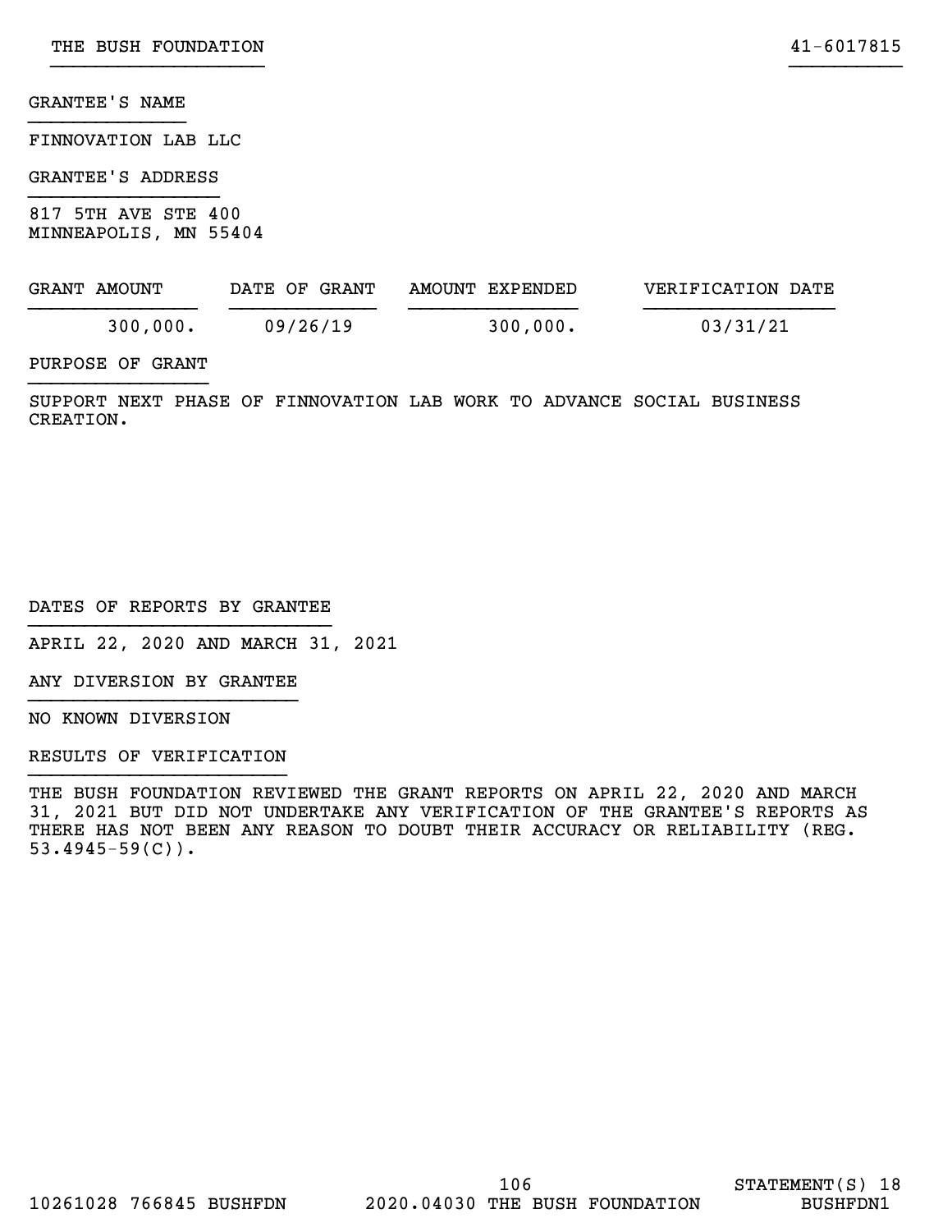GRANTEE'S NAME

FINNOVATION LAB LLC

GRANTEE'S ADDRESS

817 5TH AVE STE 400
MINNEAPOLIS, MN 55404

| GRANT AMOUNT | DATE OF GRANT | AMOUNT EXPENDED | VERIFICATION DATE |
|---|---|---|---|
| 300,000. | 09/26/19 | 300,000. | 03/31/21 |

PURPOSE OF GRANT

SUPPORT NEXT PHASE OF FINNOVATION LAB WORK TO ADVANCE SOCIAL BUSINESS CREATION.

DATES OF REPORTS BY GRANTEE

APRIL 22, 2020 AND MARCH 31, 2021

ANY DIVERSION BY GRANTEE

NO KNOWN DIVERSION

RESULTS OF VERIFICATION

THE BUSH FOUNDATION REVIEWED THE GRANT REPORTS ON APRIL 22, 2020 AND MARCH 31, 2021 BUT DID NOT UNDERTAKE ANY VERIFICATION OF THE GRANTEE'S REPORTS AS THERE HAS NOT BEEN ANY REASON TO DOUBT THEIR ACCURACY OR RELIABILITY (REG. 53.4945-59(C)).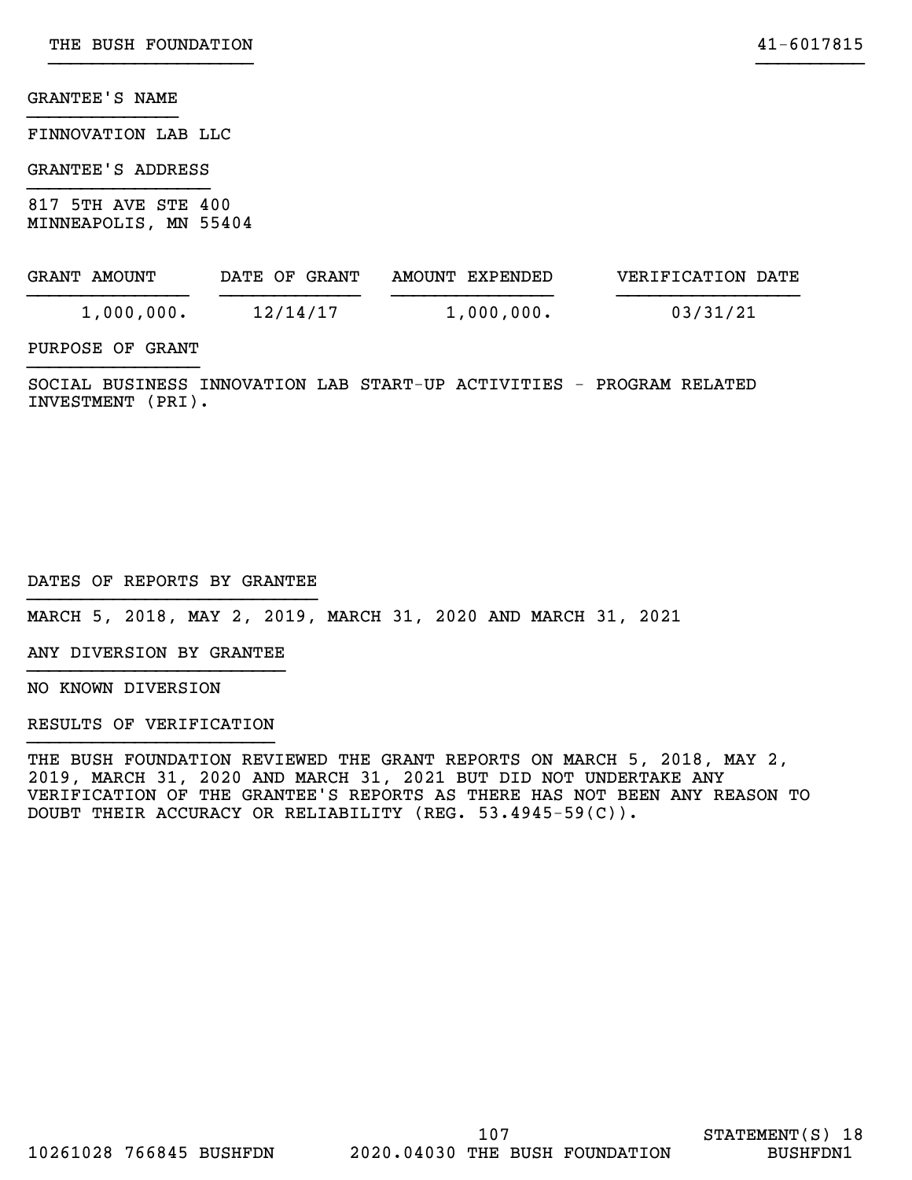GRANTEE'S NAME

FINNOVATION LAB LLC

GRANTEE'S ADDRESS

817 5TH AVE STE 400
MINNEAPOLIS, MN 55404

| GRANT AMOUNT | DATE OF GRANT | AMOUNT EXPENDED | VERIFICATION DATE |
|---|---|---|---|
| 1,000,000. | 12/14/17 | 1,000,000. | 03/31/21 |

PURPOSE OF GRANT

SOCIAL BUSINESS INNOVATION LAB START-UP ACTIVITIES - PROGRAM RELATED INVESTMENT (PRI).

DATES OF REPORTS BY GRANTEE

MARCH 5, 2018, MAY 2, 2019, MARCH 31, 2020 AND MARCH 31, 2021

ANY DIVERSION BY GRANTEE

NO KNOWN DIVERSION

RESULTS OF VERIFICATION

THE BUSH FOUNDATION REVIEWED THE GRANT REPORTS ON MARCH 5, 2018, MAY 2, 2019, MARCH 31, 2020 AND MARCH 31, 2021 BUT DID NOT UNDERTAKE ANY VERIFICATION OF THE GRANTEE'S REPORTS AS THERE HAS NOT BEEN ANY REASON TO DOUBT THEIR ACCURACY OR RELIABILITY (REG. 53.4945-59(C)).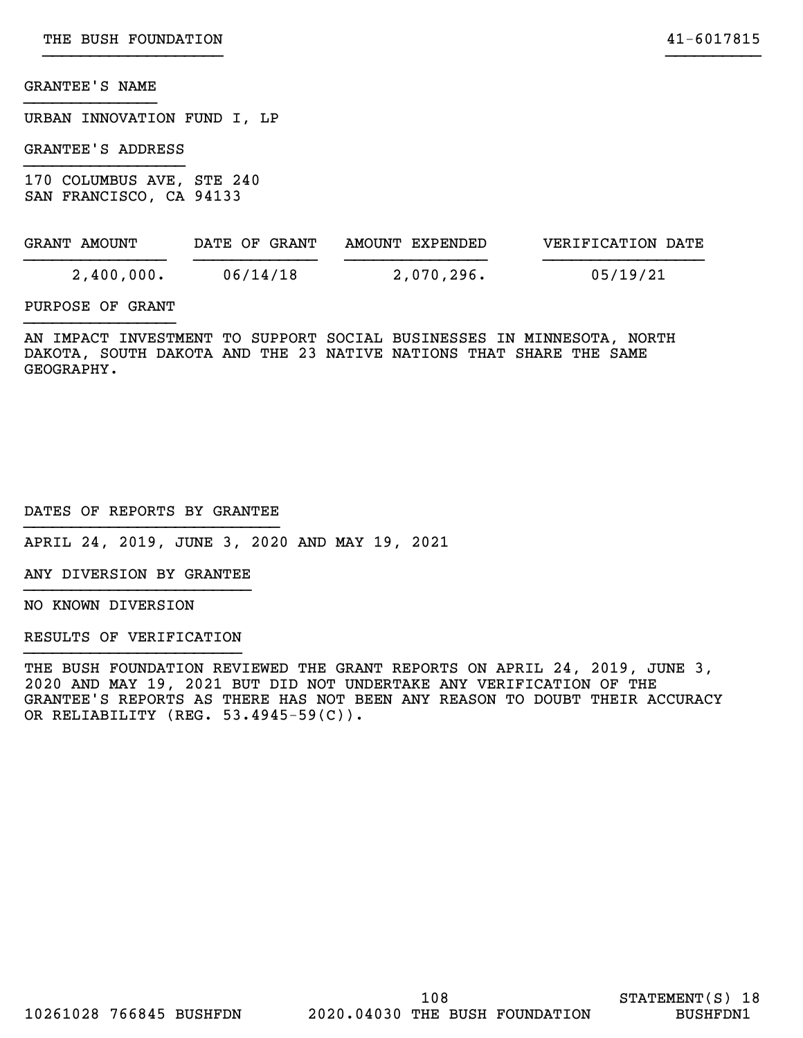GRANTEE'S NAME

URBAN INNOVATION FUND I, LP

GRANTEE'S ADDRESS

170 COLUMBUS AVE, STE 240
SAN FRANCISCO, CA 94133

| GRANT AMOUNT | DATE OF GRANT | AMOUNT EXPENDED | VERIFICATION DATE |
|---|---|---|---|
| 2,400,000. | 06/14/18 | 2,070,296. | 05/19/21 |

PURPOSE OF GRANT

AN IMPACT INVESTMENT TO SUPPORT SOCIAL BUSINESSES IN MINNESOTA, NORTH DAKOTA, SOUTH DAKOTA AND THE 23 NATIVE NATIONS THAT SHARE THE SAME GEOGRAPHY.

DATES OF REPORTS BY GRANTEE

APRIL 24, 2019, JUNE 3, 2020 AND MAY 19, 2021

ANY DIVERSION BY GRANTEE

NO KNOWN DIVERSION

RESULTS OF VERIFICATION

THE BUSH FOUNDATION REVIEWED THE GRANT REPORTS ON APRIL 24, 2019, JUNE 3, 2020 AND MAY 19, 2021 BUT DID NOT UNDERTAKE ANY VERIFICATION OF THE GRANTEE'S REPORTS AS THERE HAS NOT BEEN ANY REASON TO DOUBT THEIR ACCURACY OR RELIABILITY (REG. 53.4945-59(C)).

STATEMENT(S) 18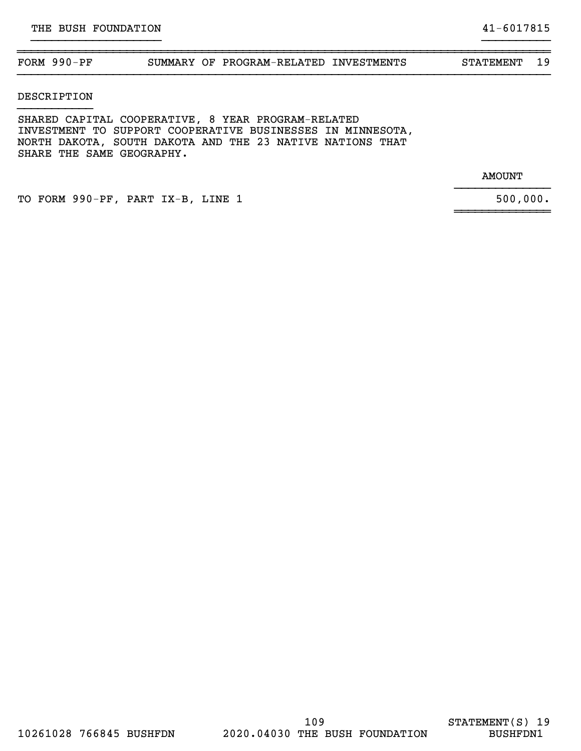THE BUSH FOUNDATION 41-6017815

| FORM 990-PF | SUMMARY OF PROGRAM-RELATED INVESTMENTS | STATEMENT 19 |
|---|---|---|

DESCRIPTION

SHARED CAPITAL COOPERATIVE, 8 YEAR PROGRAM-RELATED INVESTMENT TO SUPPORT COOPERATIVE BUSINESSES IN MINNESOTA, NORTH DAKOTA, SOUTH DAKOTA AND THE 23 NATIVE NATIONS THAT SHARE THE SAME GEOGRAPHY.

| | AMOUNT |
|---|---|
| TO FORM 990-PF, PART IX-B, LINE 1 | 500,000. |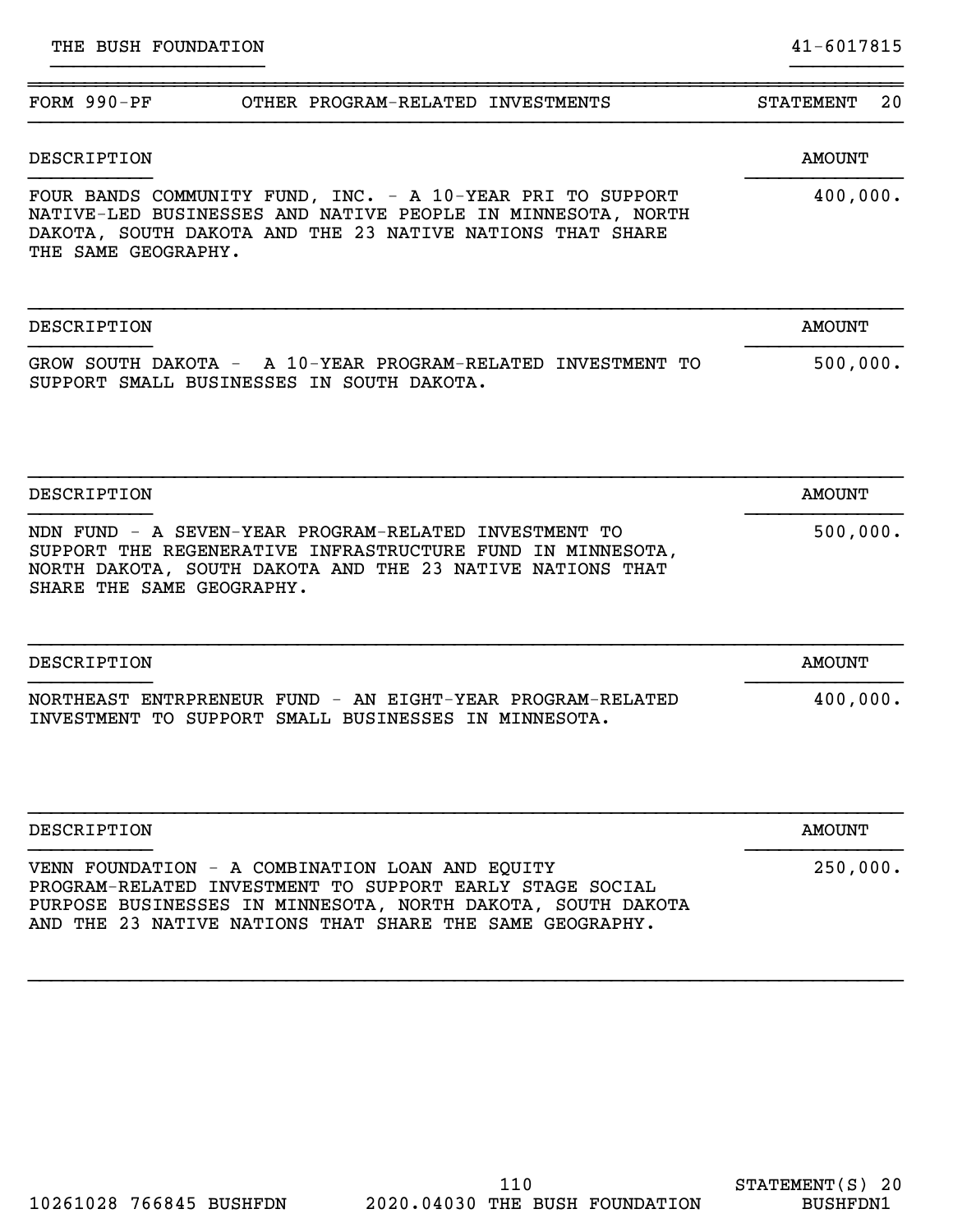THE BUSH FOUNDATION 41-6017815

## FORM 990-PF OTHER PROGRAM-RELATED INVESTMENTS STATEMENT 20

| DESCRIPTION | AMOUNT |
|---|---|
| FOUR BANDS COMMUNITY FUND, INC. - A 10-YEAR PRI TO SUPPORT NATIVE-LED BUSINESSES AND NATIVE PEOPLE IN MINNESOTA, NORTH DAKOTA, SOUTH DAKOTA AND THE 23 NATIVE NATIONS THAT SHARE THE SAME GEOGRAPHY. | 400,000. |

| DESCRIPTION | AMOUNT |
|---|---|
| GROW SOUTH DAKOTA - A 10-YEAR PROGRAM-RELATED INVESTMENT TO SUPPORT SMALL BUSINESSES IN SOUTH DAKOTA. | 500,000. |

| DESCRIPTION | AMOUNT |
|---|---|
| NDN FUND - A SEVEN-YEAR PROGRAM-RELATED INVESTMENT TO SUPPORT THE REGENERATIVE INFRASTRUCTURE FUND IN MINNESOTA, NORTH DAKOTA, SOUTH DAKOTA AND THE 23 NATIVE NATIONS THAT SHARE THE SAME GEOGRAPHY. | 500,000. |

| DESCRIPTION | AMOUNT |
|---|---|
| NORTHEAST ENTRPRENEUR FUND - AN EIGHT-YEAR PROGRAM-RELATED INVESTMENT TO SUPPORT SMALL BUSINESSES IN MINNESOTA. | 400,000. |

| DESCRIPTION | AMOUNT |
|---|---|
| VENN FOUNDATION - A COMBINATION LOAN AND EQUITY PROGRAM-RELATED INVESTMENT TO SUPPORT EARLY STAGE SOCIAL PURPOSE BUSINESSES IN MINNESOTA, NORTH DAKOTA, SOUTH DAKOTA AND THE 23 NATIVE NATIONS THAT SHARE THE SAME GEOGRAPHY. | 250,000. |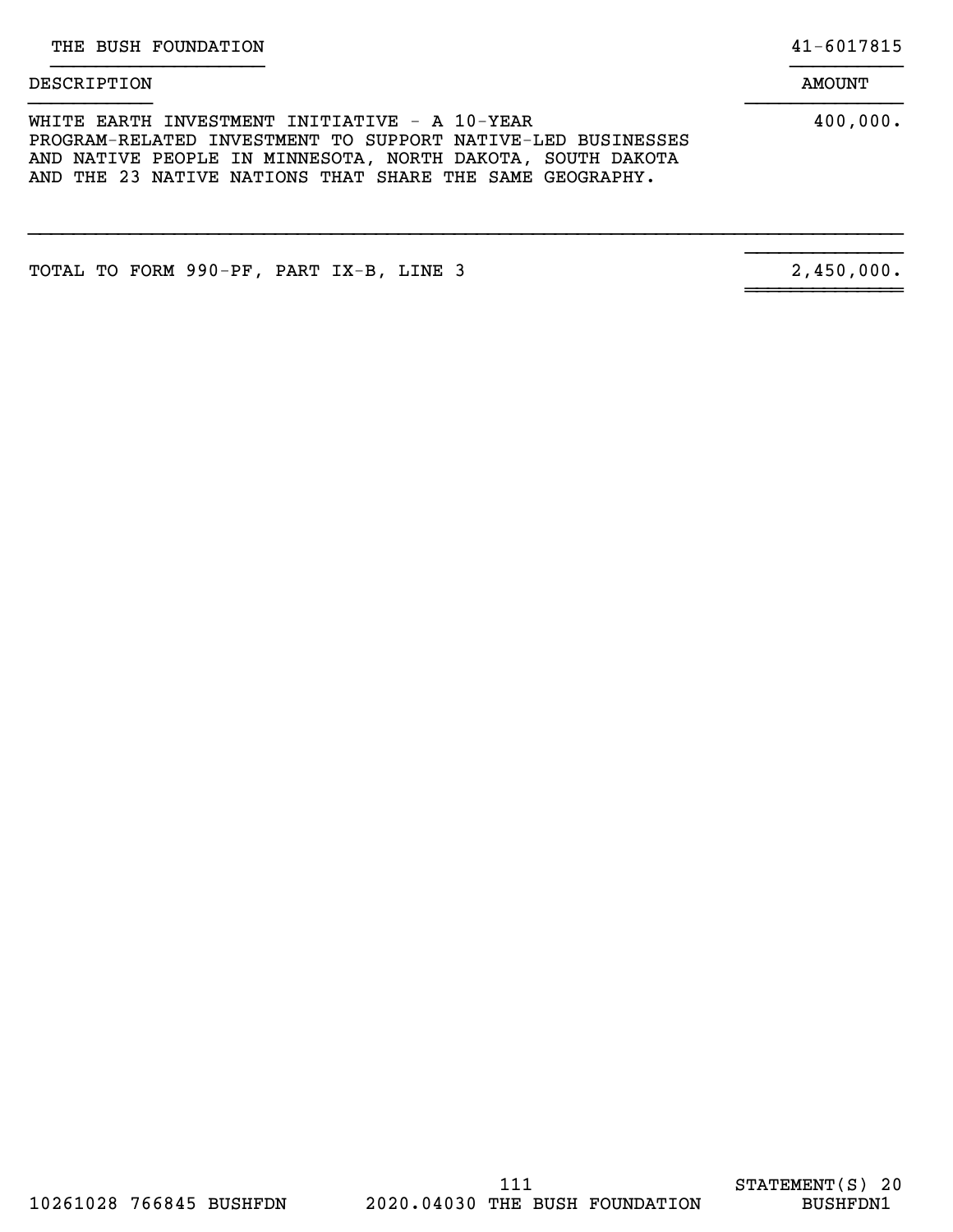THE BUSH FOUNDATION 41-6017815

| DESCRIPTION | AMOUNT |
|---|---|
| WHITE EARTH INVESTMENT INITIATIVE - A 10-YEAR PROGRAM-RELATED INVESTMENT TO SUPPORT NATIVE-LED BUSINESSES AND NATIVE PEOPLE IN MINNESOTA, NORTH DAKOTA, SOUTH DAKOTA AND THE 23 NATIVE NATIONS THAT SHARE THE SAME GEOGRAPHY. | 400,000. |
| TOTAL TO FORM 990-PF, PART IX-B, LINE 3 | 2,450,000. |

STATEMENT(S) 20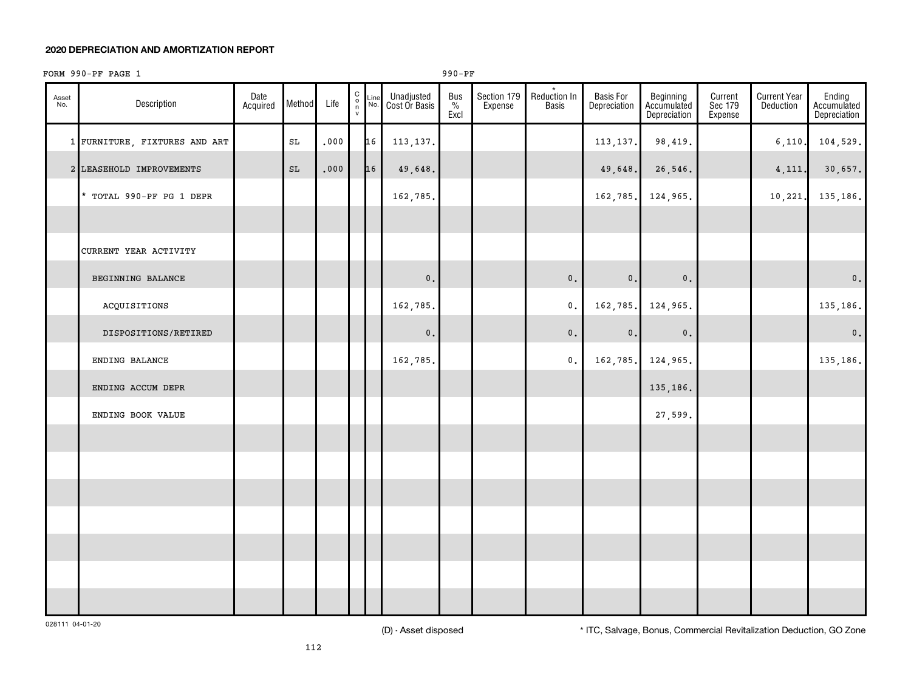**2020 DEPRECIATION AND AMORTIZATION REPORT**

FORM 990-PF PAGE 1 990-PF

| Asset No. | Description | Date Acquired | Method | Life | C o n v | Line No. | Unadjusted Cost Or Basis | Bus % Excl | Section 179 Expense | * Reduction In Basis | Basis For Depreciation | Beginning Accumulated Depreciation | Current Sec 179 Expense | Current Year Deduction | Ending Accumulated Depreciation |
|---|---|---|---|---|---|---|---|---|---|---|---|---|---|---|---|
| 1 | FURNITURE, FIXTURES AND ART | | SL | .000 | | 16 | 113,137. | | | | 113,137. | 98,419. | | 6,110. | 104,529. |
| 2 | LEASEHOLD IMPROVEMENTS | | SL | .000 | | 16 | 49,648. | | | | 49,648. | 26,546. | | 4,111. | 30,657. |
| | * TOTAL 990-PF PG 1 DEPR | | | | | | 162,785. | | | | 162,785. | 124,965. | | 10,221. | 135,186. |
| | | | | | | | | | | | | | | | |
| | CURRENT YEAR ACTIVITY | | | | | | | | | | | | | | |
| | BEGINNING BALANCE | | | | | | 0. | | | 0. | 0. | 0. | | | 0. |
| | ACQUISITIONS | | | | | | 162,785. | | | 0. | 162,785. | 124,965. | | | 135,186. |
| | DISPOSITIONS/RETIRED | | | | | | 0. | | | 0. | 0. | 0. | | | 0. |
| | ENDING BALANCE | | | | | | 162,785. | | | 0. | 162,785. | 124,965. | | | 135,186. |
| | ENDING ACCUM DEPR | | | | | | | | | | | 135,186. | | | |
| | ENDING BOOK VALUE | | | | | | | | | | | 27,599. | | | |

028111 04-01-20

(D) - Asset disposed

* ITC, Salvage, Bonus, Commercial Revitalization Deduction, GO Zone